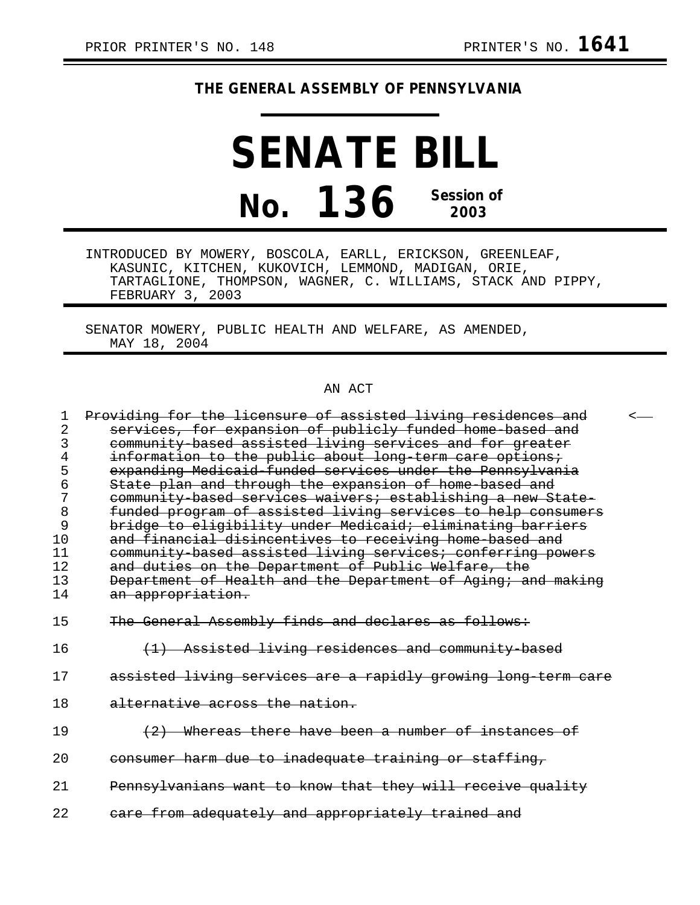PRIOR PRINTER'S NO. 148 PRINTER'S NO. **1641**

# THE GENERAL ASSEMBLY OF PENNSYLVANIA

# SENATE BILL

# No. 136 Session of 2003

INTRODUCED BY MOWERY, BOSCOLA, EARLL, ERICKSON, GREENLEAF, KASUNIC, KITCHEN, KUKOVICH, LEMMOND, MADIGAN, ORIE, TARTAGLIONE, THOMPSON, WAGNER, C. WILLIAMS, STACK AND PIPPY, FEBRUARY 3, 2003

SENATOR MOWERY, PUBLIC HEALTH AND WELFARE, AS AMENDED, MAY 18, 2004

AN ACT

1 ~~Providing for the licensure of assisted living residences and~~ <
2 ~~services, for expansion of publicly funded home-based and~~
3 ~~community-based assisted living services and for greater~~
4 ~~information to the public about long-term care options;~~
5 ~~expanding Medicaid-funded services under the Pennsylvania~~
6 ~~State plan and through the expansion of home-based and~~
7 ~~community-based services waivers; establishing a new State-~~
8 ~~funded program of assisted living services to help consumers~~
9 ~~bridge to eligibility under Medicaid; eliminating barriers~~
10 ~~and financial disincentives to receiving home-based and~~
11 ~~community-based assisted living services; conferring powers~~
12 ~~and duties on the Department of Public Welfare, the~~
13 ~~Department of Health and the Department of Aging; and making~~
14 ~~an appropriation.~~

15 ~~The General Assembly finds and declares as follows:~~

16 ~~(1) Assisted living residences and community-based~~
17 ~~assisted living services are a rapidly growing long-term care~~
18 ~~alternative across the nation.~~

19 ~~(2) Whereas there have been a number of instances of~~
20 ~~consumer harm due to inadequate training or staffing,~~
21 ~~Pennsylvanians want to know that they will receive quality~~
22 ~~care from adequately and appropriately trained and~~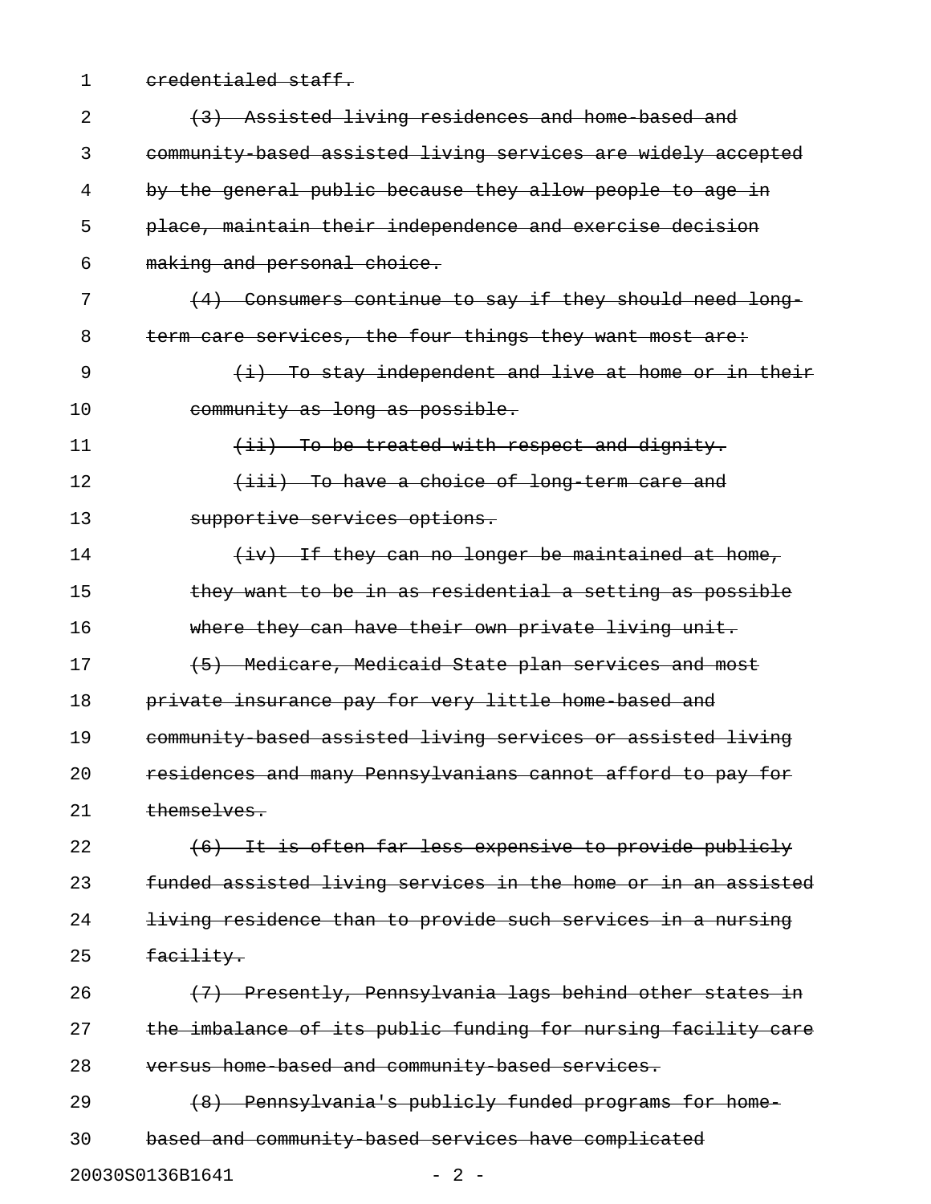~~credentialed staff.~~

~~(3) Assisted living residences and home-based and community-based assisted living services are widely accepted by the general public because they allow people to age in place, maintain their independence and exercise decision making and personal choice.~~

~~(4) Consumers continue to say if they should need long-term care services, the four things they want most are:~~

~~(i) To stay independent and live at home or in their community as long as possible.~~

~~(ii) To be treated with respect and dignity.~~

~~(iii) To have a choice of long-term care and supportive services options.~~

~~(iv) If they can no longer be maintained at home, they want to be in as residential a setting as possible where they can have their own private living unit.~~

~~(5) Medicare, Medicaid State plan services and most private insurance pay for very little home-based and community-based assisted living services or assisted living residences and many Pennsylvanians cannot afford to pay for themselves.~~

~~(6) It is often far less expensive to provide publicly funded assisted living services in the home or in an assisted living residence than to provide such services in a nursing facility.~~

~~(7) Presently, Pennsylvania lags behind other states in the imbalance of its public funding for nursing facility care versus home-based and community-based services.~~

~~(8) Pennsylvania's publicly funded programs for home-based and community-based services have complicated~~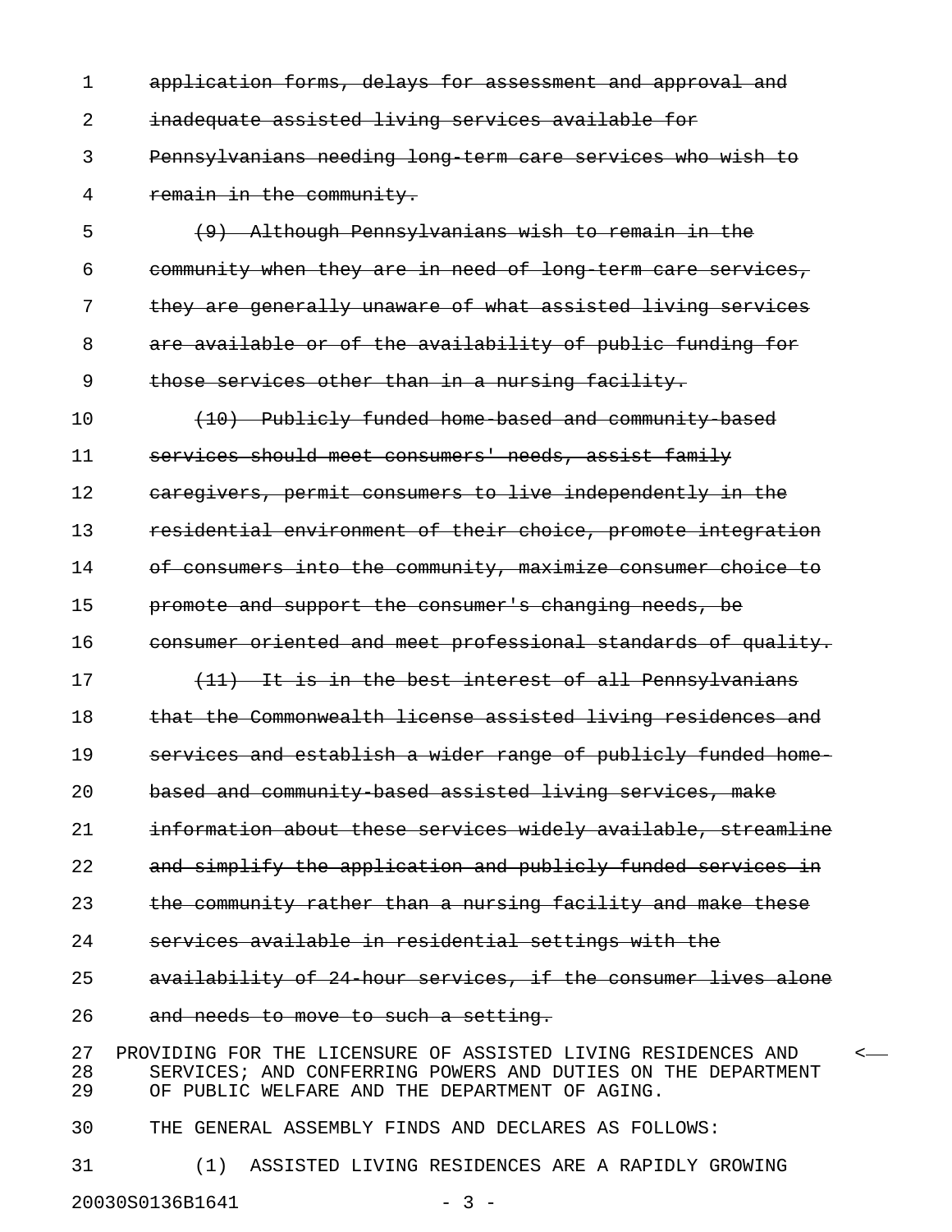~~application forms, delays for assessment and approval and inadequate assisted living services available for Pennsylvanians needing long-term care services who wish to remain in the community.~~

~~(9) Although Pennsylvanians wish to remain in the community when they are in need of long-term care services, they are generally unaware of what assisted living services are available or of the availability of public funding for those services other than in a nursing facility.~~

~~(10) Publicly funded home-based and community-based services should meet consumers' needs, assist family caregivers, permit consumers to live independently in the residential environment of their choice, promote integration of consumers into the community, maximize consumer choice to promote and support the consumer's changing needs, be consumer oriented and meet professional standards of quality.~~

~~(11) It is in the best interest of all Pennsylvanians that the Commonwealth license assisted living residences and services and establish a wider range of publicly funded home-based and community-based assisted living services, make information about these services widely available, streamline and simplify the application and publicly funded services in the community rather than a nursing facility and make these services available in residential settings with the availability of 24-hour services, if the consumer lives alone and needs to move to such a setting.~~

PROVIDING FOR THE LICENSURE OF ASSISTED LIVING RESIDENCES AND SERVICES; AND CONFERRING POWERS AND DUTIES ON THE DEPARTMENT OF PUBLIC WELFARE AND THE DEPARTMENT OF AGING.

THE GENERAL ASSEMBLY FINDS AND DECLARES AS FOLLOWS:

(1) ASSISTED LIVING RESIDENCES ARE A RAPIDLY GROWING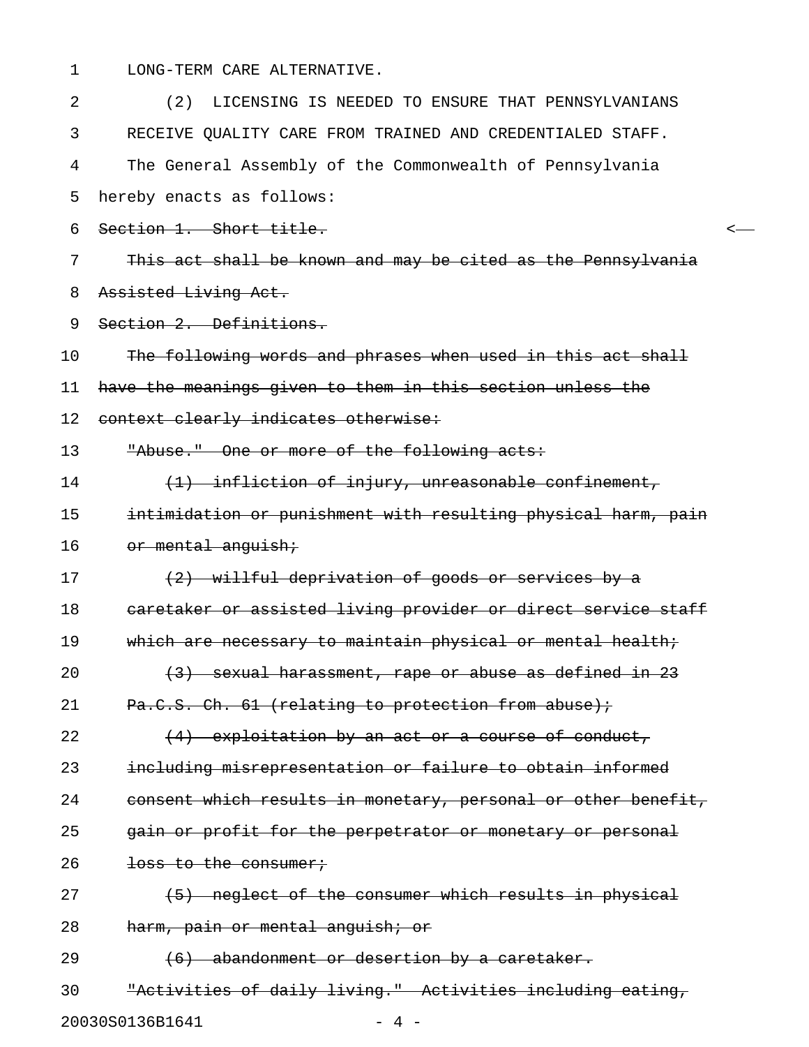LONG-TERM CARE ALTERNATIVE.

(2) LICENSING IS NEEDED TO ENSURE THAT PENNSYLVANIANS RECEIVE QUALITY CARE FROM TRAINED AND CREDENTIALED STAFF.

The General Assembly of the Commonwealth of Pennsylvania hereby enacts as follows:

~~Section 1. Short title.~~

~~This act shall be known and may be cited as the Pennsylvania Assisted Living Act.~~

~~Section 2. Definitions.~~

~~The following words and phrases when used in this act shall have the meanings given to them in this section unless the context clearly indicates otherwise:~~

~~"Abuse." One or more of the following acts:~~

~~(1) infliction of injury, unreasonable confinement, intimidation or punishment with resulting physical harm, pain or mental anguish;~~

~~(2) willful deprivation of goods or services by a caretaker or assisted living provider or direct service staff which are necessary to maintain physical or mental health;~~

~~(3) sexual harassment, rape or abuse as defined in 23 Pa.C.S. Ch. 61 (relating to protection from abuse);~~

~~(4) exploitation by an act or a course of conduct, including misrepresentation or failure to obtain informed consent which results in monetary, personal or other benefit, gain or profit for the perpetrator or monetary or personal loss to the consumer;~~

~~(5) neglect of the consumer which results in physical harm, pain or mental anguish; or~~

~~(6) abandonment or desertion by a caretaker.~~

~~"Activities of daily living." Activities including eating,~~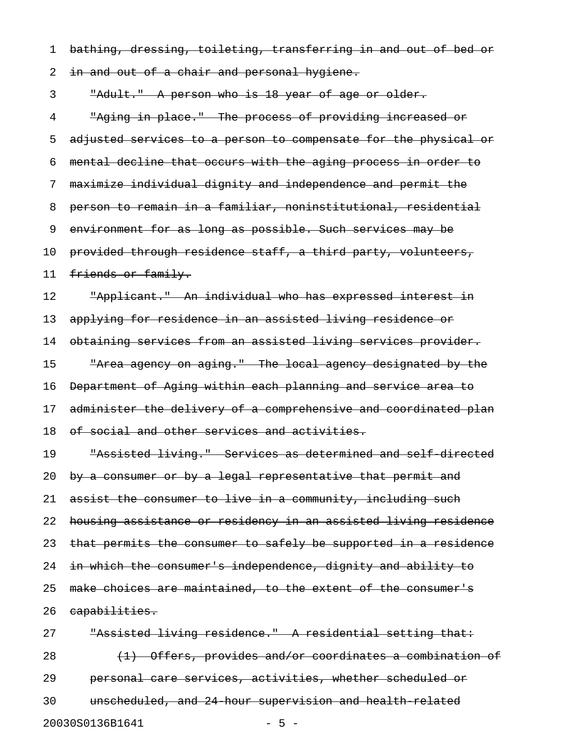~~bathing, dressing, toileting, transferring in and out of bed or in and out of a chair and personal hygiene.~~

~~"Adult." A person who is 18 year of age or older.~~

~~"Aging in place." The process of providing increased or adjusted services to a person to compensate for the physical or mental decline that occurs with the aging process in order to maximize individual dignity and independence and permit the person to remain in a familiar, noninstitutional, residential environment for as long as possible. Such services may be provided through residence staff, a third party, volunteers, friends or family.~~

~~"Applicant." An individual who has expressed interest in applying for residence in an assisted living residence or obtaining services from an assisted living services provider.~~

~~"Area agency on aging." The local agency designated by the Department of Aging within each planning and service area to administer the delivery of a comprehensive and coordinated plan of social and other services and activities.~~

~~"Assisted living." Services as determined and self-directed by a consumer or by a legal representative that permit and assist the consumer to live in a community, including such housing assistance or residency in an assisted living residence that permits the consumer to safely be supported in a residence in which the consumer's independence, dignity and ability to make choices are maintained, to the extent of the consumer's capabilities.~~

~~"Assisted living residence." A residential setting that:~~

~~(1) Offers, provides and/or coordinates a combination of personal care services, activities, whether scheduled or unscheduled, and 24-hour supervision and health-related~~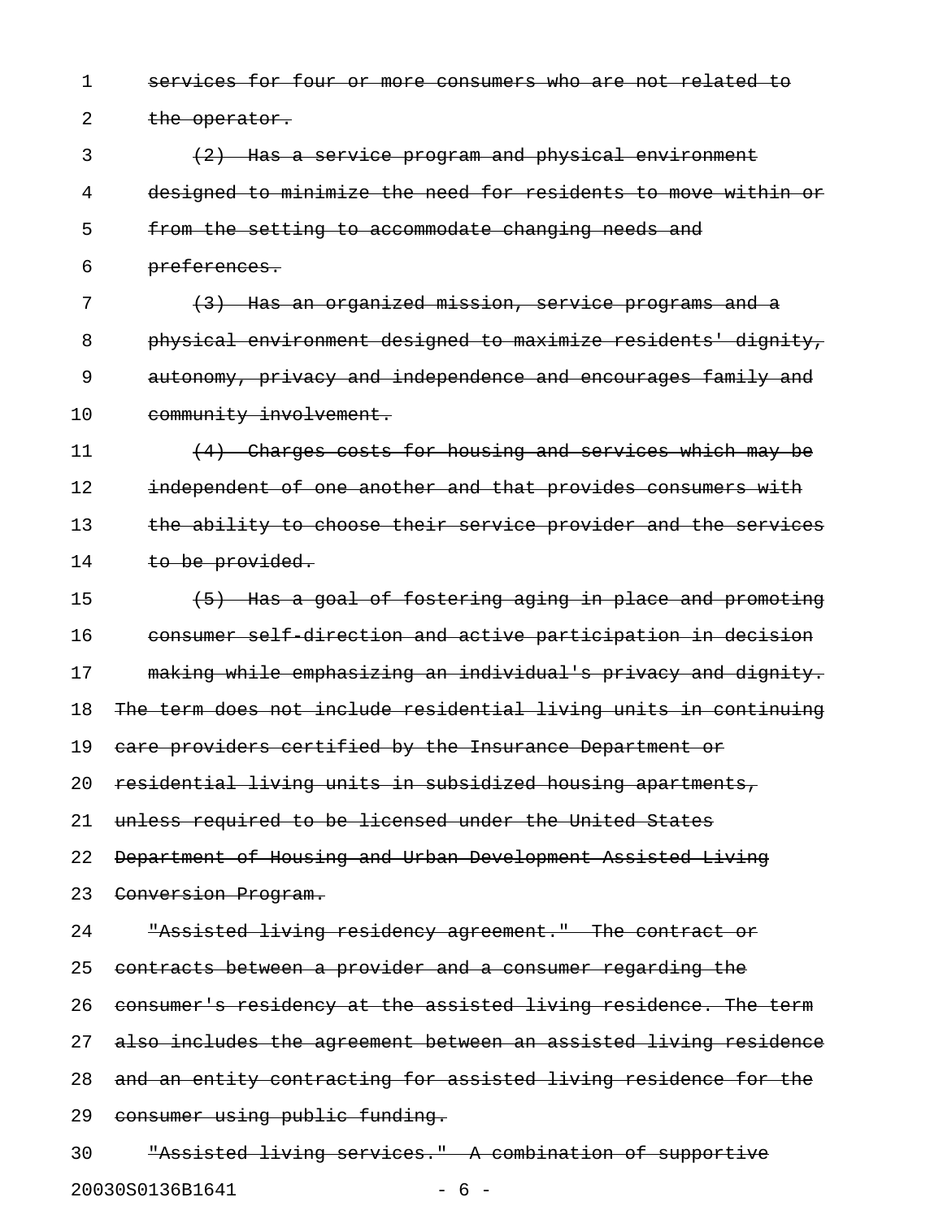~~services for four or more consumers who are not related to the operator.~~

~~(2) Has a service program and physical environment designed to minimize the need for residents to move within or from the setting to accommodate changing needs and preferences.~~

~~(3) Has an organized mission, service programs and a physical environment designed to maximize residents' dignity, autonomy, privacy and independence and encourages family and community involvement.~~

~~(4) Charges costs for housing and services which may be independent of one another and that provides consumers with the ability to choose their service provider and the services to be provided.~~

~~(5) Has a goal of fostering aging in place and promoting consumer self-direction and active participation in decision making while emphasizing an individual's privacy and dignity.~~

~~The term does not include residential living units in continuing care providers certified by the Insurance Department or residential living units in subsidized housing apartments, unless required to be licensed under the United States Department of Housing and Urban Development Assisted Living Conversion Program.~~

~~"Assisted living residency agreement." The contract or contracts between a provider and a consumer regarding the consumer's residency at the assisted living residence. The term also includes the agreement between an assisted living residence and an entity contracting for assisted living residence for the consumer using public funding.~~

~~"Assisted living services." A combination of supportive~~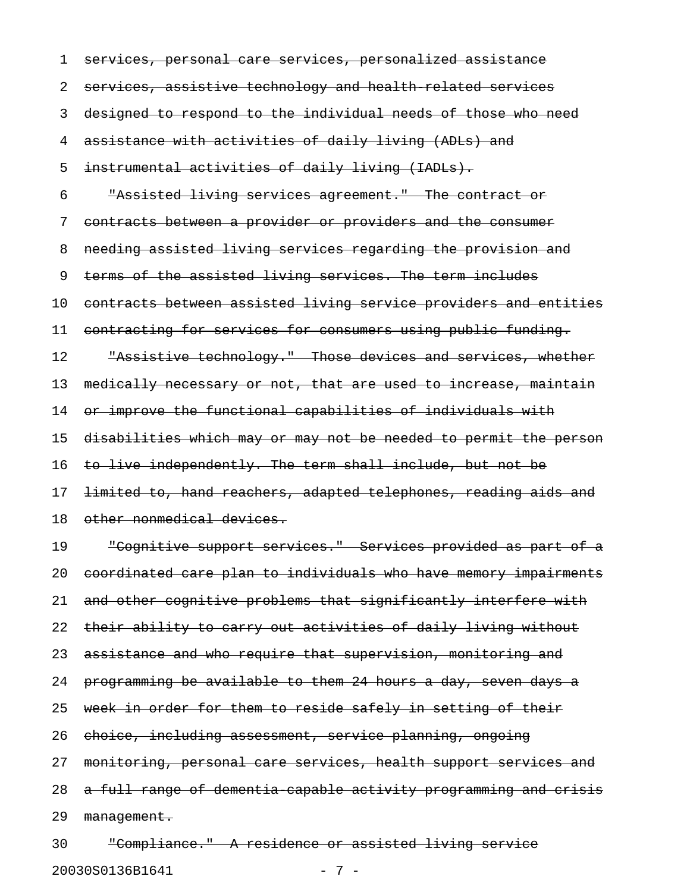~~services, personal care services, personalized assistance services, assistive technology and health-related services designed to respond to the individual needs of those who need assistance with activities of daily living (ADLs) and instrumental activities of daily living (IADLs).~~

~~"Assisted living services agreement." The contract or contracts between a provider or providers and the consumer needing assisted living services regarding the provision and terms of the assisted living services. The term includes contracts between assisted living service providers and entities contracting for services for consumers using public funding.~~

~~"Assistive technology." Those devices and services, whether medically necessary or not, that are used to increase, maintain or improve the functional capabilities of individuals with disabilities which may or may not be needed to permit the person to live independently. The term shall include, but not be limited to, hand reachers, adapted telephones, reading aids and other nonmedical devices.~~

~~"Cognitive support services." Services provided as part of a coordinated care plan to individuals who have memory impairments and other cognitive problems that significantly interfere with their ability to carry out activities of daily living without assistance and who require that supervision, monitoring and programming be available to them 24 hours a day, seven days a week in order for them to reside safely in setting of their choice, including assessment, service planning, ongoing monitoring, personal care services, health support services and a full range of dementia-capable activity programming and crisis management.~~

~~"Compliance." A residence or assisted living service~~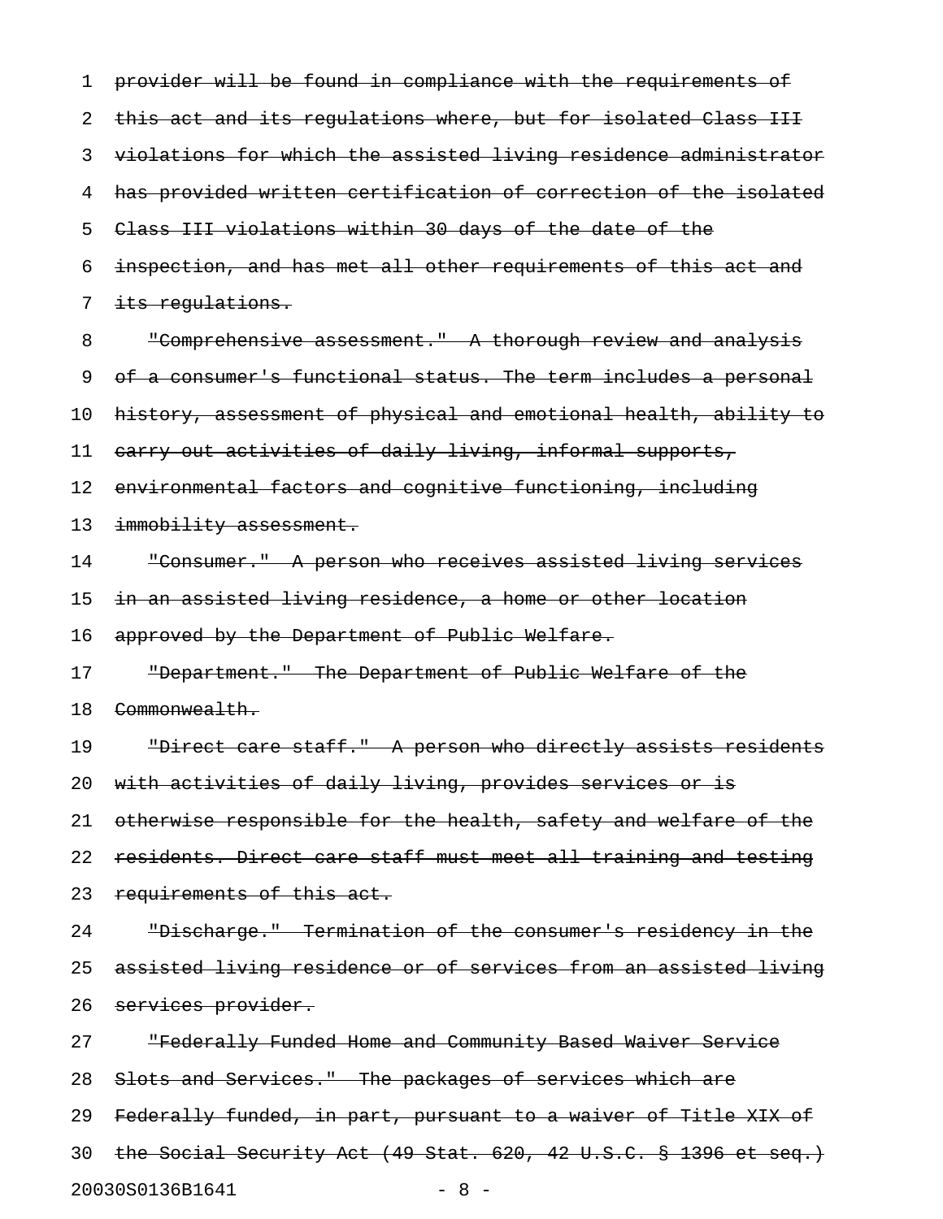~~provider will be found in compliance with the requirements of this act and its regulations where, but for isolated Class III violations for which the assisted living residence administrator has provided written certification of correction of the isolated Class III violations within 30 days of the date of the inspection, and has met all other requirements of this act and its regulations.~~

~~"Comprehensive assessment." A thorough review and analysis of a consumer's functional status. The term includes a personal history, assessment of physical and emotional health, ability to carry out activities of daily living, informal supports, environmental factors and cognitive functioning, including immobility assessment.~~

~~"Consumer." A person who receives assisted living services in an assisted living residence, a home or other location approved by the Department of Public Welfare.~~

~~"Department." The Department of Public Welfare of the Commonwealth.~~

~~"Direct care staff." A person who directly assists residents with activities of daily living, provides services or is otherwise responsible for the health, safety and welfare of the residents. Direct care staff must meet all training and testing requirements of this act.~~

~~"Discharge." Termination of the consumer's residency in the assisted living residence or of services from an assisted living services provider.~~

~~"Federally Funded Home and Community Based Waiver Service Slots and Services." The packages of services which are Federally funded, in part, pursuant to a waiver of Title XIX of the Social Security Act (49 Stat. 620, 42 U.S.C. § 1396 et seq.)~~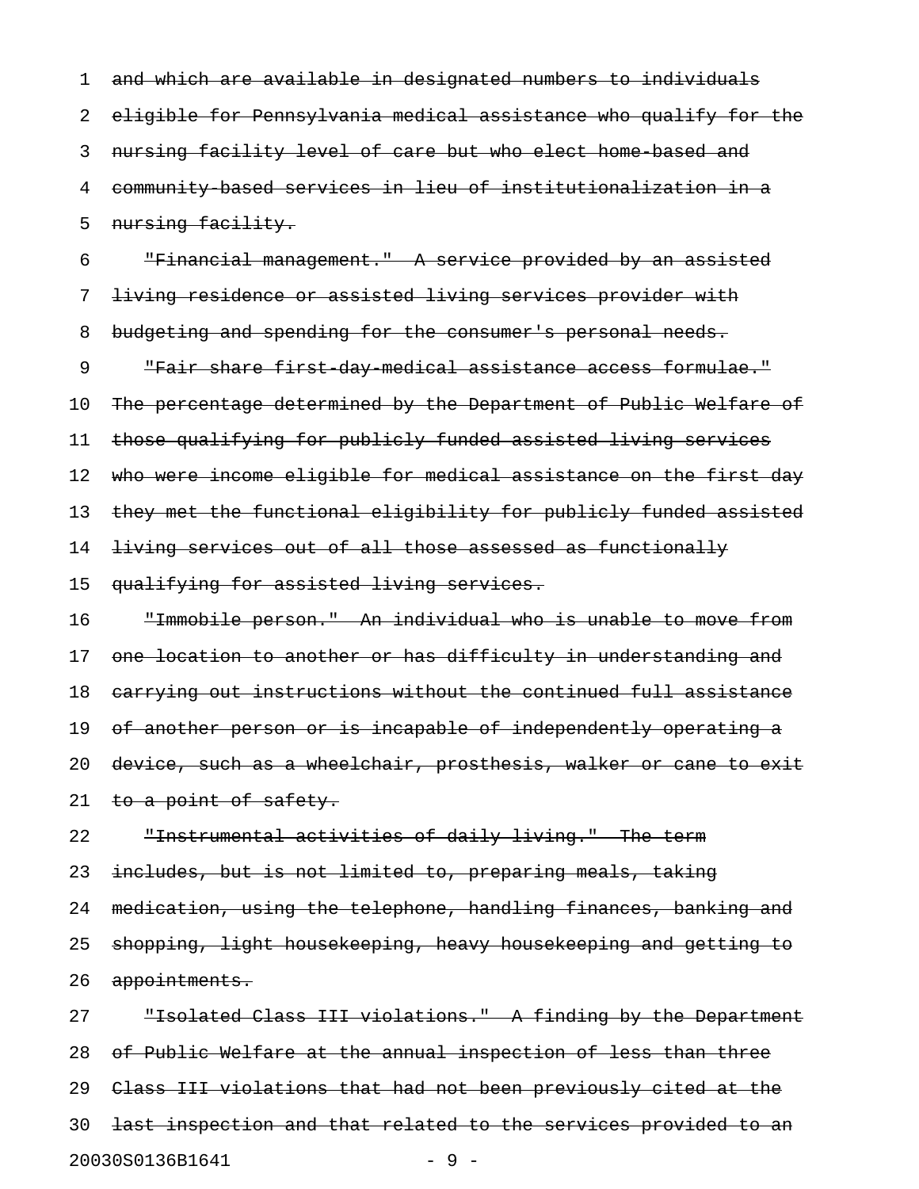~~and which are available in designated numbers to individuals eligible for Pennsylvania medical assistance who qualify for the nursing facility level of care but who elect home-based and community-based services in lieu of institutionalization in a nursing facility.~~

~~"Financial management." A service provided by an assisted living residence or assisted living services provider with budgeting and spending for the consumer's personal needs.~~

~~"Fair share first-day-medical assistance access formulae." The percentage determined by the Department of Public Welfare of those qualifying for publicly funded assisted living services who were income eligible for medical assistance on the first day they met the functional eligibility for publicly funded assisted living services out of all those assessed as functionally qualifying for assisted living services.~~

~~"Immobile person." An individual who is unable to move from one location to another or has difficulty in understanding and carrying out instructions without the continued full assistance of another person or is incapable of independently operating a device, such as a wheelchair, prosthesis, walker or cane to exit to a point of safety.~~

~~"Instrumental activities of daily living." The term includes, but is not limited to, preparing meals, taking medication, using the telephone, handling finances, banking and shopping, light housekeeping, heavy housekeeping and getting to appointments.~~

~~"Isolated Class III violations." A finding by the Department of Public Welfare at the annual inspection of less than three Class III violations that had not been previously cited at the last inspection and that related to the services provided to an~~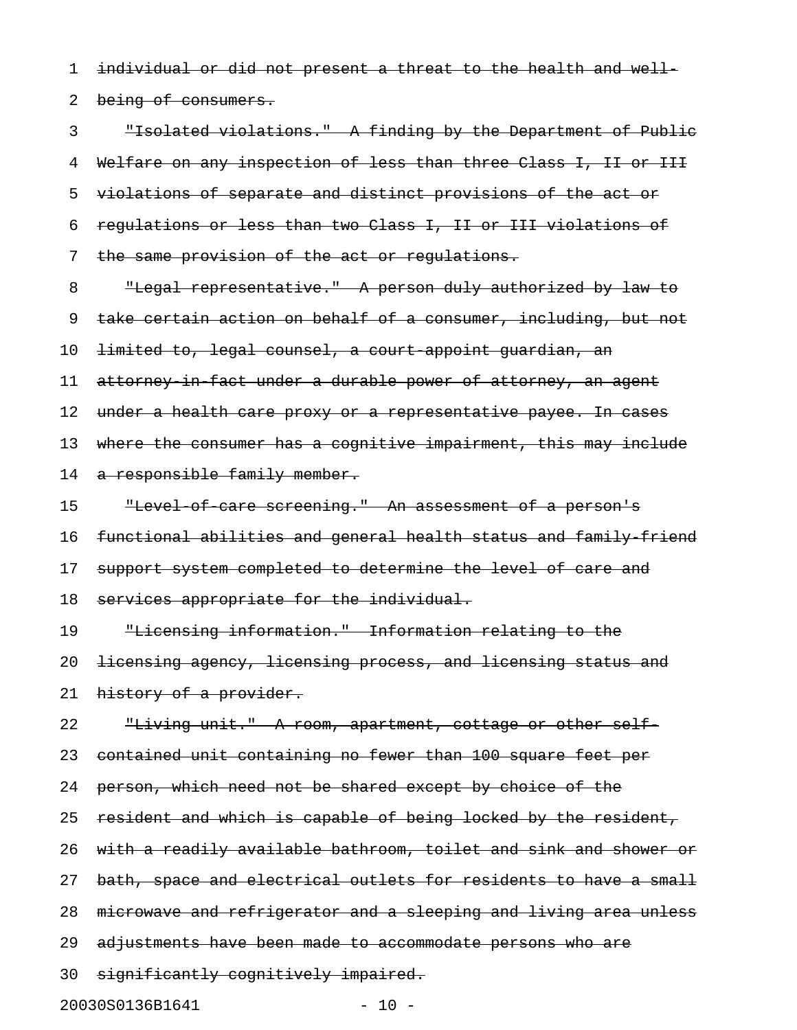~~individual or did not present a threat to the health and well-being of consumers.~~

~~"Isolated violations." A finding by the Department of Public Welfare on any inspection of less than three Class I, II or III violations of separate and distinct provisions of the act or regulations or less than two Class I, II or III violations of the same provision of the act or regulations.~~

~~"Legal representative." A person duly authorized by law to take certain action on behalf of a consumer, including, but not limited to, legal counsel, a court-appoint guardian, an attorney-in-fact under a durable power of attorney, an agent under a health care proxy or a representative payee. In cases where the consumer has a cognitive impairment, this may include a responsible family member.~~

~~"Level-of-care screening." An assessment of a person's functional abilities and general health status and family-friend support system completed to determine the level of care and services appropriate for the individual.~~

~~"Licensing information." Information relating to the licensing agency, licensing process, and licensing status and history of a provider.~~

~~"Living unit." A room, apartment, cottage or other self-contained unit containing no fewer than 100 square feet per person, which need not be shared except by choice of the resident and which is capable of being locked by the resident, with a readily available bathroom, toilet and sink and shower or bath, space and electrical outlets for residents to have a small microwave and refrigerator and a sleeping and living area unless adjustments have been made to accommodate persons who are significantly cognitively impaired.~~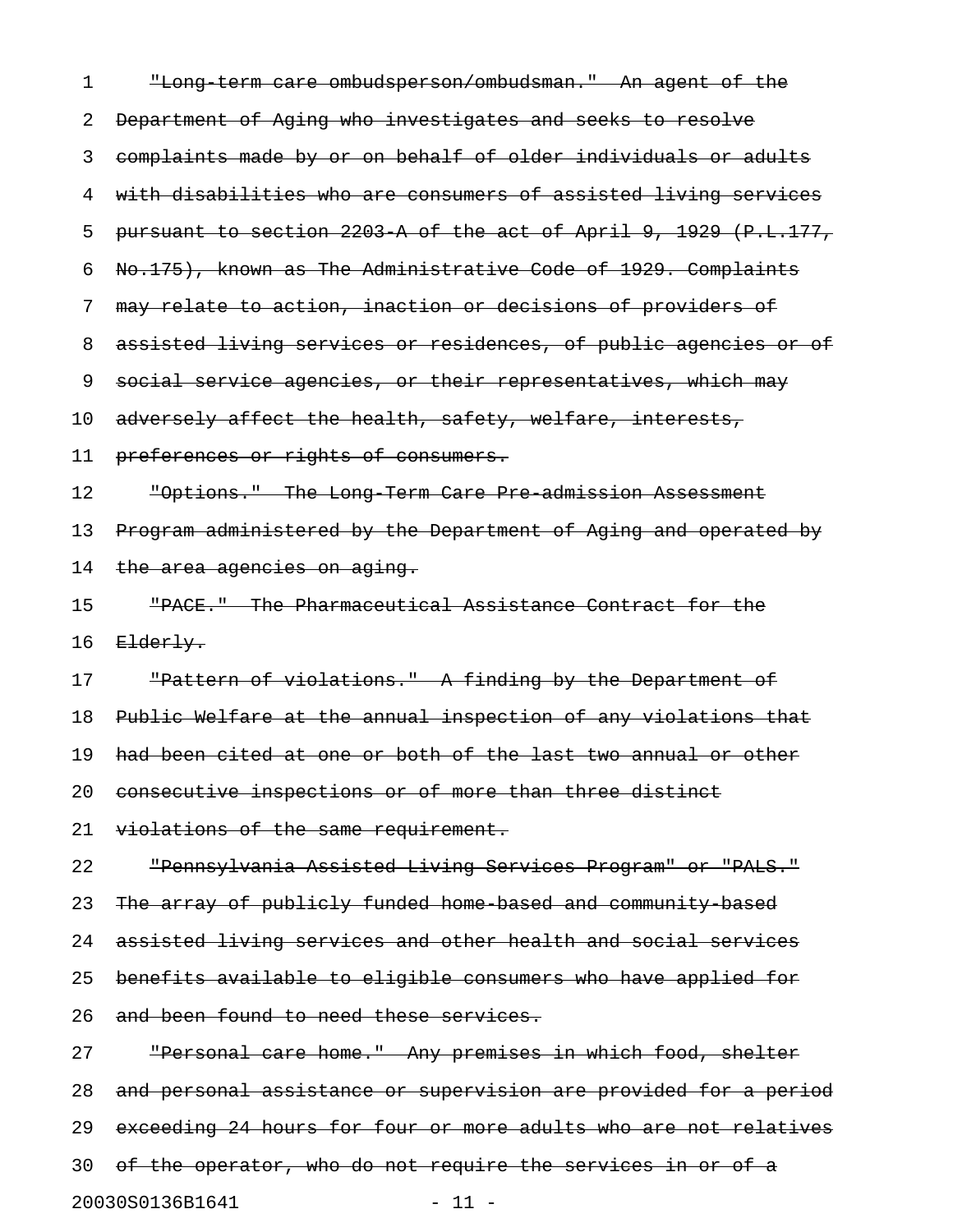~~"Long-term care ombudsperson/ombudsman." An agent of the Department of Aging who investigates and seeks to resolve complaints made by or on behalf of older individuals or adults with disabilities who are consumers of assisted living services pursuant to section 2203-A of the act of April 9, 1929 (P.L.177, No.175), known as The Administrative Code of 1929. Complaints may relate to action, inaction or decisions of providers of assisted living services or residences, of public agencies or of social service agencies, or their representatives, which may adversely affect the health, safety, welfare, interests, preferences or rights of consumers.~~

~~"Options." The Long-Term Care Pre-admission Assessment Program administered by the Department of Aging and operated by the area agencies on aging.~~

~~"PACE." The Pharmaceutical Assistance Contract for the Elderly.~~

~~"Pattern of violations." A finding by the Department of Public Welfare at the annual inspection of any violations that had been cited at one or both of the last two annual or other consecutive inspections or of more than three distinct violations of the same requirement.~~

~~"Pennsylvania Assisted Living Services Program" or "PALS." The array of publicly funded home-based and community-based assisted living services and other health and social services benefits available to eligible consumers who have applied for and been found to need these services.~~

~~"Personal care home." Any premises in which food, shelter and personal assistance or supervision are provided for a period exceeding 24 hours for four or more adults who are not relatives of the operator, who do not require the services in or of a~~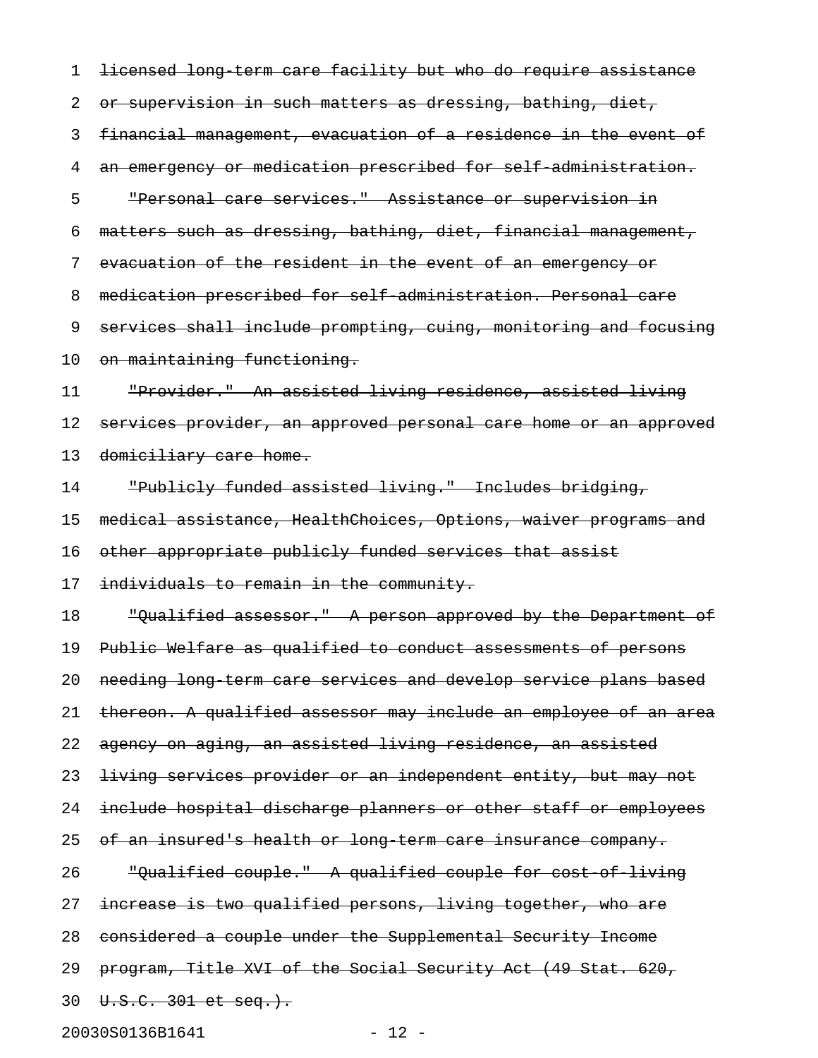~~licensed long-term care facility but who do require assistance or supervision in such matters as dressing, bathing, diet, financial management, evacuation of a residence in the event of an emergency or medication prescribed for self-administration.~~

~~"Personal care services." Assistance or supervision in matters such as dressing, bathing, diet, financial management, evacuation of the resident in the event of an emergency or medication prescribed for self-administration. Personal care services shall include prompting, cuing, monitoring and focusing on maintaining functioning.~~

~~"Provider." An assisted living residence, assisted living services provider, an approved personal care home or an approved domiciliary care home.~~

~~"Publicly funded assisted living." Includes bridging, medical assistance, HealthChoices, Options, waiver programs and other appropriate publicly funded services that assist individuals to remain in the community.~~

~~"Qualified assessor." A person approved by the Department of Public Welfare as qualified to conduct assessments of persons needing long-term care services and develop service plans based thereon. A qualified assessor may include an employee of an area agency on aging, an assisted living residence, an assisted living services provider or an independent entity, but may not include hospital discharge planners or other staff or employees of an insured's health or long-term care insurance company.~~

~~"Qualified couple." A qualified couple for cost-of-living increase is two qualified persons, living together, who are considered a couple under the Supplemental Security Income program, Title XVI of the Social Security Act (49 Stat. 620, U.S.C. 301 et seq.).~~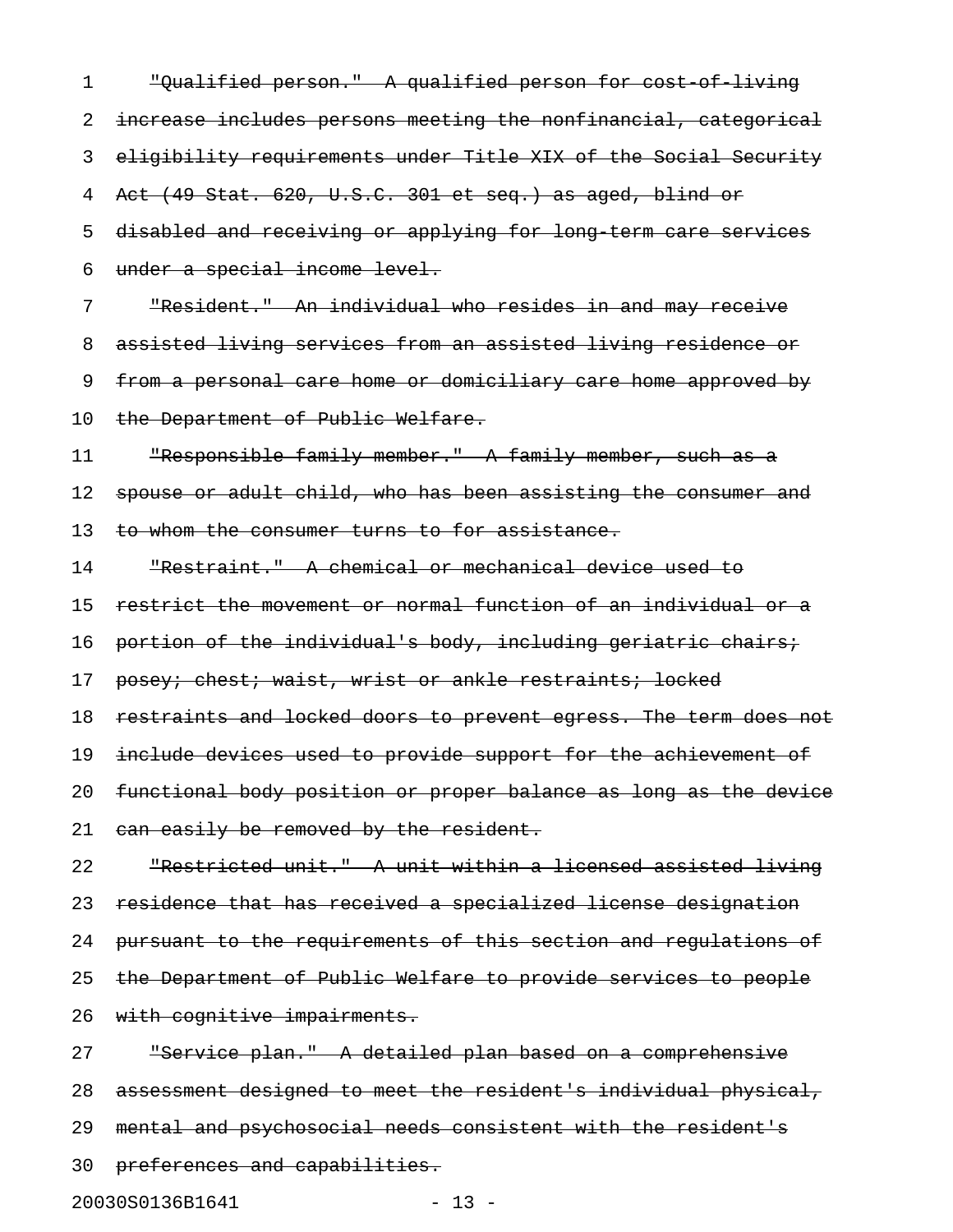~~"Qualified person." A qualified person for cost-of-living increase includes persons meeting the nonfinancial, categorical eligibility requirements under Title XIX of the Social Security Act (49 Stat. 620, U.S.C. 301 et seq.) as aged, blind or disabled and receiving or applying for long-term care services under a special income level.~~

~~"Resident." An individual who resides in and may receive assisted living services from an assisted living residence or from a personal care home or domiciliary care home approved by the Department of Public Welfare.~~

~~"Responsible family member." A family member, such as a spouse or adult child, who has been assisting the consumer and to whom the consumer turns to for assistance.~~

~~"Restraint." A chemical or mechanical device used to restrict the movement or normal function of an individual or a portion of the individual's body, including geriatric chairs; posey; chest; waist, wrist or ankle restraints; locked restraints and locked doors to prevent egress. The term does not include devices used to provide support for the achievement of functional body position or proper balance as long as the device can easily be removed by the resident.~~

~~"Restricted unit." A unit within a licensed assisted living residence that has received a specialized license designation pursuant to the requirements of this section and regulations of the Department of Public Welfare to provide services to people with cognitive impairments.~~

~~"Service plan." A detailed plan based on a comprehensive assessment designed to meet the resident's individual physical, mental and psychosocial needs consistent with the resident's preferences and capabilities.~~

20030S0136B1641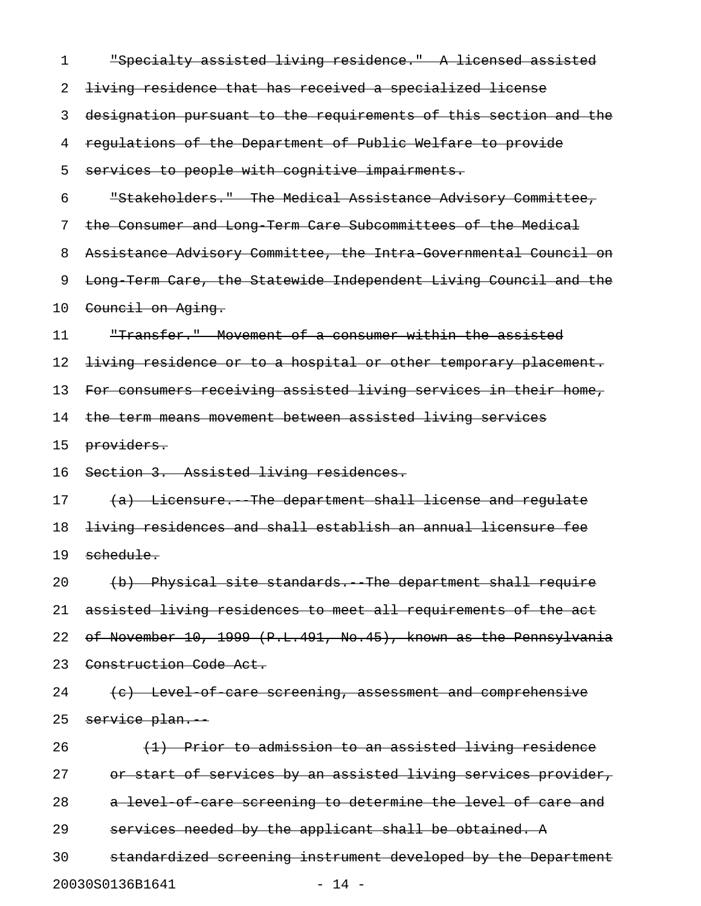~~"Specialty assisted living residence." A licensed assisted living residence that has received a specialized license designation pursuant to the requirements of this section and the regulations of the Department of Public Welfare to provide services to people with cognitive impairments.~~

~~"Stakeholders." The Medical Assistance Advisory Committee, the Consumer and Long-Term Care Subcommittees of the Medical Assistance Advisory Committee, the Intra-Governmental Council on Long-Term Care, the Statewide Independent Living Council and the Council on Aging.~~

~~"Transfer." Movement of a consumer within the assisted living residence or to a hospital or other temporary placement. For consumers receiving assisted living services in their home, the term means movement between assisted living services providers.~~

~~Section 3. Assisted living residences.~~

~~(a) Licensure.--The department shall license and regulate living residences and shall establish an annual licensure fee schedule.~~

~~(b) Physical site standards.--The department shall require assisted living residences to meet all requirements of the act of November 10, 1999 (P.L.491, No.45), known as the Pennsylvania Construction Code Act.~~

~~(c) Level-of-care screening, assessment and comprehensive service plan.--~~

~~(1) Prior to admission to an assisted living residence or start of services by an assisted living services provider, a level-of-care screening to determine the level of care and services needed by the applicant shall be obtained. A standardized screening instrument developed by the Department~~

20030S0136B1641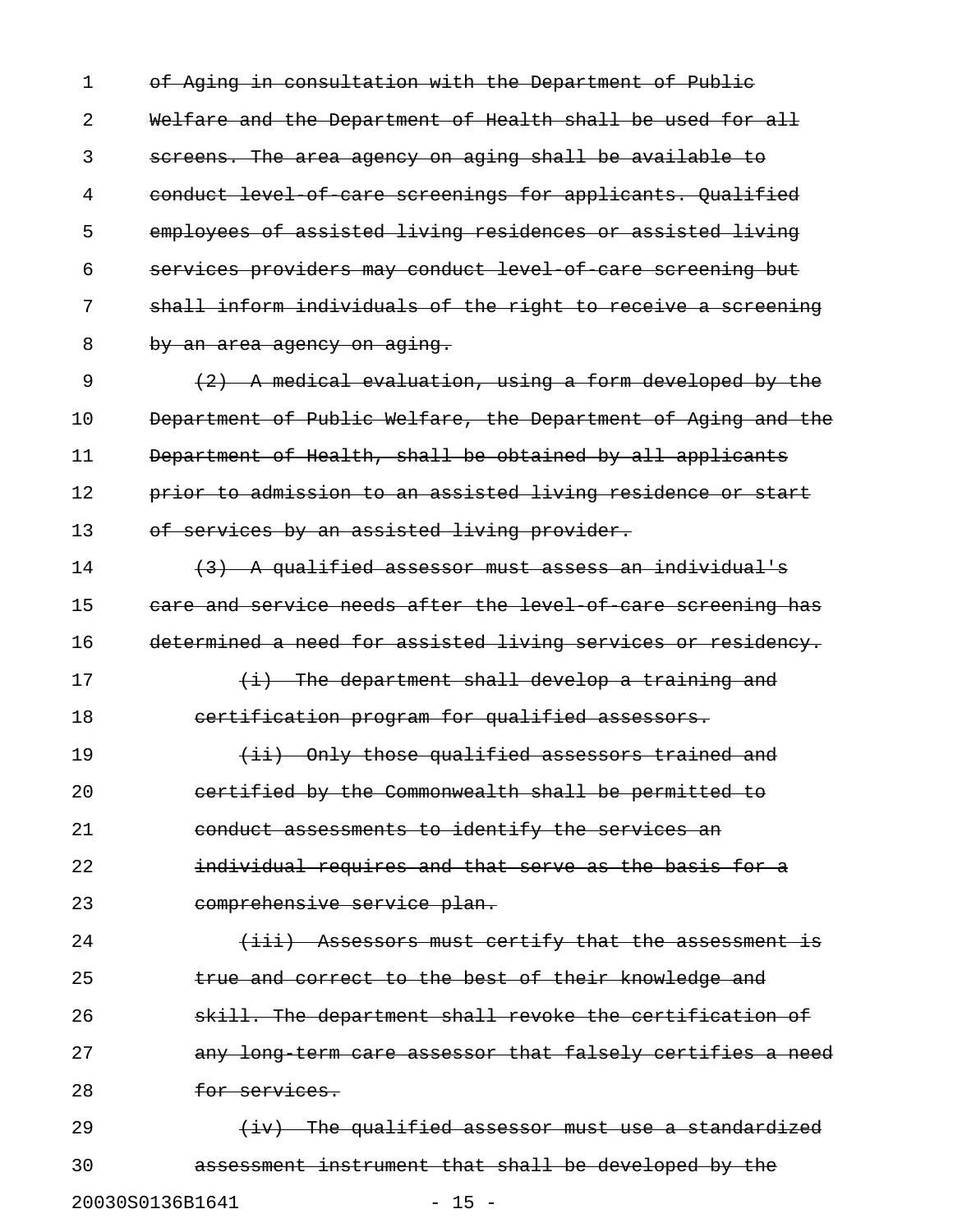~~of Aging in consultation with the Department of Public Welfare and the Department of Health shall be used for all screens. The area agency on aging shall be available to conduct level-of-care screenings for applicants. Qualified employees of assisted living residences or assisted living services providers may conduct level-of-care screening but shall inform individuals of the right to receive a screening by an area agency on aging.~~

~~(2) A medical evaluation, using a form developed by the Department of Public Welfare, the Department of Aging and the Department of Health, shall be obtained by all applicants prior to admission to an assisted living residence or start of services by an assisted living provider.~~

~~(3) A qualified assessor must assess an individual's care and service needs after the level-of-care screening has determined a need for assisted living services or residency.~~

~~(i) The department shall develop a training and certification program for qualified assessors.~~

~~(ii) Only those qualified assessors trained and certified by the Commonwealth shall be permitted to conduct assessments to identify the services an individual requires and that serve as the basis for a comprehensive service plan.~~

~~(iii) Assessors must certify that the assessment is true and correct to the best of their knowledge and skill. The department shall revoke the certification of any long-term care assessor that falsely certifies a need for services.~~

~~(iv) The qualified assessor must use a standardized assessment instrument that shall be developed by the~~

20030S0136B1641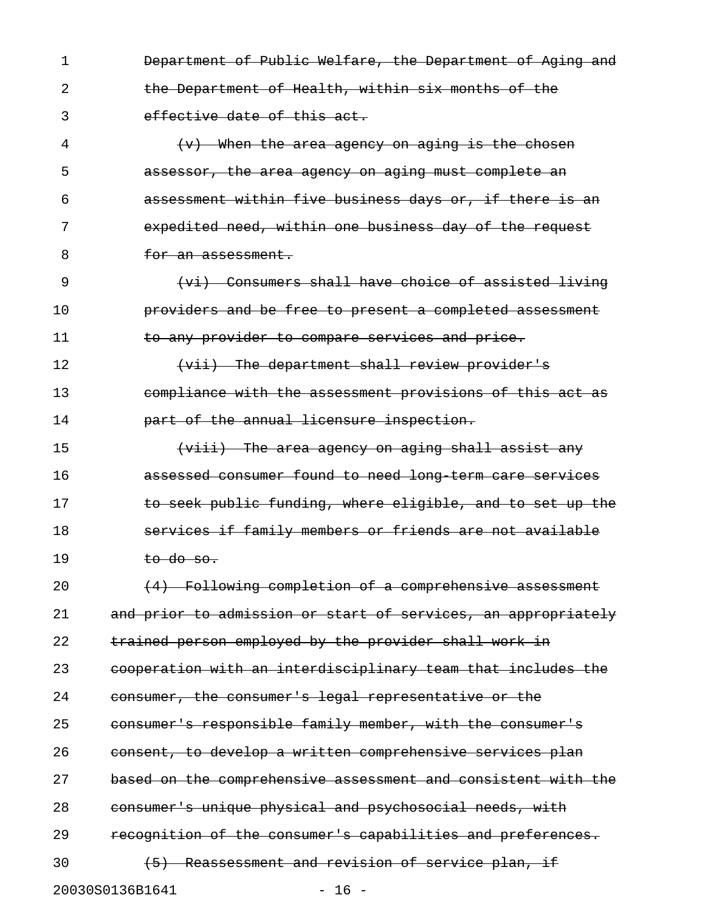~~Department of Public Welfare, the Department of Aging and the Department of Health, within six months of the effective date of this act.~~

~~(v) When the area agency on aging is the chosen assessor, the area agency on aging must complete an assessment within five business days or, if there is an expedited need, within one business day of the request for an assessment.~~

~~(vi) Consumers shall have choice of assisted living providers and be free to present a completed assessment to any provider to compare services and price.~~

~~(vii) The department shall review provider's compliance with the assessment provisions of this act as part of the annual licensure inspection.~~

~~(viii) The area agency on aging shall assist any assessed consumer found to need long-term care services to seek public funding, where eligible, and to set up the services if family members or friends are not available to do so.~~

~~(4) Following completion of a comprehensive assessment and prior to admission or start of services, an appropriately trained person employed by the provider shall work in cooperation with an interdisciplinary team that includes the consumer, the consumer's legal representative or the consumer's responsible family member, with the consumer's consent, to develop a written comprehensive services plan based on the comprehensive assessment and consistent with the consumer's unique physical and psychosocial needs, with recognition of the consumer's capabilities and preferences.~~

~~(5) Reassessment and revision of service plan, if~~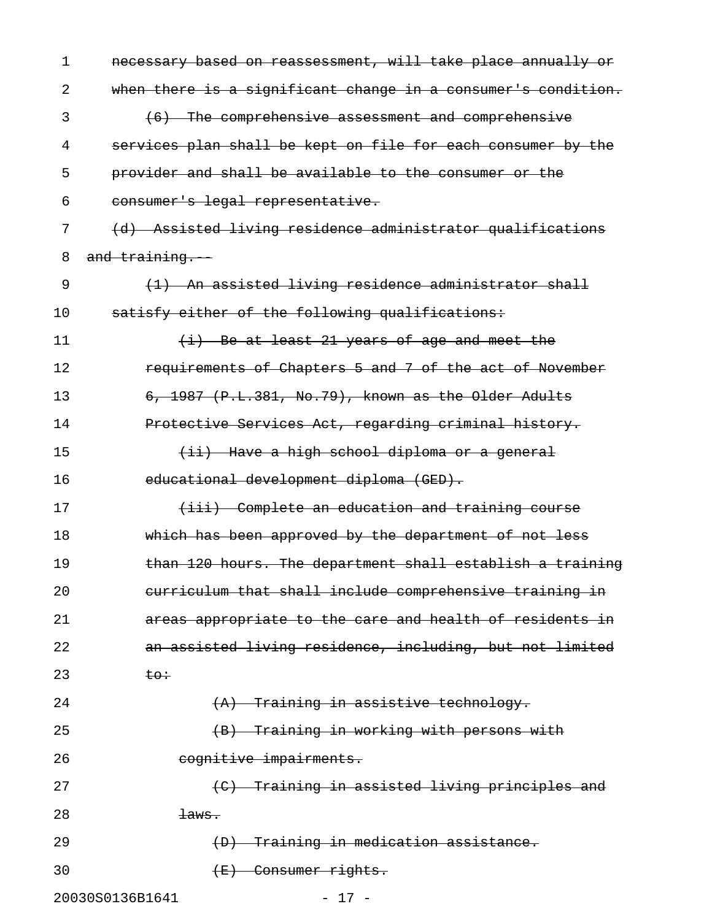~~necessary based on reassessment, will take place annually or when there is a significant change in a consumer's condition.~~

~~(6) The comprehensive assessment and comprehensive services plan shall be kept on file for each consumer by the provider and shall be available to the consumer or the consumer's legal representative.~~

~~(d) Assisted living residence administrator qualifications and training.--~~

~~(1) An assisted living residence administrator shall satisfy either of the following qualifications:~~

~~(i) Be at least 21 years of age and meet the requirements of Chapters 5 and 7 of the act of November 6, 1987 (P.L.381, No.79), known as the Older Adults Protective Services Act, regarding criminal history.~~

~~(ii) Have a high school diploma or a general educational development diploma (GED).~~

~~(iii) Complete an education and training course which has been approved by the department of not less than 120 hours. The department shall establish a training curriculum that shall include comprehensive training in areas appropriate to the care and health of residents in an assisted living residence, including, but not limited to:~~

~~(A) Training in assistive technology.~~

~~(B) Training in working with persons with cognitive impairments.~~

~~(C) Training in assisted living principles and laws.~~

~~(D) Training in medication assistance.~~

~~(E) Consumer rights.~~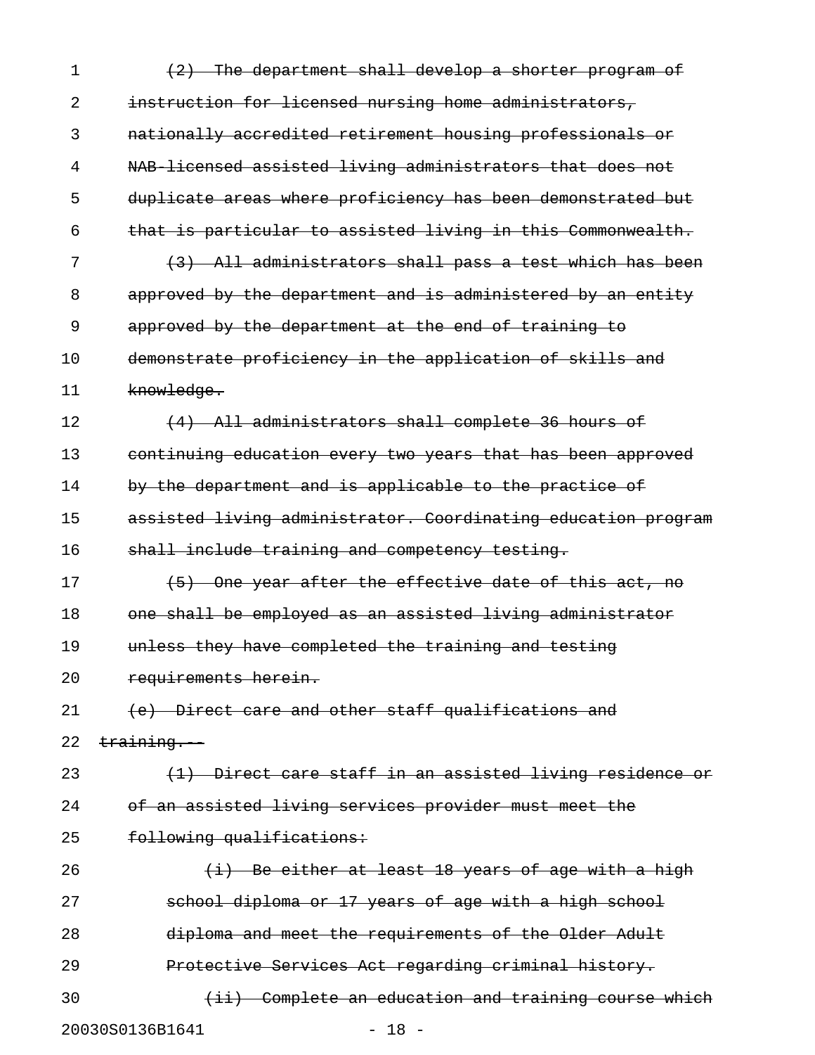~~(2) The department shall develop a shorter program of instruction for licensed nursing home administrators, nationally accredited retirement housing professionals or NAB-licensed assisted living administrators that does not duplicate areas where proficiency has been demonstrated but that is particular to assisted living in this Commonwealth.~~

~~(3) All administrators shall pass a test which has been approved by the department and is administered by an entity approved by the department at the end of training to demonstrate proficiency in the application of skills and knowledge.~~

~~(4) All administrators shall complete 36 hours of continuing education every two years that has been approved by the department and is applicable to the practice of assisted living administrator. Coordinating education program shall include training and competency testing.~~

~~(5) One year after the effective date of this act, no one shall be employed as an assisted living administrator unless they have completed the training and testing requirements herein.~~

~~(e) Direct care and other staff qualifications and training.--~~

~~(1) Direct care staff in an assisted living residence or of an assisted living services provider must meet the following qualifications:~~

~~(i) Be either at least 18 years of age with a high school diploma or 17 years of age with a high school diploma and meet the requirements of the Older Adult Protective Services Act regarding criminal history.~~

~~(ii) Complete an education and training course which~~

20030S0136B1641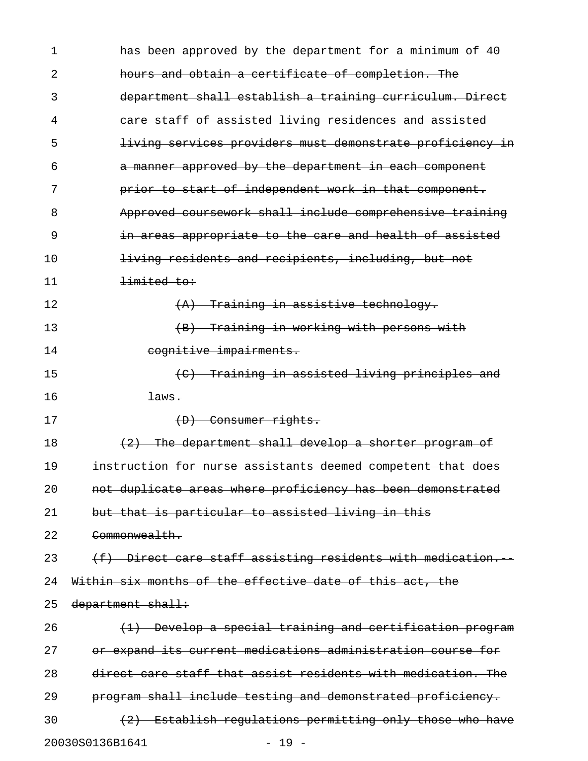~~has been approved by the department for a minimum of 40 hours and obtain a certificate of completion. The department shall establish a training curriculum. Direct care staff of assisted living residences and assisted living services providers must demonstrate proficiency in a manner approved by the department in each component prior to start of independent work in that component. Approved coursework shall include comprehensive training in areas appropriate to the care and health of assisted living residents and recipients, including, but not limited to:~~

~~(A) Training in assistive technology.~~

~~(B) Training in working with persons with cognitive impairments.~~

~~(C) Training in assisted living principles and laws.~~

~~(D) Consumer rights.~~

~~(2) The department shall develop a shorter program of instruction for nurse assistants deemed competent that does not duplicate areas where proficiency has been demonstrated but that is particular to assisted living in this Commonwealth.~~

~~(f) Direct care staff assisting residents with medication.--Within six months of the effective date of this act, the department shall:~~

~~(1) Develop a special training and certification program or expand its current medications administration course for direct care staff that assist residents with medication. The program shall include testing and demonstrated proficiency.~~

~~(2) Establish regulations permitting only those who have~~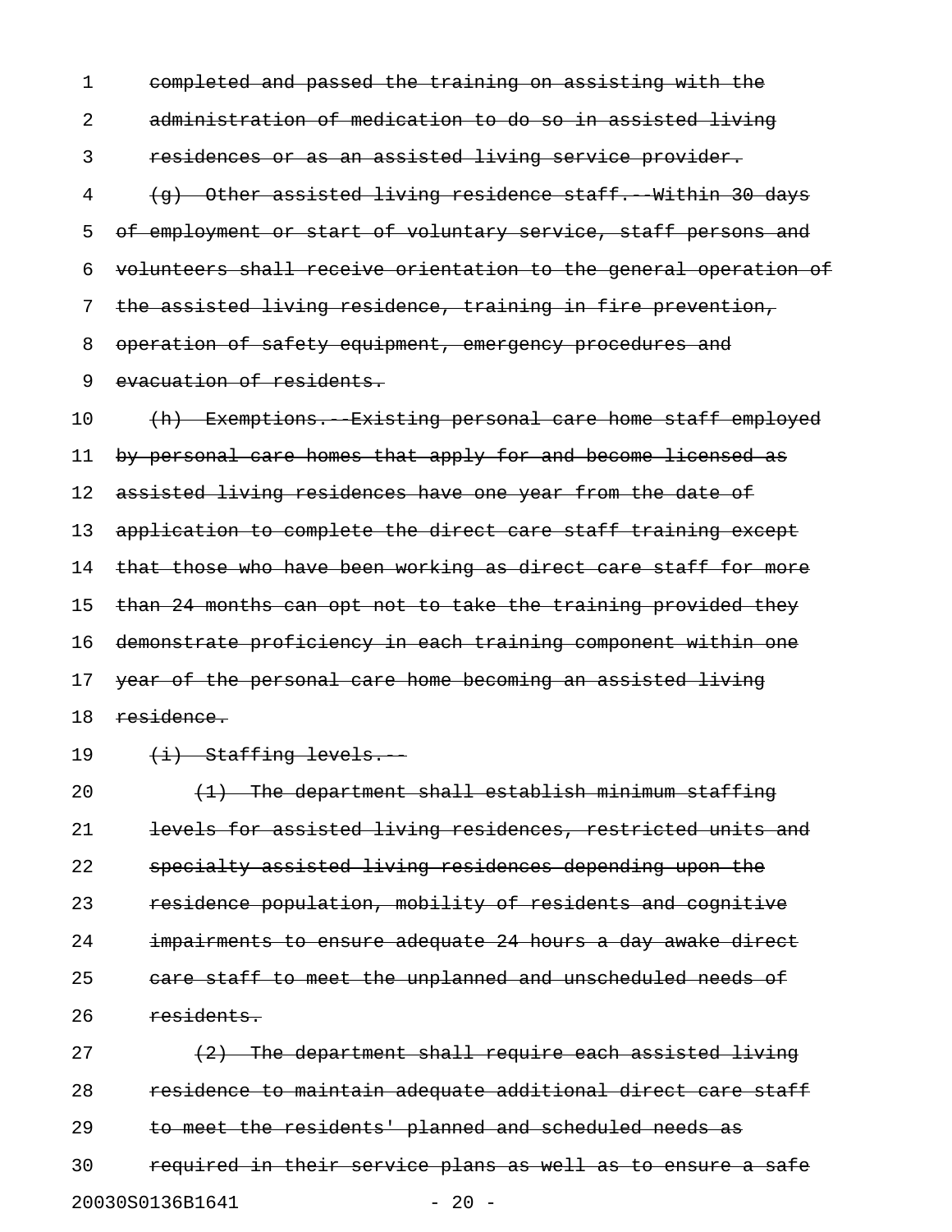~~completed and passed the training on assisting with the administration of medication to do so in assisted living residences or as an assisted living service provider.~~

~~(g) Other assisted living residence staff.--Within 30 days of employment or start of voluntary service, staff persons and volunteers shall receive orientation to the general operation of the assisted living residence, training in fire prevention, operation of safety equipment, emergency procedures and evacuation of residents.~~

~~(h) Exemptions.--Existing personal care home staff employed by personal care homes that apply for and become licensed as assisted living residences have one year from the date of application to complete the direct care staff training except that those who have been working as direct care staff for more than 24 months can opt not to take the training provided they demonstrate proficiency in each training component within one year of the personal care home becoming an assisted living residence.~~

~~(i) Staffing levels.--~~

~~(1) The department shall establish minimum staffing levels for assisted living residences, restricted units and specialty assisted living residences depending upon the residence population, mobility of residents and cognitive impairments to ensure adequate 24 hours a day awake direct care staff to meet the unplanned and unscheduled needs of residents.~~

~~(2) The department shall require each assisted living residence to maintain adequate additional direct care staff to meet the residents' planned and scheduled needs as required in their service plans as well as to ensure a safe~~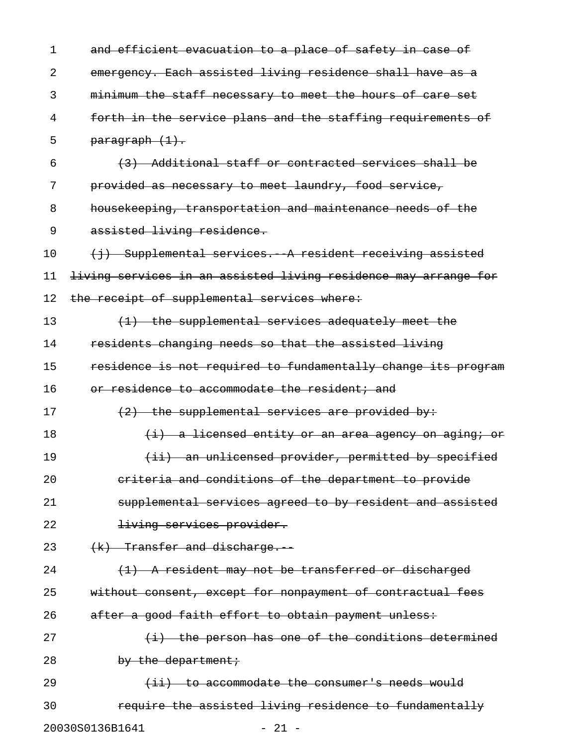~~and efficient evacuation to a place of safety in case of emergency. Each assisted living residence shall have as a minimum the staff necessary to meet the hours of care set forth in the service plans and the staffing requirements of paragraph (1).~~

~~(3) Additional staff or contracted services shall be provided as necessary to meet laundry, food service, housekeeping, transportation and maintenance needs of the assisted living residence.~~

~~(j) Supplemental services.--A resident receiving assisted living services in an assisted living residence may arrange for the receipt of supplemental services where:~~

~~(1) the supplemental services adequately meet the residents changing needs so that the assisted living residence is not required to fundamentally change its program or residence to accommodate the resident; and~~

~~(2) the supplemental services are provided by:~~

~~(i) a licensed entity or an area agency on aging; or~~

~~(ii) an unlicensed provider, permitted by specified criteria and conditions of the department to provide supplemental services agreed to by resident and assisted living services provider.~~

~~(k) Transfer and discharge.--~~

~~(1) A resident may not be transferred or discharged without consent, except for nonpayment of contractual fees after a good faith effort to obtain payment unless:~~

~~(i) the person has one of the conditions determined by the department;~~

~~(ii) to accommodate the consumer's needs would require the assisted living residence to fundamentally~~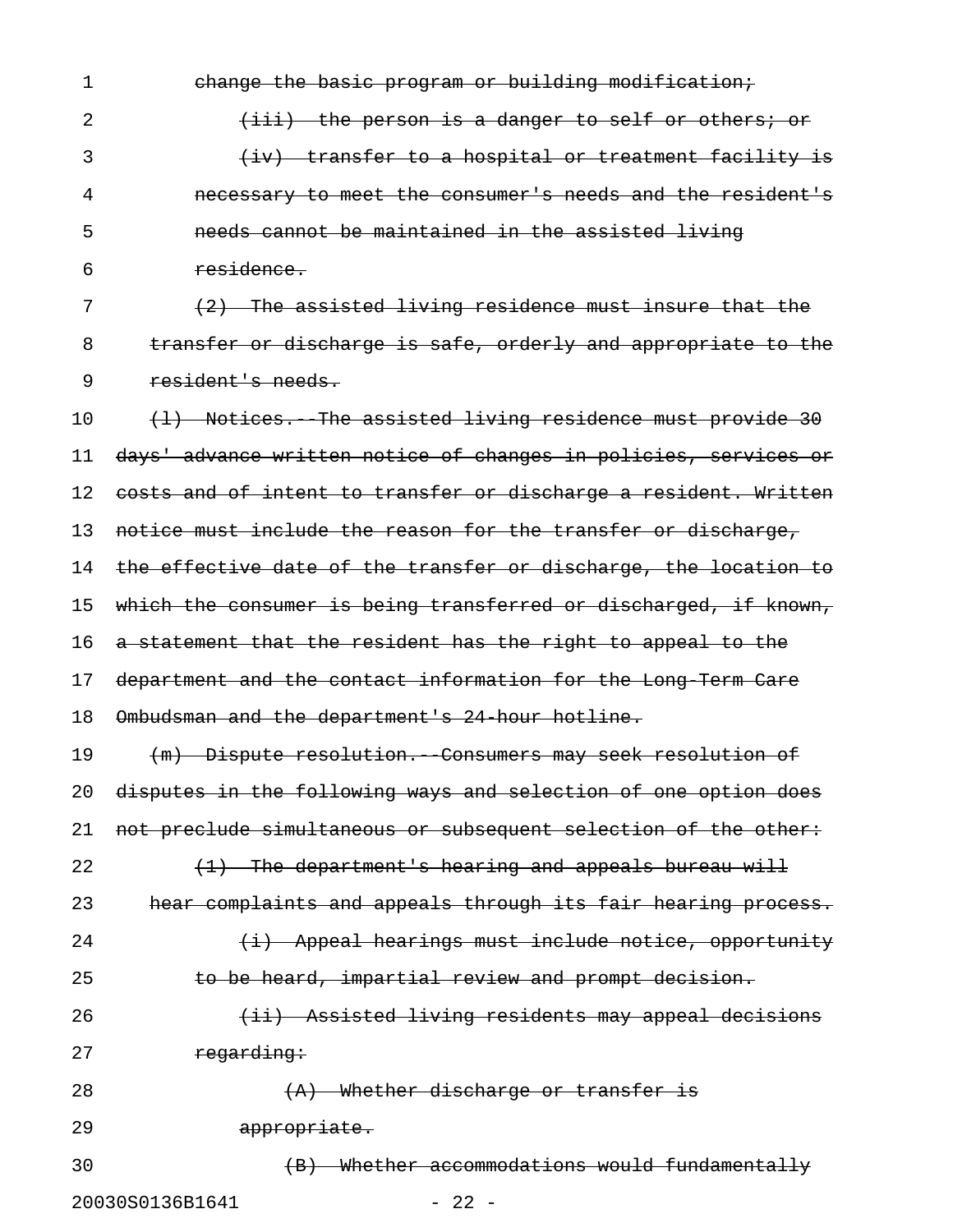change the basic program or building modification;

(iii) the person is a danger to self or others; or

(iv) transfer to a hospital or treatment facility is necessary to meet the consumer's needs and the resident's needs cannot be maintained in the assisted living residence.

(2) The assisted living residence must insure that the transfer or discharge is safe, orderly and appropriate to the resident's needs.

(l) Notices.--The assisted living residence must provide 30 days' advance written notice of changes in policies, services or costs and of intent to transfer or discharge a resident. Written notice must include the reason for the transfer or discharge, the effective date of the transfer or discharge, the location to which the consumer is being transferred or discharged, if known, a statement that the resident has the right to appeal to the department and the contact information for the Long-Term Care Ombudsman and the department's 24-hour hotline.

(m) Dispute resolution.--Consumers may seek resolution of disputes in the following ways and selection of one option does not preclude simultaneous or subsequent selection of the other:

(1) The department's hearing and appeals bureau will hear complaints and appeals through its fair hearing process.

(i) Appeal hearings must include notice, opportunity to be heard, impartial review and prompt decision.

(ii) Assisted living residents may appeal decisions regarding:

(A) Whether discharge or transfer is appropriate.

(B) Whether accommodations would fundamentally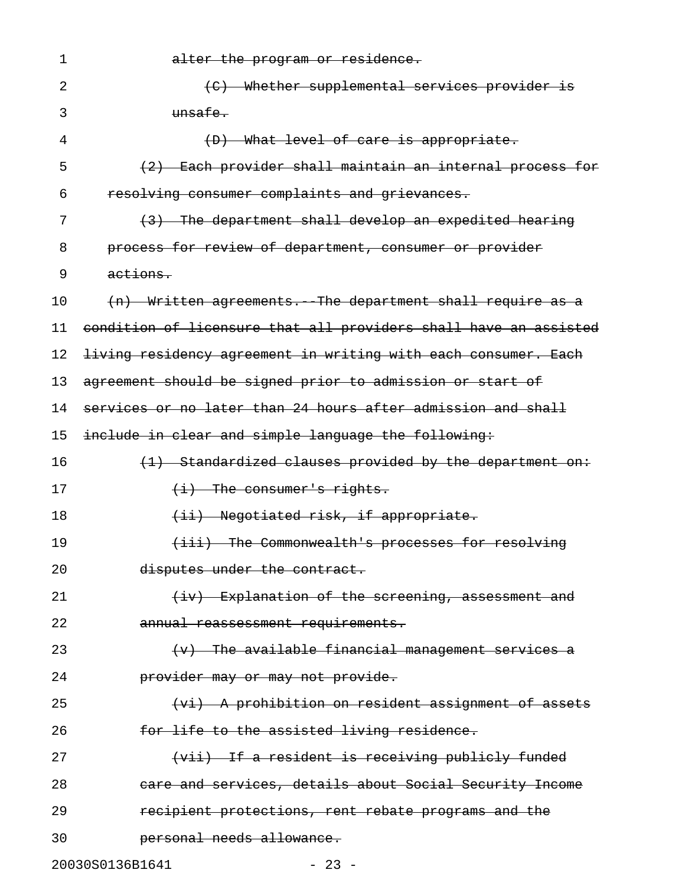alter the program or residence.

(C) Whether supplemental services provider is unsafe.

(D) What level of care is appropriate.

(2) Each provider shall maintain an internal process for resolving consumer complaints and grievances.

(3) The department shall develop an expedited hearing process for review of department, consumer or provider actions.

(n) Written agreements.--The department shall require as a condition of licensure that all providers shall have an assisted living residency agreement in writing with each consumer. Each agreement should be signed prior to admission or start of services or no later than 24 hours after admission and shall include in clear and simple language the following:

(1) Standardized clauses provided by the department on:

(i) The consumer's rights.

(ii) Negotiated risk, if appropriate.

(iii) The Commonwealth's processes for resolving disputes under the contract.

(iv) Explanation of the screening, assessment and annual reassessment requirements.

(v) The available financial management services a provider may or may not provide.

(vi) A prohibition on resident assignment of assets for life to the assisted living residence.

(vii) If a resident is receiving publicly funded care and services, details about Social Security Income recipient protections, rent rebate programs and the personal needs allowance.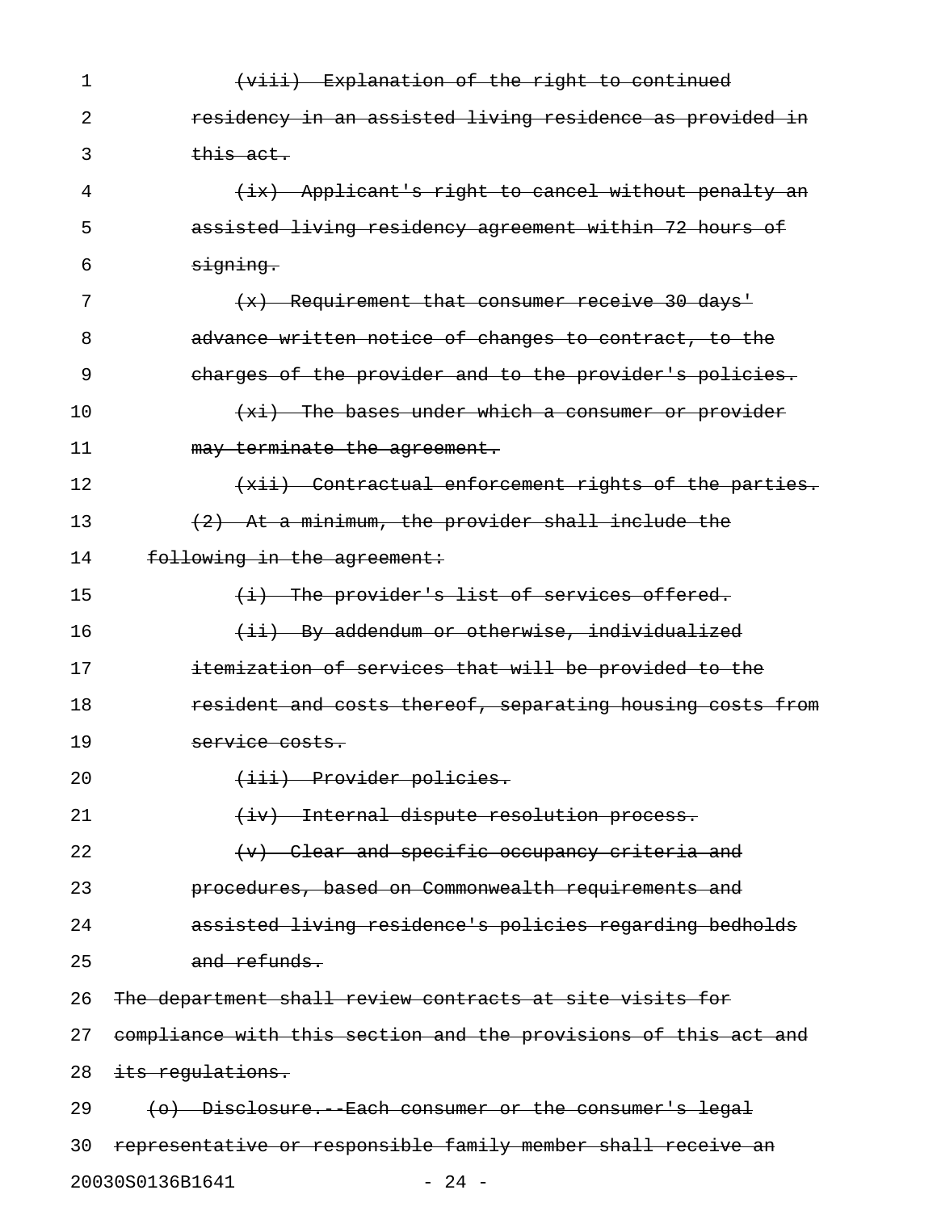~~(viii) Explanation of the right to continued residency in an assisted living residence as provided in this act.~~

~~(ix) Applicant's right to cancel without penalty an assisted living residency agreement within 72 hours of signing.~~

~~(x) Requirement that consumer receive 30 days' advance written notice of changes to contract, to the charges of the provider and to the provider's policies.~~

~~(xi) The bases under which a consumer or provider may terminate the agreement.~~

~~(xii) Contractual enforcement rights of the parties.~~

~~(2) At a minimum, the provider shall include the following in the agreement:~~

~~(i) The provider's list of services offered.~~

~~(ii) By addendum or otherwise, individualized itemization of services that will be provided to the resident and costs thereof, separating housing costs from service costs.~~

~~(iii) Provider policies.~~

~~(iv) Internal dispute resolution process.~~

~~(v) Clear and specific occupancy criteria and procedures, based on Commonwealth requirements and assisted living residence's policies regarding bedholds and refunds.~~

~~The department shall review contracts at site visits for compliance with this section and the provisions of this act and its regulations.~~

~~(o) Disclosure.--Each consumer or the consumer's legal representative or responsible family member shall receive an~~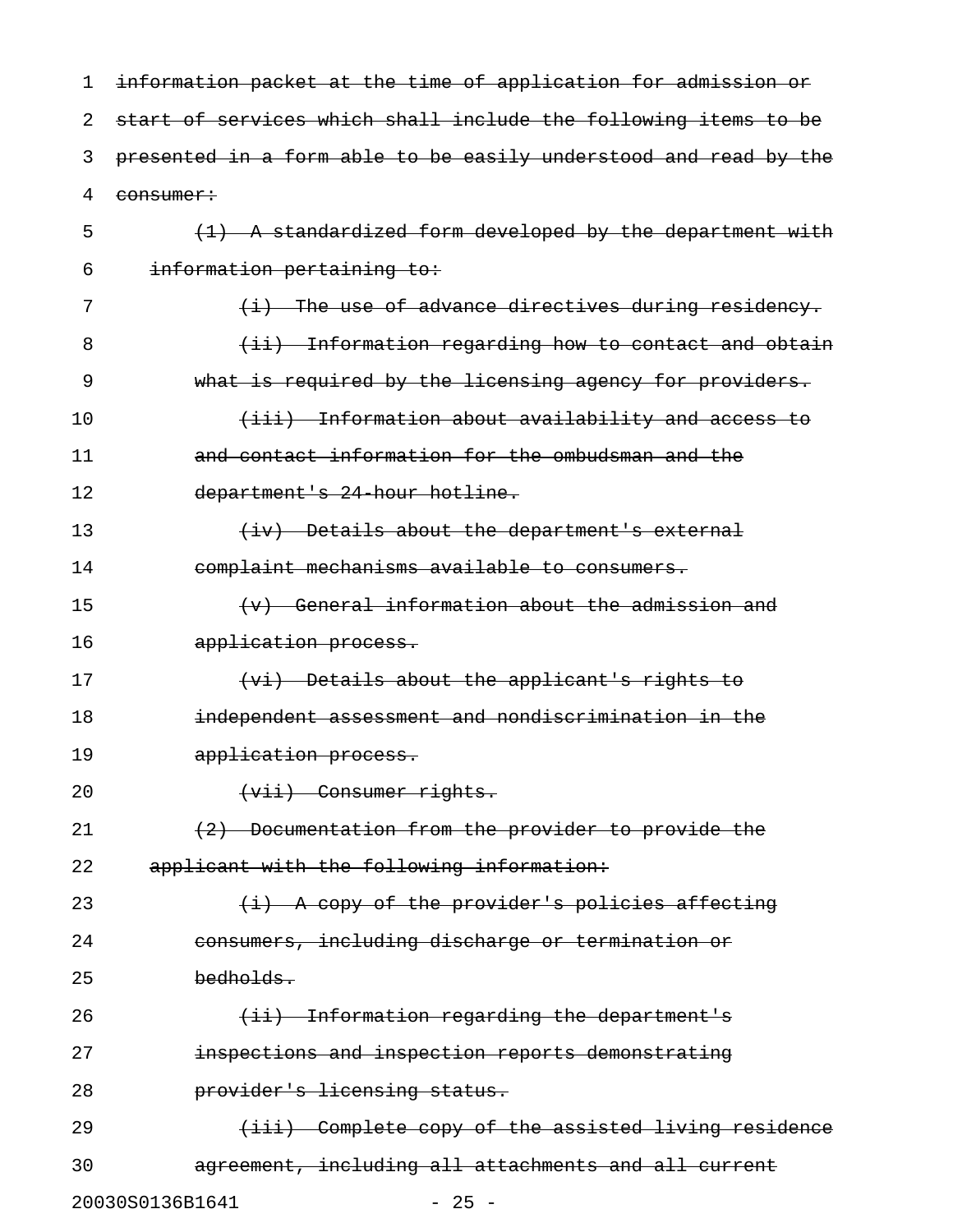~~information packet at the time of application for admission or start of services which shall include the following items to be presented in a form able to be easily understood and read by the consumer:~~

~~(1) A standardized form developed by the department with information pertaining to:~~

~~(i) The use of advance directives during residency.~~

~~(ii) Information regarding how to contact and obtain what is required by the licensing agency for providers.~~

~~(iii) Information about availability and access to and contact information for the ombudsman and the department's 24-hour hotline.~~

~~(iv) Details about the department's external complaint mechanisms available to consumers.~~

~~(v) General information about the admission and application process.~~

~~(vi) Details about the applicant's rights to independent assessment and nondiscrimination in the application process.~~

~~(vii) Consumer rights.~~

~~(2) Documentation from the provider to provide the applicant with the following information:~~

~~(i) A copy of the provider's policies affecting consumers, including discharge or termination or bedholds.~~

~~(ii) Information regarding the department's inspections and inspection reports demonstrating provider's licensing status.~~

~~(iii) Complete copy of the assisted living residence agreement, including all attachments and all current~~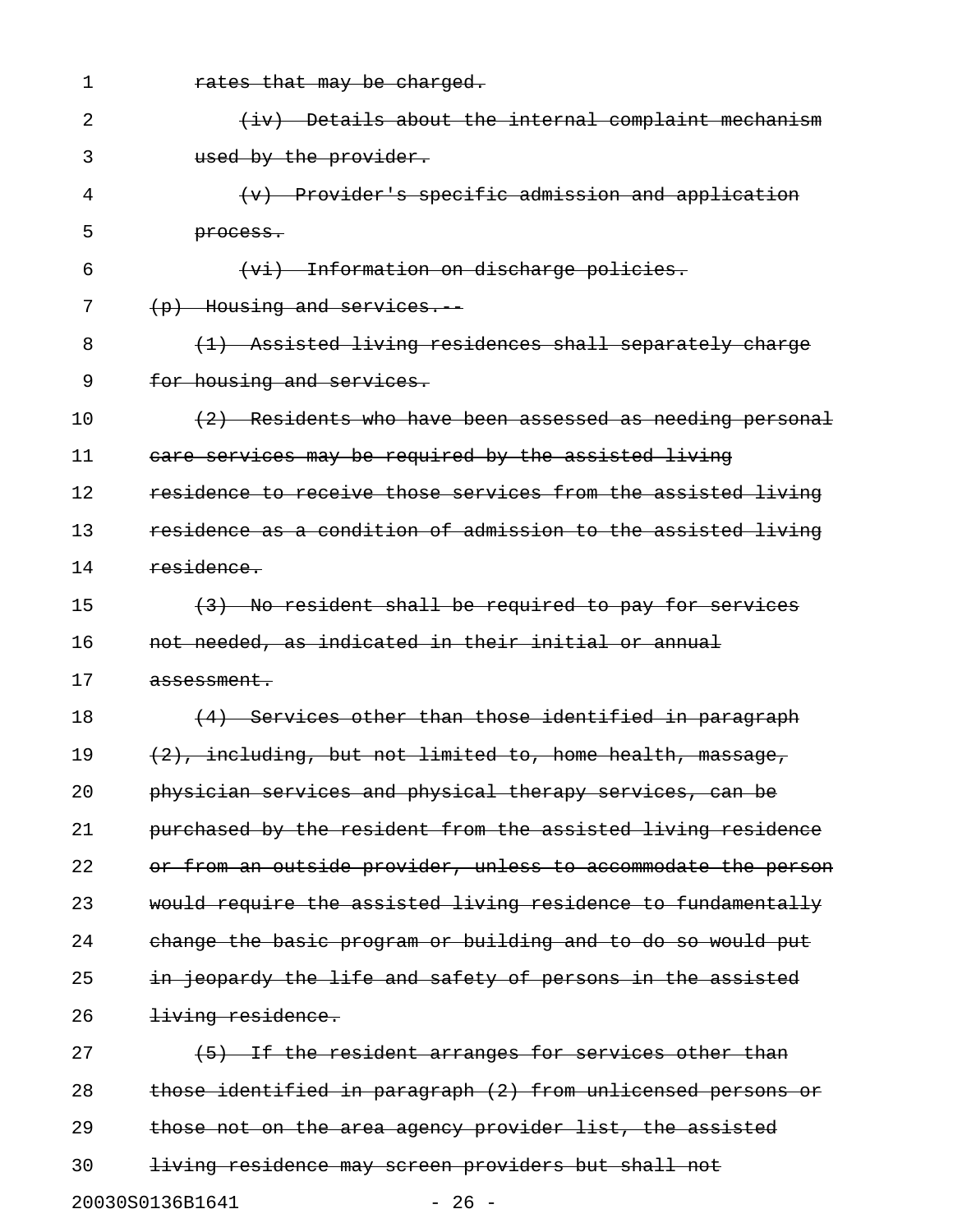rates that may be charged.

(iv) Details about the internal complaint mechanism used by the provider.

(v) Provider's specific admission and application process.

(vi) Information on discharge policies.

(p) Housing and services.--

(1) Assisted living residences shall separately charge for housing and services.

(2) Residents who have been assessed as needing personal care services may be required by the assisted living residence to receive those services from the assisted living residence as a condition of admission to the assisted living residence.

(3) No resident shall be required to pay for services not needed, as indicated in their initial or annual assessment.

(4) Services other than those identified in paragraph (2), including, but not limited to, home health, massage, physician services and physical therapy services, can be purchased by the resident from the assisted living residence or from an outside provider, unless to accommodate the person would require the assisted living residence to fundamentally change the basic program or building and to do so would put in jeopardy the life and safety of persons in the assisted living residence.

(5) If the resident arranges for services other than those identified in paragraph (2) from unlicensed persons or those not on the area agency provider list, the assisted living residence may screen providers but shall not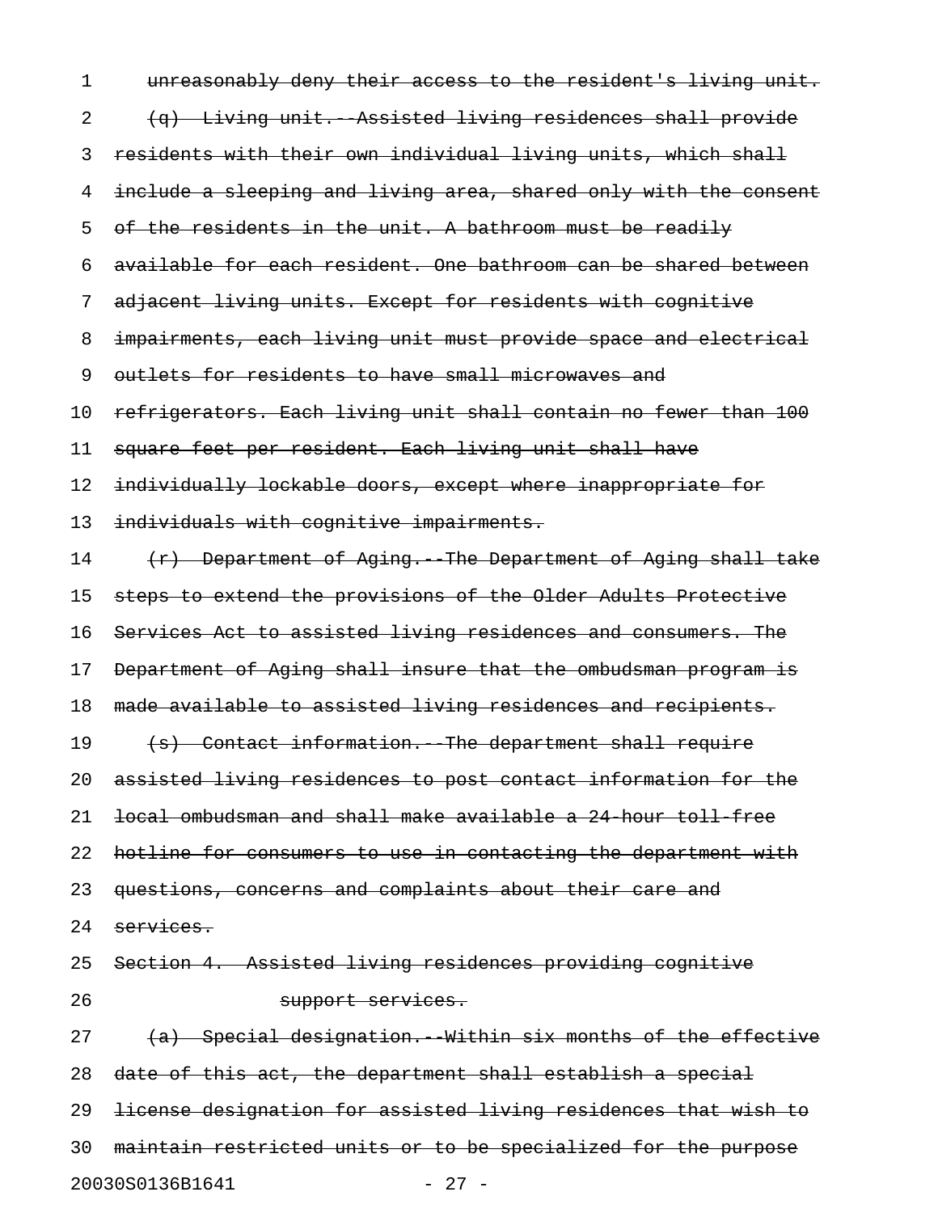~~unreasonably deny their access to the resident's living unit.~~

~~(q) Living unit.--Assisted living residences shall provide residents with their own individual living units, which shall include a sleeping and living area, shared only with the consent of the residents in the unit. A bathroom must be readily available for each resident. One bathroom can be shared between adjacent living units. Except for residents with cognitive impairments, each living unit must provide space and electrical outlets for residents to have small microwaves and refrigerators. Each living unit shall contain no fewer than 100 square feet per resident. Each living unit shall have individually lockable doors, except where inappropriate for individuals with cognitive impairments.~~

~~(r) Department of Aging.--The Department of Aging shall take steps to extend the provisions of the Older Adults Protective Services Act to assisted living residences and consumers. The Department of Aging shall insure that the ombudsman program is made available to assisted living residences and recipients.~~

~~(s) Contact information.--The department shall require assisted living residences to post contact information for the local ombudsman and shall make available a 24-hour toll-free hotline for consumers to use in contacting the department with questions, concerns and complaints about their care and services.~~

~~Section 4. Assisted living residences providing cognitive support services.~~

~~(a) Special designation.--Within six months of the effective date of this act, the department shall establish a special license designation for assisted living residences that wish to maintain restricted units or to be specialized for the purpose~~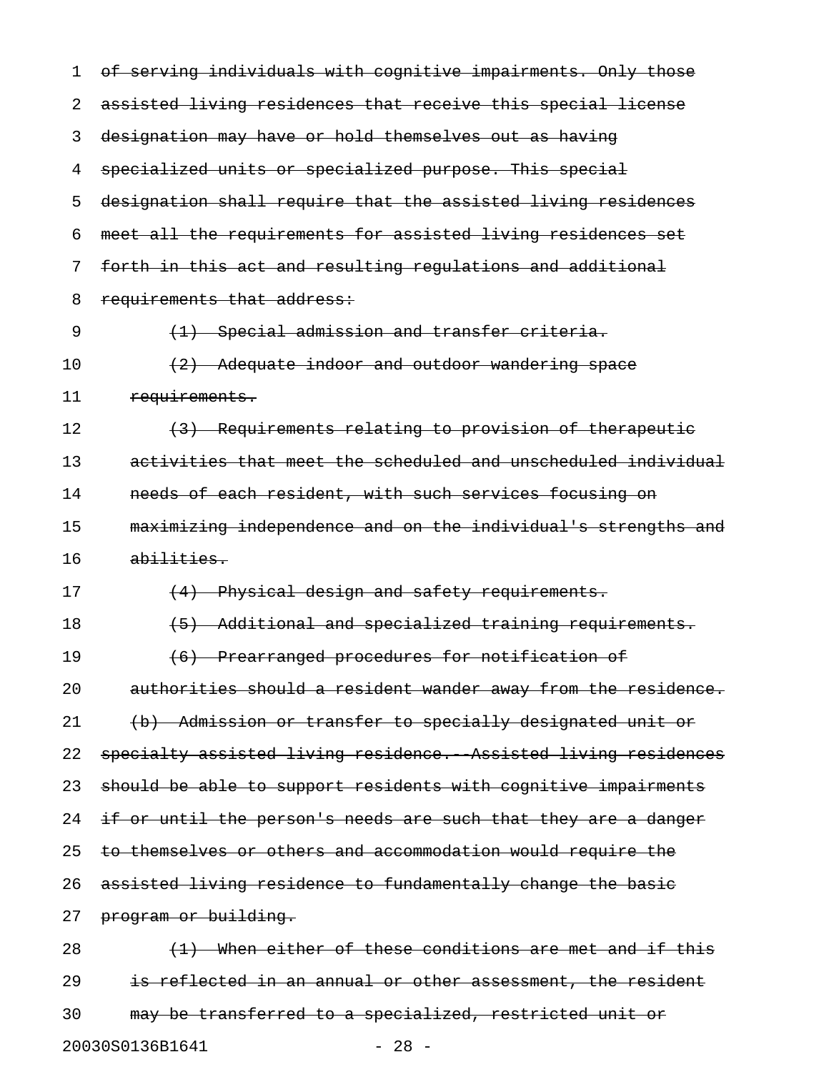~~of serving individuals with cognitive impairments. Only those assisted living residences that receive this special license designation may have or hold themselves out as having specialized units or specialized purpose. This special designation shall require that the assisted living residences meet all the requirements for assisted living residences set forth in this act and resulting regulations and additional requirements that address:~~

~~(1) Special admission and transfer criteria.~~

~~(2) Adequate indoor and outdoor wandering space requirements.~~

~~(3) Requirements relating to provision of therapeutic activities that meet the scheduled and unscheduled individual needs of each resident, with such services focusing on maximizing independence and on the individual's strengths and abilities.~~

~~(4) Physical design and safety requirements.~~

~~(5) Additional and specialized training requirements.~~

~~(6) Prearranged procedures for notification of authorities should a resident wander away from the residence.~~

~~(b) Admission or transfer to specially designated unit or specialty assisted living residence.--Assisted living residences should be able to support residents with cognitive impairments if or until the person's needs are such that they are a danger to themselves or others and accommodation would require the assisted living residence to fundamentally change the basic program or building.~~

~~(1) When either of these conditions are met and if this is reflected in an annual or other assessment, the resident may be transferred to a specialized, restricted unit or~~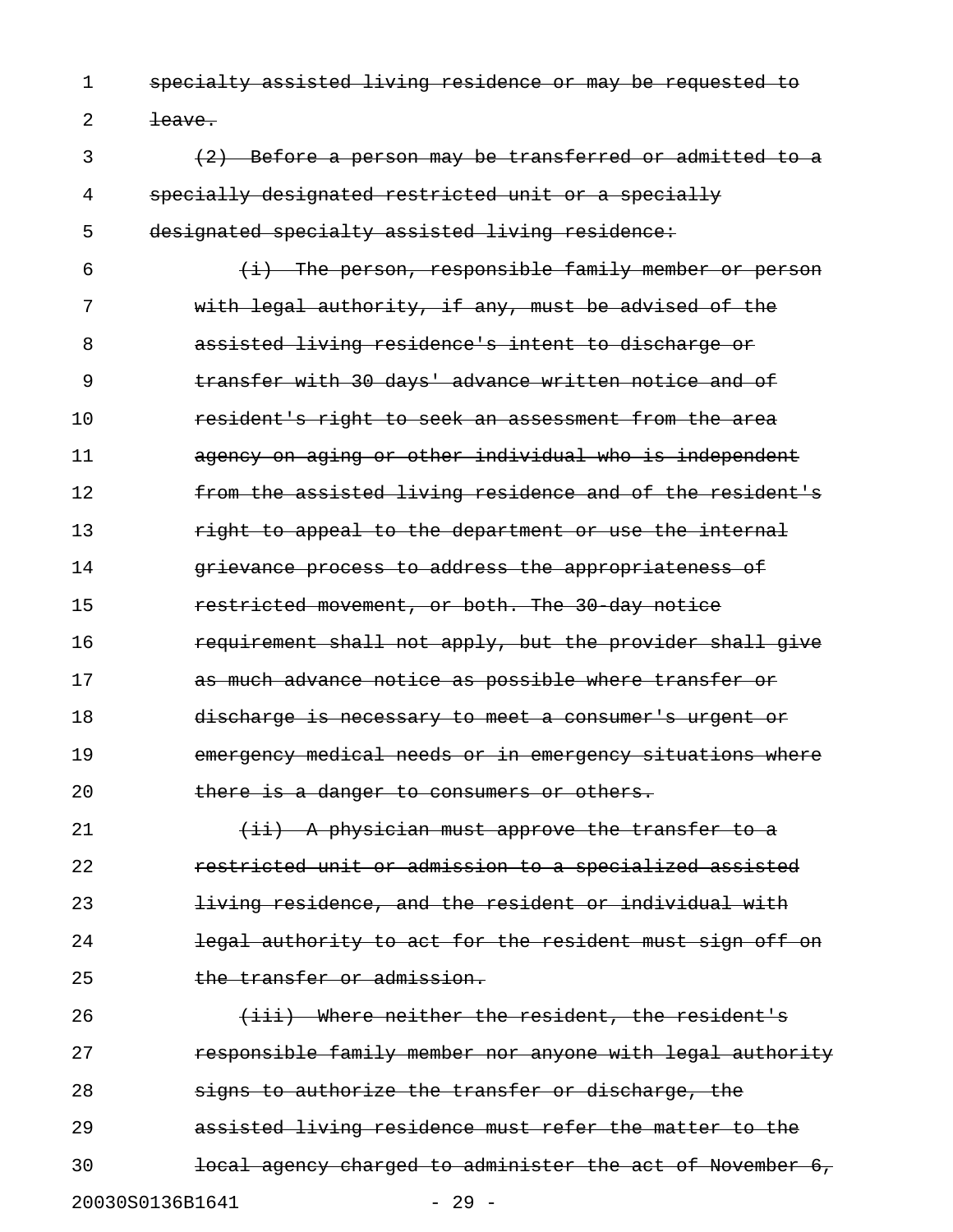~~specialty assisted living residence or may be requested to leave.~~

~~(2) Before a person may be transferred or admitted to a specially designated restricted unit or a specially designated specialty assisted living residence:~~

~~(i) The person, responsible family member or person with legal authority, if any, must be advised of the assisted living residence's intent to discharge or transfer with 30 days' advance written notice and of resident's right to seek an assessment from the area agency on aging or other individual who is independent from the assisted living residence and of the resident's right to appeal to the department or use the internal grievance process to address the appropriateness of restricted movement, or both. The 30-day notice requirement shall not apply, but the provider shall give as much advance notice as possible where transfer or discharge is necessary to meet a consumer's urgent or emergency medical needs or in emergency situations where there is a danger to consumers or others.~~

~~(ii) A physician must approve the transfer to a restricted unit or admission to a specialized assisted living residence, and the resident or individual with legal authority to act for the resident must sign off on the transfer or admission.~~

~~(iii) Where neither the resident, the resident's responsible family member nor anyone with legal authority signs to authorize the transfer or discharge, the assisted living residence must refer the matter to the local agency charged to administer the act of November 6,~~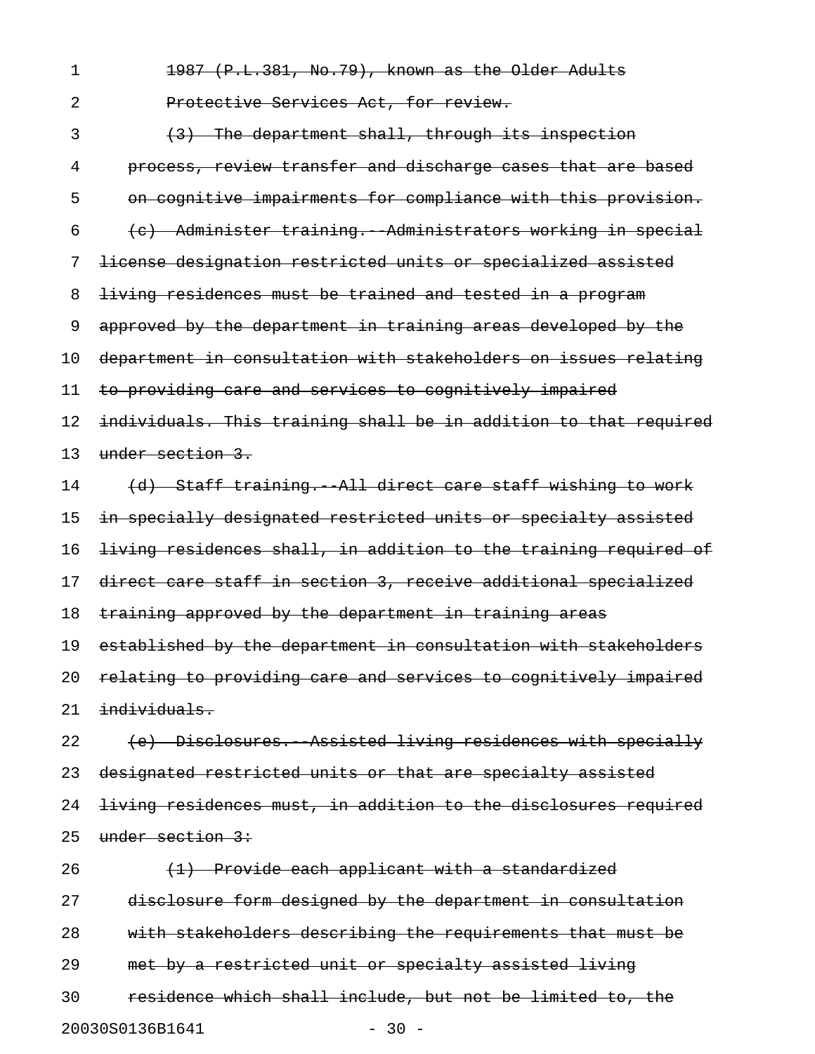~~1987 (P.L.381, No.79), known as the Older Adults Protective Services Act, for review.~~

~~(3) The department shall, through its inspection process, review transfer and discharge cases that are based on cognitive impairments for compliance with this provision.~~

~~(c) Administer training.--Administrators working in special license designation restricted units or specialized assisted living residences must be trained and tested in a program approved by the department in training areas developed by the department in consultation with stakeholders on issues relating to providing care and services to cognitively impaired individuals. This training shall be in addition to that required under section 3.~~

~~(d) Staff training.--All direct care staff wishing to work in specially designated restricted units or specialty assisted living residences shall, in addition to the training required of direct care staff in section 3, receive additional specialized training approved by the department in training areas established by the department in consultation with stakeholders relating to providing care and services to cognitively impaired individuals.~~

~~(e) Disclosures.--Assisted living residences with specially designated restricted units or that are specialty assisted living residences must, in addition to the disclosures required under section 3:~~

~~(1) Provide each applicant with a standardized disclosure form designed by the department in consultation with stakeholders describing the requirements that must be met by a restricted unit or specialty assisted living residence which shall include, but not be limited to, the~~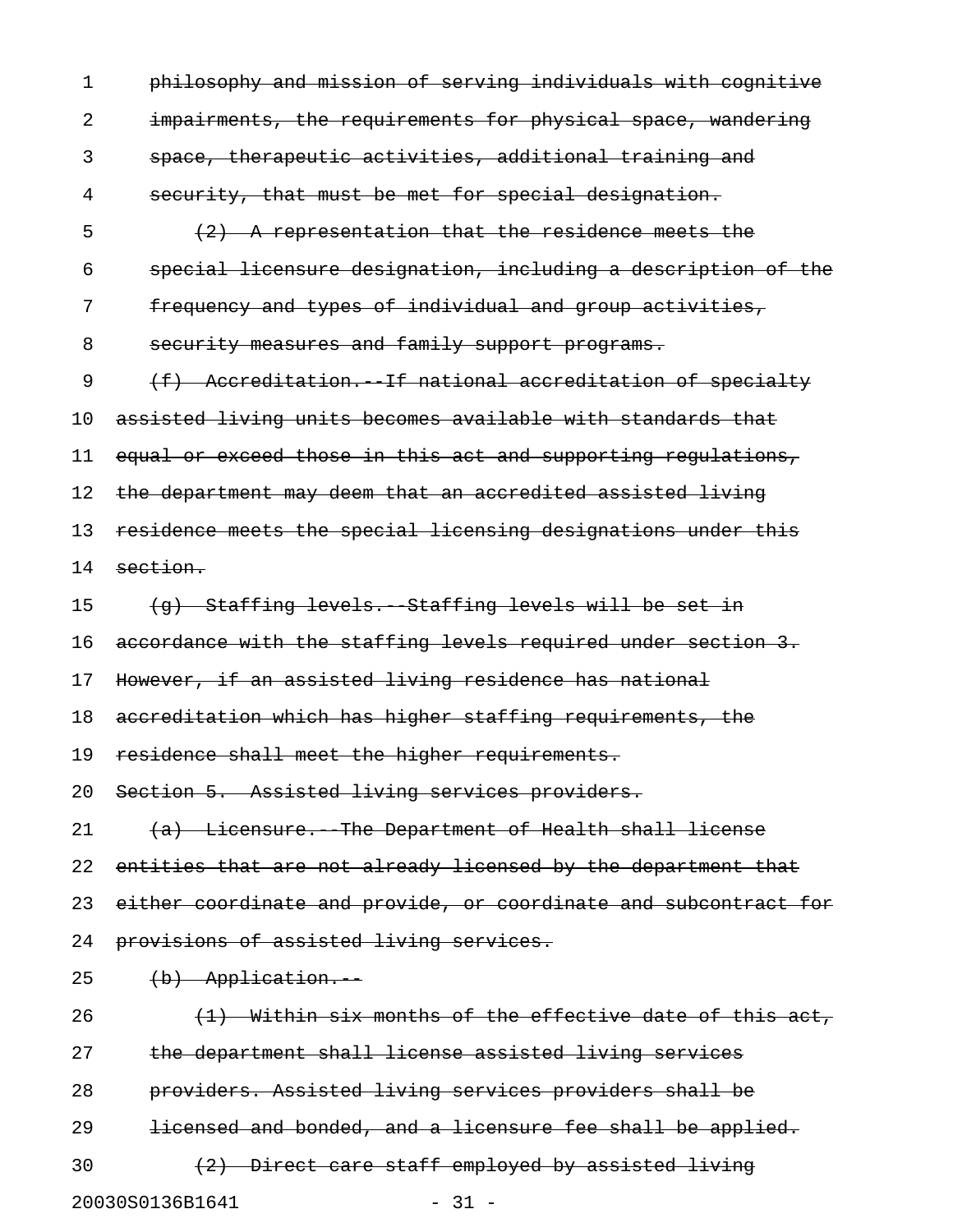philosophy and mission of serving individuals with cognitive impairments, the requirements for physical space, wandering space, therapeutic activities, additional training and security, that must be met for special designation.

(2) A representation that the residence meets the special licensure designation, including a description of the frequency and types of individual and group activities, security measures and family support programs.

(f) Accreditation.--If national accreditation of specialty assisted living units becomes available with standards that equal or exceed those in this act and supporting regulations, the department may deem that an accredited assisted living residence meets the special licensing designations under this section.

(g) Staffing levels.--Staffing levels will be set in accordance with the staffing levels required under section 3. However, if an assisted living residence has national accreditation which has higher staffing requirements, the residence shall meet the higher requirements.

Section 5. Assisted living services providers.

(a) Licensure.--The Department of Health shall license entities that are not already licensed by the department that either coordinate and provide, or coordinate and subcontract for provisions of assisted living services.

(b) Application.--

(1) Within six months of the effective date of this act, the department shall license assisted living services providers. Assisted living services providers shall be licensed and bonded, and a licensure fee shall be applied.

(2) Direct care staff employed by assisted living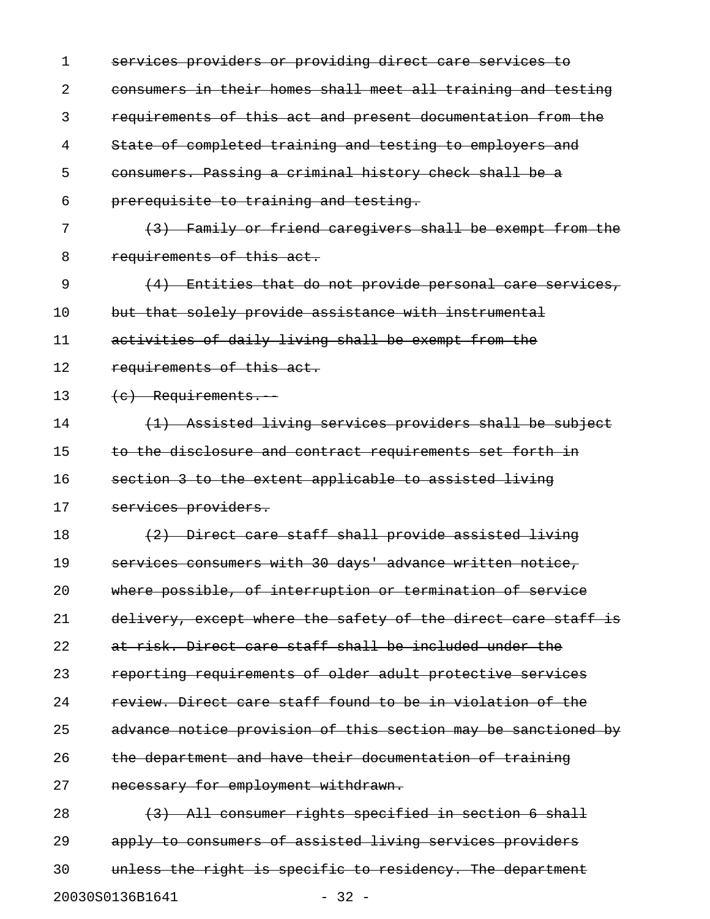~~services providers or providing direct care services to consumers in their homes shall meet all training and testing requirements of this act and present documentation from the State of completed training and testing to employers and consumers. Passing a criminal history check shall be a prerequisite to training and testing.~~

~~(3) Family or friend caregivers shall be exempt from the requirements of this act.~~

~~(4) Entities that do not provide personal care services, but that solely provide assistance with instrumental activities of daily living shall be exempt from the requirements of this act.~~

~~(c) Requirements.--~~

~~(1) Assisted living services providers shall be subject to the disclosure and contract requirements set forth in section 3 to the extent applicable to assisted living services providers.~~

~~(2) Direct care staff shall provide assisted living services consumers with 30 days' advance written notice, where possible, of interruption or termination of service delivery, except where the safety of the direct care staff is at risk. Direct care staff shall be included under the reporting requirements of older adult protective services review. Direct care staff found to be in violation of the advance notice provision of this section may be sanctioned by the department and have their documentation of training necessary for employment withdrawn.~~

~~(3) All consumer rights specified in section 6 shall apply to consumers of assisted living services providers unless the right is specific to residency. The department~~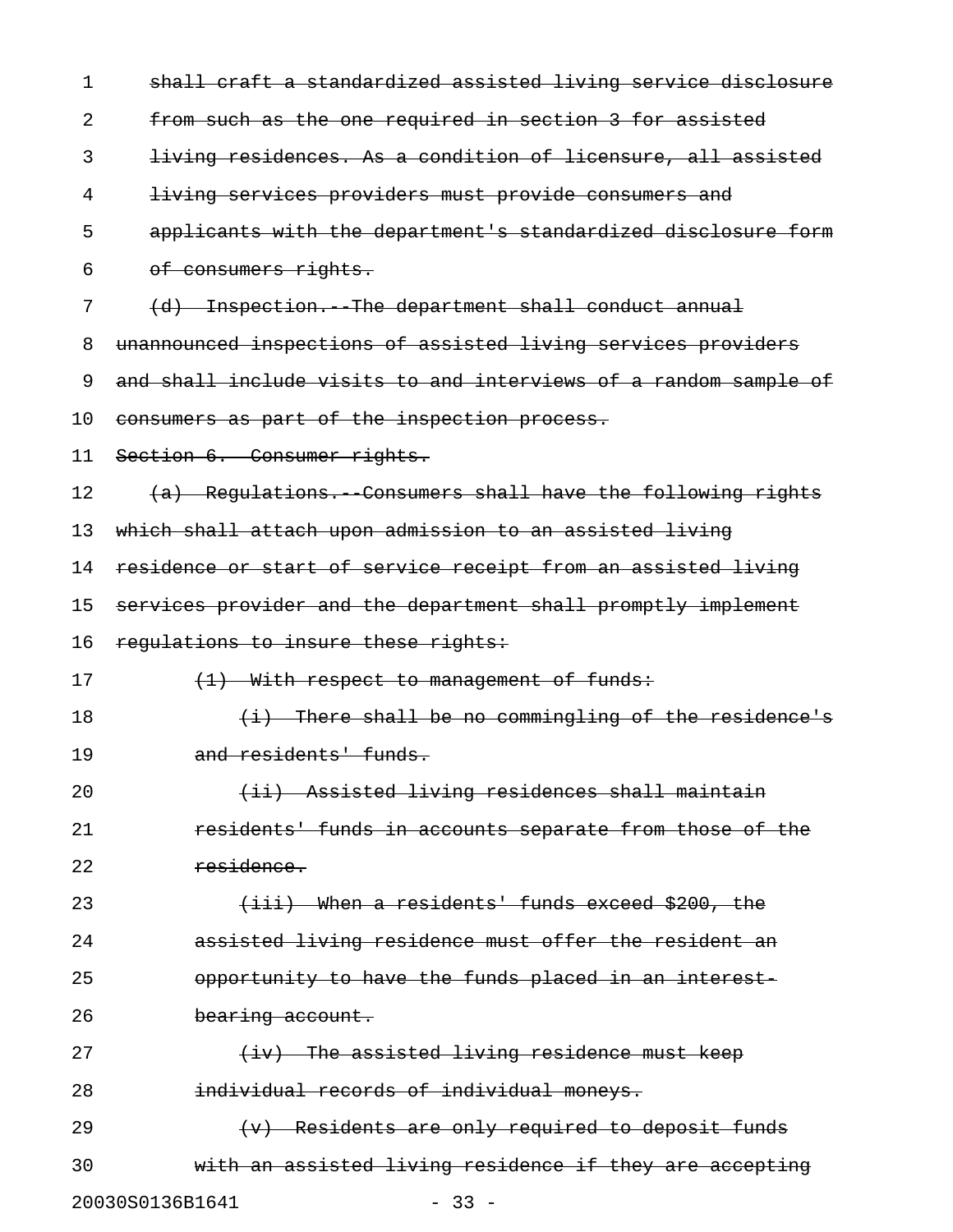~~shall craft a standardized assisted living service disclosure from such as the one required in section 3 for assisted living residences. As a condition of licensure, all assisted living services providers must provide consumers and applicants with the department's standardized disclosure form of consumers rights.~~

~~(d) Inspection.--The department shall conduct annual unannounced inspections of assisted living services providers and shall include visits to and interviews of a random sample of consumers as part of the inspection process.~~

~~Section 6. Consumer rights.~~

~~(a) Regulations.--Consumers shall have the following rights which shall attach upon admission to an assisted living residence or start of service receipt from an assisted living services provider and the department shall promptly implement regulations to insure these rights:~~

~~(1) With respect to management of funds:~~

~~(i) There shall be no commingling of the residence's and residents' funds.~~

~~(ii) Assisted living residences shall maintain residents' funds in accounts separate from those of the residence.~~

~~(iii) When a residents' funds exceed $200, the assisted living residence must offer the resident an opportunity to have the funds placed in an interest-bearing account.~~

~~(iv) The assisted living residence must keep individual records of individual moneys.~~

~~(v) Residents are only required to deposit funds with an assisted living residence if they are accepting~~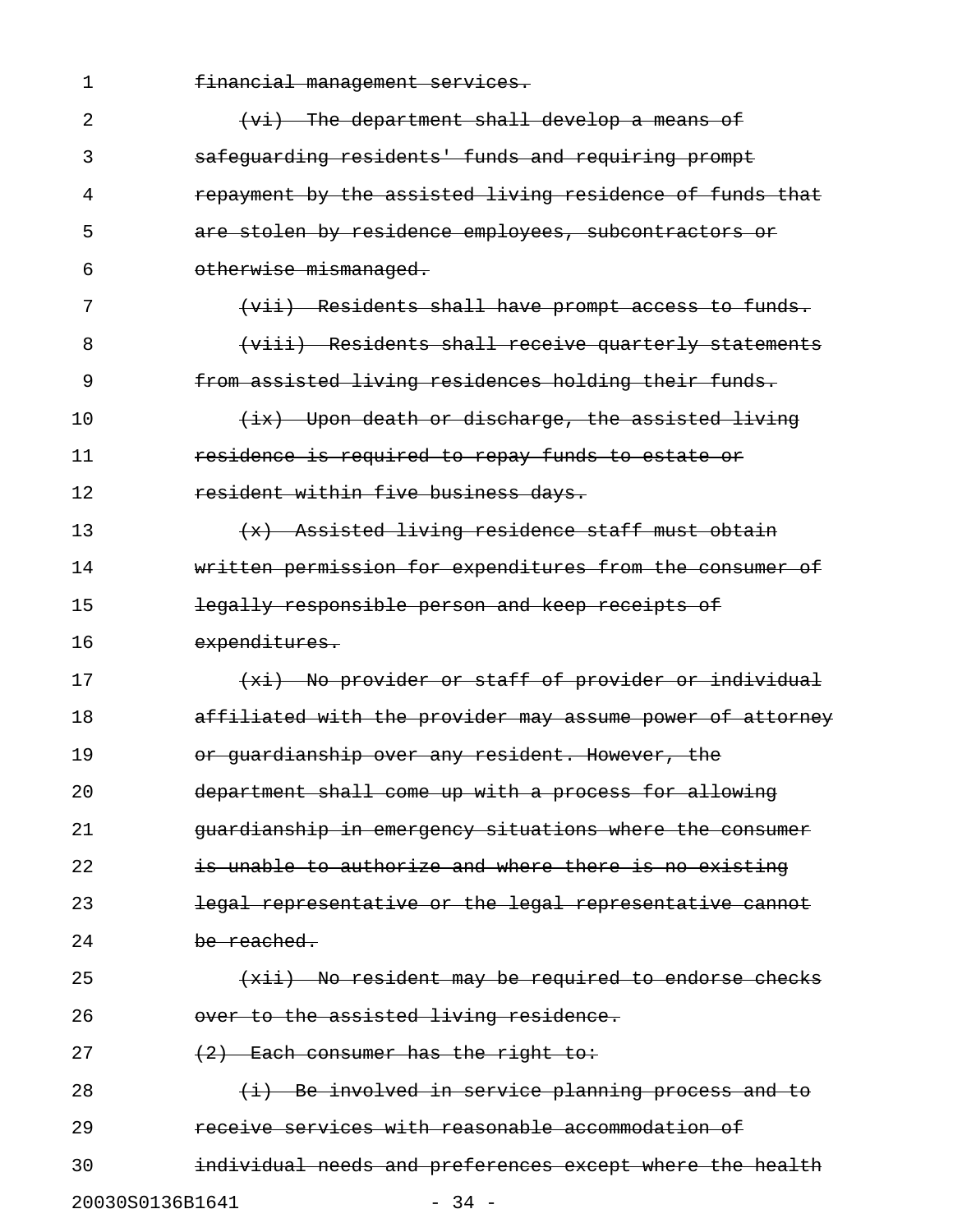~~financial management services.~~

~~(vi) The department shall develop a means of safeguarding residents' funds and requiring prompt repayment by the assisted living residence of funds that are stolen by residence employees, subcontractors or otherwise mismanaged.~~

~~(vii) Residents shall have prompt access to funds.~~

~~(viii) Residents shall receive quarterly statements from assisted living residences holding their funds.~~

~~(ix) Upon death or discharge, the assisted living residence is required to repay funds to estate or resident within five business days.~~

~~(x) Assisted living residence staff must obtain written permission for expenditures from the consumer of legally responsible person and keep receipts of expenditures.~~

~~(xi) No provider or staff of provider or individual affiliated with the provider may assume power of attorney or guardianship over any resident. However, the department shall come up with a process for allowing guardianship in emergency situations where the consumer is unable to authorize and where there is no existing legal representative or the legal representative cannot be reached.~~

~~(xii) No resident may be required to endorse checks over to the assisted living residence.~~

~~(2) Each consumer has the right to:~~

~~(i) Be involved in service planning process and to receive services with reasonable accommodation of individual needs and preferences except where the health~~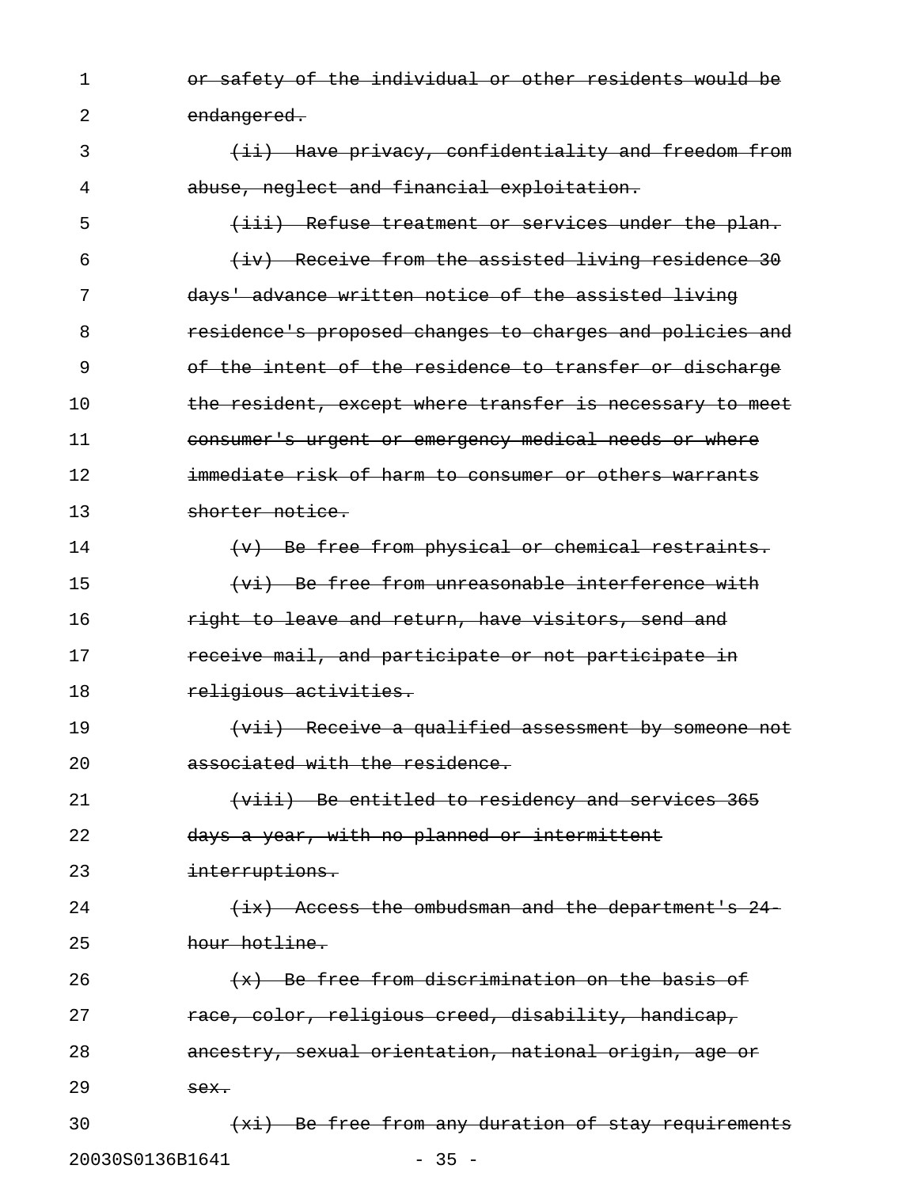~~or safety of the individual or other residents would be endangered.~~

~~(ii) Have privacy, confidentiality and freedom from abuse, neglect and financial exploitation.~~

~~(iii) Refuse treatment or services under the plan.~~

~~(iv) Receive from the assisted living residence 30 days' advance written notice of the assisted living residence's proposed changes to charges and policies and of the intent of the residence to transfer or discharge the resident, except where transfer is necessary to meet consumer's urgent or emergency medical needs or where immediate risk of harm to consumer or others warrants shorter notice.~~

~~(v) Be free from physical or chemical restraints.~~

~~(vi) Be free from unreasonable interference with right to leave and return, have visitors, send and receive mail, and participate or not participate in religious activities.~~

~~(vii) Receive a qualified assessment by someone not associated with the residence.~~

~~(viii) Be entitled to residency and services 365 days a year, with no planned or intermittent interruptions.~~

~~(ix) Access the ombudsman and the department's 24-hour hotline.~~

~~(x) Be free from discrimination on the basis of race, color, religious creed, disability, handicap, ancestry, sexual orientation, national origin, age or sex.~~

~~(xi) Be free from any duration of stay requirements~~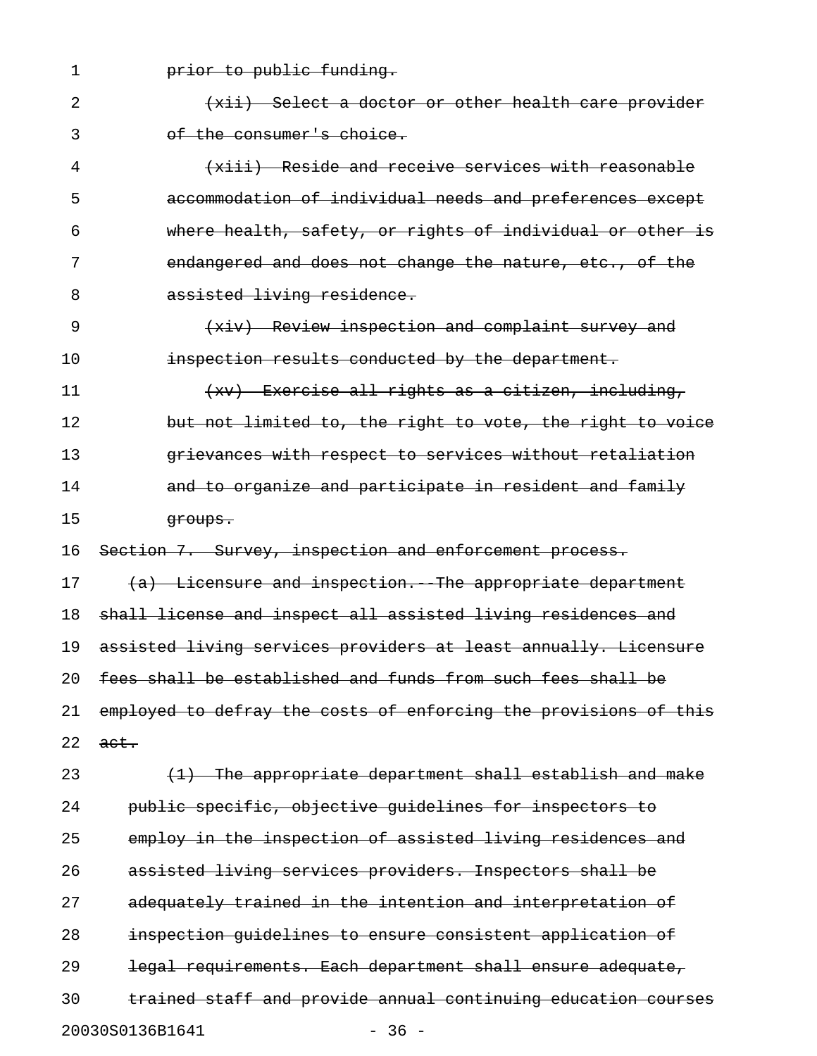~~prior to public funding.~~

~~(xii) Select a doctor or other health care provider of the consumer's choice.~~

~~(xiii) Reside and receive services with reasonable accommodation of individual needs and preferences except where health, safety, or rights of individual or other is endangered and does not change the nature, etc., of the assisted living residence.~~

~~(xiv) Review inspection and complaint survey and inspection results conducted by the department.~~

~~(xv) Exercise all rights as a citizen, including, but not limited to, the right to vote, the right to voice grievances with respect to services without retaliation and to organize and participate in resident and family groups.~~

~~Section 7. Survey, inspection and enforcement process.~~

~~(a) Licensure and inspection.--The appropriate department shall license and inspect all assisted living residences and assisted living services providers at least annually. Licensure fees shall be established and funds from such fees shall be employed to defray the costs of enforcing the provisions of this act.~~

~~(1) The appropriate department shall establish and make public specific, objective guidelines for inspectors to employ in the inspection of assisted living residences and assisted living services providers. Inspectors shall be adequately trained in the intention and interpretation of inspection guidelines to ensure consistent application of legal requirements. Each department shall ensure adequate, trained staff and provide annual continuing education courses~~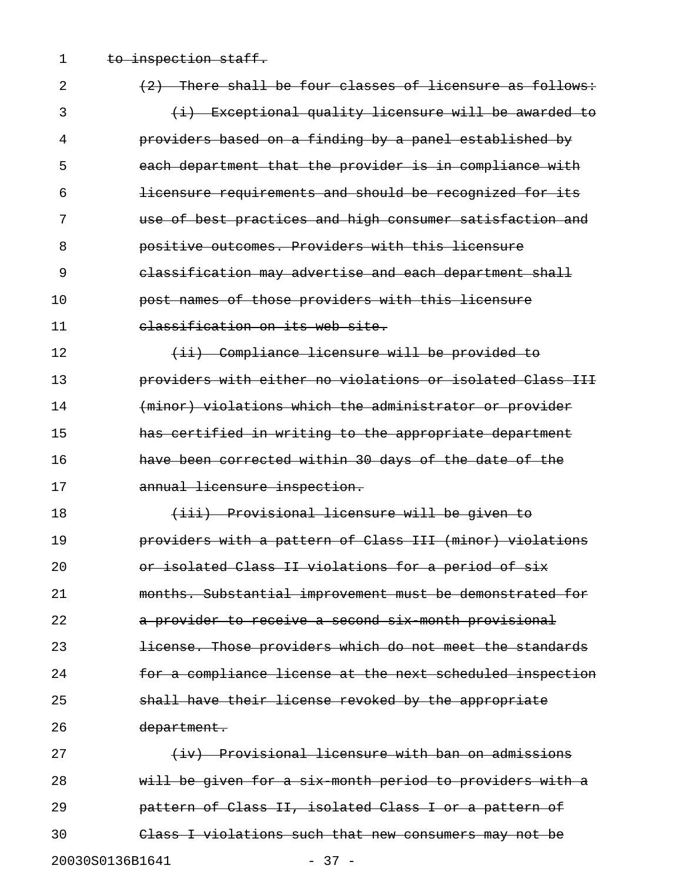~~to inspection staff.~~

~~(2) There shall be four classes of licensure as follows:~~

~~(i) Exceptional quality licensure will be awarded to providers based on a finding by a panel established by each department that the provider is in compliance with licensure requirements and should be recognized for its use of best practices and high consumer satisfaction and positive outcomes. Providers with this licensure classification may advertise and each department shall post names of those providers with this licensure classification on its web site.~~

~~(ii) Compliance licensure will be provided to providers with either no violations or isolated Class III (minor) violations which the administrator or provider has certified in writing to the appropriate department have been corrected within 30 days of the date of the annual licensure inspection.~~

~~(iii) Provisional licensure will be given to providers with a pattern of Class III (minor) violations or isolated Class II violations for a period of six months. Substantial improvement must be demonstrated for a provider to receive a second six-month provisional license. Those providers which do not meet the standards for a compliance license at the next scheduled inspection shall have their license revoked by the appropriate department.~~

~~(iv) Provisional licensure with ban on admissions will be given for a six-month period to providers with a pattern of Class II, isolated Class I or a pattern of Class I violations such that new consumers may not be~~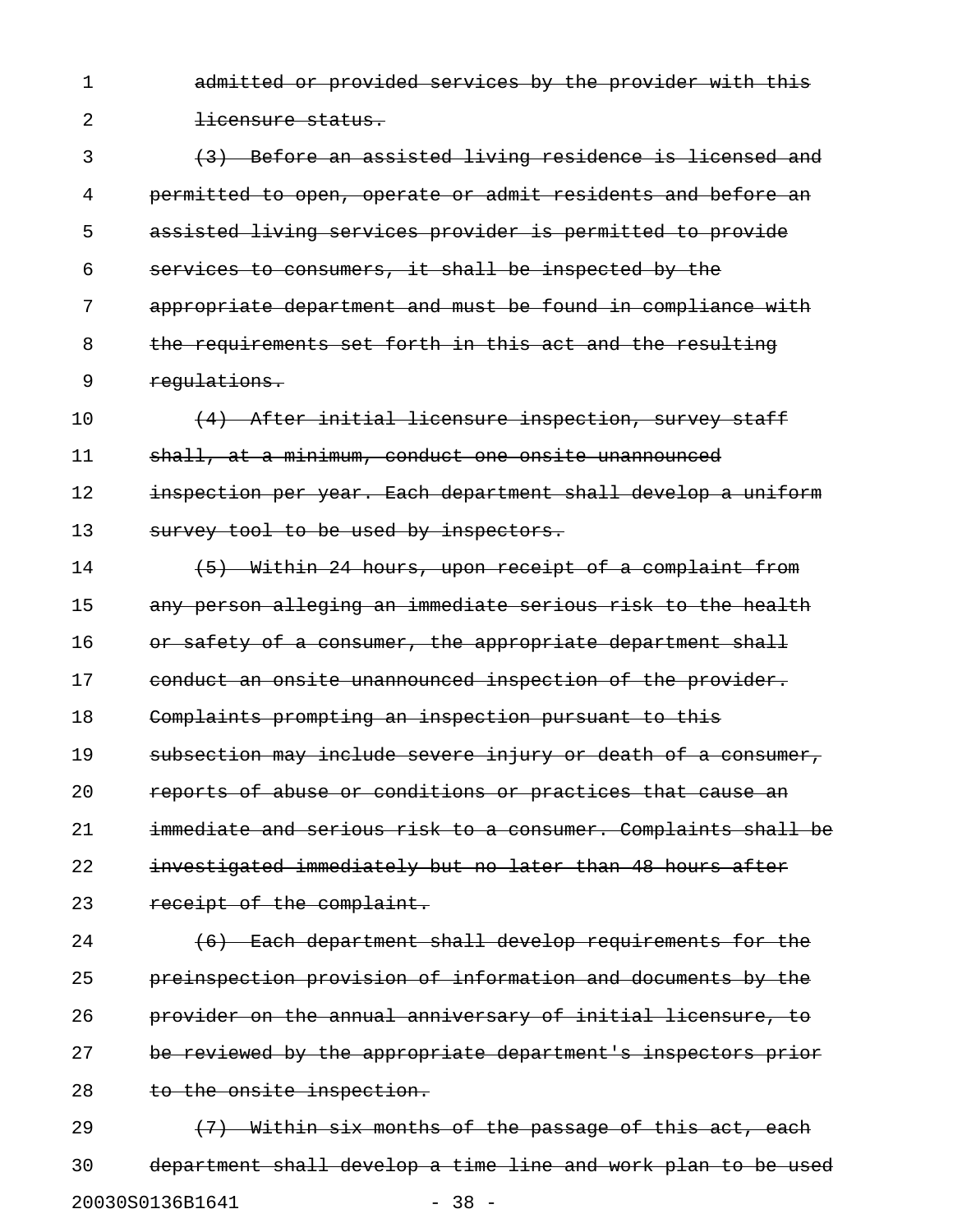~~admitted or provided services by the provider with this licensure status.~~

~~(3) Before an assisted living residence is licensed and permitted to open, operate or admit residents and before an assisted living services provider is permitted to provide services to consumers, it shall be inspected by the appropriate department and must be found in compliance with the requirements set forth in this act and the resulting regulations.~~

~~(4) After initial licensure inspection, survey staff shall, at a minimum, conduct one onsite unannounced inspection per year. Each department shall develop a uniform survey tool to be used by inspectors.~~

~~(5) Within 24 hours, upon receipt of a complaint from any person alleging an immediate serious risk to the health or safety of a consumer, the appropriate department shall conduct an onsite unannounced inspection of the provider. Complaints prompting an inspection pursuant to this subsection may include severe injury or death of a consumer, reports of abuse or conditions or practices that cause an immediate and serious risk to a consumer. Complaints shall be investigated immediately but no later than 48 hours after receipt of the complaint.~~

~~(6) Each department shall develop requirements for the preinspection provision of information and documents by the provider on the annual anniversary of initial licensure, to be reviewed by the appropriate department's inspectors prior to the onsite inspection.~~

~~(7) Within six months of the passage of this act, each department shall develop a time line and work plan to be used~~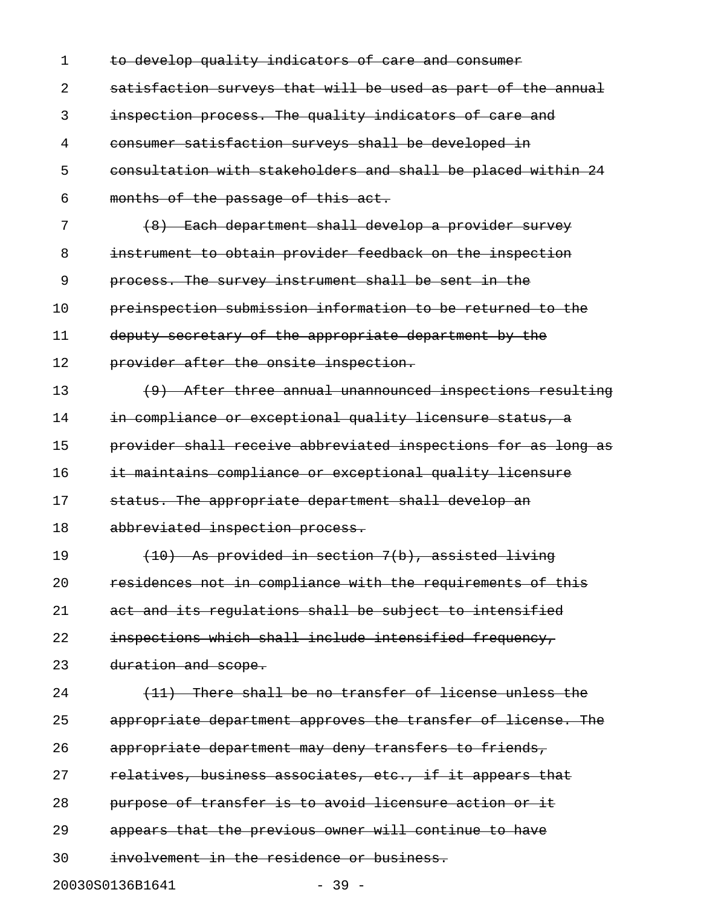~~to develop quality indicators of care and consumer satisfaction surveys that will be used as part of the annual inspection process. The quality indicators of care and consumer satisfaction surveys shall be developed in consultation with stakeholders and shall be placed within 24 months of the passage of this act.~~

~~(8) Each department shall develop a provider survey instrument to obtain provider feedback on the inspection process. The survey instrument shall be sent in the preinspection submission information to be returned to the deputy secretary of the appropriate department by the provider after the onsite inspection.~~

~~(9) After three annual unannounced inspections resulting in compliance or exceptional quality licensure status, a provider shall receive abbreviated inspections for as long as it maintains compliance or exceptional quality licensure status. The appropriate department shall develop an abbreviated inspection process.~~

~~(10) As provided in section 7(b), assisted living residences not in compliance with the requirements of this act and its regulations shall be subject to intensified inspections which shall include intensified frequency, duration and scope.~~

~~(11) There shall be no transfer of license unless the appropriate department approves the transfer of license. The appropriate department may deny transfers to friends, relatives, business associates, etc., if it appears that purpose of transfer is to avoid licensure action or it appears that the previous owner will continue to have involvement in the residence or business.~~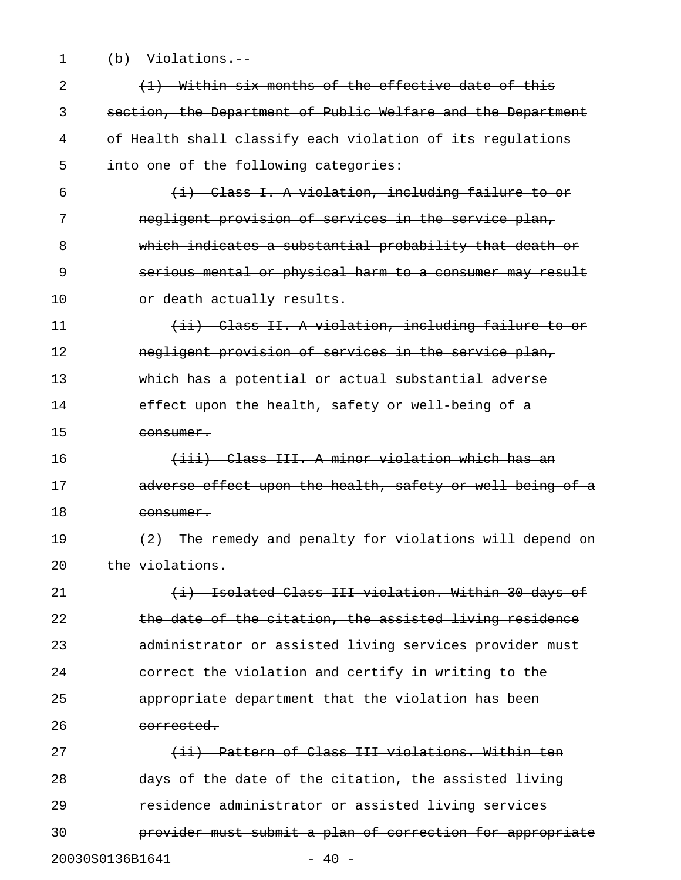~~(b) Violations.--~~

~~(1) Within six months of the effective date of this section, the Department of Public Welfare and the Department of Health shall classify each violation of its regulations into one of the following categories:~~

~~(i) Class I. A violation, including failure to or negligent provision of services in the service plan, which indicates a substantial probability that death or serious mental or physical harm to a consumer may result or death actually results.~~

~~(ii) Class II. A violation, including failure to or negligent provision of services in the service plan, which has a potential or actual substantial adverse effect upon the health, safety or well-being of a consumer.~~

~~(iii) Class III. A minor violation which has an adverse effect upon the health, safety or well-being of a consumer.~~

~~(2) The remedy and penalty for violations will depend on the violations.~~

~~(i) Isolated Class III violation. Within 30 days of the date of the citation, the assisted living residence administrator or assisted living services provider must correct the violation and certify in writing to the appropriate department that the violation has been corrected.~~

~~(ii) Pattern of Class III violations. Within ten days of the date of the citation, the assisted living residence administrator or assisted living services provider must submit a plan of correction for appropriate~~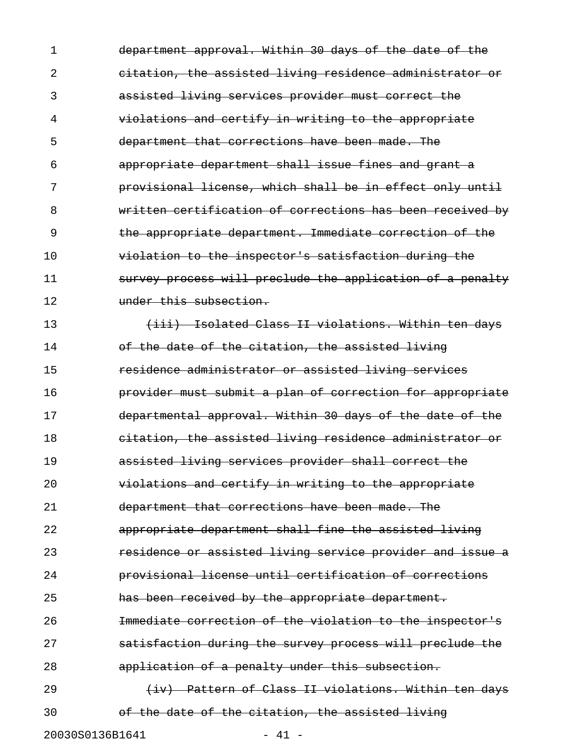department approval. Within 30 days of the date of the citation, the assisted living residence administrator or assisted living services provider must correct the violations and certify in writing to the appropriate department that corrections have been made. The appropriate department shall issue fines and grant a provisional license, which shall be in effect only until written certification of corrections has been received by the appropriate department. Immediate correction of the violation to the inspector's satisfaction during the survey process will preclude the application of a penalty under this subsection.

(iii) Isolated Class II violations. Within ten days of the date of the citation, the assisted living residence administrator or assisted living services provider must submit a plan of correction for appropriate departmental approval. Within 30 days of the date of the citation, the assisted living residence administrator or assisted living services provider shall correct the violations and certify in writing to the appropriate department that corrections have been made. The appropriate department shall fine the assisted living residence or assisted living service provider and issue a provisional license until certification of corrections has been received by the appropriate department. Immediate correction of the violation to the inspector's satisfaction during the survey process will preclude the application of a penalty under this subsection.

(iv) Pattern of Class II violations. Within ten days of the date of the citation, the assisted living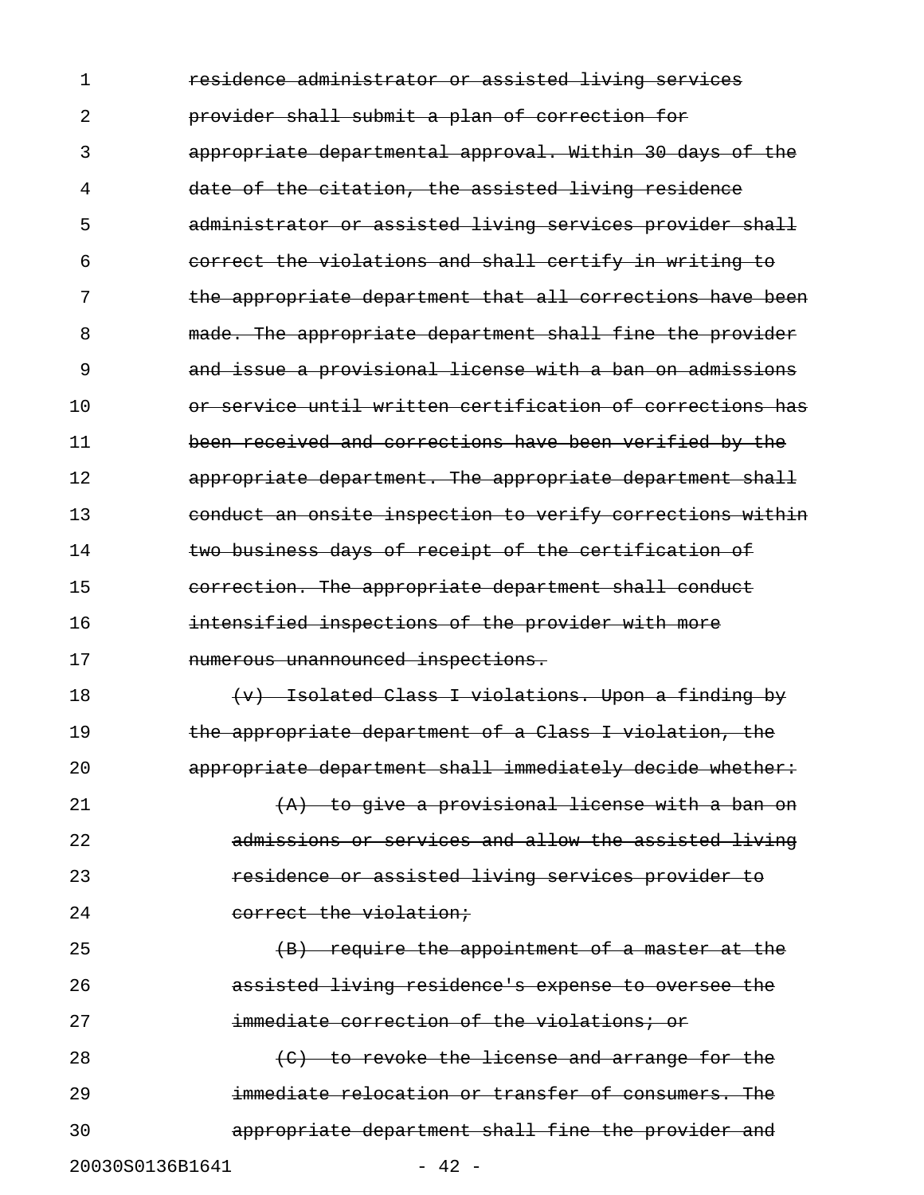~~residence administrator or assisted living services provider shall submit a plan of correction for appropriate departmental approval. Within 30 days of the date of the citation, the assisted living residence administrator or assisted living services provider shall correct the violations and shall certify in writing to the appropriate department that all corrections have been made. The appropriate department shall fine the provider and issue a provisional license with a ban on admissions or service until written certification of corrections has been received and corrections have been verified by the appropriate department. The appropriate department shall conduct an onsite inspection to verify corrections within two business days of receipt of the certification of correction. The appropriate department shall conduct intensified inspections of the provider with more numerous unannounced inspections.~~

~~(v) Isolated Class I violations. Upon a finding by the appropriate department of a Class I violation, the appropriate department shall immediately decide whether:~~

~~(A) to give a provisional license with a ban on admissions or services and allow the assisted living residence or assisted living services provider to correct the violation;~~

~~(B) require the appointment of a master at the assisted living residence's expense to oversee the immediate correction of the violations; or~~

~~(C) to revoke the license and arrange for the immediate relocation or transfer of consumers. The appropriate department shall fine the provider and~~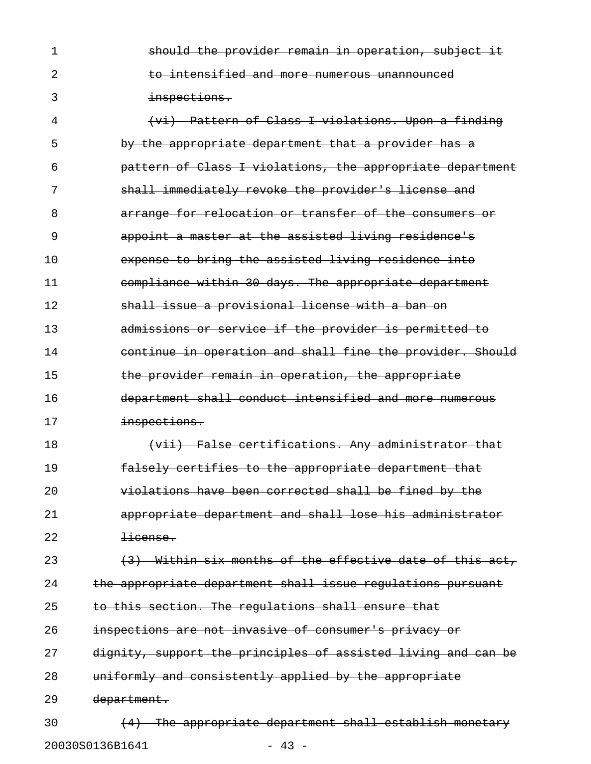~~should the provider remain in operation, subject it to intensified and more numerous unannounced inspections.~~

~~(vi) Pattern of Class I violations. Upon a finding by the appropriate department that a provider has a pattern of Class I violations, the appropriate department shall immediately revoke the provider's license and arrange for relocation or transfer of the consumers or appoint a master at the assisted living residence's expense to bring the assisted living residence into compliance within 30 days. The appropriate department shall issue a provisional license with a ban on admissions or service if the provider is permitted to continue in operation and shall fine the provider. Should the provider remain in operation, the appropriate department shall conduct intensified and more numerous inspections.~~

~~(vii) False certifications. Any administrator that falsely certifies to the appropriate department that violations have been corrected shall be fined by the appropriate department and shall lose his administrator license.~~

~~(3) Within six months of the effective date of this act, the appropriate department shall issue regulations pursuant to this section. The regulations shall ensure that inspections are not invasive of consumer's privacy or dignity, support the principles of assisted living and can be uniformly and consistently applied by the appropriate department.~~

~~(4) The appropriate department shall establish monetary~~

20030S0136B1641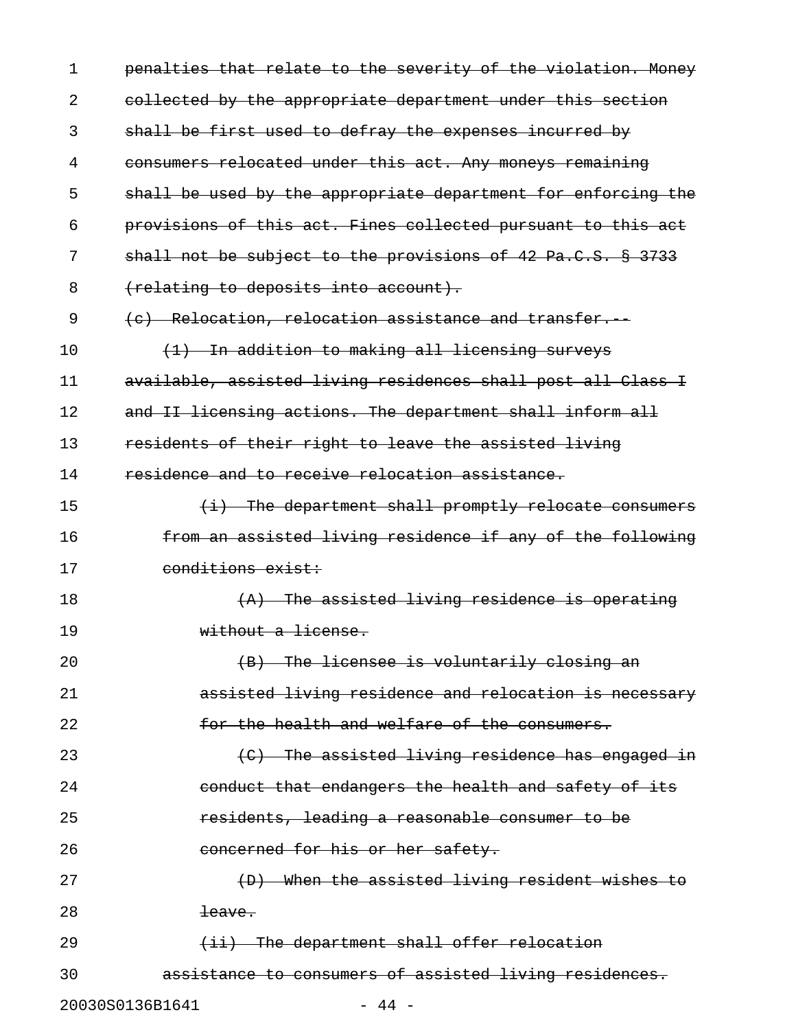~~penalties that relate to the severity of the violation. Money collected by the appropriate department under this section shall be first used to defray the expenses incurred by consumers relocated under this act. Any moneys remaining shall be used by the appropriate department for enforcing the provisions of this act. Fines collected pursuant to this act shall not be subject to the provisions of 42 Pa.C.S. § 3733 (relating to deposits into account).~~

~~(c) Relocation, relocation assistance and transfer.--~~

~~(1) In addition to making all licensing surveys available, assisted living residences shall post all Class I and II licensing actions. The department shall inform all residents of their right to leave the assisted living residence and to receive relocation assistance.~~

~~(i) The department shall promptly relocate consumers from an assisted living residence if any of the following conditions exist:~~

~~(A) The assisted living residence is operating without a license.~~

~~(B) The licensee is voluntarily closing an assisted living residence and relocation is necessary for the health and welfare of the consumers.~~

~~(C) The assisted living residence has engaged in conduct that endangers the health and safety of its residents, leading a reasonable consumer to be concerned for his or her safety.~~

~~(D) When the assisted living resident wishes to leave.~~

~~(ii) The department shall offer relocation assistance to consumers of assisted living residences.~~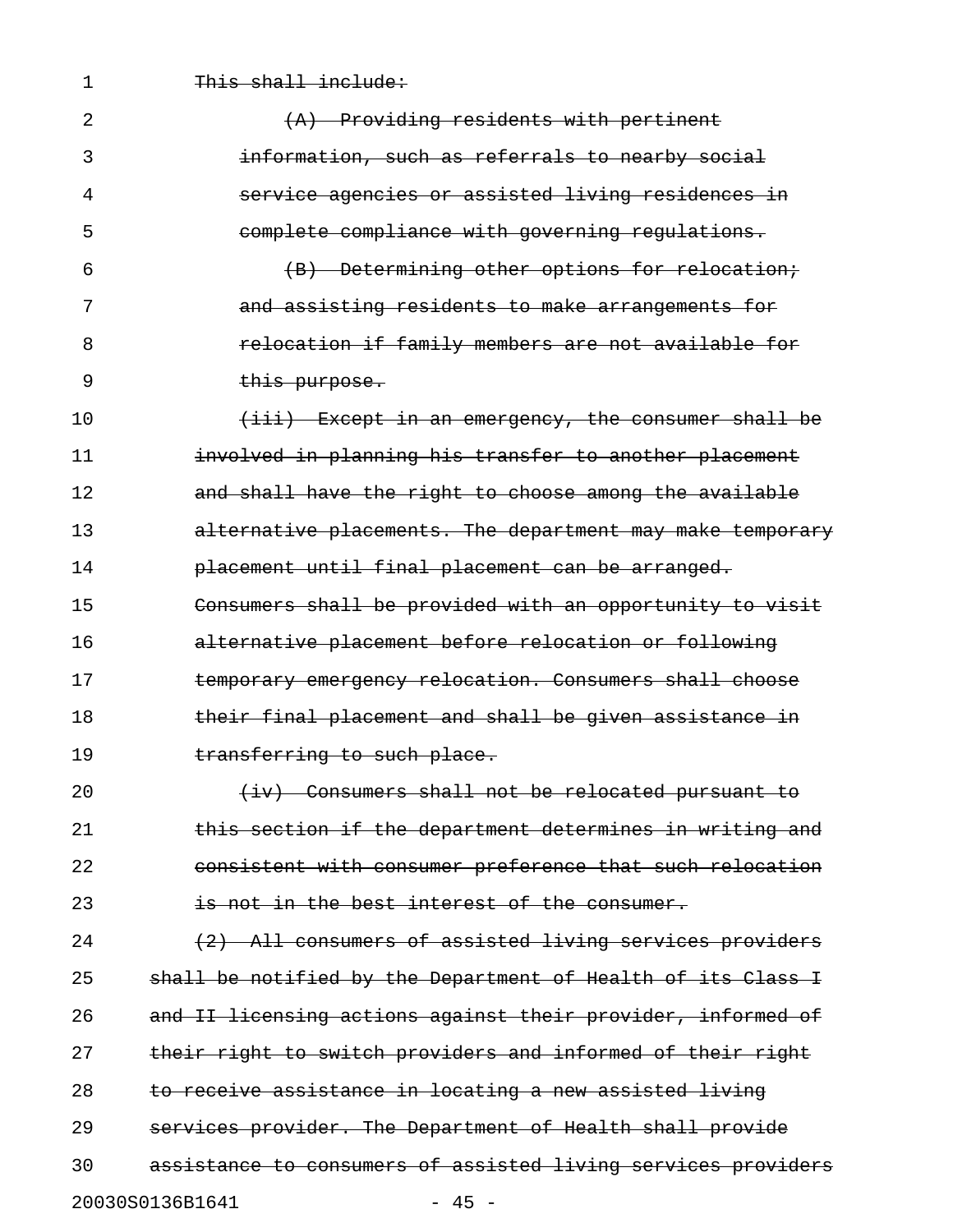~~This shall include:~~

~~(A) Providing residents with pertinent information, such as referrals to nearby social service agencies or assisted living residences in complete compliance with governing regulations.~~

~~(B) Determining other options for relocation; and assisting residents to make arrangements for relocation if family members are not available for this purpose.~~

~~(iii) Except in an emergency, the consumer shall be involved in planning his transfer to another placement and shall have the right to choose among the available alternative placements. The department may make temporary placement until final placement can be arranged. Consumers shall be provided with an opportunity to visit alternative placement before relocation or following temporary emergency relocation. Consumers shall choose their final placement and shall be given assistance in transferring to such place.~~

~~(iv) Consumers shall not be relocated pursuant to this section if the department determines in writing and consistent with consumer preference that such relocation is not in the best interest of the consumer.~~

~~(2) All consumers of assisted living services providers shall be notified by the Department of Health of its Class I and II licensing actions against their provider, informed of their right to switch providers and informed of their right to receive assistance in locating a new assisted living services provider. The Department of Health shall provide assistance to consumers of assisted living services providers~~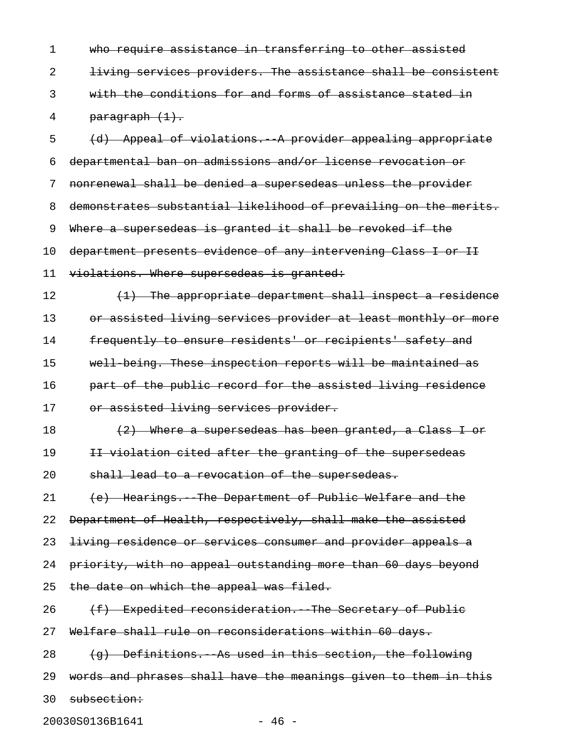~~who require assistance in transferring to other assisted living services providers. The assistance shall be consistent with the conditions for and forms of assistance stated in paragraph (1).~~

~~(d) Appeal of violations.--A provider appealing appropriate departmental ban on admissions and/or license revocation or nonrenewal shall be denied a supersedeas unless the provider demonstrates substantial likelihood of prevailing on the merits. Where a supersedeas is granted it shall be revoked if the department presents evidence of any intervening Class I or II violations. Where supersedeas is granted:~~

~~(1) The appropriate department shall inspect a residence or assisted living services provider at least monthly or more frequently to ensure residents' or recipients' safety and well-being. These inspection reports will be maintained as part of the public record for the assisted living residence or assisted living services provider.~~

~~(2) Where a supersedeas has been granted, a Class I or II violation cited after the granting of the supersedeas shall lead to a revocation of the supersedeas.~~

~~(e) Hearings.--The Department of Public Welfare and the Department of Health, respectively, shall make the assisted living residence or services consumer and provider appeals a priority, with no appeal outstanding more than 60 days beyond the date on which the appeal was filed.~~

~~(f) Expedited reconsideration.--The Secretary of Public Welfare shall rule on reconsiderations within 60 days.~~

~~(g) Definitions.--As used in this section, the following words and phrases shall have the meanings given to them in this subsection:~~

20030S0136B1641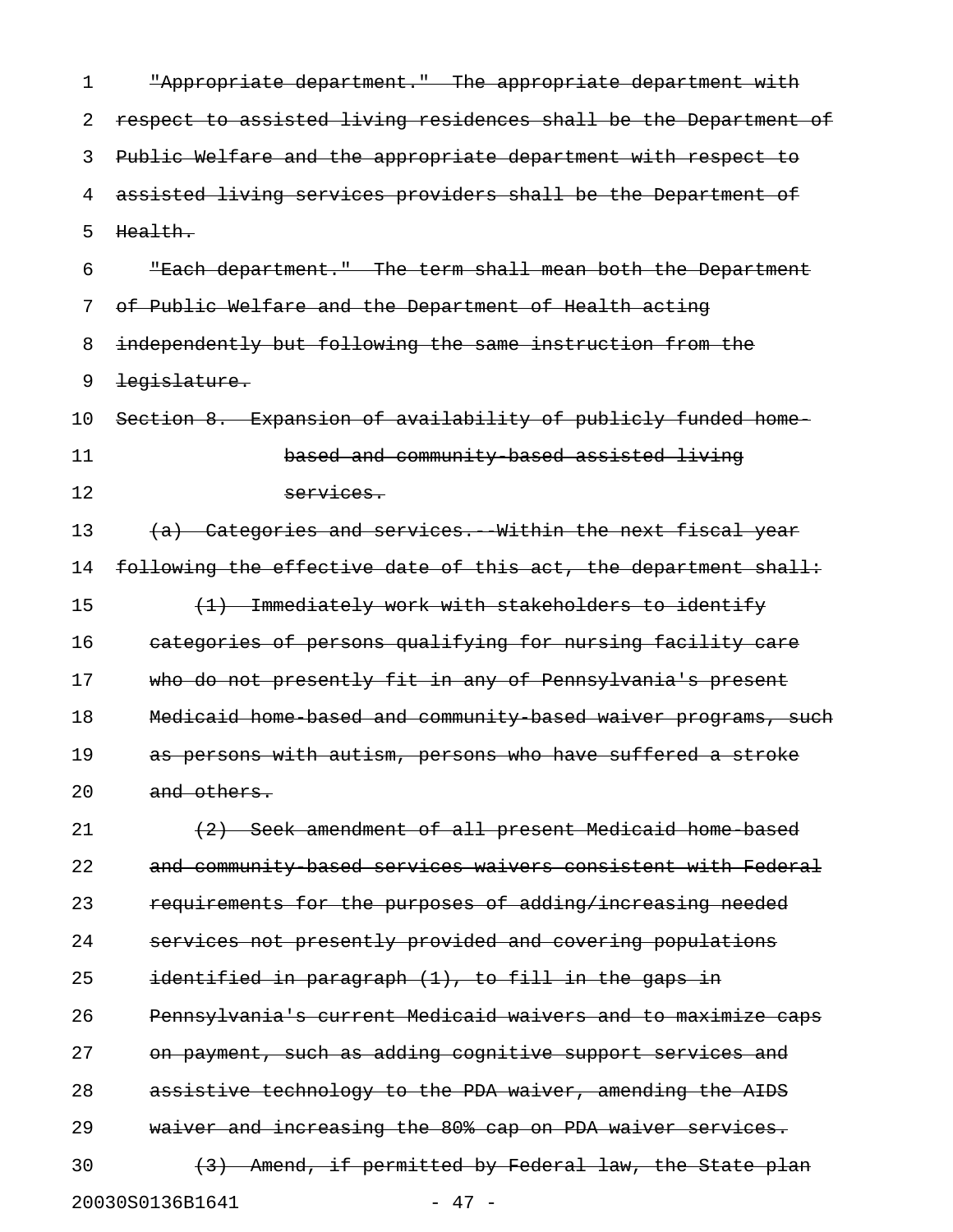"Appropriate department." The appropriate department with respect to assisted living residences shall be the Department of Public Welfare and the appropriate department with respect to assisted living services providers shall be the Department of Health.

"Each department." The term shall mean both the Department of Public Welfare and the Department of Health acting independently but following the same instruction from the legislature.

Section 8. Expansion of availability of publicly funded home-based and community-based assisted living services.

(a) Categories and services.--Within the next fiscal year following the effective date of this act, the department shall:

(1) Immediately work with stakeholders to identify categories of persons qualifying for nursing facility care who do not presently fit in any of Pennsylvania's present Medicaid home-based and community-based waiver programs, such as persons with autism, persons who have suffered a stroke and others.

(2) Seek amendment of all present Medicaid home-based and community-based services waivers consistent with Federal requirements for the purposes of adding/increasing needed services not presently provided and covering populations identified in paragraph (1), to fill in the gaps in Pennsylvania's current Medicaid waivers and to maximize caps on payment, such as adding cognitive support services and assistive technology to the PDA waiver, amending the AIDS waiver and increasing the 80% cap on PDA waiver services.

(3) Amend, if permitted by Federal law, the State plan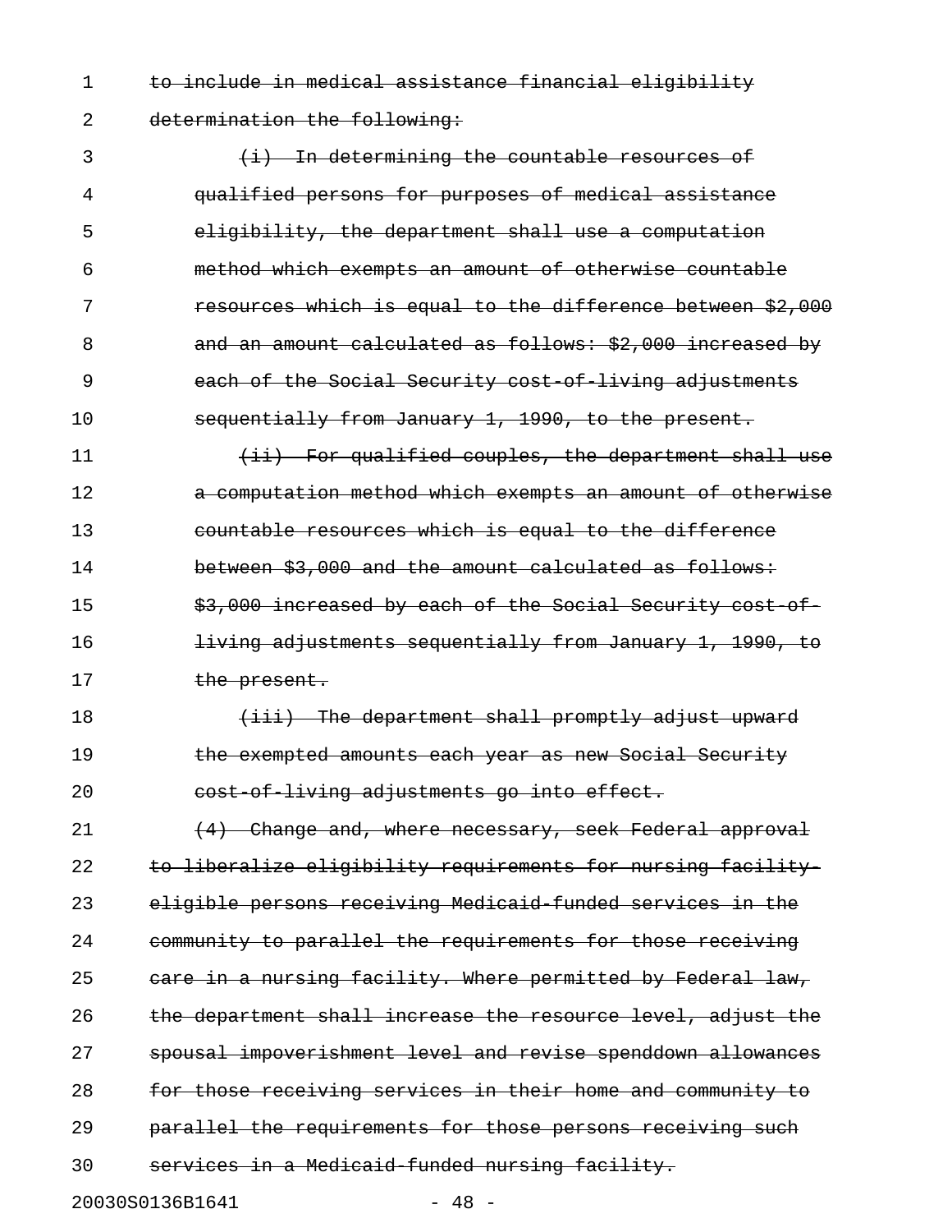~~to include in medical assistance financial eligibility determination the following:~~

~~(i) In determining the countable resources of qualified persons for purposes of medical assistance eligibility, the department shall use a computation method which exempts an amount of otherwise countable resources which is equal to the difference between $2,000 and an amount calculated as follows: $2,000 increased by each of the Social Security cost-of-living adjustments sequentially from January 1, 1990, to the present.~~

~~(ii) For qualified couples, the department shall use a computation method which exempts an amount of otherwise countable resources which is equal to the difference between $3,000 and the amount calculated as follows: $3,000 increased by each of the Social Security cost-of-living adjustments sequentially from January 1, 1990, to the present.~~

~~(iii) The department shall promptly adjust upward the exempted amounts each year as new Social Security cost-of-living adjustments go into effect.~~

~~(4) Change and, where necessary, seek Federal approval to liberalize eligibility requirements for nursing facility-eligible persons receiving Medicaid-funded services in the community to parallel the requirements for those receiving care in a nursing facility. Where permitted by Federal law, the department shall increase the resource level, adjust the spousal impoverishment level and revise spenddown allowances for those receiving services in their home and community to parallel the requirements for those persons receiving such services in a Medicaid-funded nursing facility.~~

20030S0136B1641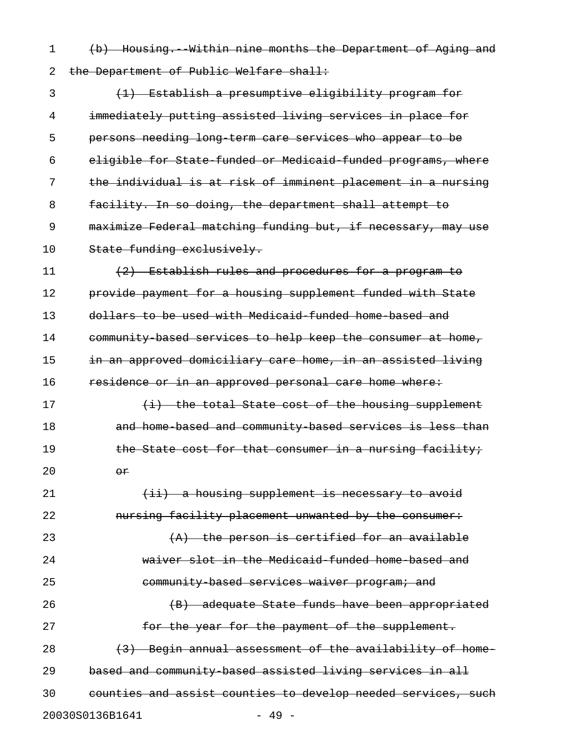~~(b) Housing.--Within nine months the Department of Aging and the Department of Public Welfare shall:~~

~~(1) Establish a presumptive eligibility program for immediately putting assisted living services in place for persons needing long-term care services who appear to be eligible for State-funded or Medicaid-funded programs, where the individual is at risk of imminent placement in a nursing facility. In so doing, the department shall attempt to maximize Federal matching funding but, if necessary, may use State funding exclusively.~~

~~(2) Establish rules and procedures for a program to provide payment for a housing supplement funded with State dollars to be used with Medicaid-funded home-based and community-based services to help keep the consumer at home, in an approved domiciliary care home, in an assisted living residence or in an approved personal care home where:~~

~~(i) the total State cost of the housing supplement and home-based and community-based services is less than the State cost for that consumer in a nursing facility; or~~

~~(ii) a housing supplement is necessary to avoid nursing facility placement unwanted by the consumer:~~

~~(A) the person is certified for an available waiver slot in the Medicaid-funded home-based and community-based services waiver program; and~~

~~(B) adequate State funds have been appropriated for the year for the payment of the supplement.~~

~~(3) Begin annual assessment of the availability of home-based and community-based assisted living services in all counties and assist counties to develop needed services, such~~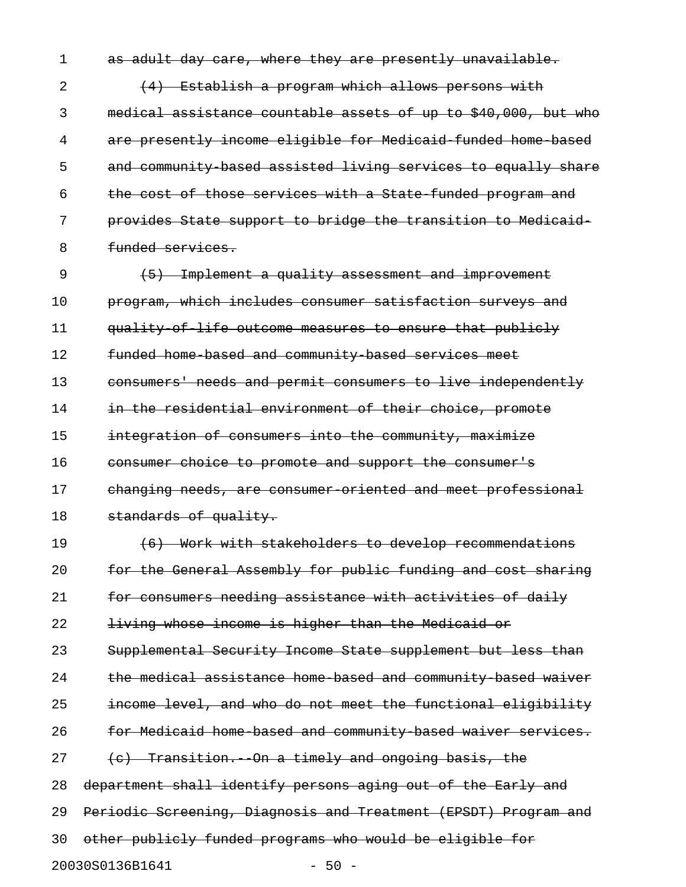~~as adult day care, where they are presently unavailable.~~

~~(4) Establish a program which allows persons with medical assistance countable assets of up to $40,000, but who are presently income eligible for Medicaid-funded home-based and community-based assisted living services to equally share the cost of those services with a State-funded program and provides State support to bridge the transition to Medicaid-funded services.~~

~~(5) Implement a quality assessment and improvement program, which includes consumer satisfaction surveys and quality-of-life outcome measures to ensure that publicly funded home-based and community-based services meet consumers' needs and permit consumers to live independently in the residential environment of their choice, promote integration of consumers into the community, maximize consumer choice to promote and support the consumer's changing needs, are consumer-oriented and meet professional standards of quality.~~

~~(6) Work with stakeholders to develop recommendations for the General Assembly for public funding and cost sharing for consumers needing assistance with activities of daily living whose income is higher than the Medicaid or Supplemental Security Income State supplement but less than the medical assistance home-based and community-based waiver income level, and who do not meet the functional eligibility for Medicaid home-based and community-based waiver services.~~

~~(c) Transition.--On a timely and ongoing basis, the department shall identify persons aging out of the Early and Periodic Screening, Diagnosis and Treatment (EPSDT) Program and other publicly funded programs who would be eligible for~~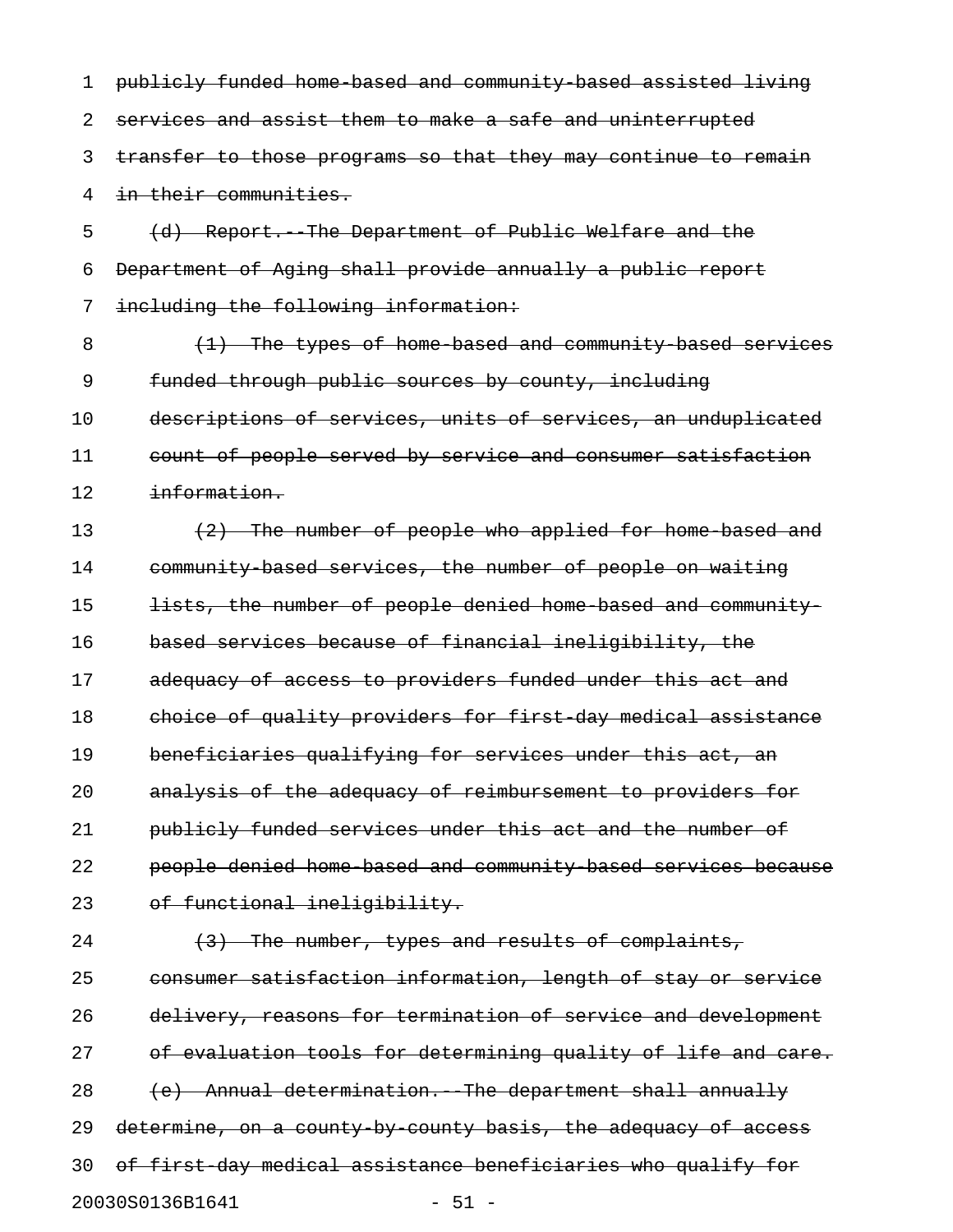~~publicly funded home-based and community-based assisted living services and assist them to make a safe and uninterrupted transfer to those programs so that they may continue to remain in their communities.~~

~~(d) Report.--The Department of Public Welfare and the Department of Aging shall provide annually a public report including the following information:~~

~~(1) The types of home-based and community-based services funded through public sources by county, including descriptions of services, units of services, an unduplicated count of people served by service and consumer satisfaction information.~~

~~(2) The number of people who applied for home-based and community-based services, the number of people on waiting lists, the number of people denied home-based and community-based services because of financial ineligibility, the adequacy of access to providers funded under this act and choice of quality providers for first-day medical assistance beneficiaries qualifying for services under this act, an analysis of the adequacy of reimbursement to providers for publicly funded services under this act and the number of people denied home-based and community-based services because of functional ineligibility.~~

~~(3) The number, types and results of complaints, consumer satisfaction information, length of stay or service delivery, reasons for termination of service and development of evaluation tools for determining quality of life and care.~~

~~(e) Annual determination.--The department shall annually determine, on a county-by-county basis, the adequacy of access of first-day medical assistance beneficiaries who qualify for~~

20030S0136B1641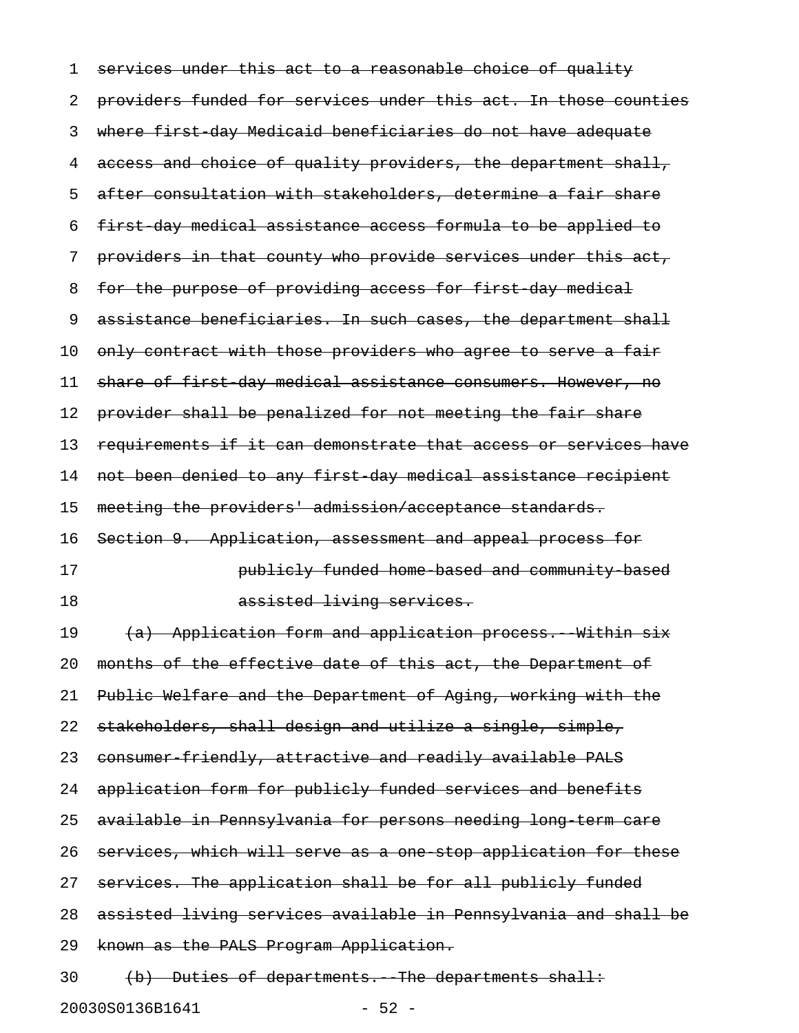services under this act to a reasonable choice of quality providers funded for services under this act. In those counties where first-day Medicaid beneficiaries do not have adequate access and choice of quality providers, the department shall, after consultation with stakeholders, determine a fair share first-day medical assistance access formula to be applied to providers in that county who provide services under this act, for the purpose of providing access for first-day medical assistance beneficiaries. In such cases, the department shall only contract with those providers who agree to serve a fair share of first-day medical assistance consumers. However, no provider shall be penalized for not meeting the fair share requirements if it can demonstrate that access or services have not been denied to any first-day medical assistance recipient meeting the providers' admission/acceptance standards.

Section 9. Application, assessment and appeal process for publicly funded home-based and community-based assisted living services.

(a) Application form and application process.--Within six months of the effective date of this act, the Department of Public Welfare and the Department of Aging, working with the stakeholders, shall design and utilize a single, simple, consumer-friendly, attractive and readily available PALS application form for publicly funded services and benefits available in Pennsylvania for persons needing long-term care services, which will serve as a one-stop application for these services. The application shall be for all publicly funded assisted living services available in Pennsylvania and shall be known as the PALS Program Application.

(b) Duties of departments.--The departments shall: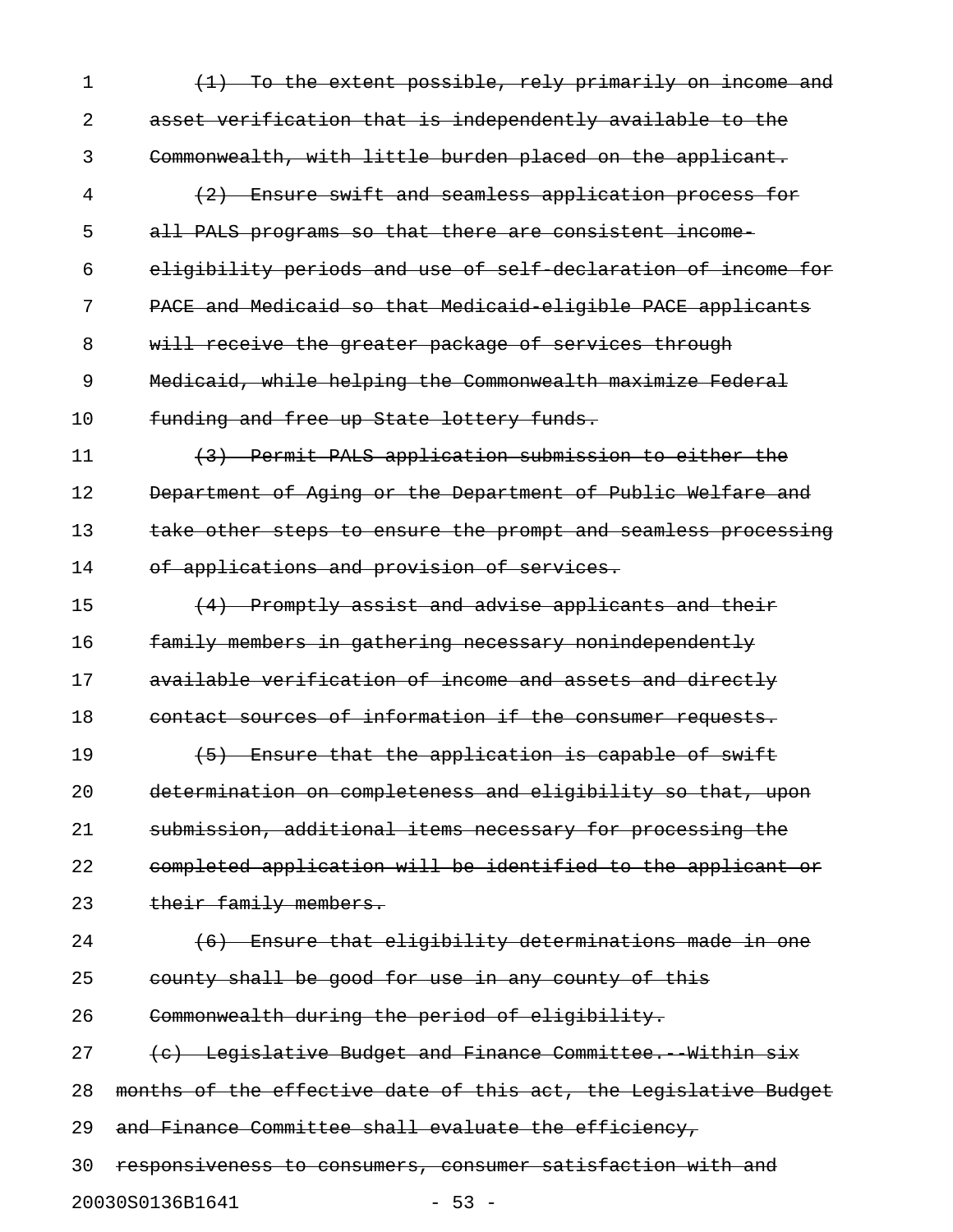~~(1) To the extent possible, rely primarily on income and asset verification that is independently available to the Commonwealth, with little burden placed on the applicant.~~

~~(2) Ensure swift and seamless application process for all PALS programs so that there are consistent income-eligibility periods and use of self-declaration of income for PACE and Medicaid so that Medicaid-eligible PACE applicants will receive the greater package of services through Medicaid, while helping the Commonwealth maximize Federal funding and free up State lottery funds.~~

~~(3) Permit PALS application submission to either the Department of Aging or the Department of Public Welfare and take other steps to ensure the prompt and seamless processing of applications and provision of services.~~

~~(4) Promptly assist and advise applicants and their family members in gathering necessary nonindependently available verification of income and assets and directly contact sources of information if the consumer requests.~~

~~(5) Ensure that the application is capable of swift determination on completeness and eligibility so that, upon submission, additional items necessary for processing the completed application will be identified to the applicant or their family members.~~

~~(6) Ensure that eligibility determinations made in one county shall be good for use in any county of this Commonwealth during the period of eligibility.~~

~~(c) Legislative Budget and Finance Committee.--Within six months of the effective date of this act, the Legislative Budget and Finance Committee shall evaluate the efficiency, responsiveness to consumers, consumer satisfaction with and~~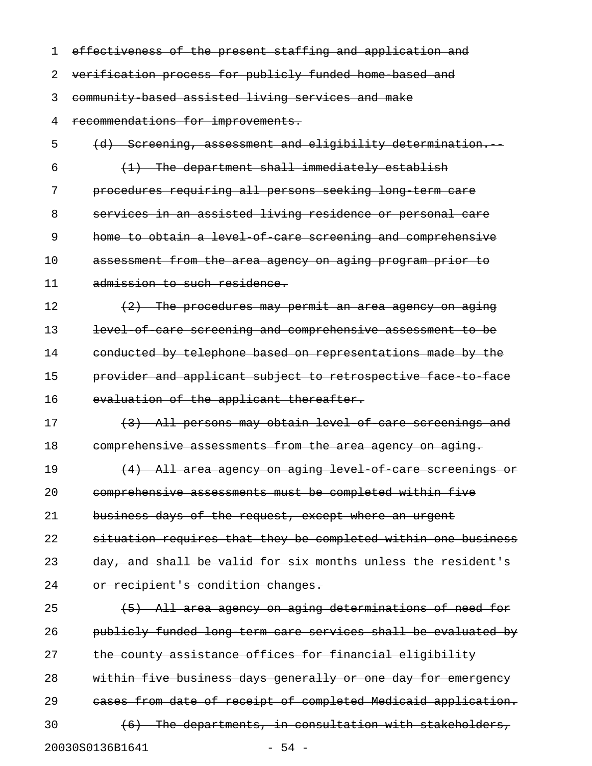~~effectiveness of the present staffing and application and verification process for publicly funded home-based and community-based assisted living services and make recommendations for improvements.~~

~~(d) Screening, assessment and eligibility determination.--~~

~~(1) The department shall immediately establish procedures requiring all persons seeking long-term care services in an assisted living residence or personal care home to obtain a level-of-care screening and comprehensive assessment from the area agency on aging program prior to admission to such residence.~~

~~(2) The procedures may permit an area agency on aging level-of-care screening and comprehensive assessment to be conducted by telephone based on representations made by the provider and applicant subject to retrospective face-to-face evaluation of the applicant thereafter.~~

~~(3) All persons may obtain level-of-care screenings and comprehensive assessments from the area agency on aging.~~

~~(4) All area agency on aging level-of-care screenings or comprehensive assessments must be completed within five business days of the request, except where an urgent situation requires that they be completed within one business day, and shall be valid for six months unless the resident's or recipient's condition changes.~~

~~(5) All area agency on aging determinations of need for publicly funded long-term care services shall be evaluated by the county assistance offices for financial eligibility within five business days generally or one day for emergency cases from date of receipt of completed Medicaid application.~~

~~(6) The departments, in consultation with stakeholders,~~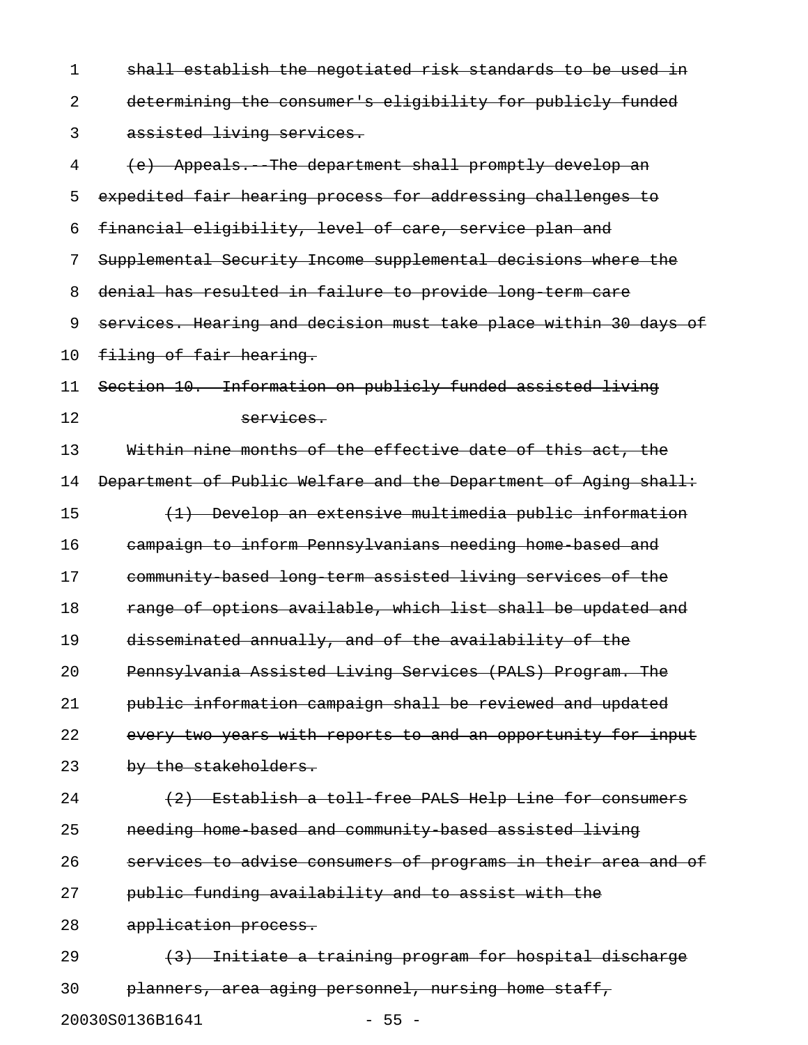~~shall establish the negotiated risk standards to be used in determining the consumer's eligibility for publicly funded assisted living services.~~

~~(e) Appeals.--The department shall promptly develop an expedited fair hearing process for addressing challenges to financial eligibility, level of care, service plan and Supplemental Security Income supplemental decisions where the denial has resulted in failure to provide long-term care services. Hearing and decision must take place within 30 days of filing of fair hearing.~~

~~Section 10. Information on publicly funded assisted living services.~~

~~Within nine months of the effective date of this act, the Department of Public Welfare and the Department of Aging shall:~~

~~(1) Develop an extensive multimedia public information campaign to inform Pennsylvanians needing home-based and community-based long-term assisted living services of the range of options available, which list shall be updated and disseminated annually, and of the availability of the Pennsylvania Assisted Living Services (PALS) Program. The public information campaign shall be reviewed and updated every two years with reports to and an opportunity for input by the stakeholders.~~

~~(2) Establish a toll-free PALS Help Line for consumers needing home-based and community-based assisted living services to advise consumers of programs in their area and of public funding availability and to assist with the application process.~~

~~(3) Initiate a training program for hospital discharge planners, area aging personnel, nursing home staff,~~

20030S0136B1641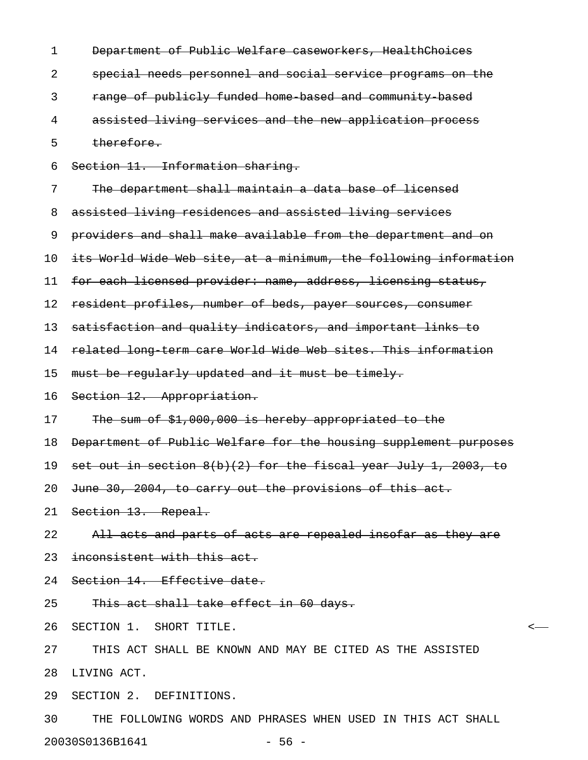~~Department of Public Welfare caseworkers, HealthChoices special needs personnel and social service programs on the range of publicly funded home-based and community-based assisted living services and the new application process therefore.~~

~~Section 11. Information sharing.~~

~~The department shall maintain a data base of licensed assisted living residences and assisted living services providers and shall make available from the department and on its World Wide Web site, at a minimum, the following information for each licensed provider: name, address, licensing status, resident profiles, number of beds, payer sources, consumer satisfaction and quality indicators, and important links to related long-term care World Wide Web sites. This information must be regularly updated and it must be timely.~~

~~Section 12. Appropriation.~~

~~The sum of $1,000,000 is hereby appropriated to the Department of Public Welfare for the housing supplement purposes set out in section 8(b)(2) for the fiscal year July 1, 2003, to June 30, 2004, to carry out the provisions of this act.~~

~~Section 13. Repeal.~~

~~All acts and parts of acts are repealed insofar as they are inconsistent with this act.~~

~~Section 14. Effective date.~~

~~This act shall take effect in 60 days.~~

SECTION 1. SHORT TITLE.

THIS ACT SHALL BE KNOWN AND MAY BE CITED AS THE ASSISTED LIVING ACT.

SECTION 2. DEFINITIONS.

THE FOLLOWING WORDS AND PHRASES WHEN USED IN THIS ACT SHALL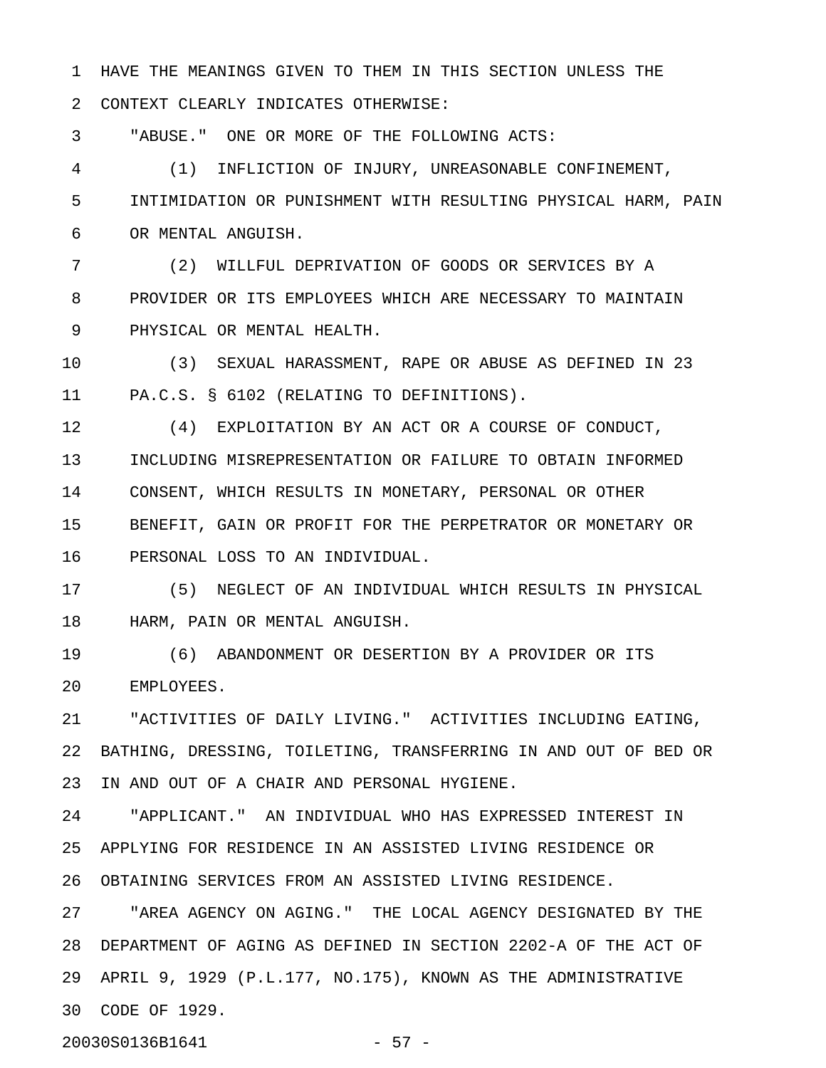HAVE THE MEANINGS GIVEN TO THEM IN THIS SECTION UNLESS THE CONTEXT CLEARLY INDICATES OTHERWISE:

"ABUSE." ONE OR MORE OF THE FOLLOWING ACTS:

(1) INFLICTION OF INJURY, UNREASONABLE CONFINEMENT, INTIMIDATION OR PUNISHMENT WITH RESULTING PHYSICAL HARM, PAIN OR MENTAL ANGUISH.

(2) WILLFUL DEPRIVATION OF GOODS OR SERVICES BY A PROVIDER OR ITS EMPLOYEES WHICH ARE NECESSARY TO MAINTAIN PHYSICAL OR MENTAL HEALTH.

(3) SEXUAL HARASSMENT, RAPE OR ABUSE AS DEFINED IN 23 PA.C.S. § 6102 (RELATING TO DEFINITIONS).

(4) EXPLOITATION BY AN ACT OR A COURSE OF CONDUCT, INCLUDING MISREPRESENTATION OR FAILURE TO OBTAIN INFORMED CONSENT, WHICH RESULTS IN MONETARY, PERSONAL OR OTHER BENEFIT, GAIN OR PROFIT FOR THE PERPETRATOR OR MONETARY OR PERSONAL LOSS TO AN INDIVIDUAL.

(5) NEGLECT OF AN INDIVIDUAL WHICH RESULTS IN PHYSICAL HARM, PAIN OR MENTAL ANGUISH.

(6) ABANDONMENT OR DESERTION BY A PROVIDER OR ITS EMPLOYEES.

"ACTIVITIES OF DAILY LIVING." ACTIVITIES INCLUDING EATING, BATHING, DRESSING, TOILETING, TRANSFERRING IN AND OUT OF BED OR IN AND OUT OF A CHAIR AND PERSONAL HYGIENE.

"APPLICANT." AN INDIVIDUAL WHO HAS EXPRESSED INTEREST IN APPLYING FOR RESIDENCE IN AN ASSISTED LIVING RESIDENCE OR OBTAINING SERVICES FROM AN ASSISTED LIVING RESIDENCE.

"AREA AGENCY ON AGING." THE LOCAL AGENCY DESIGNATED BY THE DEPARTMENT OF AGING AS DEFINED IN SECTION 2202-A OF THE ACT OF APRIL 9, 1929 (P.L.177, NO.175), KNOWN AS THE ADMINISTRATIVE CODE OF 1929.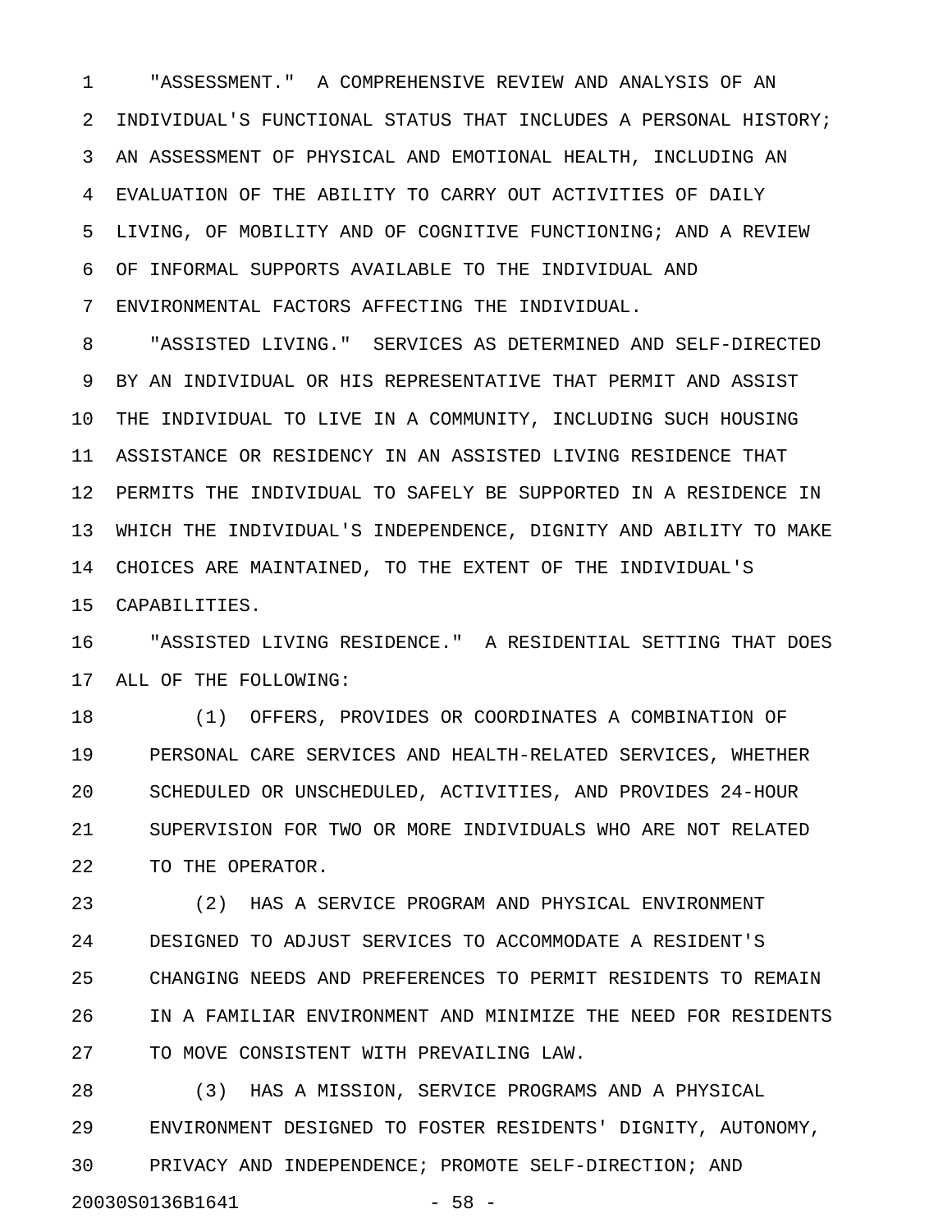"ASSESSMENT." A COMPREHENSIVE REVIEW AND ANALYSIS OF AN INDIVIDUAL'S FUNCTIONAL STATUS THAT INCLUDES A PERSONAL HISTORY; AN ASSESSMENT OF PHYSICAL AND EMOTIONAL HEALTH, INCLUDING AN EVALUATION OF THE ABILITY TO CARRY OUT ACTIVITIES OF DAILY LIVING, OF MOBILITY AND OF COGNITIVE FUNCTIONING; AND A REVIEW OF INFORMAL SUPPORTS AVAILABLE TO THE INDIVIDUAL AND ENVIRONMENTAL FACTORS AFFECTING THE INDIVIDUAL.

"ASSISTED LIVING." SERVICES AS DETERMINED AND SELF-DIRECTED BY AN INDIVIDUAL OR HIS REPRESENTATIVE THAT PERMIT AND ASSIST THE INDIVIDUAL TO LIVE IN A COMMUNITY, INCLUDING SUCH HOUSING ASSISTANCE OR RESIDENCY IN AN ASSISTED LIVING RESIDENCE THAT PERMITS THE INDIVIDUAL TO SAFELY BE SUPPORTED IN A RESIDENCE IN WHICH THE INDIVIDUAL'S INDEPENDENCE, DIGNITY AND ABILITY TO MAKE CHOICES ARE MAINTAINED, TO THE EXTENT OF THE INDIVIDUAL'S CAPABILITIES.

"ASSISTED LIVING RESIDENCE." A RESIDENTIAL SETTING THAT DOES ALL OF THE FOLLOWING:

(1) OFFERS, PROVIDES OR COORDINATES A COMBINATION OF PERSONAL CARE SERVICES AND HEALTH-RELATED SERVICES, WHETHER SCHEDULED OR UNSCHEDULED, ACTIVITIES, AND PROVIDES 24-HOUR SUPERVISION FOR TWO OR MORE INDIVIDUALS WHO ARE NOT RELATED TO THE OPERATOR.

(2) HAS A SERVICE PROGRAM AND PHYSICAL ENVIRONMENT DESIGNED TO ADJUST SERVICES TO ACCOMMODATE A RESIDENT'S CHANGING NEEDS AND PREFERENCES TO PERMIT RESIDENTS TO REMAIN IN A FAMILIAR ENVIRONMENT AND MINIMIZE THE NEED FOR RESIDENTS TO MOVE CONSISTENT WITH PREVAILING LAW.

(3) HAS A MISSION, SERVICE PROGRAMS AND A PHYSICAL ENVIRONMENT DESIGNED TO FOSTER RESIDENTS' DIGNITY, AUTONOMY, PRIVACY AND INDEPENDENCE; PROMOTE SELF-DIRECTION; AND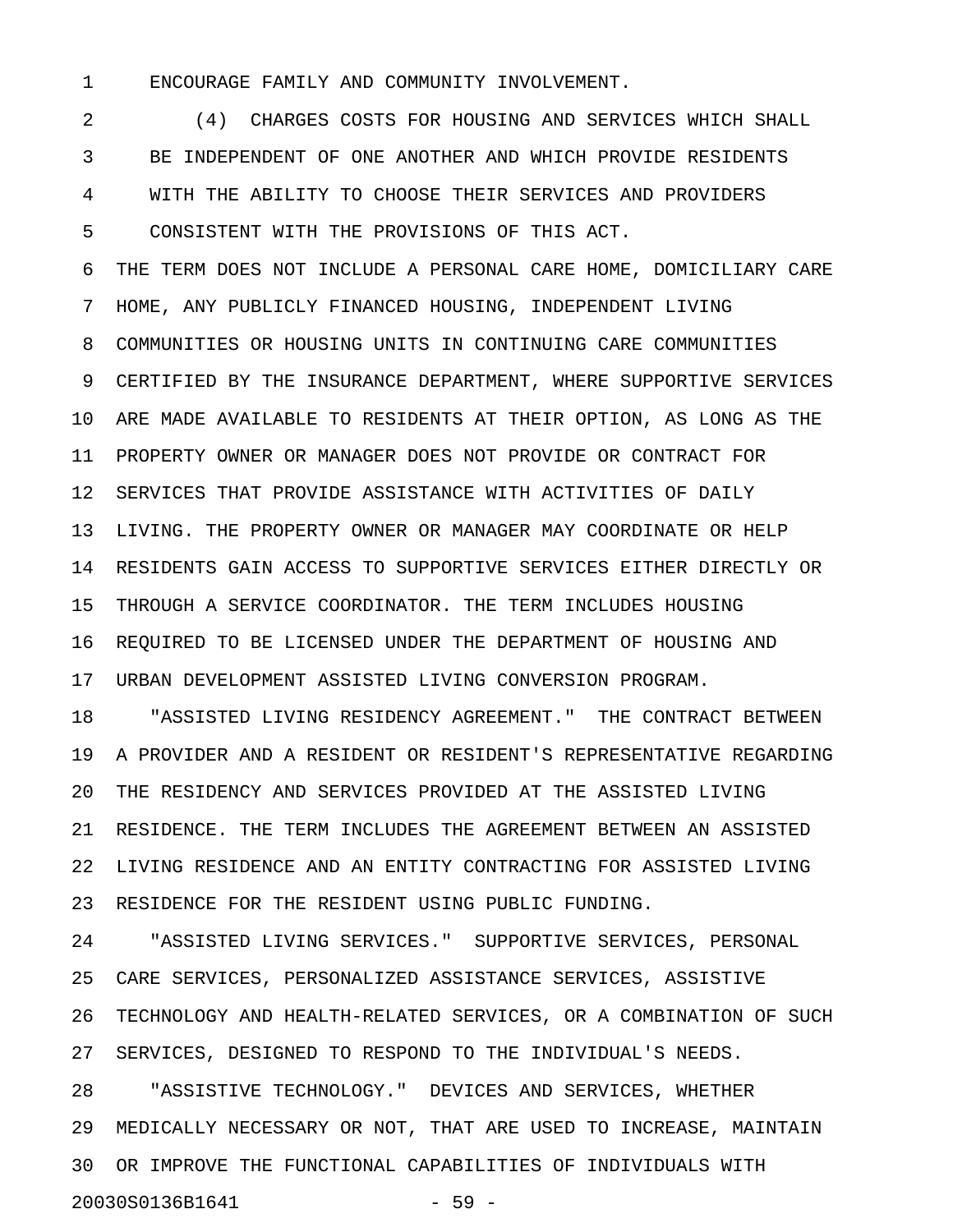ENCOURAGE FAMILY AND COMMUNITY INVOLVEMENT.

(4) CHARGES COSTS FOR HOUSING AND SERVICES WHICH SHALL BE INDEPENDENT OF ONE ANOTHER AND WHICH PROVIDE RESIDENTS WITH THE ABILITY TO CHOOSE THEIR SERVICES AND PROVIDERS CONSISTENT WITH THE PROVISIONS OF THIS ACT.

THE TERM DOES NOT INCLUDE A PERSONAL CARE HOME, DOMICILIARY CARE HOME, ANY PUBLICLY FINANCED HOUSING, INDEPENDENT LIVING COMMUNITIES OR HOUSING UNITS IN CONTINUING CARE COMMUNITIES CERTIFIED BY THE INSURANCE DEPARTMENT, WHERE SUPPORTIVE SERVICES ARE MADE AVAILABLE TO RESIDENTS AT THEIR OPTION, AS LONG AS THE PROPERTY OWNER OR MANAGER DOES NOT PROVIDE OR CONTRACT FOR SERVICES THAT PROVIDE ASSISTANCE WITH ACTIVITIES OF DAILY LIVING. THE PROPERTY OWNER OR MANAGER MAY COORDINATE OR HELP RESIDENTS GAIN ACCESS TO SUPPORTIVE SERVICES EITHER DIRECTLY OR THROUGH A SERVICE COORDINATOR. THE TERM INCLUDES HOUSING REQUIRED TO BE LICENSED UNDER THE DEPARTMENT OF HOUSING AND URBAN DEVELOPMENT ASSISTED LIVING CONVERSION PROGRAM.

"ASSISTED LIVING RESIDENCY AGREEMENT." THE CONTRACT BETWEEN A PROVIDER AND A RESIDENT OR RESIDENT'S REPRESENTATIVE REGARDING THE RESIDENCY AND SERVICES PROVIDED AT THE ASSISTED LIVING RESIDENCE. THE TERM INCLUDES THE AGREEMENT BETWEEN AN ASSISTED LIVING RESIDENCE AND AN ENTITY CONTRACTING FOR ASSISTED LIVING RESIDENCE FOR THE RESIDENT USING PUBLIC FUNDING.

"ASSISTED LIVING SERVICES." SUPPORTIVE SERVICES, PERSONAL CARE SERVICES, PERSONALIZED ASSISTANCE SERVICES, ASSISTIVE TECHNOLOGY AND HEALTH-RELATED SERVICES, OR A COMBINATION OF SUCH SERVICES, DESIGNED TO RESPOND TO THE INDIVIDUAL'S NEEDS.

"ASSISTIVE TECHNOLOGY." DEVICES AND SERVICES, WHETHER MEDICALLY NECESSARY OR NOT, THAT ARE USED TO INCREASE, MAINTAIN OR IMPROVE THE FUNCTIONAL CAPABILITIES OF INDIVIDUALS WITH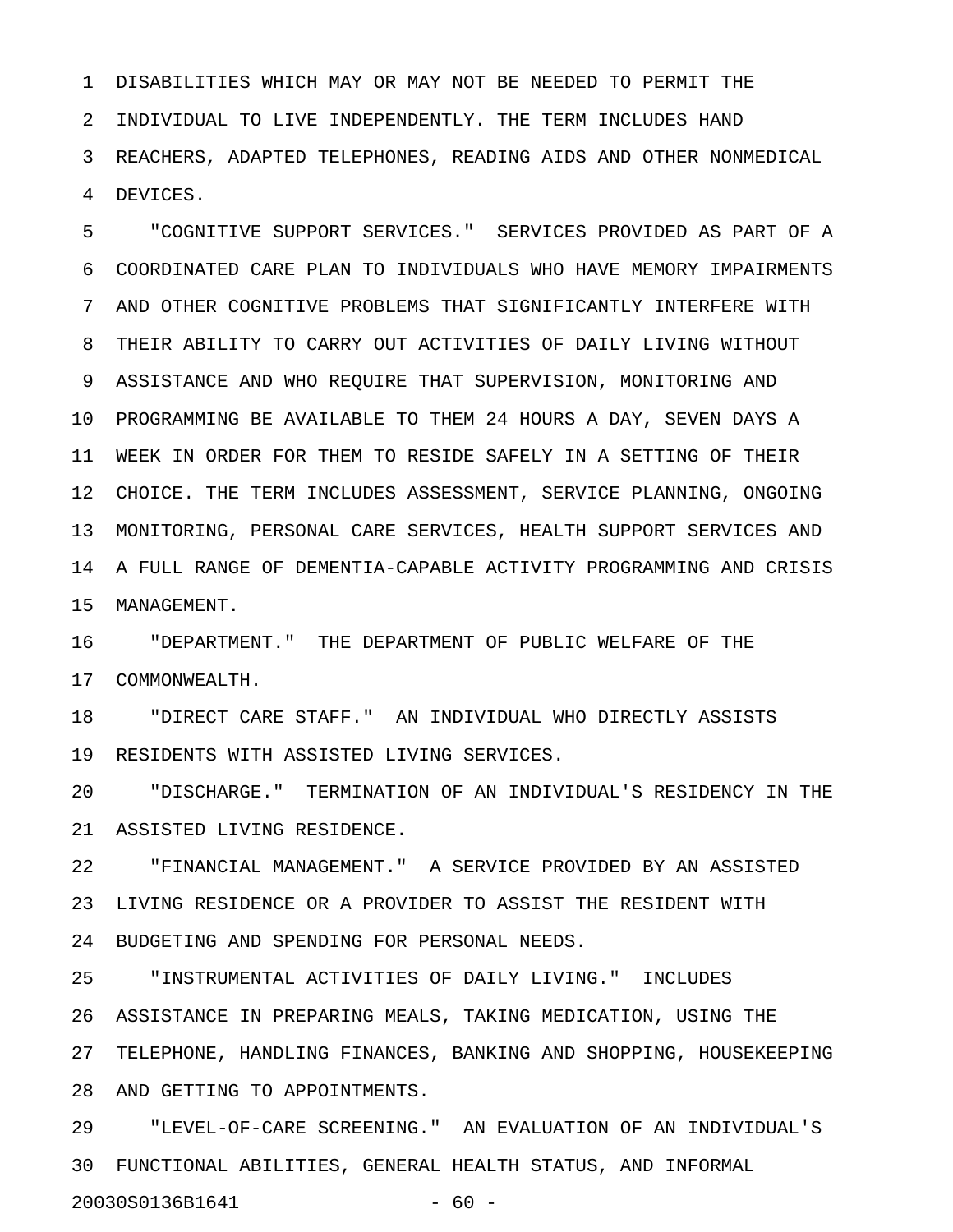DISABILITIES WHICH MAY OR MAY NOT BE NEEDED TO PERMIT THE INDIVIDUAL TO LIVE INDEPENDENTLY. THE TERM INCLUDES HAND REACHERS, ADAPTED TELEPHONES, READING AIDS AND OTHER NONMEDICAL DEVICES.

"COGNITIVE SUPPORT SERVICES." SERVICES PROVIDED AS PART OF A COORDINATED CARE PLAN TO INDIVIDUALS WHO HAVE MEMORY IMPAIRMENTS AND OTHER COGNITIVE PROBLEMS THAT SIGNIFICANTLY INTERFERE WITH THEIR ABILITY TO CARRY OUT ACTIVITIES OF DAILY LIVING WITHOUT ASSISTANCE AND WHO REQUIRE THAT SUPERVISION, MONITORING AND PROGRAMMING BE AVAILABLE TO THEM 24 HOURS A DAY, SEVEN DAYS A WEEK IN ORDER FOR THEM TO RESIDE SAFELY IN A SETTING OF THEIR CHOICE. THE TERM INCLUDES ASSESSMENT, SERVICE PLANNING, ONGOING MONITORING, PERSONAL CARE SERVICES, HEALTH SUPPORT SERVICES AND A FULL RANGE OF DEMENTIA-CAPABLE ACTIVITY PROGRAMMING AND CRISIS MANAGEMENT.

"DEPARTMENT." THE DEPARTMENT OF PUBLIC WELFARE OF THE COMMONWEALTH.

"DIRECT CARE STAFF." AN INDIVIDUAL WHO DIRECTLY ASSISTS RESIDENTS WITH ASSISTED LIVING SERVICES.

"DISCHARGE." TERMINATION OF AN INDIVIDUAL'S RESIDENCY IN THE ASSISTED LIVING RESIDENCE.

"FINANCIAL MANAGEMENT." A SERVICE PROVIDED BY AN ASSISTED LIVING RESIDENCE OR A PROVIDER TO ASSIST THE RESIDENT WITH BUDGETING AND SPENDING FOR PERSONAL NEEDS.

"INSTRUMENTAL ACTIVITIES OF DAILY LIVING." INCLUDES ASSISTANCE IN PREPARING MEALS, TAKING MEDICATION, USING THE TELEPHONE, HANDLING FINANCES, BANKING AND SHOPPING, HOUSEKEEPING AND GETTING TO APPOINTMENTS.

"LEVEL-OF-CARE SCREENING." AN EVALUATION OF AN INDIVIDUAL'S FUNCTIONAL ABILITIES, GENERAL HEALTH STATUS, AND INFORMAL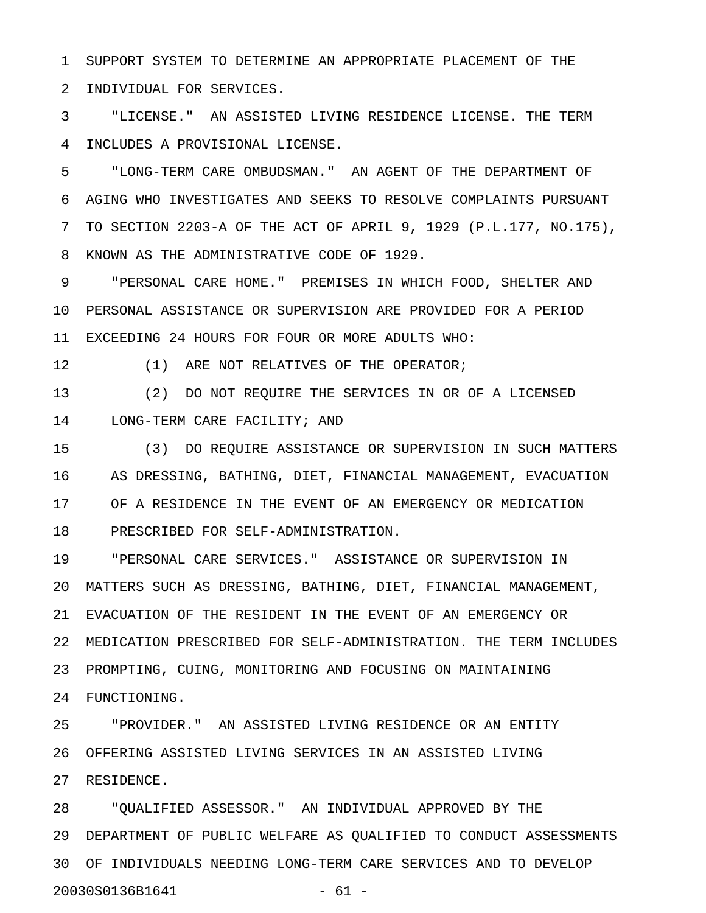SUPPORT SYSTEM TO DETERMINE AN APPROPRIATE PLACEMENT OF THE INDIVIDUAL FOR SERVICES.

"LICENSE." AN ASSISTED LIVING RESIDENCE LICENSE. THE TERM INCLUDES A PROVISIONAL LICENSE.

"LONG-TERM CARE OMBUDSMAN." AN AGENT OF THE DEPARTMENT OF AGING WHO INVESTIGATES AND SEEKS TO RESOLVE COMPLAINTS PURSUANT TO SECTION 2203-A OF THE ACT OF APRIL 9, 1929 (P.L.177, NO.175), KNOWN AS THE ADMINISTRATIVE CODE OF 1929.

"PERSONAL CARE HOME." PREMISES IN WHICH FOOD, SHELTER AND PERSONAL ASSISTANCE OR SUPERVISION ARE PROVIDED FOR A PERIOD EXCEEDING 24 HOURS FOR FOUR OR MORE ADULTS WHO:

(1) ARE NOT RELATIVES OF THE OPERATOR;

(2) DO NOT REQUIRE THE SERVICES IN OR OF A LICENSED LONG-TERM CARE FACILITY; AND

(3) DO REQUIRE ASSISTANCE OR SUPERVISION IN SUCH MATTERS AS DRESSING, BATHING, DIET, FINANCIAL MANAGEMENT, EVACUATION OF A RESIDENCE IN THE EVENT OF AN EMERGENCY OR MEDICATION PRESCRIBED FOR SELF-ADMINISTRATION.

"PERSONAL CARE SERVICES." ASSISTANCE OR SUPERVISION IN MATTERS SUCH AS DRESSING, BATHING, DIET, FINANCIAL MANAGEMENT, EVACUATION OF THE RESIDENT IN THE EVENT OF AN EMERGENCY OR MEDICATION PRESCRIBED FOR SELF-ADMINISTRATION. THE TERM INCLUDES PROMPTING, CUING, MONITORING AND FOCUSING ON MAINTAINING FUNCTIONING.

"PROVIDER." AN ASSISTED LIVING RESIDENCE OR AN ENTITY OFFERING ASSISTED LIVING SERVICES IN AN ASSISTED LIVING RESIDENCE.

"QUALIFIED ASSESSOR." AN INDIVIDUAL APPROVED BY THE DEPARTMENT OF PUBLIC WELFARE AS QUALIFIED TO CONDUCT ASSESSMENTS OF INDIVIDUALS NEEDING LONG-TERM CARE SERVICES AND TO DEVELOP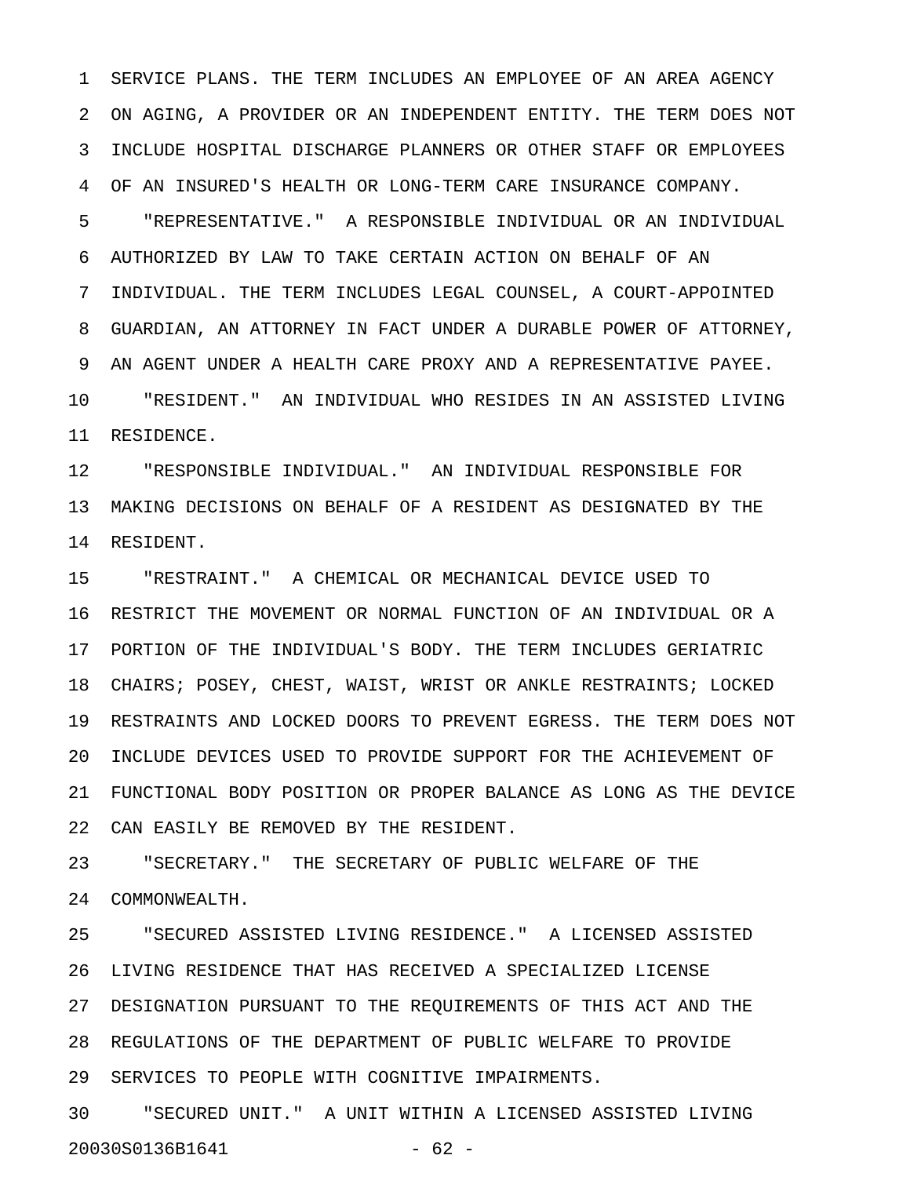SERVICE PLANS. THE TERM INCLUDES AN EMPLOYEE OF AN AREA AGENCY ON AGING, A PROVIDER OR AN INDEPENDENT ENTITY. THE TERM DOES NOT INCLUDE HOSPITAL DISCHARGE PLANNERS OR OTHER STAFF OR EMPLOYEES OF AN INSURED'S HEALTH OR LONG-TERM CARE INSURANCE COMPANY.

"REPRESENTATIVE." A RESPONSIBLE INDIVIDUAL OR AN INDIVIDUAL AUTHORIZED BY LAW TO TAKE CERTAIN ACTION ON BEHALF OF AN INDIVIDUAL. THE TERM INCLUDES LEGAL COUNSEL, A COURT-APPOINTED GUARDIAN, AN ATTORNEY IN FACT UNDER A DURABLE POWER OF ATTORNEY, AN AGENT UNDER A HEALTH CARE PROXY AND A REPRESENTATIVE PAYEE.

"RESIDENT." AN INDIVIDUAL WHO RESIDES IN AN ASSISTED LIVING RESIDENCE.

"RESPONSIBLE INDIVIDUAL." AN INDIVIDUAL RESPONSIBLE FOR MAKING DECISIONS ON BEHALF OF A RESIDENT AS DESIGNATED BY THE RESIDENT.

"RESTRAINT." A CHEMICAL OR MECHANICAL DEVICE USED TO RESTRICT THE MOVEMENT OR NORMAL FUNCTION OF AN INDIVIDUAL OR A PORTION OF THE INDIVIDUAL'S BODY. THE TERM INCLUDES GERIATRIC CHAIRS; POSEY, CHEST, WAIST, WRIST OR ANKLE RESTRAINTS; LOCKED RESTRAINTS AND LOCKED DOORS TO PREVENT EGRESS. THE TERM DOES NOT INCLUDE DEVICES USED TO PROVIDE SUPPORT FOR THE ACHIEVEMENT OF FUNCTIONAL BODY POSITION OR PROPER BALANCE AS LONG AS THE DEVICE CAN EASILY BE REMOVED BY THE RESIDENT.

"SECRETARY." THE SECRETARY OF PUBLIC WELFARE OF THE COMMONWEALTH.

"SECURED ASSISTED LIVING RESIDENCE." A LICENSED ASSISTED LIVING RESIDENCE THAT HAS RECEIVED A SPECIALIZED LICENSE DESIGNATION PURSUANT TO THE REQUIREMENTS OF THIS ACT AND THE REGULATIONS OF THE DEPARTMENT OF PUBLIC WELFARE TO PROVIDE SERVICES TO PEOPLE WITH COGNITIVE IMPAIRMENTS.

"SECURED UNIT." A UNIT WITHIN A LICENSED ASSISTED LIVING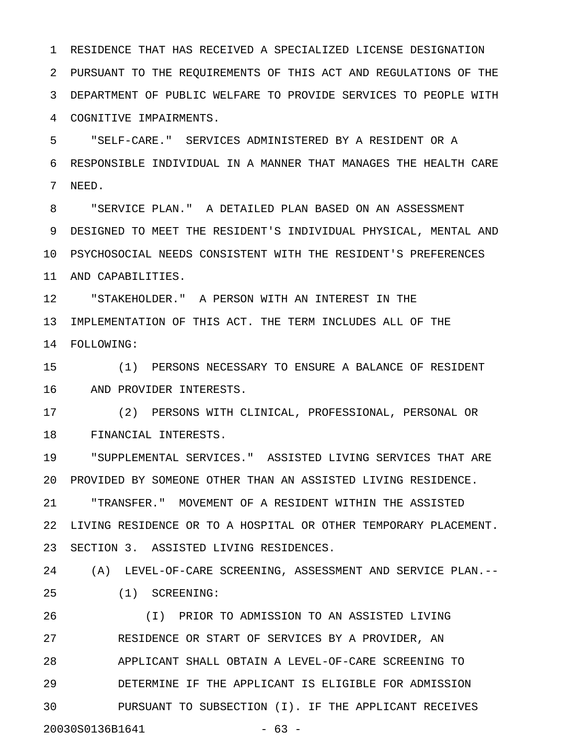RESIDENCE THAT HAS RECEIVED A SPECIALIZED LICENSE DESIGNATION PURSUANT TO THE REQUIREMENTS OF THIS ACT AND REGULATIONS OF THE DEPARTMENT OF PUBLIC WELFARE TO PROVIDE SERVICES TO PEOPLE WITH COGNITIVE IMPAIRMENTS.

"SELF-CARE." SERVICES ADMINISTERED BY A RESIDENT OR A RESPONSIBLE INDIVIDUAL IN A MANNER THAT MANAGES THE HEALTH CARE NEED.

"SERVICE PLAN." A DETAILED PLAN BASED ON AN ASSESSMENT DESIGNED TO MEET THE RESIDENT'S INDIVIDUAL PHYSICAL, MENTAL AND PSYCHOSOCIAL NEEDS CONSISTENT WITH THE RESIDENT'S PREFERENCES AND CAPABILITIES.

"STAKEHOLDER." A PERSON WITH AN INTEREST IN THE IMPLEMENTATION OF THIS ACT. THE TERM INCLUDES ALL OF THE FOLLOWING:

(1) PERSONS NECESSARY TO ENSURE A BALANCE OF RESIDENT AND PROVIDER INTERESTS.

(2) PERSONS WITH CLINICAL, PROFESSIONAL, PERSONAL OR FINANCIAL INTERESTS.

"SUPPLEMENTAL SERVICES." ASSISTED LIVING SERVICES THAT ARE PROVIDED BY SOMEONE OTHER THAN AN ASSISTED LIVING RESIDENCE.

"TRANSFER." MOVEMENT OF A RESIDENT WITHIN THE ASSISTED LIVING RESIDENCE OR TO A HOSPITAL OR OTHER TEMPORARY PLACEMENT.

SECTION 3. ASSISTED LIVING RESIDENCES.

(A) LEVEL-OF-CARE SCREENING, ASSESSMENT AND SERVICE PLAN.--

(1) SCREENING:

(I) PRIOR TO ADMISSION TO AN ASSISTED LIVING RESIDENCE OR START OF SERVICES BY A PROVIDER, AN APPLICANT SHALL OBTAIN A LEVEL-OF-CARE SCREENING TO DETERMINE IF THE APPLICANT IS ELIGIBLE FOR ADMISSION PURSUANT TO SUBSECTION (I). IF THE APPLICANT RECEIVES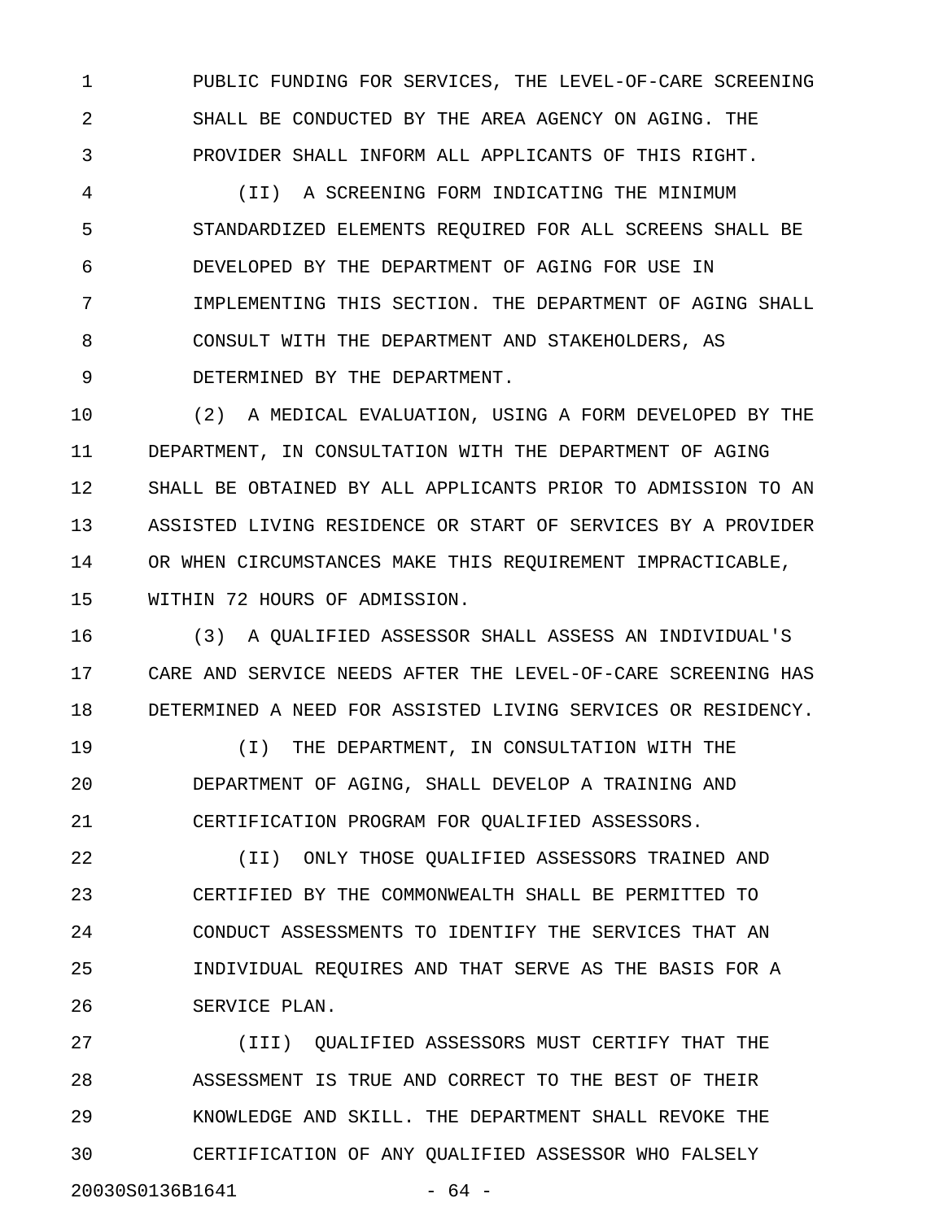PUBLIC FUNDING FOR SERVICES, THE LEVEL-OF-CARE SCREENING SHALL BE CONDUCTED BY THE AREA AGENCY ON AGING. THE PROVIDER SHALL INFORM ALL APPLICANTS OF THIS RIGHT.

(II) A SCREENING FORM INDICATING THE MINIMUM STANDARDIZED ELEMENTS REQUIRED FOR ALL SCREENS SHALL BE DEVELOPED BY THE DEPARTMENT OF AGING FOR USE IN IMPLEMENTING THIS SECTION. THE DEPARTMENT OF AGING SHALL CONSULT WITH THE DEPARTMENT AND STAKEHOLDERS, AS DETERMINED BY THE DEPARTMENT.

(2) A MEDICAL EVALUATION, USING A FORM DEVELOPED BY THE DEPARTMENT, IN CONSULTATION WITH THE DEPARTMENT OF AGING SHALL BE OBTAINED BY ALL APPLICANTS PRIOR TO ADMISSION TO AN ASSISTED LIVING RESIDENCE OR START OF SERVICES BY A PROVIDER OR WHEN CIRCUMSTANCES MAKE THIS REQUIREMENT IMPRACTICABLE, WITHIN 72 HOURS OF ADMISSION.

(3) A QUALIFIED ASSESSOR SHALL ASSESS AN INDIVIDUAL'S CARE AND SERVICE NEEDS AFTER THE LEVEL-OF-CARE SCREENING HAS DETERMINED A NEED FOR ASSISTED LIVING SERVICES OR RESIDENCY.

(I) THE DEPARTMENT, IN CONSULTATION WITH THE DEPARTMENT OF AGING, SHALL DEVELOP A TRAINING AND CERTIFICATION PROGRAM FOR QUALIFIED ASSESSORS.

(II) ONLY THOSE QUALIFIED ASSESSORS TRAINED AND CERTIFIED BY THE COMMONWEALTH SHALL BE PERMITTED TO CONDUCT ASSESSMENTS TO IDENTIFY THE SERVICES THAT AN INDIVIDUAL REQUIRES AND THAT SERVE AS THE BASIS FOR A SERVICE PLAN.

(III) QUALIFIED ASSESSORS MUST CERTIFY THAT THE ASSESSMENT IS TRUE AND CORRECT TO THE BEST OF THEIR KNOWLEDGE AND SKILL. THE DEPARTMENT SHALL REVOKE THE CERTIFICATION OF ANY QUALIFIED ASSESSOR WHO FALSELY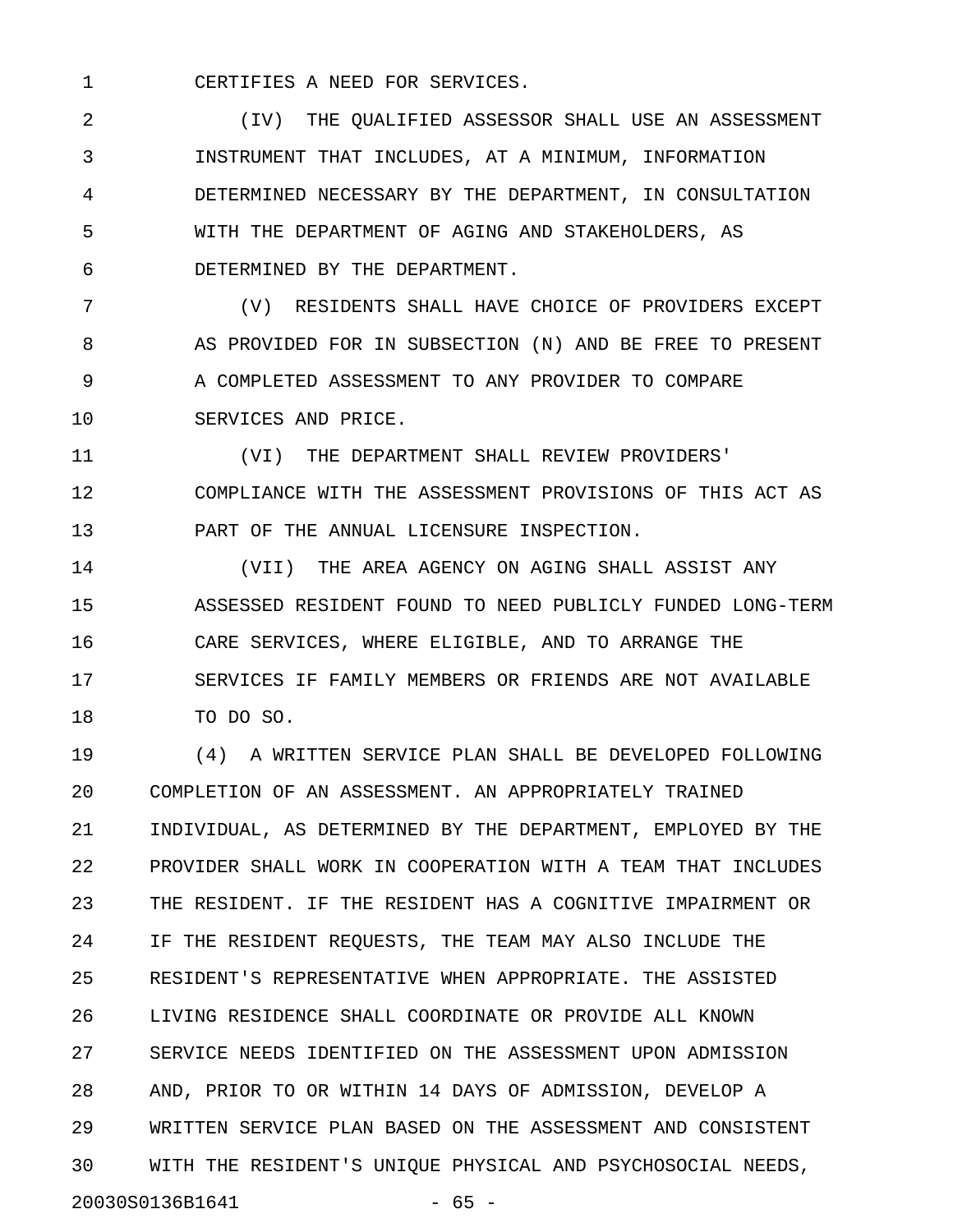CERTIFIES A NEED FOR SERVICES.

(IV) THE QUALIFIED ASSESSOR SHALL USE AN ASSESSMENT INSTRUMENT THAT INCLUDES, AT A MINIMUM, INFORMATION DETERMINED NECESSARY BY THE DEPARTMENT, IN CONSULTATION WITH THE DEPARTMENT OF AGING AND STAKEHOLDERS, AS DETERMINED BY THE DEPARTMENT.

(V) RESIDENTS SHALL HAVE CHOICE OF PROVIDERS EXCEPT AS PROVIDED FOR IN SUBSECTION (N) AND BE FREE TO PRESENT A COMPLETED ASSESSMENT TO ANY PROVIDER TO COMPARE SERVICES AND PRICE.

(VI) THE DEPARTMENT SHALL REVIEW PROVIDERS' COMPLIANCE WITH THE ASSESSMENT PROVISIONS OF THIS ACT AS PART OF THE ANNUAL LICENSURE INSPECTION.

(VII) THE AREA AGENCY ON AGING SHALL ASSIST ANY ASSESSED RESIDENT FOUND TO NEED PUBLICLY FUNDED LONG-TERM CARE SERVICES, WHERE ELIGIBLE, AND TO ARRANGE THE SERVICES IF FAMILY MEMBERS OR FRIENDS ARE NOT AVAILABLE TO DO SO.

(4) A WRITTEN SERVICE PLAN SHALL BE DEVELOPED FOLLOWING COMPLETION OF AN ASSESSMENT. AN APPROPRIATELY TRAINED INDIVIDUAL, AS DETERMINED BY THE DEPARTMENT, EMPLOYED BY THE PROVIDER SHALL WORK IN COOPERATION WITH A TEAM THAT INCLUDES THE RESIDENT. IF THE RESIDENT HAS A COGNITIVE IMPAIRMENT OR IF THE RESIDENT REQUESTS, THE TEAM MAY ALSO INCLUDE THE RESIDENT'S REPRESENTATIVE WHEN APPROPRIATE. THE ASSISTED LIVING RESIDENCE SHALL COORDINATE OR PROVIDE ALL KNOWN SERVICE NEEDS IDENTIFIED ON THE ASSESSMENT UPON ADMISSION AND, PRIOR TO OR WITHIN 14 DAYS OF ADMISSION, DEVELOP A WRITTEN SERVICE PLAN BASED ON THE ASSESSMENT AND CONSISTENT WITH THE RESIDENT'S UNIQUE PHYSICAL AND PSYCHOSOCIAL NEEDS,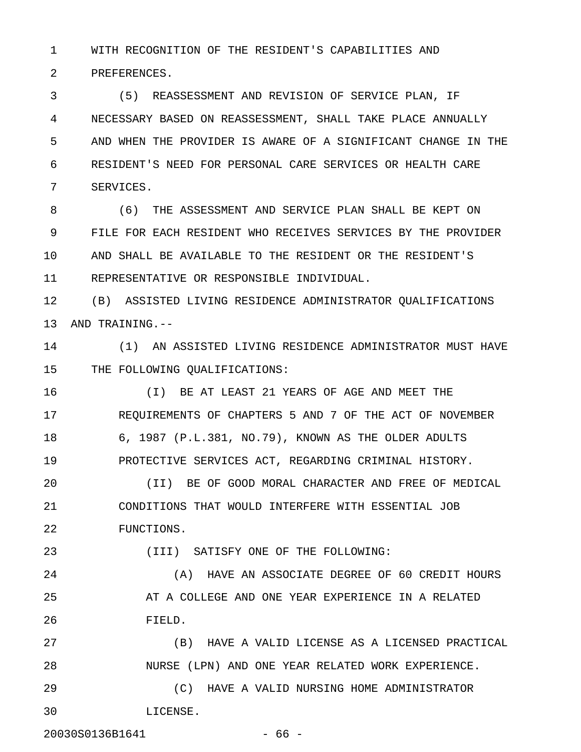WITH RECOGNITION OF THE RESIDENT'S CAPABILITIES AND PREFERENCES.

(5) REASSESSMENT AND REVISION OF SERVICE PLAN, IF NECESSARY BASED ON REASSESSMENT, SHALL TAKE PLACE ANNUALLY AND WHEN THE PROVIDER IS AWARE OF A SIGNIFICANT CHANGE IN THE RESIDENT'S NEED FOR PERSONAL CARE SERVICES OR HEALTH CARE SERVICES.

(6) THE ASSESSMENT AND SERVICE PLAN SHALL BE KEPT ON FILE FOR EACH RESIDENT WHO RECEIVES SERVICES BY THE PROVIDER AND SHALL BE AVAILABLE TO THE RESIDENT OR THE RESIDENT'S REPRESENTATIVE OR RESPONSIBLE INDIVIDUAL.

(B) ASSISTED LIVING RESIDENCE ADMINISTRATOR QUALIFICATIONS AND TRAINING.--

(1) AN ASSISTED LIVING RESIDENCE ADMINISTRATOR MUST HAVE THE FOLLOWING QUALIFICATIONS:

(I) BE AT LEAST 21 YEARS OF AGE AND MEET THE REQUIREMENTS OF CHAPTERS 5 AND 7 OF THE ACT OF NOVEMBER 6, 1987 (P.L.381, NO.79), KNOWN AS THE OLDER ADULTS PROTECTIVE SERVICES ACT, REGARDING CRIMINAL HISTORY.

(II) BE OF GOOD MORAL CHARACTER AND FREE OF MEDICAL CONDITIONS THAT WOULD INTERFERE WITH ESSENTIAL JOB FUNCTIONS.

(III) SATISFY ONE OF THE FOLLOWING:

(A) HAVE AN ASSOCIATE DEGREE OF 60 CREDIT HOURS AT A COLLEGE AND ONE YEAR EXPERIENCE IN A RELATED FIELD.

(B) HAVE A VALID LICENSE AS A LICENSED PRACTICAL NURSE (LPN) AND ONE YEAR RELATED WORK EXPERIENCE.

(C) HAVE A VALID NURSING HOME ADMINISTRATOR LICENSE.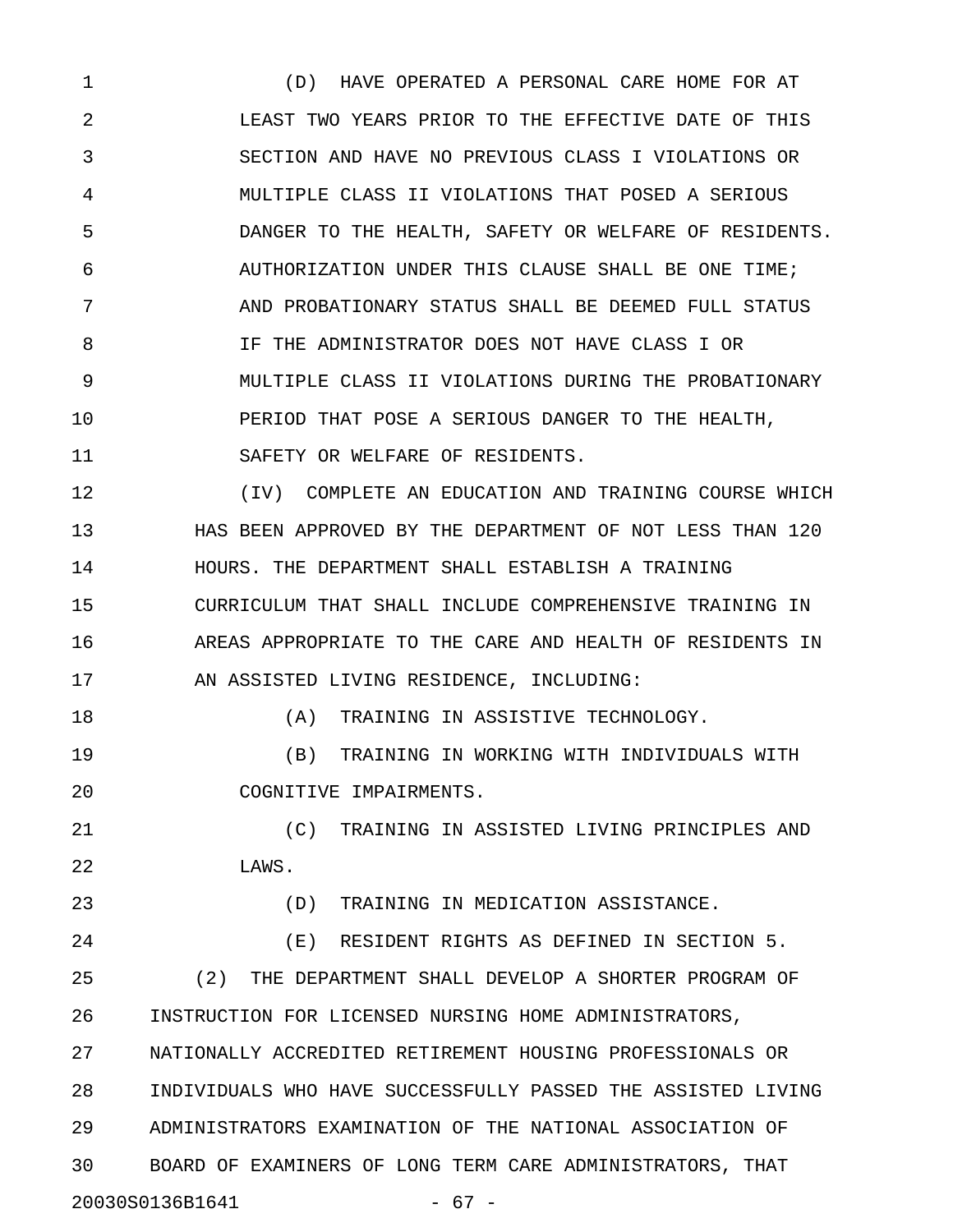(D) HAVE OPERATED A PERSONAL CARE HOME FOR AT LEAST TWO YEARS PRIOR TO THE EFFECTIVE DATE OF THIS SECTION AND HAVE NO PREVIOUS CLASS I VIOLATIONS OR MULTIPLE CLASS II VIOLATIONS THAT POSED A SERIOUS DANGER TO THE HEALTH, SAFETY OR WELFARE OF RESIDENTS. AUTHORIZATION UNDER THIS CLAUSE SHALL BE ONE TIME; AND PROBATIONARY STATUS SHALL BE DEEMED FULL STATUS IF THE ADMINISTRATOR DOES NOT HAVE CLASS I OR MULTIPLE CLASS II VIOLATIONS DURING THE PROBATIONARY PERIOD THAT POSE A SERIOUS DANGER TO THE HEALTH, SAFETY OR WELFARE OF RESIDENTS.

(IV) COMPLETE AN EDUCATION AND TRAINING COURSE WHICH HAS BEEN APPROVED BY THE DEPARTMENT OF NOT LESS THAN 120 HOURS. THE DEPARTMENT SHALL ESTABLISH A TRAINING CURRICULUM THAT SHALL INCLUDE COMPREHENSIVE TRAINING IN AREAS APPROPRIATE TO THE CARE AND HEALTH OF RESIDENTS IN AN ASSISTED LIVING RESIDENCE, INCLUDING:

(A) TRAINING IN ASSISTIVE TECHNOLOGY.

(B) TRAINING IN WORKING WITH INDIVIDUALS WITH COGNITIVE IMPAIRMENTS.

(C) TRAINING IN ASSISTED LIVING PRINCIPLES AND LAWS.

(D) TRAINING IN MEDICATION ASSISTANCE.

(E) RESIDENT RIGHTS AS DEFINED IN SECTION 5.

(2) THE DEPARTMENT SHALL DEVELOP A SHORTER PROGRAM OF INSTRUCTION FOR LICENSED NURSING HOME ADMINISTRATORS, NATIONALLY ACCREDITED RETIREMENT HOUSING PROFESSIONALS OR INDIVIDUALS WHO HAVE SUCCESSFULLY PASSED THE ASSISTED LIVING ADMINISTRATORS EXAMINATION OF THE NATIONAL ASSOCIATION OF BOARD OF EXAMINERS OF LONG TERM CARE ADMINISTRATORS, THAT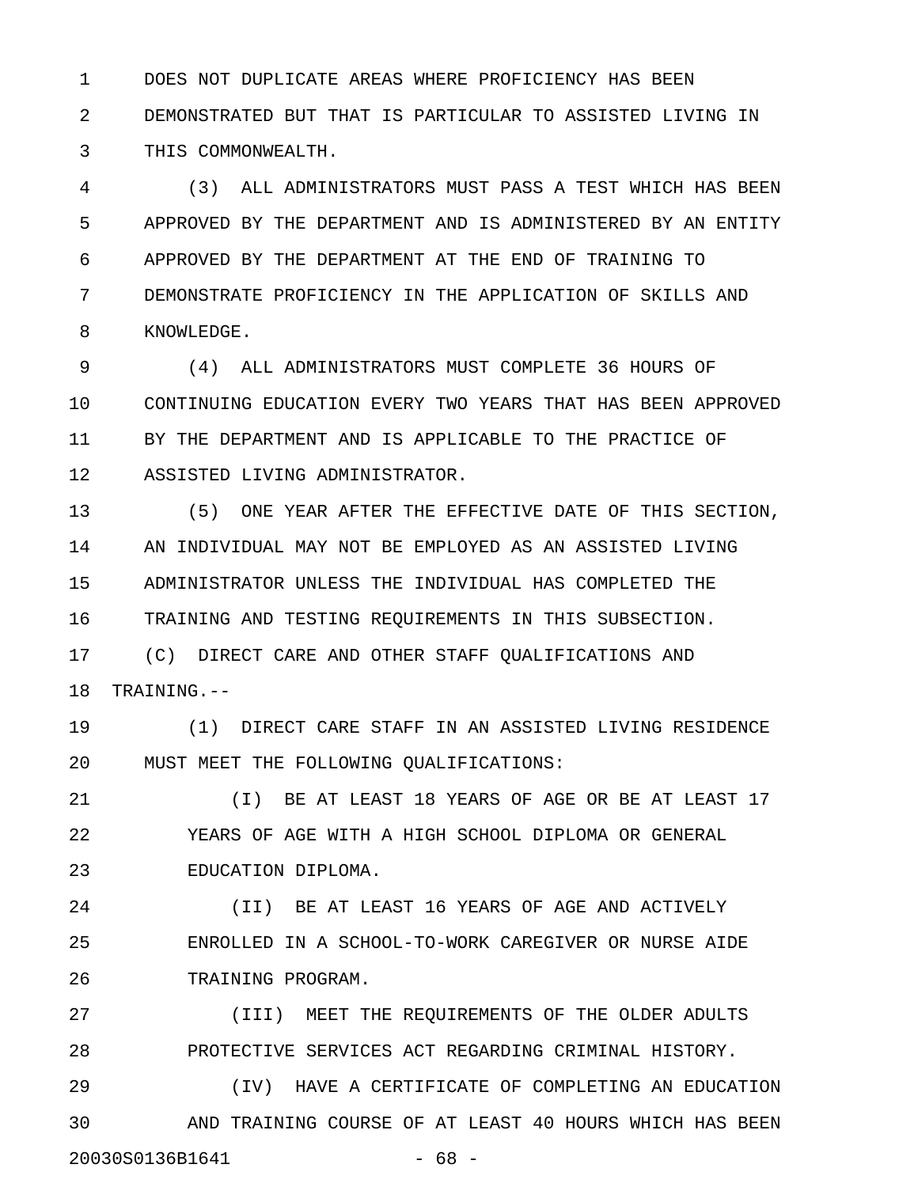DOES NOT DUPLICATE AREAS WHERE PROFICIENCY HAS BEEN DEMONSTRATED BUT THAT IS PARTICULAR TO ASSISTED LIVING IN THIS COMMONWEALTH.

(3) ALL ADMINISTRATORS MUST PASS A TEST WHICH HAS BEEN APPROVED BY THE DEPARTMENT AND IS ADMINISTERED BY AN ENTITY APPROVED BY THE DEPARTMENT AT THE END OF TRAINING TO DEMONSTRATE PROFICIENCY IN THE APPLICATION OF SKILLS AND KNOWLEDGE.

(4) ALL ADMINISTRATORS MUST COMPLETE 36 HOURS OF CONTINUING EDUCATION EVERY TWO YEARS THAT HAS BEEN APPROVED BY THE DEPARTMENT AND IS APPLICABLE TO THE PRACTICE OF ASSISTED LIVING ADMINISTRATOR.

(5) ONE YEAR AFTER THE EFFECTIVE DATE OF THIS SECTION, AN INDIVIDUAL MAY NOT BE EMPLOYED AS AN ASSISTED LIVING ADMINISTRATOR UNLESS THE INDIVIDUAL HAS COMPLETED THE TRAINING AND TESTING REQUIREMENTS IN THIS SUBSECTION.

(C) DIRECT CARE AND OTHER STAFF QUALIFICATIONS AND TRAINING.--

(1) DIRECT CARE STAFF IN AN ASSISTED LIVING RESIDENCE MUST MEET THE FOLLOWING QUALIFICATIONS:

(I) BE AT LEAST 18 YEARS OF AGE OR BE AT LEAST 17 YEARS OF AGE WITH A HIGH SCHOOL DIPLOMA OR GENERAL EDUCATION DIPLOMA.

(II) BE AT LEAST 16 YEARS OF AGE AND ACTIVELY ENROLLED IN A SCHOOL-TO-WORK CAREGIVER OR NURSE AIDE TRAINING PROGRAM.

(III) MEET THE REQUIREMENTS OF THE OLDER ADULTS PROTECTIVE SERVICES ACT REGARDING CRIMINAL HISTORY.

(IV) HAVE A CERTIFICATE OF COMPLETING AN EDUCATION AND TRAINING COURSE OF AT LEAST 40 HOURS WHICH HAS BEEN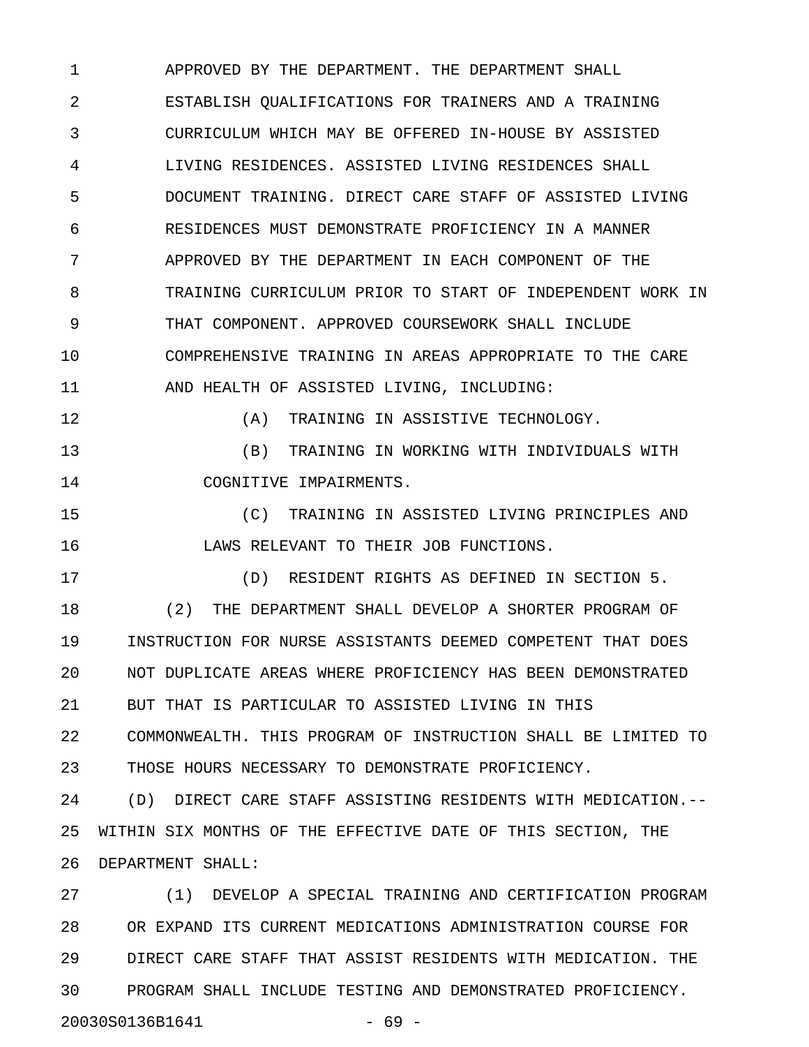APPROVED BY THE DEPARTMENT. THE DEPARTMENT SHALL ESTABLISH QUALIFICATIONS FOR TRAINERS AND A TRAINING CURRICULUM WHICH MAY BE OFFERED IN-HOUSE BY ASSISTED LIVING RESIDENCES. ASSISTED LIVING RESIDENCES SHALL DOCUMENT TRAINING. DIRECT CARE STAFF OF ASSISTED LIVING RESIDENCES MUST DEMONSTRATE PROFICIENCY IN A MANNER APPROVED BY THE DEPARTMENT IN EACH COMPONENT OF THE TRAINING CURRICULUM PRIOR TO START OF INDEPENDENT WORK IN THAT COMPONENT. APPROVED COURSEWORK SHALL INCLUDE COMPREHENSIVE TRAINING IN AREAS APPROPRIATE TO THE CARE AND HEALTH OF ASSISTED LIVING, INCLUDING:

(A) TRAINING IN ASSISTIVE TECHNOLOGY.

(B) TRAINING IN WORKING WITH INDIVIDUALS WITH COGNITIVE IMPAIRMENTS.

(C) TRAINING IN ASSISTED LIVING PRINCIPLES AND LAWS RELEVANT TO THEIR JOB FUNCTIONS.

(D) RESIDENT RIGHTS AS DEFINED IN SECTION 5.

(2) THE DEPARTMENT SHALL DEVELOP A SHORTER PROGRAM OF INSTRUCTION FOR NURSE ASSISTANTS DEEMED COMPETENT THAT DOES NOT DUPLICATE AREAS WHERE PROFICIENCY HAS BEEN DEMONSTRATED BUT THAT IS PARTICULAR TO ASSISTED LIVING IN THIS COMMONWEALTH. THIS PROGRAM OF INSTRUCTION SHALL BE LIMITED TO THOSE HOURS NECESSARY TO DEMONSTRATE PROFICIENCY.

(D) DIRECT CARE STAFF ASSISTING RESIDENTS WITH MEDICATION.-- WITHIN SIX MONTHS OF THE EFFECTIVE DATE OF THIS SECTION, THE DEPARTMENT SHALL:

(1) DEVELOP A SPECIAL TRAINING AND CERTIFICATION PROGRAM OR EXPAND ITS CURRENT MEDICATIONS ADMINISTRATION COURSE FOR DIRECT CARE STAFF THAT ASSIST RESIDENTS WITH MEDICATION. THE PROGRAM SHALL INCLUDE TESTING AND DEMONSTRATED PROFICIENCY.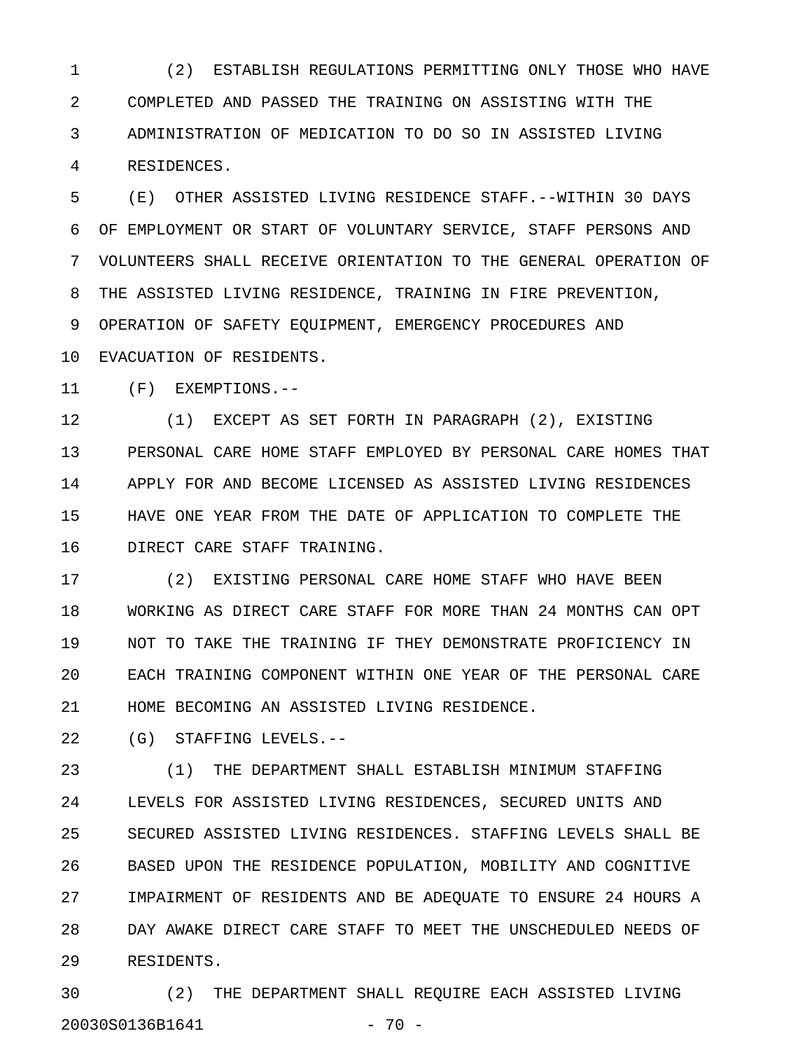(2) ESTABLISH REGULATIONS PERMITTING ONLY THOSE WHO HAVE COMPLETED AND PASSED THE TRAINING ON ASSISTING WITH THE ADMINISTRATION OF MEDICATION TO DO SO IN ASSISTED LIVING RESIDENCES.

(E) OTHER ASSISTED LIVING RESIDENCE STAFF.--WITHIN 30 DAYS OF EMPLOYMENT OR START OF VOLUNTARY SERVICE, STAFF PERSONS AND VOLUNTEERS SHALL RECEIVE ORIENTATION TO THE GENERAL OPERATION OF THE ASSISTED LIVING RESIDENCE, TRAINING IN FIRE PREVENTION, OPERATION OF SAFETY EQUIPMENT, EMERGENCY PROCEDURES AND EVACUATION OF RESIDENTS.

(F) EXEMPTIONS.--

(1) EXCEPT AS SET FORTH IN PARAGRAPH (2), EXISTING PERSONAL CARE HOME STAFF EMPLOYED BY PERSONAL CARE HOMES THAT APPLY FOR AND BECOME LICENSED AS ASSISTED LIVING RESIDENCES HAVE ONE YEAR FROM THE DATE OF APPLICATION TO COMPLETE THE DIRECT CARE STAFF TRAINING.

(2) EXISTING PERSONAL CARE HOME STAFF WHO HAVE BEEN WORKING AS DIRECT CARE STAFF FOR MORE THAN 24 MONTHS CAN OPT NOT TO TAKE THE TRAINING IF THEY DEMONSTRATE PROFICIENCY IN EACH TRAINING COMPONENT WITHIN ONE YEAR OF THE PERSONAL CARE HOME BECOMING AN ASSISTED LIVING RESIDENCE.

(G) STAFFING LEVELS.--

(1) THE DEPARTMENT SHALL ESTABLISH MINIMUM STAFFING LEVELS FOR ASSISTED LIVING RESIDENCES, SECURED UNITS AND SECURED ASSISTED LIVING RESIDENCES. STAFFING LEVELS SHALL BE BASED UPON THE RESIDENCE POPULATION, MOBILITY AND COGNITIVE IMPAIRMENT OF RESIDENTS AND BE ADEQUATE TO ENSURE 24 HOURS A DAY AWAKE DIRECT CARE STAFF TO MEET THE UNSCHEDULED NEEDS OF RESIDENTS.

(2) THE DEPARTMENT SHALL REQUIRE EACH ASSISTED LIVING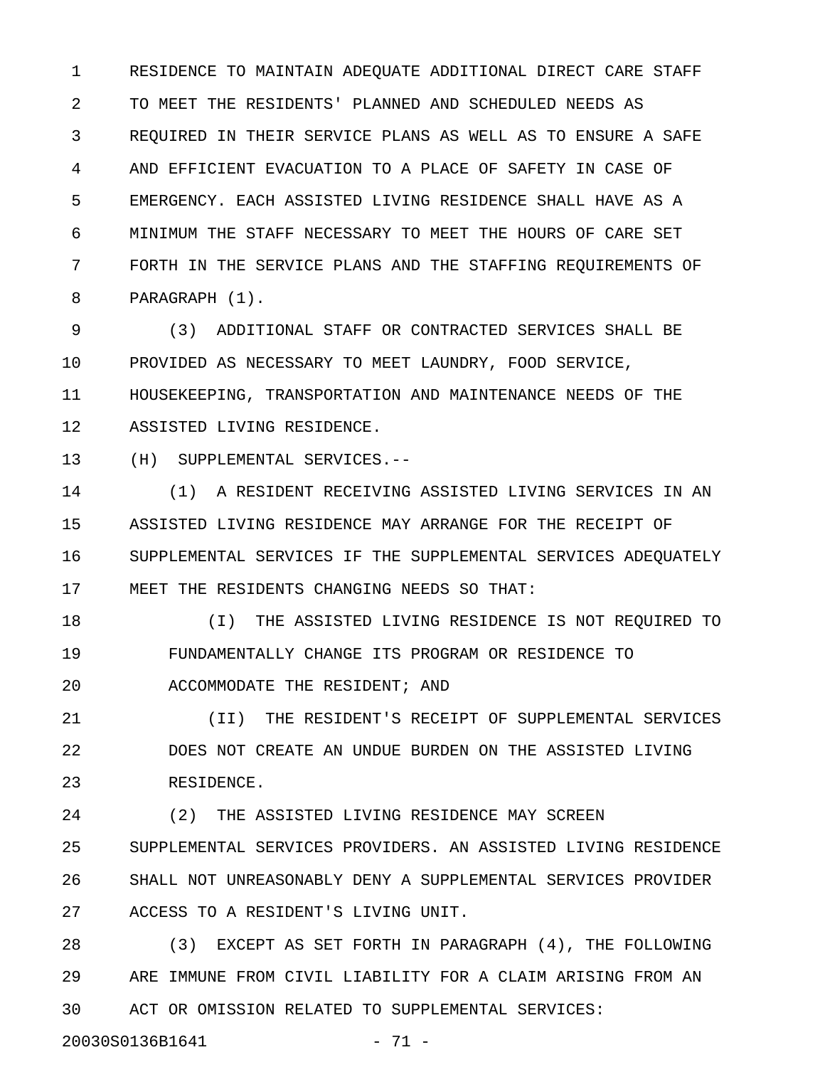RESIDENCE TO MAINTAIN ADEQUATE ADDITIONAL DIRECT CARE STAFF TO MEET THE RESIDENTS' PLANNED AND SCHEDULED NEEDS AS REQUIRED IN THEIR SERVICE PLANS AS WELL AS TO ENSURE A SAFE AND EFFICIENT EVACUATION TO A PLACE OF SAFETY IN CASE OF EMERGENCY. EACH ASSISTED LIVING RESIDENCE SHALL HAVE AS A MINIMUM THE STAFF NECESSARY TO MEET THE HOURS OF CARE SET FORTH IN THE SERVICE PLANS AND THE STAFFING REQUIREMENTS OF PARAGRAPH (1).

(3) ADDITIONAL STAFF OR CONTRACTED SERVICES SHALL BE PROVIDED AS NECESSARY TO MEET LAUNDRY, FOOD SERVICE, HOUSEKEEPING, TRANSPORTATION AND MAINTENANCE NEEDS OF THE ASSISTED LIVING RESIDENCE.

(H) SUPPLEMENTAL SERVICES.--

(1) A RESIDENT RECEIVING ASSISTED LIVING SERVICES IN AN ASSISTED LIVING RESIDENCE MAY ARRANGE FOR THE RECEIPT OF SUPPLEMENTAL SERVICES IF THE SUPPLEMENTAL SERVICES ADEQUATELY MEET THE RESIDENTS CHANGING NEEDS SO THAT:

(I) THE ASSISTED LIVING RESIDENCE IS NOT REQUIRED TO FUNDAMENTALLY CHANGE ITS PROGRAM OR RESIDENCE TO ACCOMMODATE THE RESIDENT; AND

(II) THE RESIDENT'S RECEIPT OF SUPPLEMENTAL SERVICES DOES NOT CREATE AN UNDUE BURDEN ON THE ASSISTED LIVING RESIDENCE.

(2) THE ASSISTED LIVING RESIDENCE MAY SCREEN SUPPLEMENTAL SERVICES PROVIDERS. AN ASSISTED LIVING RESIDENCE SHALL NOT UNREASONABLY DENY A SUPPLEMENTAL SERVICES PROVIDER ACCESS TO A RESIDENT'S LIVING UNIT.

(3) EXCEPT AS SET FORTH IN PARAGRAPH (4), THE FOLLOWING ARE IMMUNE FROM CIVIL LIABILITY FOR A CLAIM ARISING FROM AN ACT OR OMISSION RELATED TO SUPPLEMENTAL SERVICES:

20030S0136B1641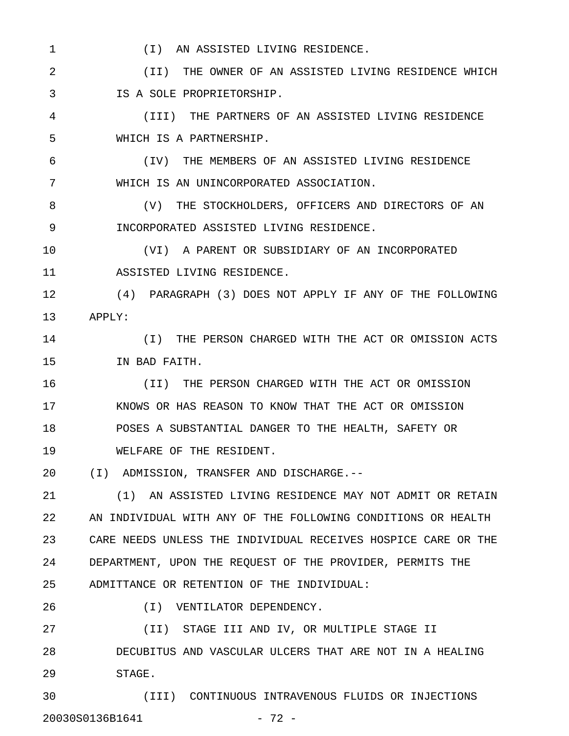(I) AN ASSISTED LIVING RESIDENCE.

(II) THE OWNER OF AN ASSISTED LIVING RESIDENCE WHICH IS A SOLE PROPRIETORSHIP.

(III) THE PARTNERS OF AN ASSISTED LIVING RESIDENCE WHICH IS A PARTNERSHIP.

(IV) THE MEMBERS OF AN ASSISTED LIVING RESIDENCE WHICH IS AN UNINCORPORATED ASSOCIATION.

(V) THE STOCKHOLDERS, OFFICERS AND DIRECTORS OF AN INCORPORATED ASSISTED LIVING RESIDENCE.

(VI) A PARENT OR SUBSIDIARY OF AN INCORPORATED ASSISTED LIVING RESIDENCE.

(4) PARAGRAPH (3) DOES NOT APPLY IF ANY OF THE FOLLOWING APPLY:

(I) THE PERSON CHARGED WITH THE ACT OR OMISSION ACTS IN BAD FAITH.

(II) THE PERSON CHARGED WITH THE ACT OR OMISSION KNOWS OR HAS REASON TO KNOW THAT THE ACT OR OMISSION POSES A SUBSTANTIAL DANGER TO THE HEALTH, SAFETY OR WELFARE OF THE RESIDENT.

(I) ADMISSION, TRANSFER AND DISCHARGE.--

(1) AN ASSISTED LIVING RESIDENCE MAY NOT ADMIT OR RETAIN AN INDIVIDUAL WITH ANY OF THE FOLLOWING CONDITIONS OR HEALTH CARE NEEDS UNLESS THE INDIVIDUAL RECEIVES HOSPICE CARE OR THE DEPARTMENT, UPON THE REQUEST OF THE PROVIDER, PERMITS THE ADMITTANCE OR RETENTION OF THE INDIVIDUAL:

(I) VENTILATOR DEPENDENCY.

(II) STAGE III AND IV, OR MULTIPLE STAGE II DECUBITUS AND VASCULAR ULCERS THAT ARE NOT IN A HEALING STAGE.

(III) CONTINUOUS INTRAVENOUS FLUIDS OR INJECTIONS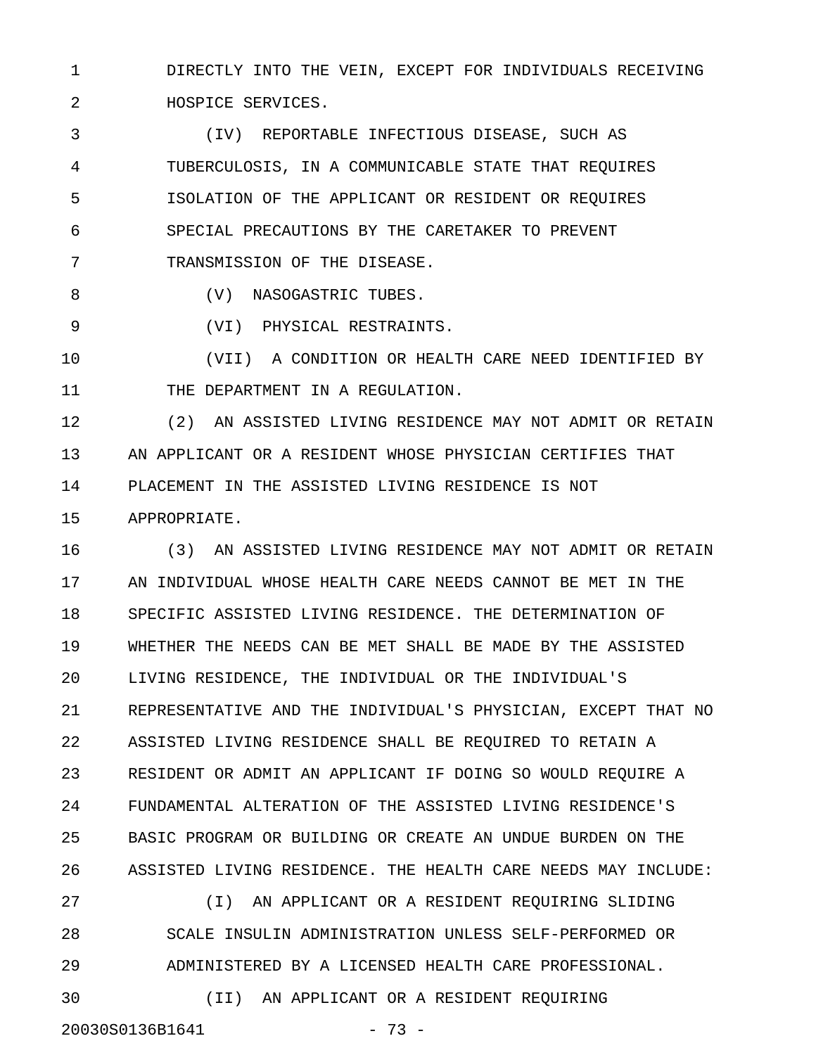DIRECTLY INTO THE VEIN, EXCEPT FOR INDIVIDUALS RECEIVING HOSPICE SERVICES.

(IV) REPORTABLE INFECTIOUS DISEASE, SUCH AS TUBERCULOSIS, IN A COMMUNICABLE STATE THAT REQUIRES ISOLATION OF THE APPLICANT OR RESIDENT OR REQUIRES SPECIAL PRECAUTIONS BY THE CARETAKER TO PREVENT TRANSMISSION OF THE DISEASE.

(V) NASOGASTRIC TUBES.

(VI) PHYSICAL RESTRAINTS.

(VII) A CONDITION OR HEALTH CARE NEED IDENTIFIED BY THE DEPARTMENT IN A REGULATION.

(2) AN ASSISTED LIVING RESIDENCE MAY NOT ADMIT OR RETAIN AN APPLICANT OR A RESIDENT WHOSE PHYSICIAN CERTIFIES THAT PLACEMENT IN THE ASSISTED LIVING RESIDENCE IS NOT APPROPRIATE.

(3) AN ASSISTED LIVING RESIDENCE MAY NOT ADMIT OR RETAIN AN INDIVIDUAL WHOSE HEALTH CARE NEEDS CANNOT BE MET IN THE SPECIFIC ASSISTED LIVING RESIDENCE. THE DETERMINATION OF WHETHER THE NEEDS CAN BE MET SHALL BE MADE BY THE ASSISTED LIVING RESIDENCE, THE INDIVIDUAL OR THE INDIVIDUAL'S REPRESENTATIVE AND THE INDIVIDUAL'S PHYSICIAN, EXCEPT THAT NO ASSISTED LIVING RESIDENCE SHALL BE REQUIRED TO RETAIN A RESIDENT OR ADMIT AN APPLICANT IF DOING SO WOULD REQUIRE A FUNDAMENTAL ALTERATION OF THE ASSISTED LIVING RESIDENCE'S BASIC PROGRAM OR BUILDING OR CREATE AN UNDUE BURDEN ON THE ASSISTED LIVING RESIDENCE. THE HEALTH CARE NEEDS MAY INCLUDE:

(I) AN APPLICANT OR A RESIDENT REQUIRING SLIDING SCALE INSULIN ADMINISTRATION UNLESS SELF-PERFORMED OR ADMINISTERED BY A LICENSED HEALTH CARE PROFESSIONAL.

(II) AN APPLICANT OR A RESIDENT REQUIRING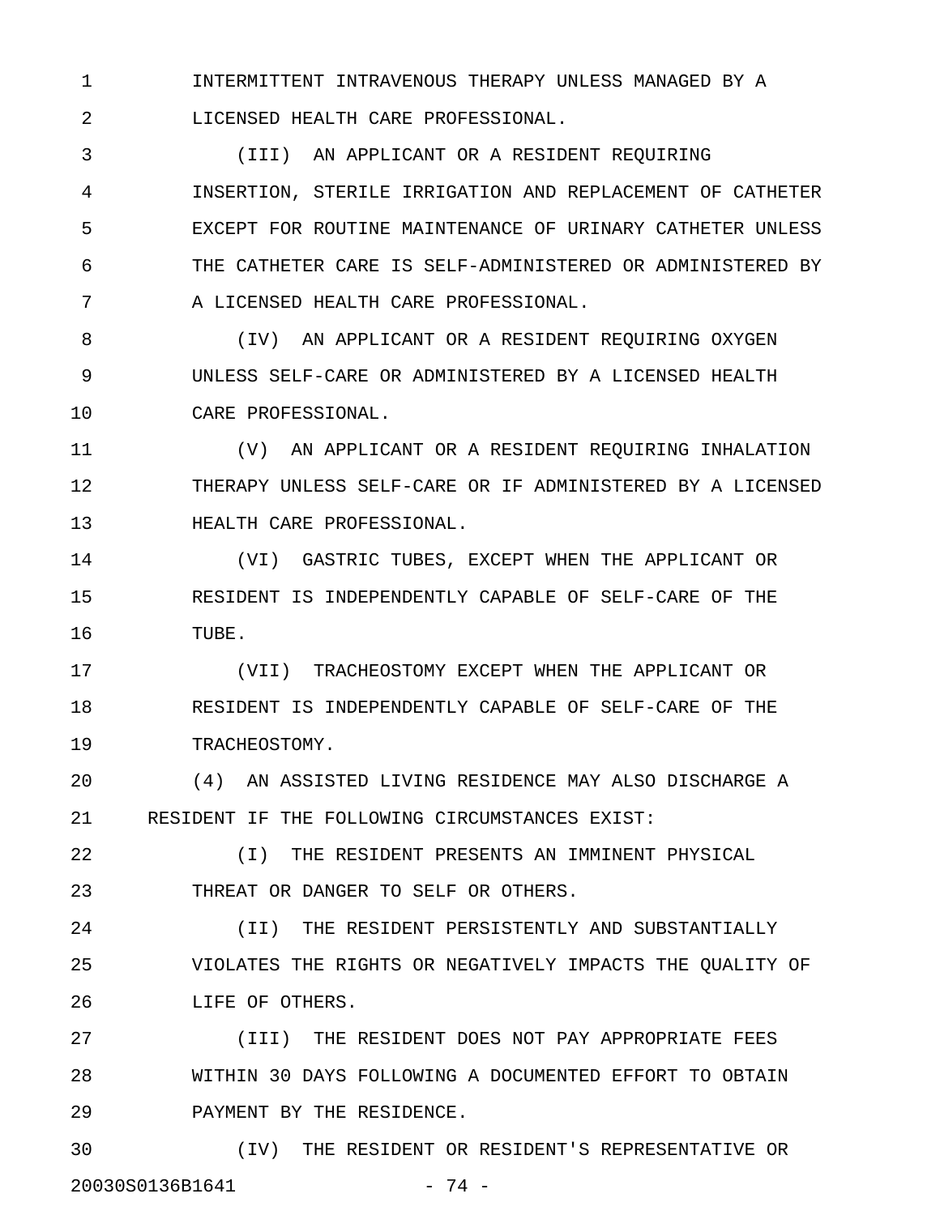INTERMITTENT INTRAVENOUS THERAPY UNLESS MANAGED BY A LICENSED HEALTH CARE PROFESSIONAL.

(III) AN APPLICANT OR A RESIDENT REQUIRING INSERTION, STERILE IRRIGATION AND REPLACEMENT OF CATHETER EXCEPT FOR ROUTINE MAINTENANCE OF URINARY CATHETER UNLESS THE CATHETER CARE IS SELF-ADMINISTERED OR ADMINISTERED BY A LICENSED HEALTH CARE PROFESSIONAL.

(IV) AN APPLICANT OR A RESIDENT REQUIRING OXYGEN UNLESS SELF-CARE OR ADMINISTERED BY A LICENSED HEALTH CARE PROFESSIONAL.

(V) AN APPLICANT OR A RESIDENT REQUIRING INHALATION THERAPY UNLESS SELF-CARE OR IF ADMINISTERED BY A LICENSED HEALTH CARE PROFESSIONAL.

(VI) GASTRIC TUBES, EXCEPT WHEN THE APPLICANT OR RESIDENT IS INDEPENDENTLY CAPABLE OF SELF-CARE OF THE TUBE.

(VII) TRACHEOSTOMY EXCEPT WHEN THE APPLICANT OR RESIDENT IS INDEPENDENTLY CAPABLE OF SELF-CARE OF THE TRACHEOSTOMY.

(4) AN ASSISTED LIVING RESIDENCE MAY ALSO DISCHARGE A RESIDENT IF THE FOLLOWING CIRCUMSTANCES EXIST:

(I) THE RESIDENT PRESENTS AN IMMINENT PHYSICAL THREAT OR DANGER TO SELF OR OTHERS.

(II) THE RESIDENT PERSISTENTLY AND SUBSTANTIALLY VIOLATES THE RIGHTS OR NEGATIVELY IMPACTS THE QUALITY OF LIFE OF OTHERS.

(III) THE RESIDENT DOES NOT PAY APPROPRIATE FEES WITHIN 30 DAYS FOLLOWING A DOCUMENTED EFFORT TO OBTAIN PAYMENT BY THE RESIDENCE.

(IV) THE RESIDENT OR RESIDENT'S REPRESENTATIVE OR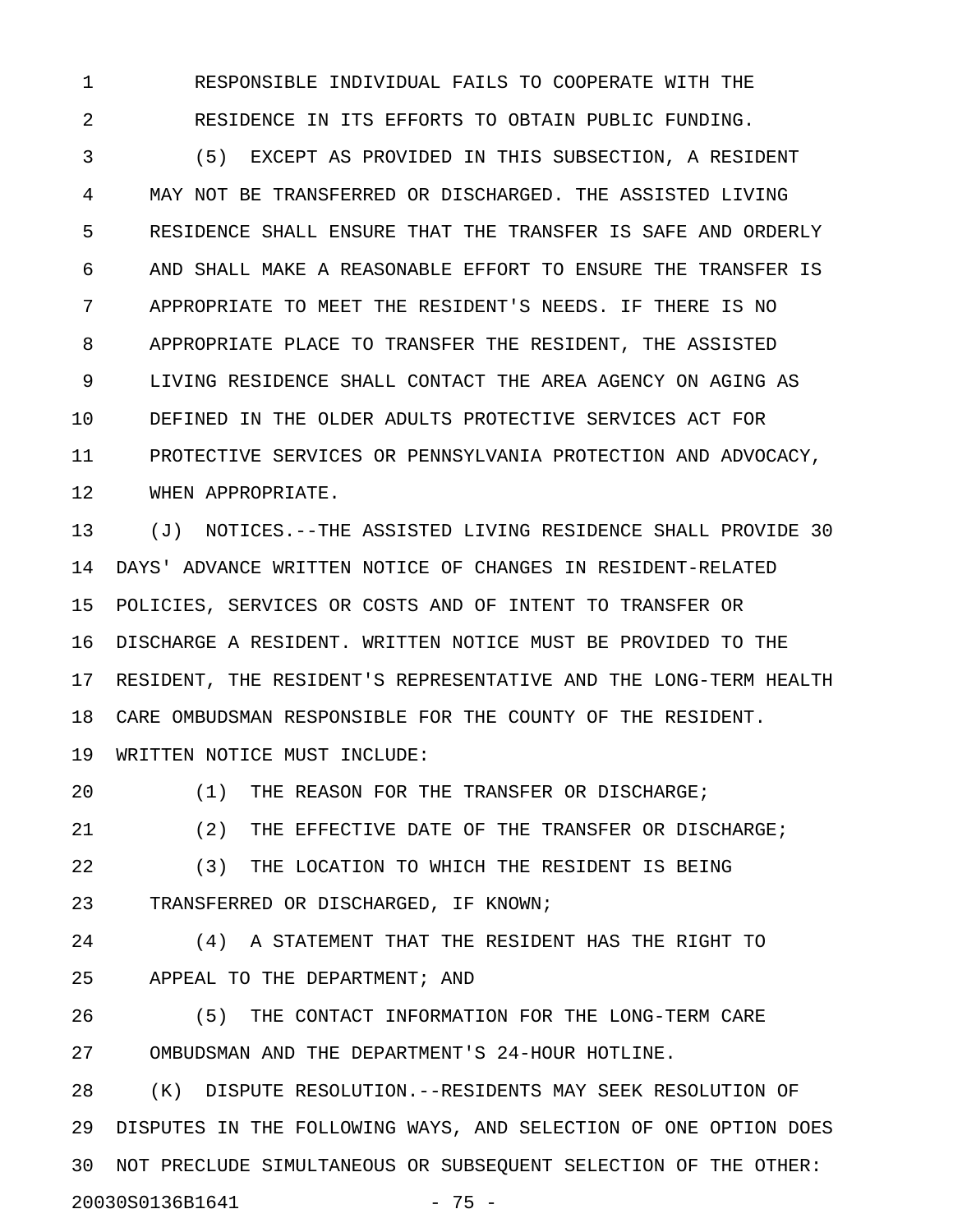RESPONSIBLE INDIVIDUAL FAILS TO COOPERATE WITH THE RESIDENCE IN ITS EFFORTS TO OBTAIN PUBLIC FUNDING.

(5) EXCEPT AS PROVIDED IN THIS SUBSECTION, A RESIDENT MAY NOT BE TRANSFERRED OR DISCHARGED. THE ASSISTED LIVING RESIDENCE SHALL ENSURE THAT THE TRANSFER IS SAFE AND ORDERLY AND SHALL MAKE A REASONABLE EFFORT TO ENSURE THE TRANSFER IS APPROPRIATE TO MEET THE RESIDENT'S NEEDS. IF THERE IS NO APPROPRIATE PLACE TO TRANSFER THE RESIDENT, THE ASSISTED LIVING RESIDENCE SHALL CONTACT THE AREA AGENCY ON AGING AS DEFINED IN THE OLDER ADULTS PROTECTIVE SERVICES ACT FOR PROTECTIVE SERVICES OR PENNSYLVANIA PROTECTION AND ADVOCACY, WHEN APPROPRIATE.

(J) NOTICES.--THE ASSISTED LIVING RESIDENCE SHALL PROVIDE 30 DAYS' ADVANCE WRITTEN NOTICE OF CHANGES IN RESIDENT-RELATED POLICIES, SERVICES OR COSTS AND OF INTENT TO TRANSFER OR DISCHARGE A RESIDENT. WRITTEN NOTICE MUST BE PROVIDED TO THE RESIDENT, THE RESIDENT'S REPRESENTATIVE AND THE LONG-TERM HEALTH CARE OMBUDSMAN RESPONSIBLE FOR THE COUNTY OF THE RESIDENT. WRITTEN NOTICE MUST INCLUDE:

(1) THE REASON FOR THE TRANSFER OR DISCHARGE;

(2) THE EFFECTIVE DATE OF THE TRANSFER OR DISCHARGE;

(3) THE LOCATION TO WHICH THE RESIDENT IS BEING TRANSFERRED OR DISCHARGED, IF KNOWN;

(4) A STATEMENT THAT THE RESIDENT HAS THE RIGHT TO APPEAL TO THE DEPARTMENT; AND

(5) THE CONTACT INFORMATION FOR THE LONG-TERM CARE OMBUDSMAN AND THE DEPARTMENT'S 24-HOUR HOTLINE.

(K) DISPUTE RESOLUTION.--RESIDENTS MAY SEEK RESOLUTION OF DISPUTES IN THE FOLLOWING WAYS, AND SELECTION OF ONE OPTION DOES NOT PRECLUDE SIMULTANEOUS OR SUBSEQUENT SELECTION OF THE OTHER: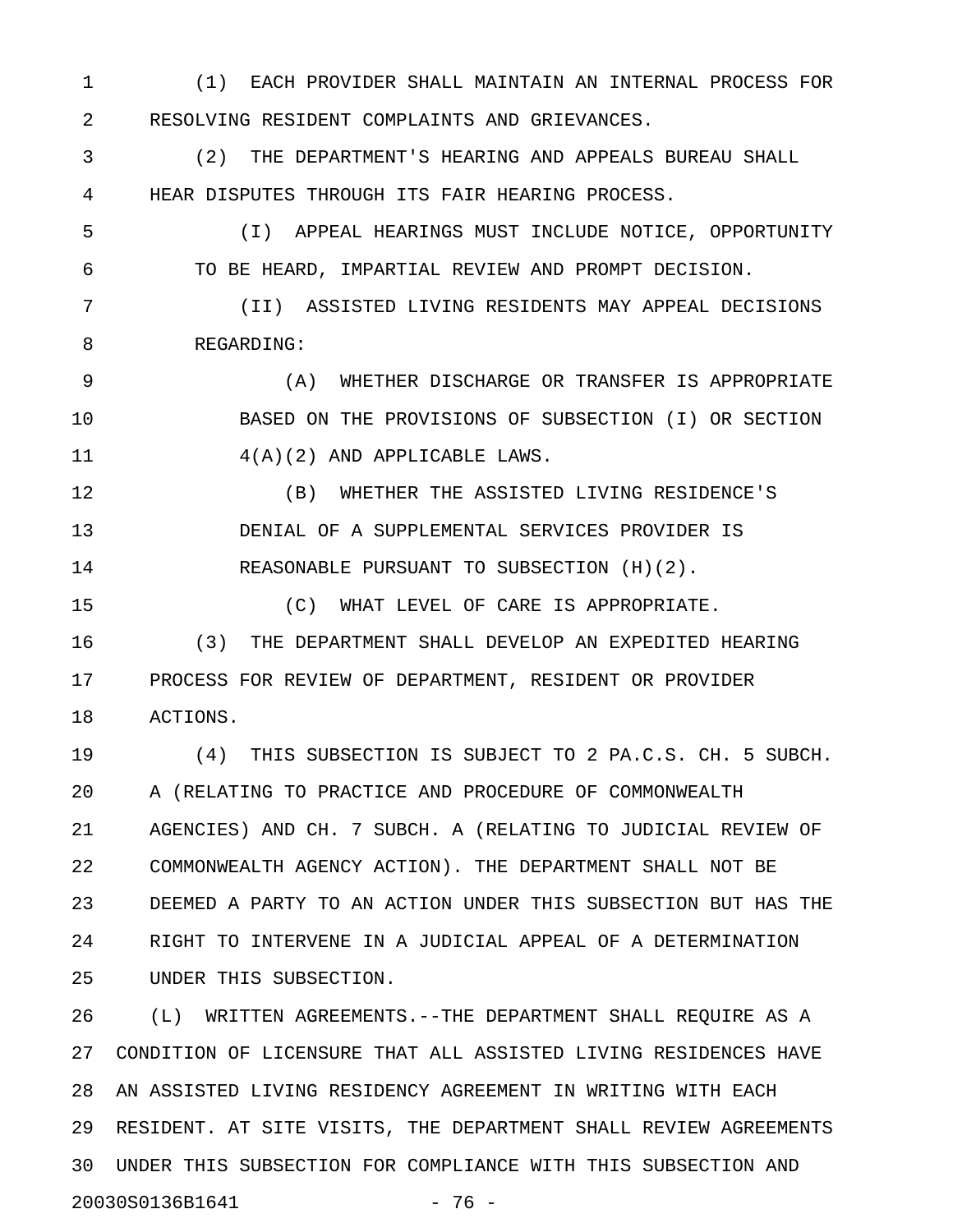(1) EACH PROVIDER SHALL MAINTAIN AN INTERNAL PROCESS FOR RESOLVING RESIDENT COMPLAINTS AND GRIEVANCES.

(2) THE DEPARTMENT'S HEARING AND APPEALS BUREAU SHALL HEAR DISPUTES THROUGH ITS FAIR HEARING PROCESS.

(I) APPEAL HEARINGS MUST INCLUDE NOTICE, OPPORTUNITY TO BE HEARD, IMPARTIAL REVIEW AND PROMPT DECISION.

(II) ASSISTED LIVING RESIDENTS MAY APPEAL DECISIONS REGARDING:

(A) WHETHER DISCHARGE OR TRANSFER IS APPROPRIATE BASED ON THE PROVISIONS OF SUBSECTION (I) OR SECTION 4(A)(2) AND APPLICABLE LAWS.

(B) WHETHER THE ASSISTED LIVING RESIDENCE'S DENIAL OF A SUPPLEMENTAL SERVICES PROVIDER IS REASONABLE PURSUANT TO SUBSECTION (H)(2).

(C) WHAT LEVEL OF CARE IS APPROPRIATE.

(3) THE DEPARTMENT SHALL DEVELOP AN EXPEDITED HEARING PROCESS FOR REVIEW OF DEPARTMENT, RESIDENT OR PROVIDER ACTIONS.

(4) THIS SUBSECTION IS SUBJECT TO 2 PA.C.S. CH. 5 SUBCH. A (RELATING TO PRACTICE AND PROCEDURE OF COMMONWEALTH AGENCIES) AND CH. 7 SUBCH. A (RELATING TO JUDICIAL REVIEW OF COMMONWEALTH AGENCY ACTION). THE DEPARTMENT SHALL NOT BE DEEMED A PARTY TO AN ACTION UNDER THIS SUBSECTION BUT HAS THE RIGHT TO INTERVENE IN A JUDICIAL APPEAL OF A DETERMINATION UNDER THIS SUBSECTION.

(L) WRITTEN AGREEMENTS.--THE DEPARTMENT SHALL REQUIRE AS A CONDITION OF LICENSURE THAT ALL ASSISTED LIVING RESIDENCES HAVE AN ASSISTED LIVING RESIDENCY AGREEMENT IN WRITING WITH EACH RESIDENT. AT SITE VISITS, THE DEPARTMENT SHALL REVIEW AGREEMENTS UNDER THIS SUBSECTION FOR COMPLIANCE WITH THIS SUBSECTION AND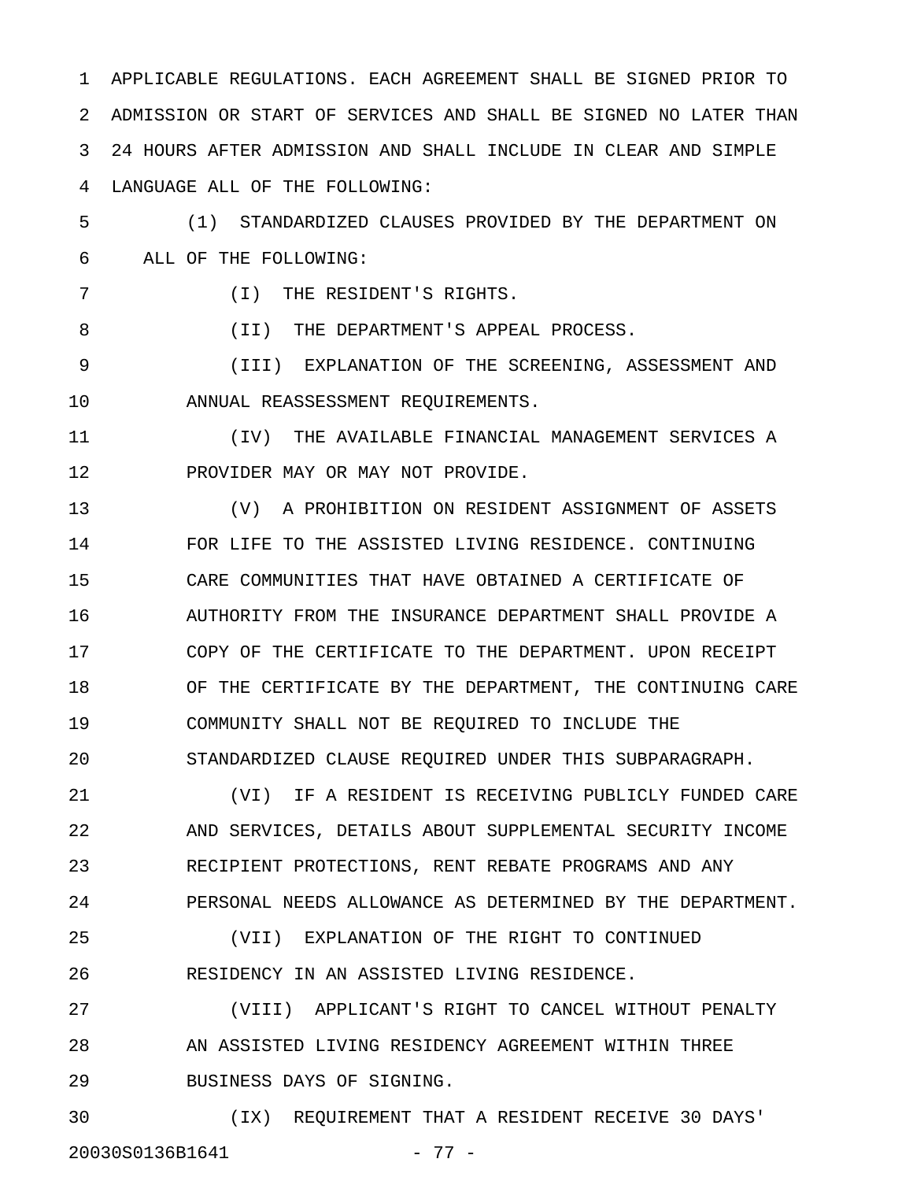APPLICABLE REGULATIONS. EACH AGREEMENT SHALL BE SIGNED PRIOR TO ADMISSION OR START OF SERVICES AND SHALL BE SIGNED NO LATER THAN 24 HOURS AFTER ADMISSION AND SHALL INCLUDE IN CLEAR AND SIMPLE LANGUAGE ALL OF THE FOLLOWING:

(1) STANDARDIZED CLAUSES PROVIDED BY THE DEPARTMENT ON ALL OF THE FOLLOWING:

(I) THE RESIDENT'S RIGHTS.

(II) THE DEPARTMENT'S APPEAL PROCESS.

(III) EXPLANATION OF THE SCREENING, ASSESSMENT AND ANNUAL REASSESSMENT REQUIREMENTS.

(IV) THE AVAILABLE FINANCIAL MANAGEMENT SERVICES A PROVIDER MAY OR MAY NOT PROVIDE.

(V) A PROHIBITION ON RESIDENT ASSIGNMENT OF ASSETS FOR LIFE TO THE ASSISTED LIVING RESIDENCE. CONTINUING CARE COMMUNITIES THAT HAVE OBTAINED A CERTIFICATE OF AUTHORITY FROM THE INSURANCE DEPARTMENT SHALL PROVIDE A COPY OF THE CERTIFICATE TO THE DEPARTMENT. UPON RECEIPT OF THE CERTIFICATE BY THE DEPARTMENT, THE CONTINUING CARE COMMUNITY SHALL NOT BE REQUIRED TO INCLUDE THE STANDARDIZED CLAUSE REQUIRED UNDER THIS SUBPARAGRAPH.

(VI) IF A RESIDENT IS RECEIVING PUBLICLY FUNDED CARE AND SERVICES, DETAILS ABOUT SUPPLEMENTAL SECURITY INCOME RECIPIENT PROTECTIONS, RENT REBATE PROGRAMS AND ANY PERSONAL NEEDS ALLOWANCE AS DETERMINED BY THE DEPARTMENT.

(VII) EXPLANATION OF THE RIGHT TO CONTINUED RESIDENCY IN AN ASSISTED LIVING RESIDENCE.

(VIII) APPLICANT'S RIGHT TO CANCEL WITHOUT PENALTY AN ASSISTED LIVING RESIDENCY AGREEMENT WITHIN THREE BUSINESS DAYS OF SIGNING.

(IX) REQUIREMENT THAT A RESIDENT RECEIVE 30 DAYS'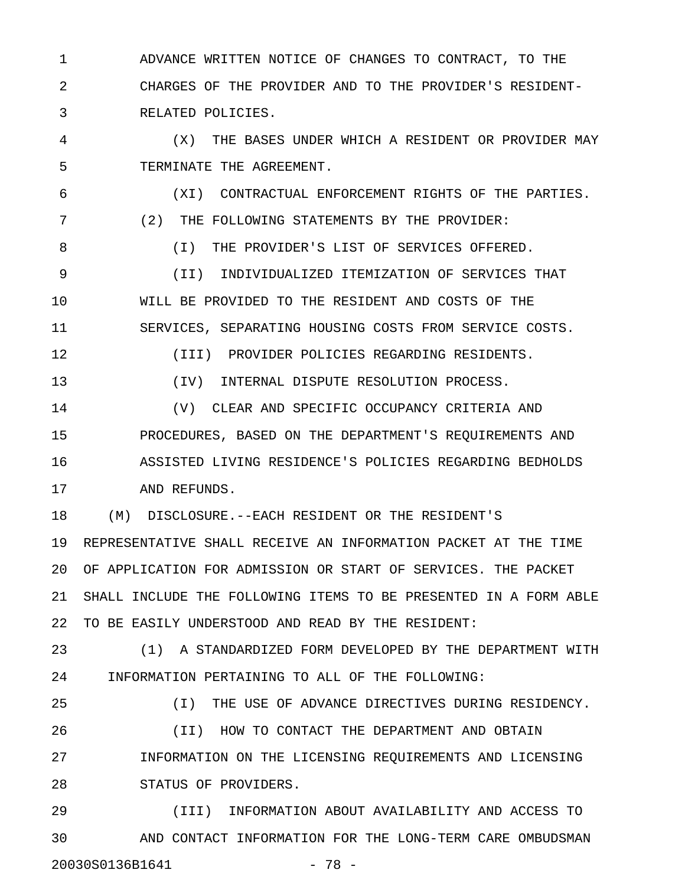ADVANCE WRITTEN NOTICE OF CHANGES TO CONTRACT, TO THE CHARGES OF THE PROVIDER AND TO THE PROVIDER'S RESIDENT-RELATED POLICIES.

(X) THE BASES UNDER WHICH A RESIDENT OR PROVIDER MAY TERMINATE THE AGREEMENT.

(XI) CONTRACTUAL ENFORCEMENT RIGHTS OF THE PARTIES.

(2) THE FOLLOWING STATEMENTS BY THE PROVIDER:

(I) THE PROVIDER'S LIST OF SERVICES OFFERED.

(II) INDIVIDUALIZED ITEMIZATION OF SERVICES THAT WILL BE PROVIDED TO THE RESIDENT AND COSTS OF THE SERVICES, SEPARATING HOUSING COSTS FROM SERVICE COSTS.

(III) PROVIDER POLICIES REGARDING RESIDENTS.

(IV) INTERNAL DISPUTE RESOLUTION PROCESS.

(V) CLEAR AND SPECIFIC OCCUPANCY CRITERIA AND PROCEDURES, BASED ON THE DEPARTMENT'S REQUIREMENTS AND ASSISTED LIVING RESIDENCE'S POLICIES REGARDING BEDHOLDS AND REFUNDS.

(M) DISCLOSURE.--EACH RESIDENT OR THE RESIDENT'S REPRESENTATIVE SHALL RECEIVE AN INFORMATION PACKET AT THE TIME OF APPLICATION FOR ADMISSION OR START OF SERVICES. THE PACKET SHALL INCLUDE THE FOLLOWING ITEMS TO BE PRESENTED IN A FORM ABLE TO BE EASILY UNDERSTOOD AND READ BY THE RESIDENT:

(1) A STANDARDIZED FORM DEVELOPED BY THE DEPARTMENT WITH INFORMATION PERTAINING TO ALL OF THE FOLLOWING:

(I) THE USE OF ADVANCE DIRECTIVES DURING RESIDENCY.

(II) HOW TO CONTACT THE DEPARTMENT AND OBTAIN INFORMATION ON THE LICENSING REQUIREMENTS AND LICENSING STATUS OF PROVIDERS.

(III) INFORMATION ABOUT AVAILABILITY AND ACCESS TO AND CONTACT INFORMATION FOR THE LONG-TERM CARE OMBUDSMAN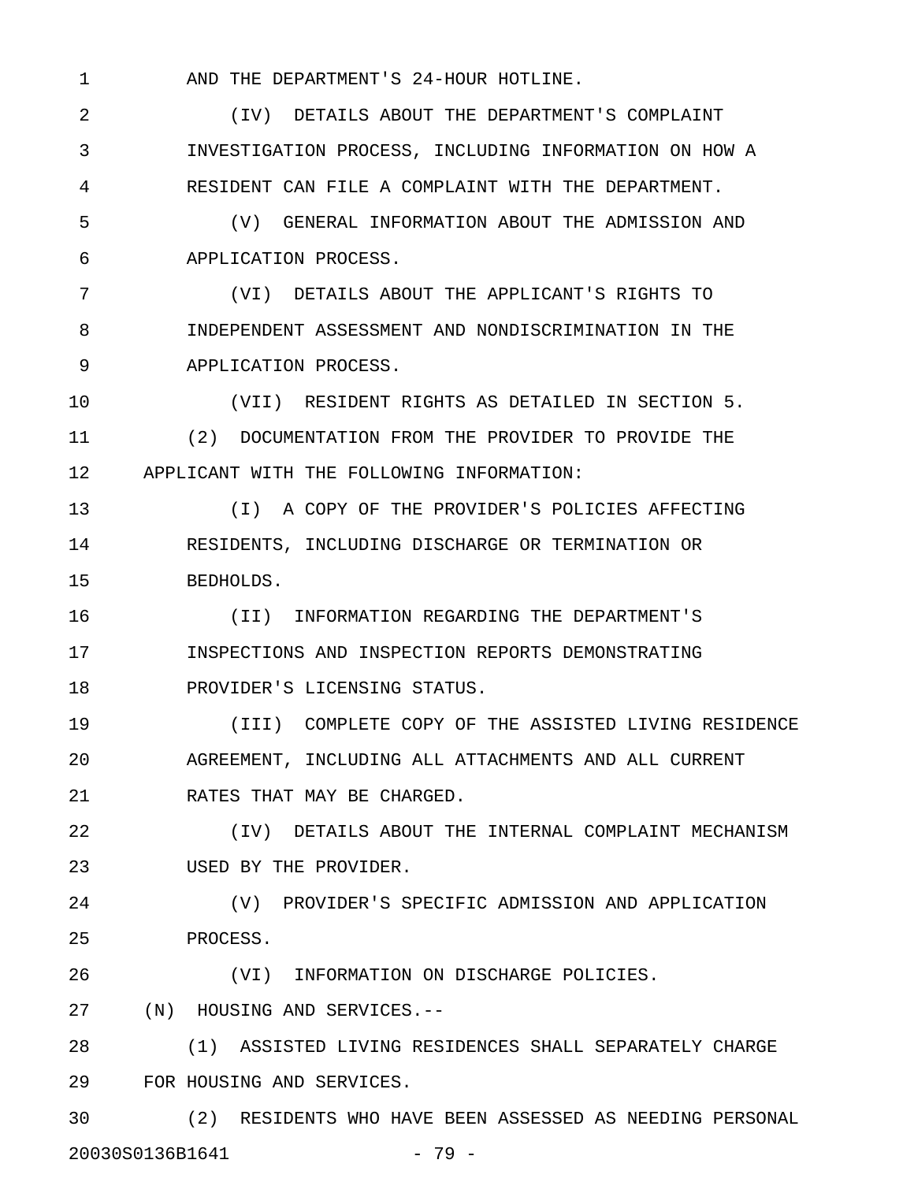AND THE DEPARTMENT'S 24-HOUR HOTLINE.

(IV) DETAILS ABOUT THE DEPARTMENT'S COMPLAINT INVESTIGATION PROCESS, INCLUDING INFORMATION ON HOW A RESIDENT CAN FILE A COMPLAINT WITH THE DEPARTMENT.

(V) GENERAL INFORMATION ABOUT THE ADMISSION AND APPLICATION PROCESS.

(VI) DETAILS ABOUT THE APPLICANT'S RIGHTS TO INDEPENDENT ASSESSMENT AND NONDISCRIMINATION IN THE APPLICATION PROCESS.

(VII) RESIDENT RIGHTS AS DETAILED IN SECTION 5.

(2) DOCUMENTATION FROM THE PROVIDER TO PROVIDE THE APPLICANT WITH THE FOLLOWING INFORMATION:

(I) A COPY OF THE PROVIDER'S POLICIES AFFECTING RESIDENTS, INCLUDING DISCHARGE OR TERMINATION OR BEDHOLDS.

(II) INFORMATION REGARDING THE DEPARTMENT'S INSPECTIONS AND INSPECTION REPORTS DEMONSTRATING PROVIDER'S LICENSING STATUS.

(III) COMPLETE COPY OF THE ASSISTED LIVING RESIDENCE AGREEMENT, INCLUDING ALL ATTACHMENTS AND ALL CURRENT RATES THAT MAY BE CHARGED.

(IV) DETAILS ABOUT THE INTERNAL COMPLAINT MECHANISM USED BY THE PROVIDER.

(V) PROVIDER'S SPECIFIC ADMISSION AND APPLICATION PROCESS.

(VI) INFORMATION ON DISCHARGE POLICIES.

(N) HOUSING AND SERVICES.--

(1) ASSISTED LIVING RESIDENCES SHALL SEPARATELY CHARGE FOR HOUSING AND SERVICES.

(2) RESIDENTS WHO HAVE BEEN ASSESSED AS NEEDING PERSONAL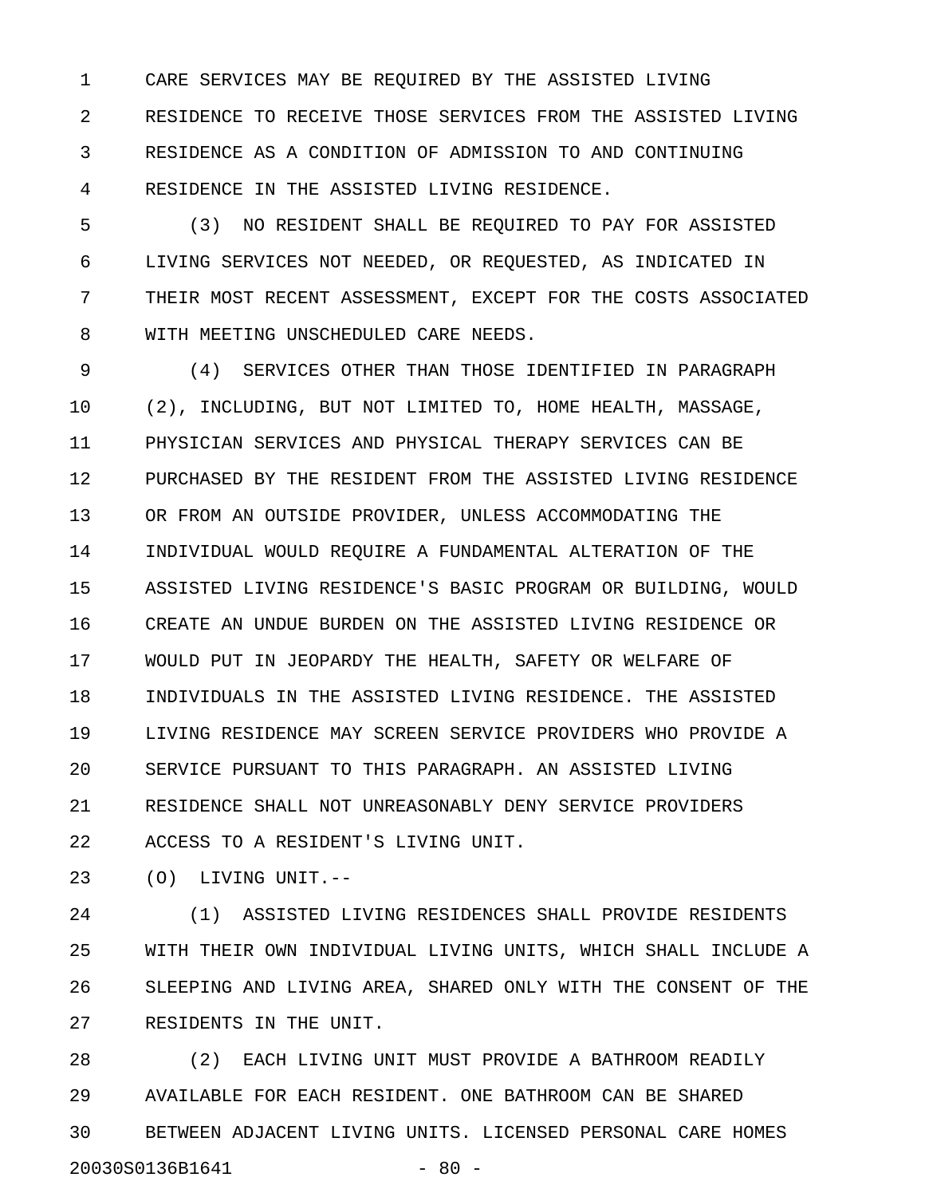CARE SERVICES MAY BE REQUIRED BY THE ASSISTED LIVING RESIDENCE TO RECEIVE THOSE SERVICES FROM THE ASSISTED LIVING RESIDENCE AS A CONDITION OF ADMISSION TO AND CONTINUING RESIDENCE IN THE ASSISTED LIVING RESIDENCE.

(3) NO RESIDENT SHALL BE REQUIRED TO PAY FOR ASSISTED LIVING SERVICES NOT NEEDED, OR REQUESTED, AS INDICATED IN THEIR MOST RECENT ASSESSMENT, EXCEPT FOR THE COSTS ASSOCIATED WITH MEETING UNSCHEDULED CARE NEEDS.

(4) SERVICES OTHER THAN THOSE IDENTIFIED IN PARAGRAPH (2), INCLUDING, BUT NOT LIMITED TO, HOME HEALTH, MASSAGE, PHYSICIAN SERVICES AND PHYSICAL THERAPY SERVICES CAN BE PURCHASED BY THE RESIDENT FROM THE ASSISTED LIVING RESIDENCE OR FROM AN OUTSIDE PROVIDER, UNLESS ACCOMMODATING THE INDIVIDUAL WOULD REQUIRE A FUNDAMENTAL ALTERATION OF THE ASSISTED LIVING RESIDENCE'S BASIC PROGRAM OR BUILDING, WOULD CREATE AN UNDUE BURDEN ON THE ASSISTED LIVING RESIDENCE OR WOULD PUT IN JEOPARDY THE HEALTH, SAFETY OR WELFARE OF INDIVIDUALS IN THE ASSISTED LIVING RESIDENCE. THE ASSISTED LIVING RESIDENCE MAY SCREEN SERVICE PROVIDERS WHO PROVIDE A SERVICE PURSUANT TO THIS PARAGRAPH. AN ASSISTED LIVING RESIDENCE SHALL NOT UNREASONABLY DENY SERVICE PROVIDERS ACCESS TO A RESIDENT'S LIVING UNIT.

(O) LIVING UNIT.--

(1) ASSISTED LIVING RESIDENCES SHALL PROVIDE RESIDENTS WITH THEIR OWN INDIVIDUAL LIVING UNITS, WHICH SHALL INCLUDE A SLEEPING AND LIVING AREA, SHARED ONLY WITH THE CONSENT OF THE RESIDENTS IN THE UNIT.

(2) EACH LIVING UNIT MUST PROVIDE A BATHROOM READILY AVAILABLE FOR EACH RESIDENT. ONE BATHROOM CAN BE SHARED BETWEEN ADJACENT LIVING UNITS. LICENSED PERSONAL CARE HOMES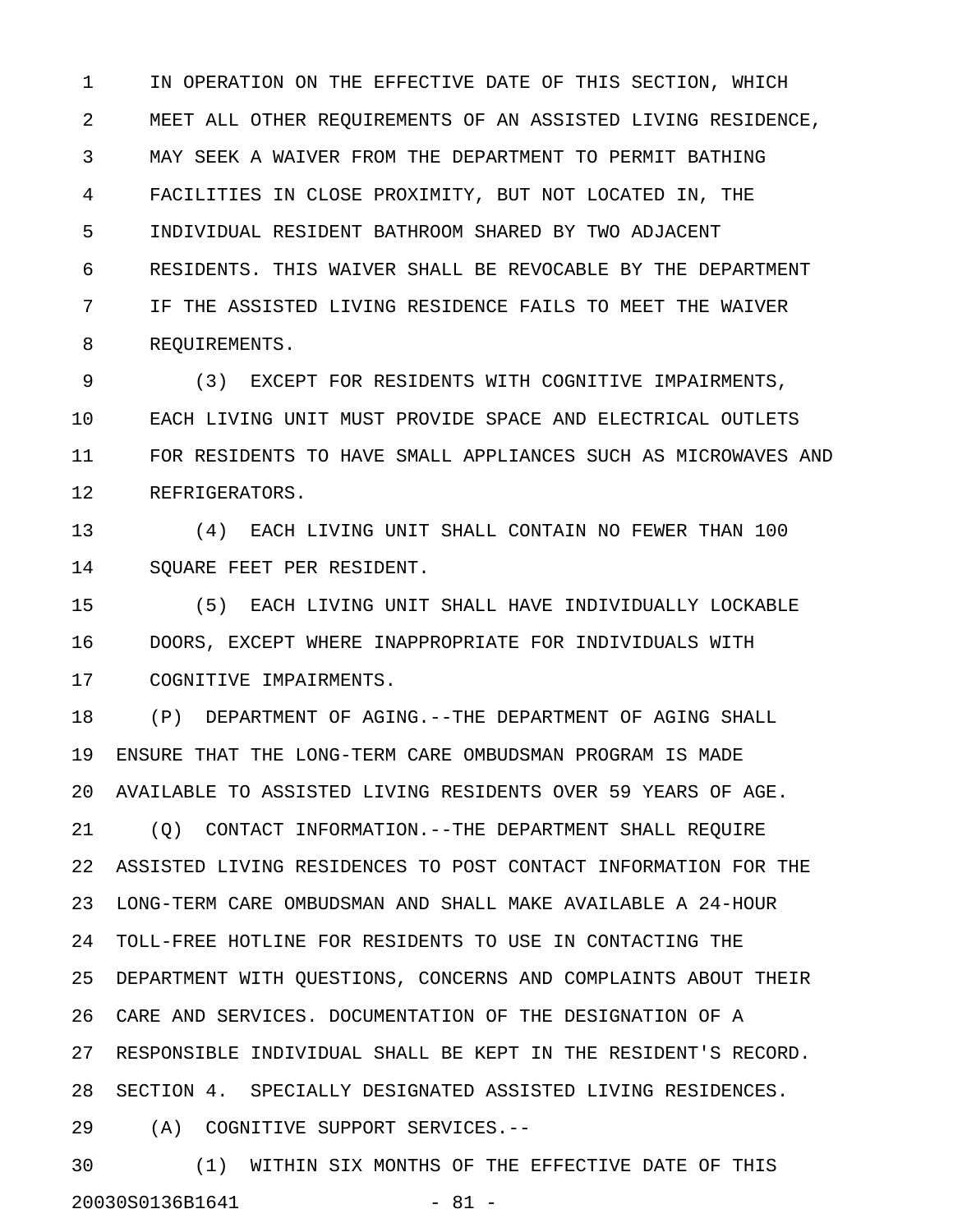IN OPERATION ON THE EFFECTIVE DATE OF THIS SECTION, WHICH MEET ALL OTHER REQUIREMENTS OF AN ASSISTED LIVING RESIDENCE, MAY SEEK A WAIVER FROM THE DEPARTMENT TO PERMIT BATHING FACILITIES IN CLOSE PROXIMITY, BUT NOT LOCATED IN, THE INDIVIDUAL RESIDENT BATHROOM SHARED BY TWO ADJACENT RESIDENTS. THIS WAIVER SHALL BE REVOCABLE BY THE DEPARTMENT IF THE ASSISTED LIVING RESIDENCE FAILS TO MEET THE WAIVER REQUIREMENTS.

(3) EXCEPT FOR RESIDENTS WITH COGNITIVE IMPAIRMENTS, EACH LIVING UNIT MUST PROVIDE SPACE AND ELECTRICAL OUTLETS FOR RESIDENTS TO HAVE SMALL APPLIANCES SUCH AS MICROWAVES AND REFRIGERATORS.

(4) EACH LIVING UNIT SHALL CONTAIN NO FEWER THAN 100 SQUARE FEET PER RESIDENT.

(5) EACH LIVING UNIT SHALL HAVE INDIVIDUALLY LOCKABLE DOORS, EXCEPT WHERE INAPPROPRIATE FOR INDIVIDUALS WITH COGNITIVE IMPAIRMENTS.

(P) DEPARTMENT OF AGING.--THE DEPARTMENT OF AGING SHALL ENSURE THAT THE LONG-TERM CARE OMBUDSMAN PROGRAM IS MADE AVAILABLE TO ASSISTED LIVING RESIDENTS OVER 59 YEARS OF AGE.

(Q) CONTACT INFORMATION.--THE DEPARTMENT SHALL REQUIRE ASSISTED LIVING RESIDENCES TO POST CONTACT INFORMATION FOR THE LONG-TERM CARE OMBUDSMAN AND SHALL MAKE AVAILABLE A 24-HOUR TOLL-FREE HOTLINE FOR RESIDENTS TO USE IN CONTACTING THE DEPARTMENT WITH QUESTIONS, CONCERNS AND COMPLAINTS ABOUT THEIR CARE AND SERVICES. DOCUMENTATION OF THE DESIGNATION OF A RESPONSIBLE INDIVIDUAL SHALL BE KEPT IN THE RESIDENT'S RECORD.

SECTION 4. SPECIALLY DESIGNATED ASSISTED LIVING RESIDENCES.

(A) COGNITIVE SUPPORT SERVICES.--

(1) WITHIN SIX MONTHS OF THE EFFECTIVE DATE OF THIS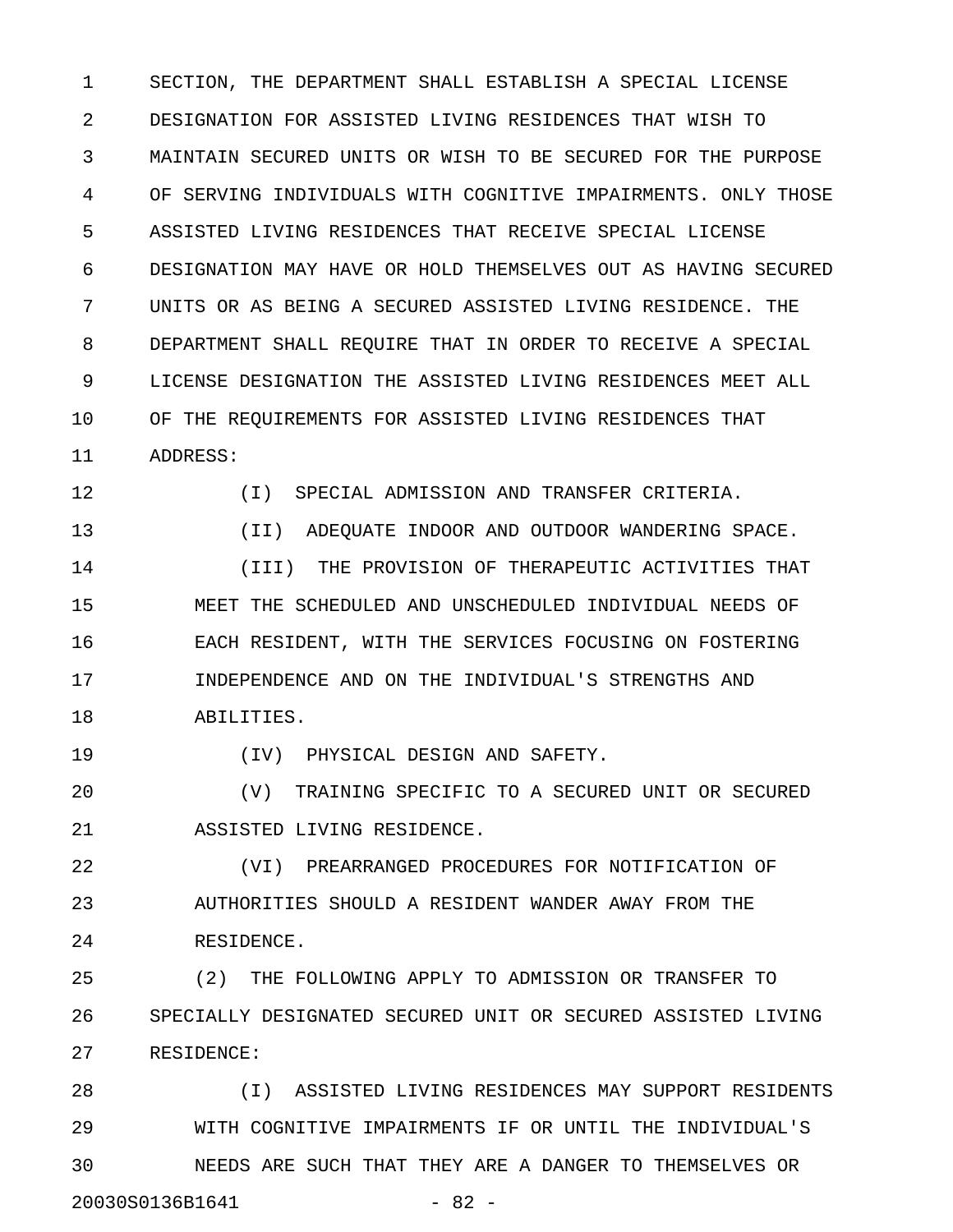SECTION, THE DEPARTMENT SHALL ESTABLISH A SPECIAL LICENSE DESIGNATION FOR ASSISTED LIVING RESIDENCES THAT WISH TO MAINTAIN SECURED UNITS OR WISH TO BE SECURED FOR THE PURPOSE OF SERVING INDIVIDUALS WITH COGNITIVE IMPAIRMENTS. ONLY THOSE ASSISTED LIVING RESIDENCES THAT RECEIVE SPECIAL LICENSE DESIGNATION MAY HAVE OR HOLD THEMSELVES OUT AS HAVING SECURED UNITS OR AS BEING A SECURED ASSISTED LIVING RESIDENCE. THE DEPARTMENT SHALL REQUIRE THAT IN ORDER TO RECEIVE A SPECIAL LICENSE DESIGNATION THE ASSISTED LIVING RESIDENCES MEET ALL OF THE REQUIREMENTS FOR ASSISTED LIVING RESIDENCES THAT ADDRESS:

(I) SPECIAL ADMISSION AND TRANSFER CRITERIA.

(II) ADEQUATE INDOOR AND OUTDOOR WANDERING SPACE.

(III) THE PROVISION OF THERAPEUTIC ACTIVITIES THAT MEET THE SCHEDULED AND UNSCHEDULED INDIVIDUAL NEEDS OF EACH RESIDENT, WITH THE SERVICES FOCUSING ON FOSTERING INDEPENDENCE AND ON THE INDIVIDUAL'S STRENGTHS AND ABILITIES.

(IV) PHYSICAL DESIGN AND SAFETY.

(V) TRAINING SPECIFIC TO A SECURED UNIT OR SECURED ASSISTED LIVING RESIDENCE.

(VI) PREARRANGED PROCEDURES FOR NOTIFICATION OF AUTHORITIES SHOULD A RESIDENT WANDER AWAY FROM THE RESIDENCE.

(2) THE FOLLOWING APPLY TO ADMISSION OR TRANSFER TO SPECIALLY DESIGNATED SECURED UNIT OR SECURED ASSISTED LIVING RESIDENCE:

(I) ASSISTED LIVING RESIDENCES MAY SUPPORT RESIDENTS WITH COGNITIVE IMPAIRMENTS IF OR UNTIL THE INDIVIDUAL'S NEEDS ARE SUCH THAT THEY ARE A DANGER TO THEMSELVES OR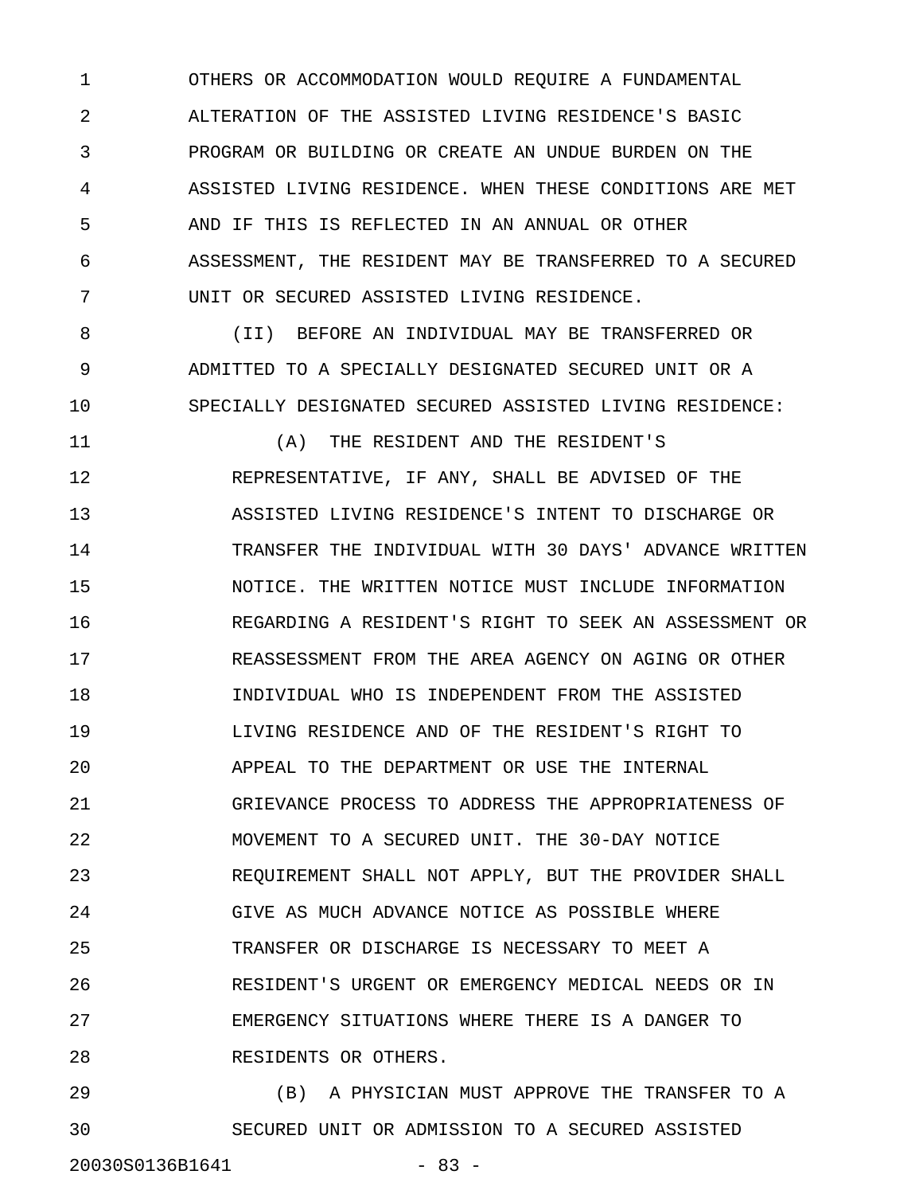OTHERS OR ACCOMMODATION WOULD REQUIRE A FUNDAMENTAL ALTERATION OF THE ASSISTED LIVING RESIDENCE'S BASIC PROGRAM OR BUILDING OR CREATE AN UNDUE BURDEN ON THE ASSISTED LIVING RESIDENCE. WHEN THESE CONDITIONS ARE MET AND IF THIS IS REFLECTED IN AN ANNUAL OR OTHER ASSESSMENT, THE RESIDENT MAY BE TRANSFERRED TO A SECURED UNIT OR SECURED ASSISTED LIVING RESIDENCE.

(II) BEFORE AN INDIVIDUAL MAY BE TRANSFERRED OR ADMITTED TO A SPECIALLY DESIGNATED SECURED UNIT OR A SPECIALLY DESIGNATED SECURED ASSISTED LIVING RESIDENCE:

(A) THE RESIDENT AND THE RESIDENT'S REPRESENTATIVE, IF ANY, SHALL BE ADVISED OF THE ASSISTED LIVING RESIDENCE'S INTENT TO DISCHARGE OR TRANSFER THE INDIVIDUAL WITH 30 DAYS' ADVANCE WRITTEN NOTICE. THE WRITTEN NOTICE MUST INCLUDE INFORMATION REGARDING A RESIDENT'S RIGHT TO SEEK AN ASSESSMENT OR REASSESSMENT FROM THE AREA AGENCY ON AGING OR OTHER INDIVIDUAL WHO IS INDEPENDENT FROM THE ASSISTED LIVING RESIDENCE AND OF THE RESIDENT'S RIGHT TO APPEAL TO THE DEPARTMENT OR USE THE INTERNAL GRIEVANCE PROCESS TO ADDRESS THE APPROPRIATENESS OF MOVEMENT TO A SECURED UNIT. THE 30-DAY NOTICE REQUIREMENT SHALL NOT APPLY, BUT THE PROVIDER SHALL GIVE AS MUCH ADVANCE NOTICE AS POSSIBLE WHERE TRANSFER OR DISCHARGE IS NECESSARY TO MEET A RESIDENT'S URGENT OR EMERGENCY MEDICAL NEEDS OR IN EMERGENCY SITUATIONS WHERE THERE IS A DANGER TO RESIDENTS OR OTHERS.

(B) A PHYSICIAN MUST APPROVE THE TRANSFER TO A SECURED UNIT OR ADMISSION TO A SECURED ASSISTED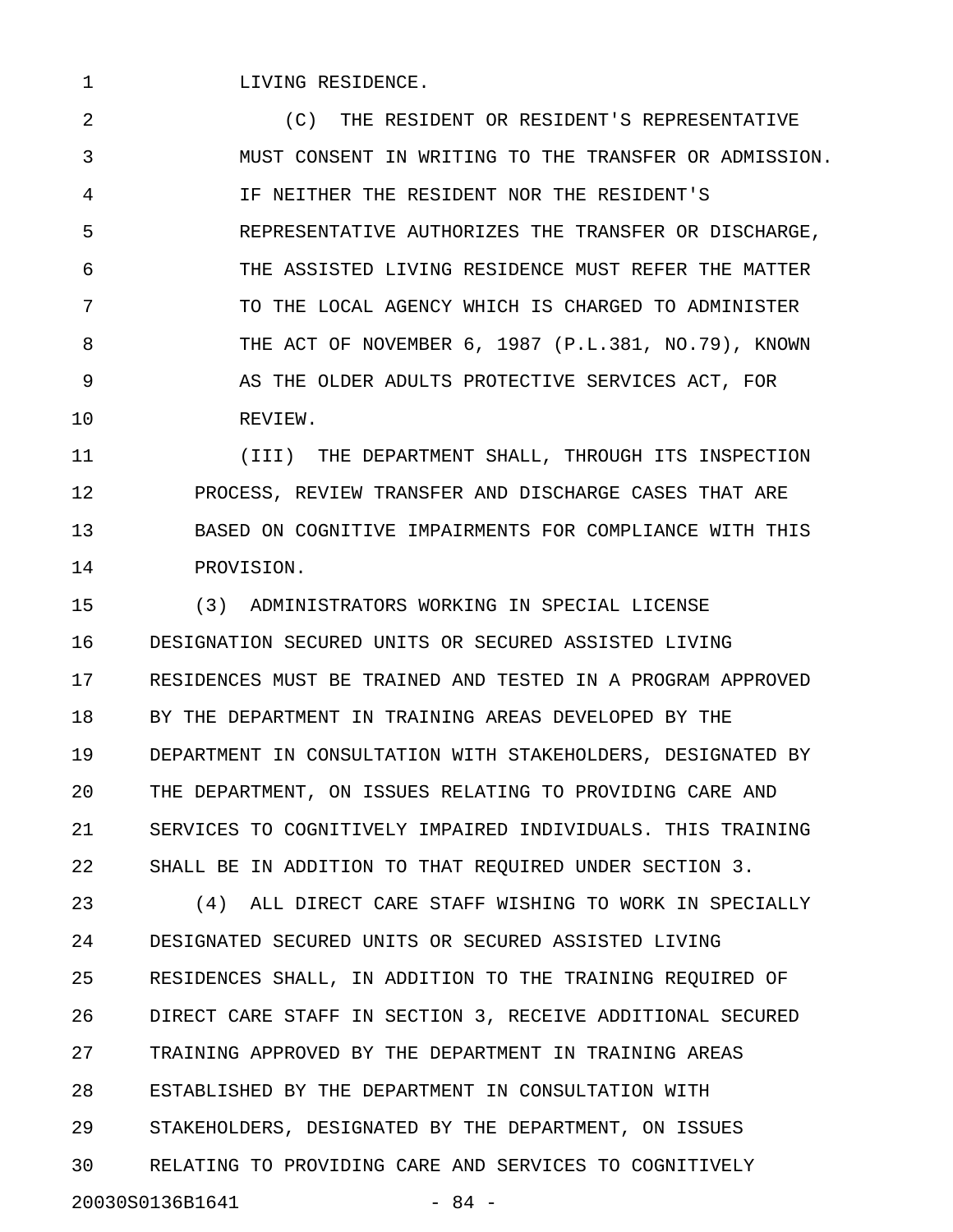LIVING RESIDENCE.

(C) THE RESIDENT OR RESIDENT'S REPRESENTATIVE MUST CONSENT IN WRITING TO THE TRANSFER OR ADMISSION. IF NEITHER THE RESIDENT NOR THE RESIDENT'S REPRESENTATIVE AUTHORIZES THE TRANSFER OR DISCHARGE, THE ASSISTED LIVING RESIDENCE MUST REFER THE MATTER TO THE LOCAL AGENCY WHICH IS CHARGED TO ADMINISTER THE ACT OF NOVEMBER 6, 1987 (P.L.381, NO.79), KNOWN AS THE OLDER ADULTS PROTECTIVE SERVICES ACT, FOR REVIEW.

(III) THE DEPARTMENT SHALL, THROUGH ITS INSPECTION PROCESS, REVIEW TRANSFER AND DISCHARGE CASES THAT ARE BASED ON COGNITIVE IMPAIRMENTS FOR COMPLIANCE WITH THIS PROVISION.

(3) ADMINISTRATORS WORKING IN SPECIAL LICENSE DESIGNATION SECURED UNITS OR SECURED ASSISTED LIVING RESIDENCES MUST BE TRAINED AND TESTED IN A PROGRAM APPROVED BY THE DEPARTMENT IN TRAINING AREAS DEVELOPED BY THE DEPARTMENT IN CONSULTATION WITH STAKEHOLDERS, DESIGNATED BY THE DEPARTMENT, ON ISSUES RELATING TO PROVIDING CARE AND SERVICES TO COGNITIVELY IMPAIRED INDIVIDUALS. THIS TRAINING SHALL BE IN ADDITION TO THAT REQUIRED UNDER SECTION 3.

(4) ALL DIRECT CARE STAFF WISHING TO WORK IN SPECIALLY DESIGNATED SECURED UNITS OR SECURED ASSISTED LIVING RESIDENCES SHALL, IN ADDITION TO THE TRAINING REQUIRED OF DIRECT CARE STAFF IN SECTION 3, RECEIVE ADDITIONAL SECURED TRAINING APPROVED BY THE DEPARTMENT IN TRAINING AREAS ESTABLISHED BY THE DEPARTMENT IN CONSULTATION WITH STAKEHOLDERS, DESIGNATED BY THE DEPARTMENT, ON ISSUES RELATING TO PROVIDING CARE AND SERVICES TO COGNITIVELY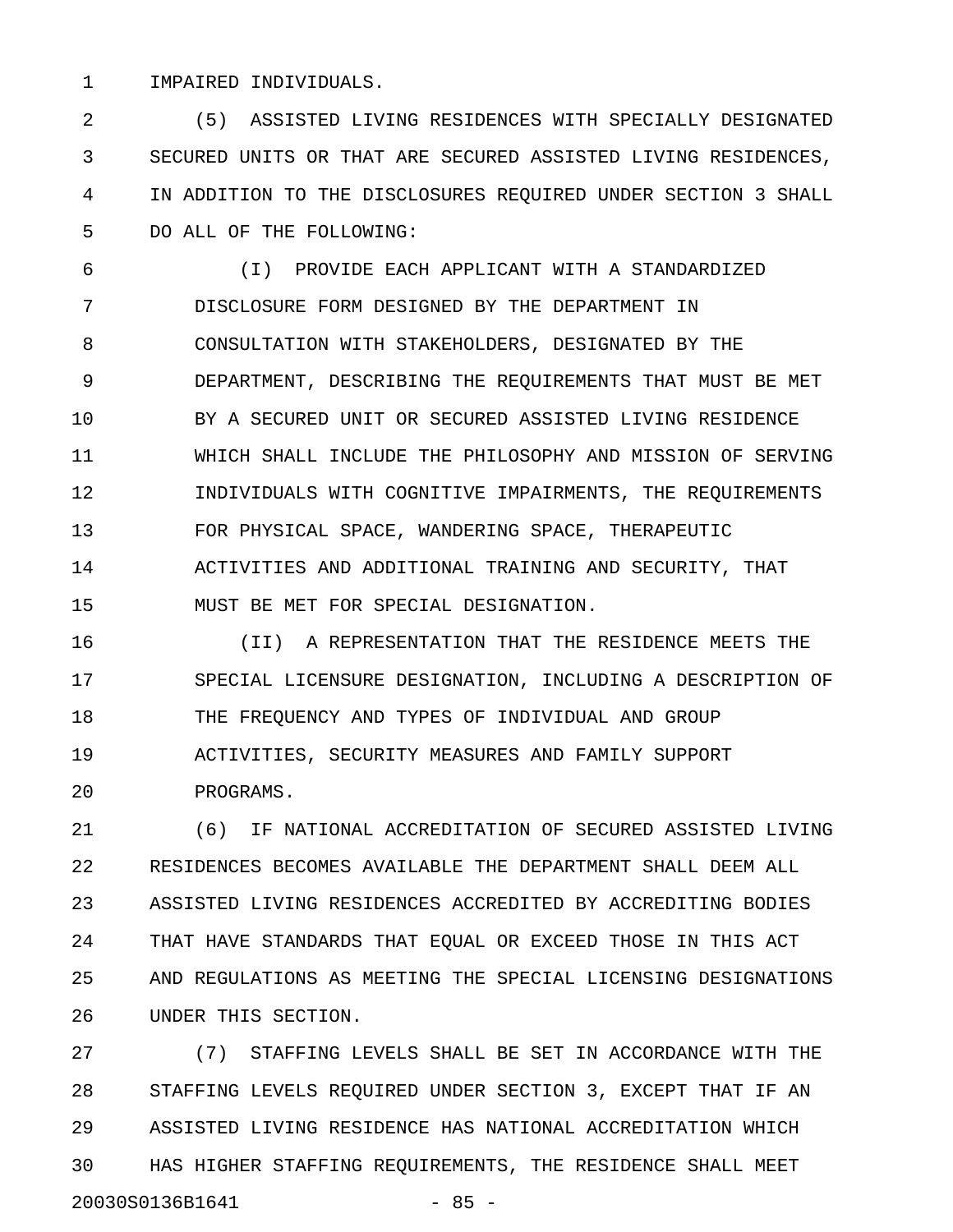IMPAIRED INDIVIDUALS.

(5) ASSISTED LIVING RESIDENCES WITH SPECIALLY DESIGNATED SECURED UNITS OR THAT ARE SECURED ASSISTED LIVING RESIDENCES, IN ADDITION TO THE DISCLOSURES REQUIRED UNDER SECTION 3 SHALL DO ALL OF THE FOLLOWING:

(I) PROVIDE EACH APPLICANT WITH A STANDARDIZED DISCLOSURE FORM DESIGNED BY THE DEPARTMENT IN CONSULTATION WITH STAKEHOLDERS, DESIGNATED BY THE DEPARTMENT, DESCRIBING THE REQUIREMENTS THAT MUST BE MET BY A SECURED UNIT OR SECURED ASSISTED LIVING RESIDENCE WHICH SHALL INCLUDE THE PHILOSOPHY AND MISSION OF SERVING INDIVIDUALS WITH COGNITIVE IMPAIRMENTS, THE REQUIREMENTS FOR PHYSICAL SPACE, WANDERING SPACE, THERAPEUTIC ACTIVITIES AND ADDITIONAL TRAINING AND SECURITY, THAT MUST BE MET FOR SPECIAL DESIGNATION.

(II) A REPRESENTATION THAT THE RESIDENCE MEETS THE SPECIAL LICENSURE DESIGNATION, INCLUDING A DESCRIPTION OF THE FREQUENCY AND TYPES OF INDIVIDUAL AND GROUP ACTIVITIES, SECURITY MEASURES AND FAMILY SUPPORT PROGRAMS.

(6) IF NATIONAL ACCREDITATION OF SECURED ASSISTED LIVING RESIDENCES BECOMES AVAILABLE THE DEPARTMENT SHALL DEEM ALL ASSISTED LIVING RESIDENCES ACCREDITED BY ACCREDITING BODIES THAT HAVE STANDARDS THAT EQUAL OR EXCEED THOSE IN THIS ACT AND REGULATIONS AS MEETING THE SPECIAL LICENSING DESIGNATIONS UNDER THIS SECTION.

(7) STAFFING LEVELS SHALL BE SET IN ACCORDANCE WITH THE STAFFING LEVELS REQUIRED UNDER SECTION 3, EXCEPT THAT IF AN ASSISTED LIVING RESIDENCE HAS NATIONAL ACCREDITATION WHICH HAS HIGHER STAFFING REQUIREMENTS, THE RESIDENCE SHALL MEET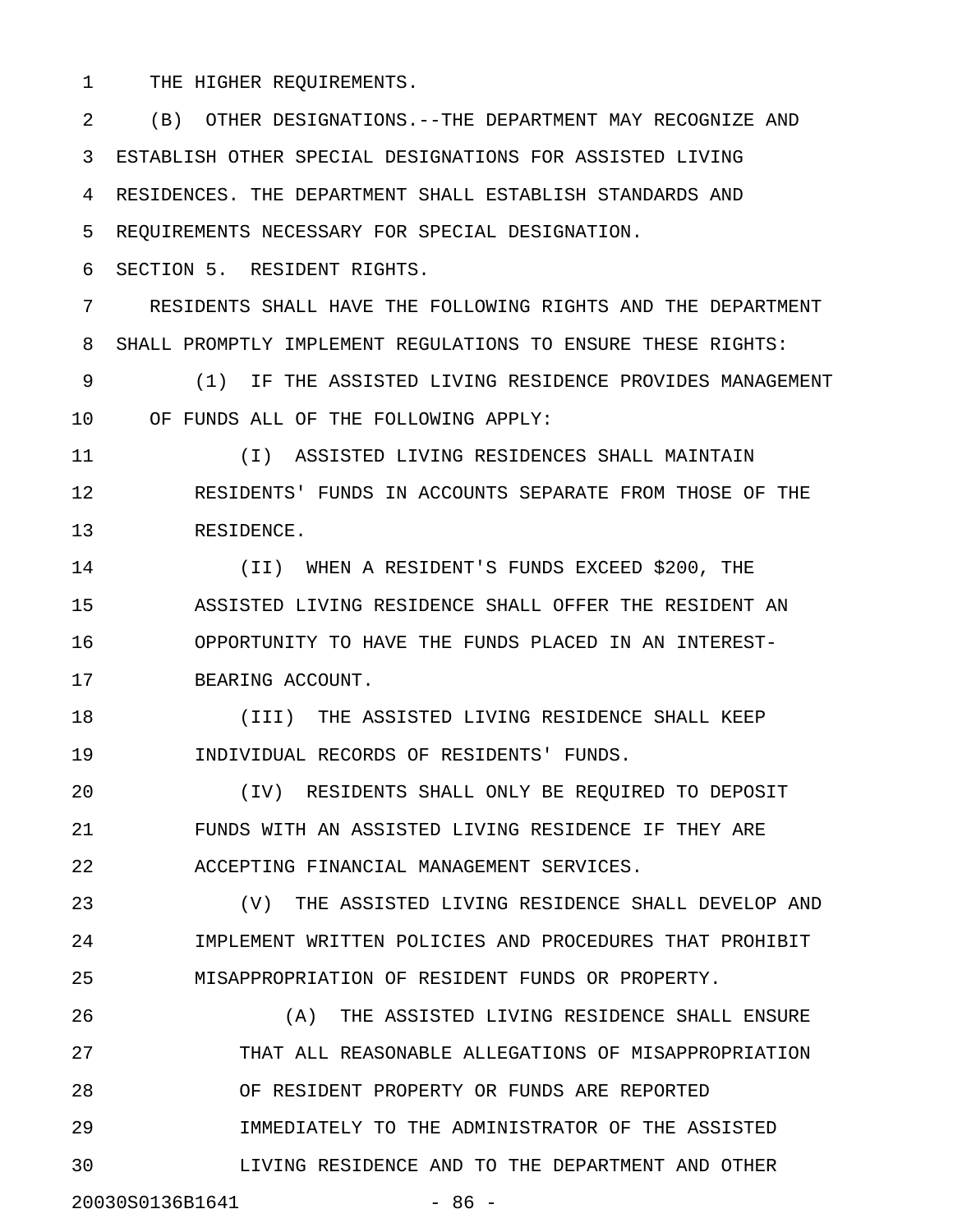THE HIGHER REQUIREMENTS.

(B) OTHER DESIGNATIONS.--THE DEPARTMENT MAY RECOGNIZE AND ESTABLISH OTHER SPECIAL DESIGNATIONS FOR ASSISTED LIVING RESIDENCES. THE DEPARTMENT SHALL ESTABLISH STANDARDS AND REQUIREMENTS NECESSARY FOR SPECIAL DESIGNATION.

SECTION 5. RESIDENT RIGHTS.

RESIDENTS SHALL HAVE THE FOLLOWING RIGHTS AND THE DEPARTMENT SHALL PROMPTLY IMPLEMENT REGULATIONS TO ENSURE THESE RIGHTS:

(1) IF THE ASSISTED LIVING RESIDENCE PROVIDES MANAGEMENT OF FUNDS ALL OF THE FOLLOWING APPLY:

(I) ASSISTED LIVING RESIDENCES SHALL MAINTAIN RESIDENTS' FUNDS IN ACCOUNTS SEPARATE FROM THOSE OF THE RESIDENCE.

(II) WHEN A RESIDENT'S FUNDS EXCEED $200, THE ASSISTED LIVING RESIDENCE SHALL OFFER THE RESIDENT AN OPPORTUNITY TO HAVE THE FUNDS PLACED IN AN INTEREST-BEARING ACCOUNT.

(III) THE ASSISTED LIVING RESIDENCE SHALL KEEP INDIVIDUAL RECORDS OF RESIDENTS' FUNDS.

(IV) RESIDENTS SHALL ONLY BE REQUIRED TO DEPOSIT FUNDS WITH AN ASSISTED LIVING RESIDENCE IF THEY ARE ACCEPTING FINANCIAL MANAGEMENT SERVICES.

(V) THE ASSISTED LIVING RESIDENCE SHALL DEVELOP AND IMPLEMENT WRITTEN POLICIES AND PROCEDURES THAT PROHIBIT MISAPPROPRIATION OF RESIDENT FUNDS OR PROPERTY.

(A) THE ASSISTED LIVING RESIDENCE SHALL ENSURE THAT ALL REASONABLE ALLEGATIONS OF MISAPPROPRIATION OF RESIDENT PROPERTY OR FUNDS ARE REPORTED IMMEDIATELY TO THE ADMINISTRATOR OF THE ASSISTED LIVING RESIDENCE AND TO THE DEPARTMENT AND OTHER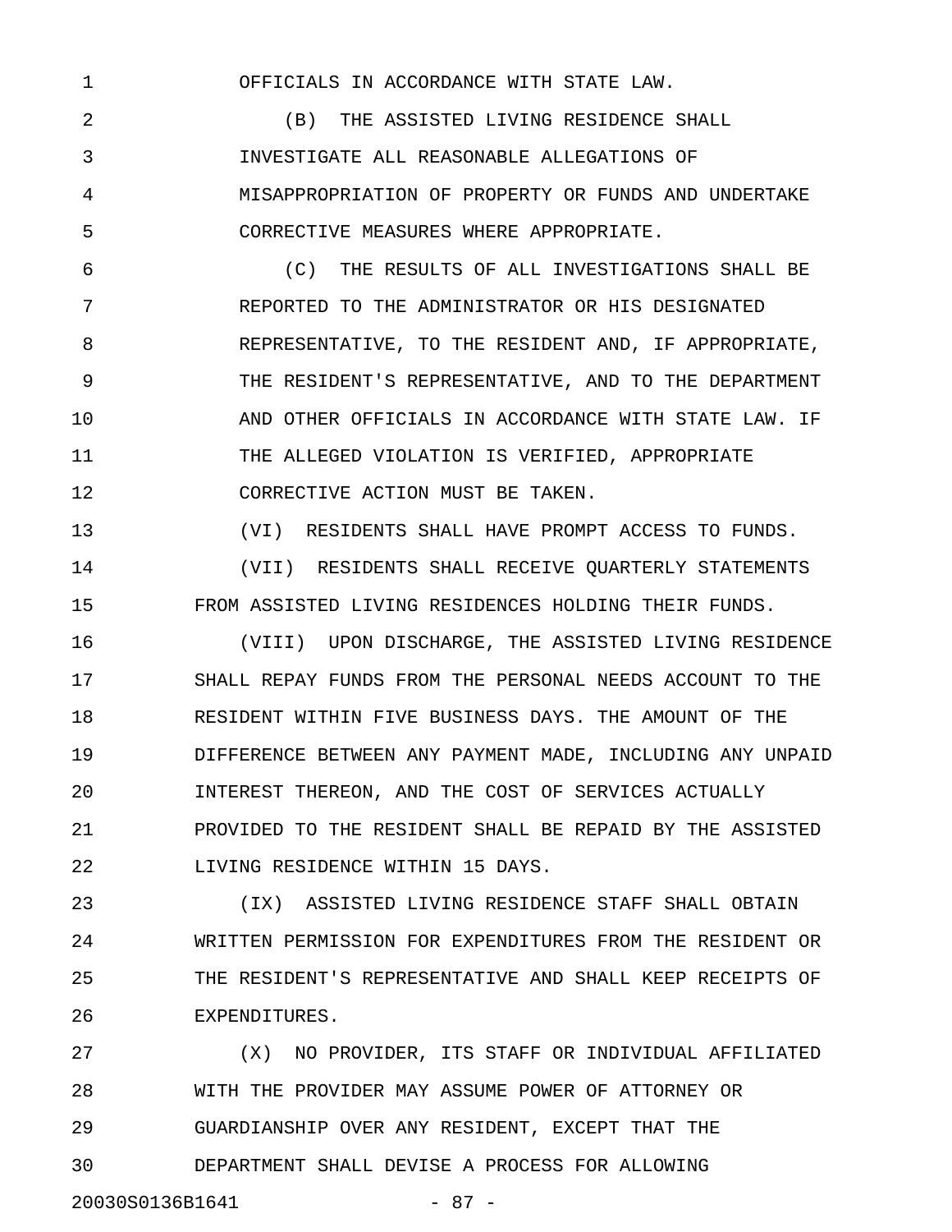OFFICIALS IN ACCORDANCE WITH STATE LAW.

(B) THE ASSISTED LIVING RESIDENCE SHALL INVESTIGATE ALL REASONABLE ALLEGATIONS OF MISAPPROPRIATION OF PROPERTY OR FUNDS AND UNDERTAKE CORRECTIVE MEASURES WHERE APPROPRIATE.

(C) THE RESULTS OF ALL INVESTIGATIONS SHALL BE REPORTED TO THE ADMINISTRATOR OR HIS DESIGNATED REPRESENTATIVE, TO THE RESIDENT AND, IF APPROPRIATE, THE RESIDENT'S REPRESENTATIVE, AND TO THE DEPARTMENT AND OTHER OFFICIALS IN ACCORDANCE WITH STATE LAW. IF THE ALLEGED VIOLATION IS VERIFIED, APPROPRIATE CORRECTIVE ACTION MUST BE TAKEN.

(VI) RESIDENTS SHALL HAVE PROMPT ACCESS TO FUNDS.

(VII) RESIDENTS SHALL RECEIVE QUARTERLY STATEMENTS FROM ASSISTED LIVING RESIDENCES HOLDING THEIR FUNDS.

(VIII) UPON DISCHARGE, THE ASSISTED LIVING RESIDENCE SHALL REPAY FUNDS FROM THE PERSONAL NEEDS ACCOUNT TO THE RESIDENT WITHIN FIVE BUSINESS DAYS. THE AMOUNT OF THE DIFFERENCE BETWEEN ANY PAYMENT MADE, INCLUDING ANY UNPAID INTEREST THEREON, AND THE COST OF SERVICES ACTUALLY PROVIDED TO THE RESIDENT SHALL BE REPAID BY THE ASSISTED LIVING RESIDENCE WITHIN 15 DAYS.

(IX) ASSISTED LIVING RESIDENCE STAFF SHALL OBTAIN WRITTEN PERMISSION FOR EXPENDITURES FROM THE RESIDENT OR THE RESIDENT'S REPRESENTATIVE AND SHALL KEEP RECEIPTS OF EXPENDITURES.

(X) NO PROVIDER, ITS STAFF OR INDIVIDUAL AFFILIATED WITH THE PROVIDER MAY ASSUME POWER OF ATTORNEY OR GUARDIANSHIP OVER ANY RESIDENT, EXCEPT THAT THE DEPARTMENT SHALL DEVISE A PROCESS FOR ALLOWING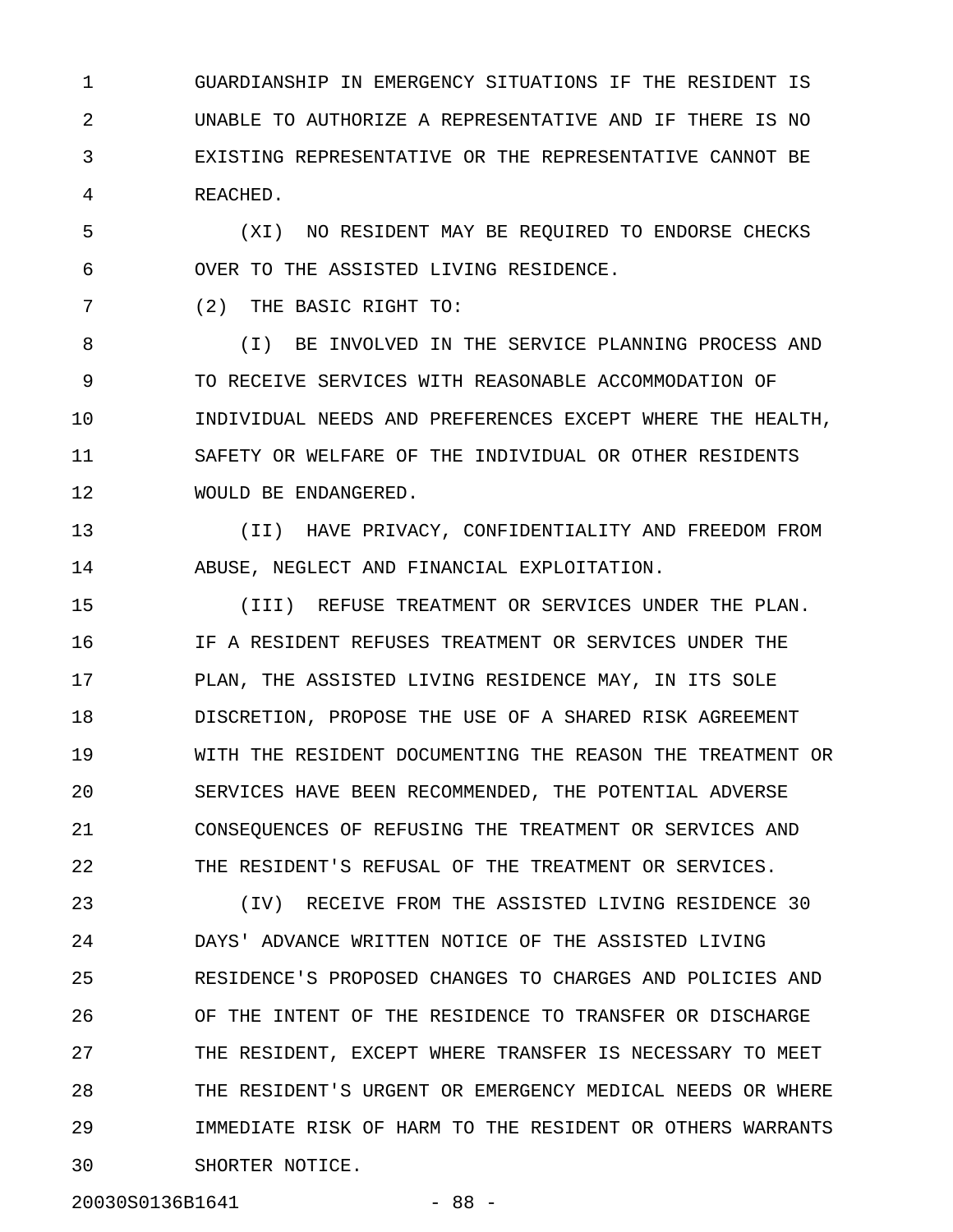GUARDIANSHIP IN EMERGENCY SITUATIONS IF THE RESIDENT IS UNABLE TO AUTHORIZE A REPRESENTATIVE AND IF THERE IS NO EXISTING REPRESENTATIVE OR THE REPRESENTATIVE CANNOT BE REACHED.

(XI) NO RESIDENT MAY BE REQUIRED TO ENDORSE CHECKS OVER TO THE ASSISTED LIVING RESIDENCE.

(2) THE BASIC RIGHT TO:

(I) BE INVOLVED IN THE SERVICE PLANNING PROCESS AND TO RECEIVE SERVICES WITH REASONABLE ACCOMMODATION OF INDIVIDUAL NEEDS AND PREFERENCES EXCEPT WHERE THE HEALTH, SAFETY OR WELFARE OF THE INDIVIDUAL OR OTHER RESIDENTS WOULD BE ENDANGERED.

(II) HAVE PRIVACY, CONFIDENTIALITY AND FREEDOM FROM ABUSE, NEGLECT AND FINANCIAL EXPLOITATION.

(III) REFUSE TREATMENT OR SERVICES UNDER THE PLAN. IF A RESIDENT REFUSES TREATMENT OR SERVICES UNDER THE PLAN, THE ASSISTED LIVING RESIDENCE MAY, IN ITS SOLE DISCRETION, PROPOSE THE USE OF A SHARED RISK AGREEMENT WITH THE RESIDENT DOCUMENTING THE REASON THE TREATMENT OR SERVICES HAVE BEEN RECOMMENDED, THE POTENTIAL ADVERSE CONSEQUENCES OF REFUSING THE TREATMENT OR SERVICES AND THE RESIDENT'S REFUSAL OF THE TREATMENT OR SERVICES.

(IV) RECEIVE FROM THE ASSISTED LIVING RESIDENCE 30 DAYS' ADVANCE WRITTEN NOTICE OF THE ASSISTED LIVING RESIDENCE'S PROPOSED CHANGES TO CHARGES AND POLICIES AND OF THE INTENT OF THE RESIDENCE TO TRANSFER OR DISCHARGE THE RESIDENT, EXCEPT WHERE TRANSFER IS NECESSARY TO MEET THE RESIDENT'S URGENT OR EMERGENCY MEDICAL NEEDS OR WHERE IMMEDIATE RISK OF HARM TO THE RESIDENT OR OTHERS WARRANTS SHORTER NOTICE.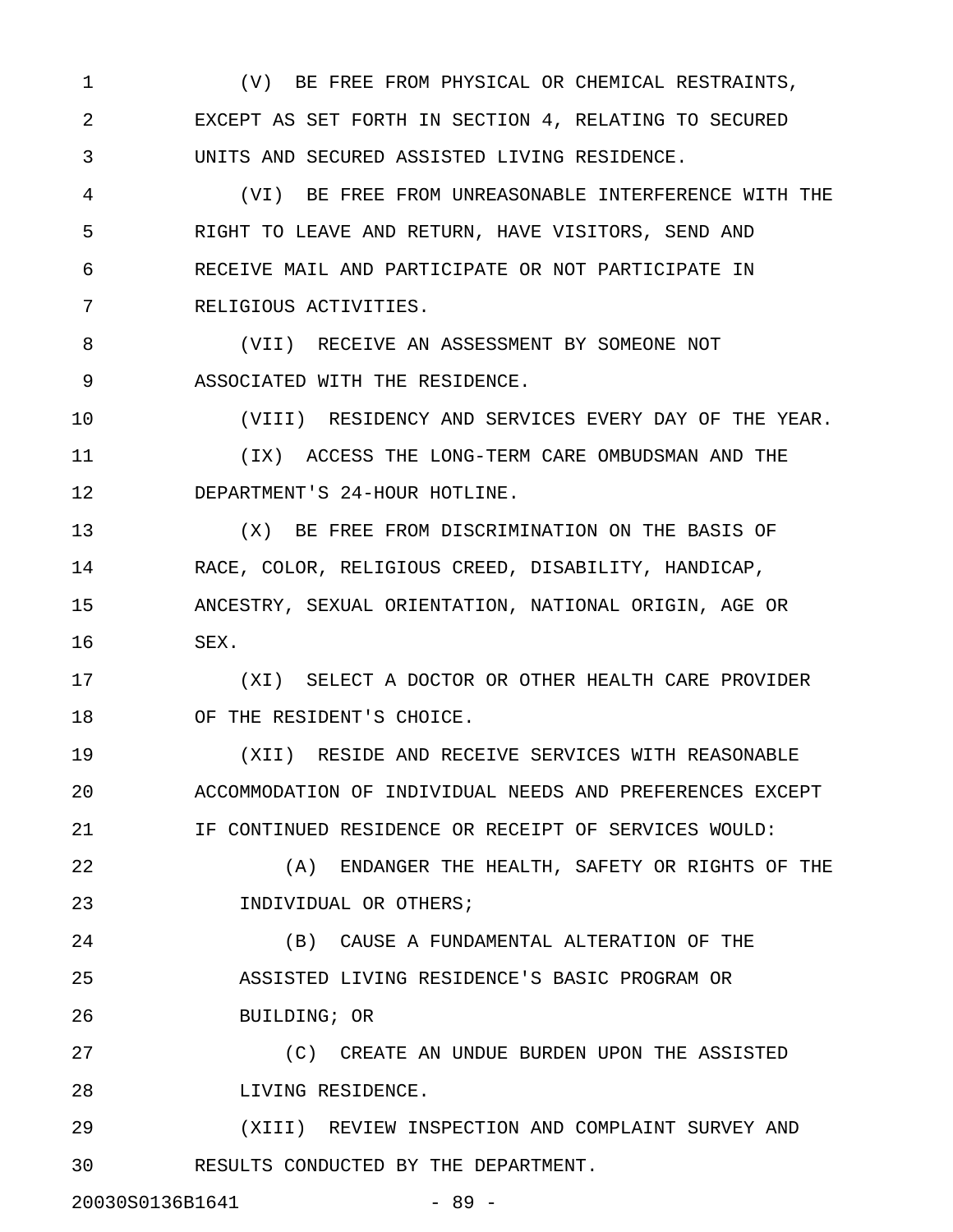(V) BE FREE FROM PHYSICAL OR CHEMICAL RESTRAINTS, EXCEPT AS SET FORTH IN SECTION 4, RELATING TO SECURED UNITS AND SECURED ASSISTED LIVING RESIDENCE.

(VI) BE FREE FROM UNREASONABLE INTERFERENCE WITH THE RIGHT TO LEAVE AND RETURN, HAVE VISITORS, SEND AND RECEIVE MAIL AND PARTICIPATE OR NOT PARTICIPATE IN RELIGIOUS ACTIVITIES.

(VII) RECEIVE AN ASSESSMENT BY SOMEONE NOT ASSOCIATED WITH THE RESIDENCE.

(VIII) RESIDENCY AND SERVICES EVERY DAY OF THE YEAR.

(IX) ACCESS THE LONG-TERM CARE OMBUDSMAN AND THE DEPARTMENT'S 24-HOUR HOTLINE.

(X) BE FREE FROM DISCRIMINATION ON THE BASIS OF RACE, COLOR, RELIGIOUS CREED, DISABILITY, HANDICAP, ANCESTRY, SEXUAL ORIENTATION, NATIONAL ORIGIN, AGE OR SEX.

(XI) SELECT A DOCTOR OR OTHER HEALTH CARE PROVIDER OF THE RESIDENT'S CHOICE.

(XII) RESIDE AND RECEIVE SERVICES WITH REASONABLE ACCOMMODATION OF INDIVIDUAL NEEDS AND PREFERENCES EXCEPT IF CONTINUED RESIDENCE OR RECEIPT OF SERVICES WOULD:

(A) ENDANGER THE HEALTH, SAFETY OR RIGHTS OF THE INDIVIDUAL OR OTHERS;

(B) CAUSE A FUNDAMENTAL ALTERATION OF THE ASSISTED LIVING RESIDENCE'S BASIC PROGRAM OR BUILDING; OR

(C) CREATE AN UNDUE BURDEN UPON THE ASSISTED LIVING RESIDENCE.

(XIII) REVIEW INSPECTION AND COMPLAINT SURVEY AND RESULTS CONDUCTED BY THE DEPARTMENT.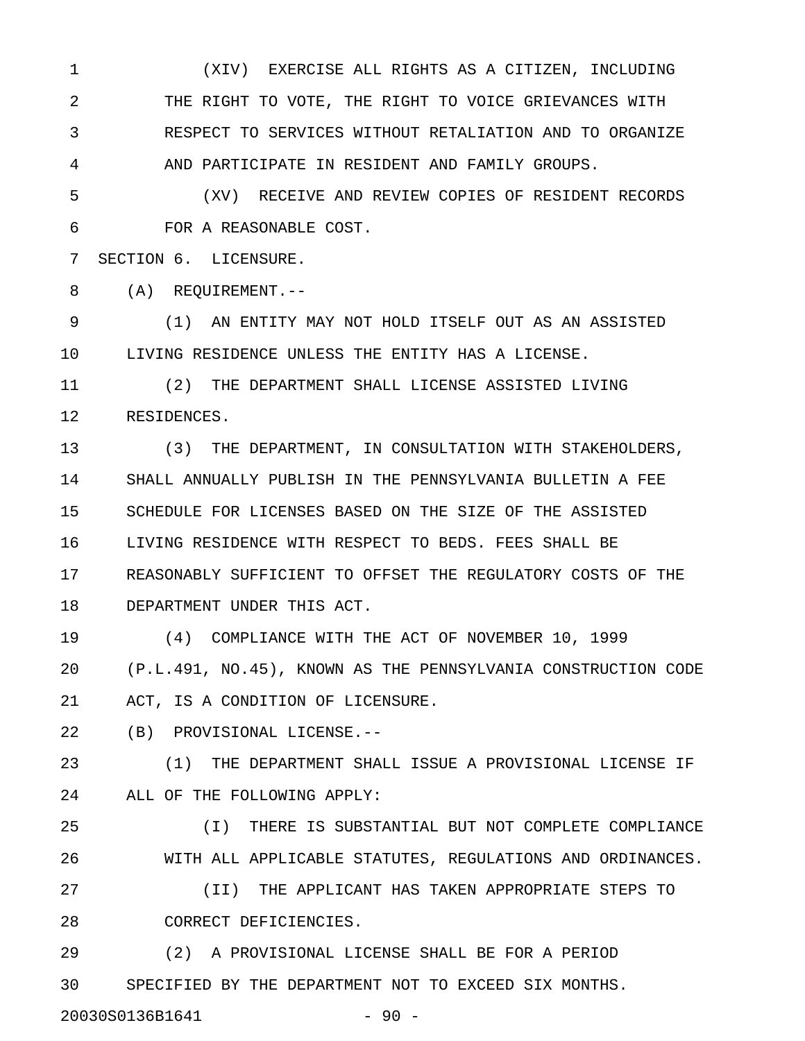(XIV) EXERCISE ALL RIGHTS AS A CITIZEN, INCLUDING THE RIGHT TO VOTE, THE RIGHT TO VOICE GRIEVANCES WITH RESPECT TO SERVICES WITHOUT RETALIATION AND TO ORGANIZE AND PARTICIPATE IN RESIDENT AND FAMILY GROUPS.

(XV) RECEIVE AND REVIEW COPIES OF RESIDENT RECORDS FOR A REASONABLE COST.

SECTION 6. LICENSURE.

(A) REQUIREMENT.--

(1) AN ENTITY MAY NOT HOLD ITSELF OUT AS AN ASSISTED LIVING RESIDENCE UNLESS THE ENTITY HAS A LICENSE.

(2) THE DEPARTMENT SHALL LICENSE ASSISTED LIVING RESIDENCES.

(3) THE DEPARTMENT, IN CONSULTATION WITH STAKEHOLDERS, SHALL ANNUALLY PUBLISH IN THE PENNSYLVANIA BULLETIN A FEE SCHEDULE FOR LICENSES BASED ON THE SIZE OF THE ASSISTED LIVING RESIDENCE WITH RESPECT TO BEDS. FEES SHALL BE REASONABLY SUFFICIENT TO OFFSET THE REGULATORY COSTS OF THE DEPARTMENT UNDER THIS ACT.

(4) COMPLIANCE WITH THE ACT OF NOVEMBER 10, 1999 (P.L.491, NO.45), KNOWN AS THE PENNSYLVANIA CONSTRUCTION CODE ACT, IS A CONDITION OF LICENSURE.

(B) PROVISIONAL LICENSE.--

(1) THE DEPARTMENT SHALL ISSUE A PROVISIONAL LICENSE IF ALL OF THE FOLLOWING APPLY:

(I) THERE IS SUBSTANTIAL BUT NOT COMPLETE COMPLIANCE WITH ALL APPLICABLE STATUTES, REGULATIONS AND ORDINANCES.

(II) THE APPLICANT HAS TAKEN APPROPRIATE STEPS TO CORRECT DEFICIENCIES.

(2) A PROVISIONAL LICENSE SHALL BE FOR A PERIOD SPECIFIED BY THE DEPARTMENT NOT TO EXCEED SIX MONTHS.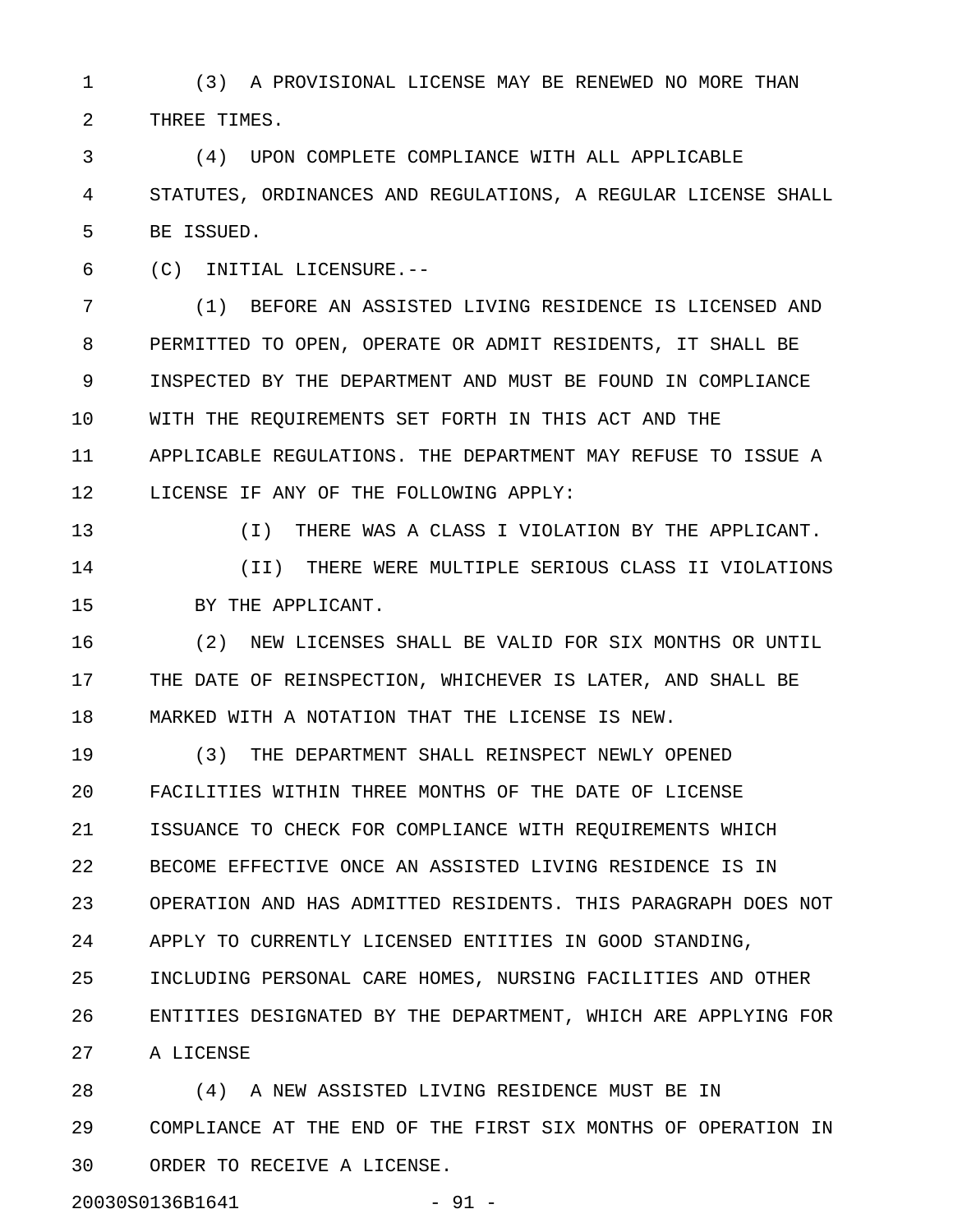(3) A PROVISIONAL LICENSE MAY BE RENEWED NO MORE THAN THREE TIMES.

(4) UPON COMPLETE COMPLIANCE WITH ALL APPLICABLE STATUTES, ORDINANCES AND REGULATIONS, A REGULAR LICENSE SHALL BE ISSUED.

(C) INITIAL LICENSURE.--

(1) BEFORE AN ASSISTED LIVING RESIDENCE IS LICENSED AND PERMITTED TO OPEN, OPERATE OR ADMIT RESIDENTS, IT SHALL BE INSPECTED BY THE DEPARTMENT AND MUST BE FOUND IN COMPLIANCE WITH THE REQUIREMENTS SET FORTH IN THIS ACT AND THE APPLICABLE REGULATIONS. THE DEPARTMENT MAY REFUSE TO ISSUE A LICENSE IF ANY OF THE FOLLOWING APPLY:

(I) THERE WAS A CLASS I VIOLATION BY THE APPLICANT.

(II) THERE WERE MULTIPLE SERIOUS CLASS II VIOLATIONS BY THE APPLICANT.

(2) NEW LICENSES SHALL BE VALID FOR SIX MONTHS OR UNTIL THE DATE OF REINSPECTION, WHICHEVER IS LATER, AND SHALL BE MARKED WITH A NOTATION THAT THE LICENSE IS NEW.

(3) THE DEPARTMENT SHALL REINSPECT NEWLY OPENED FACILITIES WITHIN THREE MONTHS OF THE DATE OF LICENSE ISSUANCE TO CHECK FOR COMPLIANCE WITH REQUIREMENTS WHICH BECOME EFFECTIVE ONCE AN ASSISTED LIVING RESIDENCE IS IN OPERATION AND HAS ADMITTED RESIDENTS. THIS PARAGRAPH DOES NOT APPLY TO CURRENTLY LICENSED ENTITIES IN GOOD STANDING, INCLUDING PERSONAL CARE HOMES, NURSING FACILITIES AND OTHER ENTITIES DESIGNATED BY THE DEPARTMENT, WHICH ARE APPLYING FOR A LICENSE

(4) A NEW ASSISTED LIVING RESIDENCE MUST BE IN COMPLIANCE AT THE END OF THE FIRST SIX MONTHS OF OPERATION IN ORDER TO RECEIVE A LICENSE.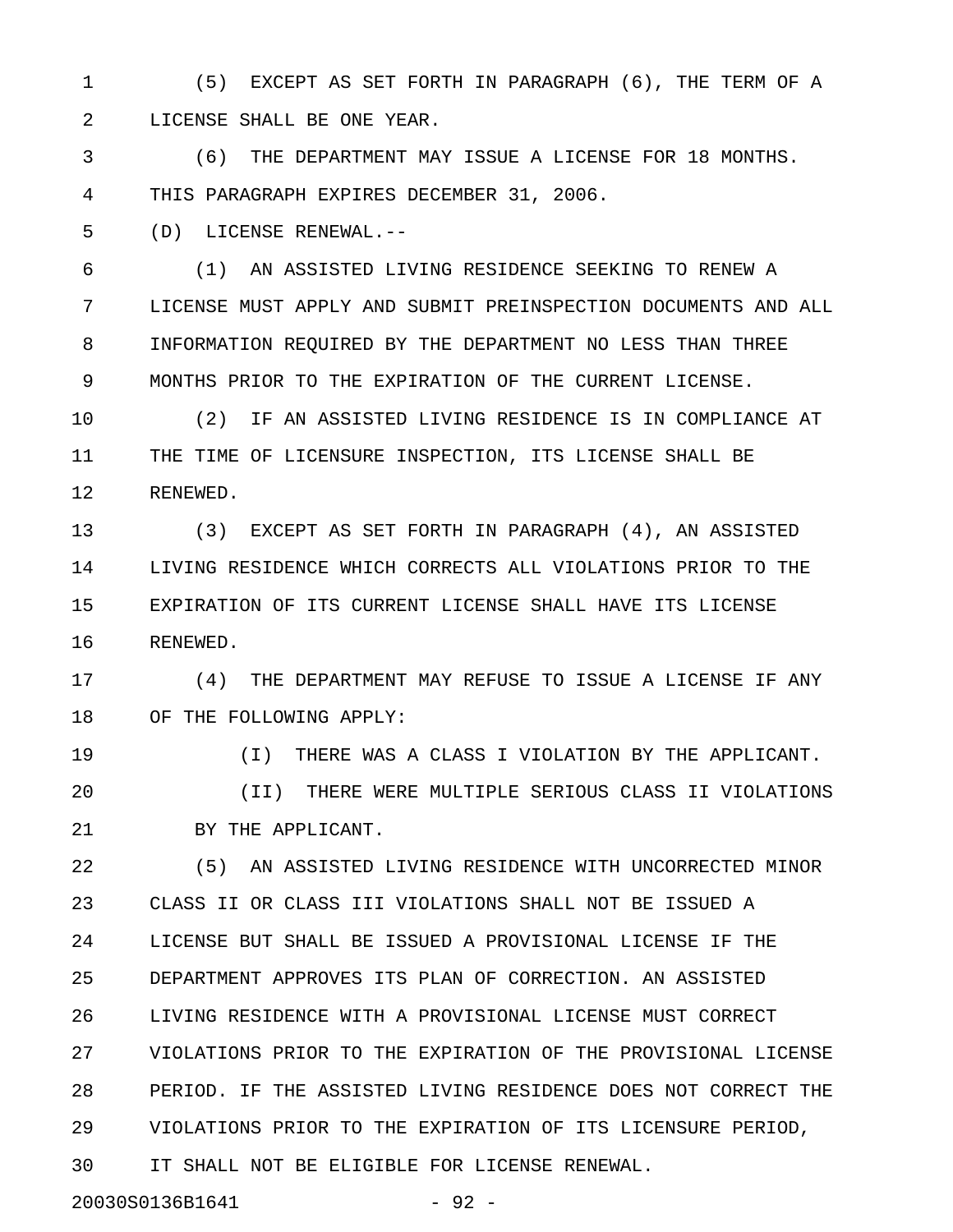(5) EXCEPT AS SET FORTH IN PARAGRAPH (6), THE TERM OF A LICENSE SHALL BE ONE YEAR.

(6) THE DEPARTMENT MAY ISSUE A LICENSE FOR 18 MONTHS. THIS PARAGRAPH EXPIRES DECEMBER 31, 2006.

(D) LICENSE RENEWAL.--

(1) AN ASSISTED LIVING RESIDENCE SEEKING TO RENEW A LICENSE MUST APPLY AND SUBMIT PREINSPECTION DOCUMENTS AND ALL INFORMATION REQUIRED BY THE DEPARTMENT NO LESS THAN THREE MONTHS PRIOR TO THE EXPIRATION OF THE CURRENT LICENSE.

(2) IF AN ASSISTED LIVING RESIDENCE IS IN COMPLIANCE AT THE TIME OF LICENSURE INSPECTION, ITS LICENSE SHALL BE RENEWED.

(3) EXCEPT AS SET FORTH IN PARAGRAPH (4), AN ASSISTED LIVING RESIDENCE WHICH CORRECTS ALL VIOLATIONS PRIOR TO THE EXPIRATION OF ITS CURRENT LICENSE SHALL HAVE ITS LICENSE RENEWED.

(4) THE DEPARTMENT MAY REFUSE TO ISSUE A LICENSE IF ANY OF THE FOLLOWING APPLY:

(I) THERE WAS A CLASS I VIOLATION BY THE APPLICANT.

(II) THERE WERE MULTIPLE SERIOUS CLASS II VIOLATIONS BY THE APPLICANT.

(5) AN ASSISTED LIVING RESIDENCE WITH UNCORRECTED MINOR CLASS II OR CLASS III VIOLATIONS SHALL NOT BE ISSUED A LICENSE BUT SHALL BE ISSUED A PROVISIONAL LICENSE IF THE DEPARTMENT APPROVES ITS PLAN OF CORRECTION. AN ASSISTED LIVING RESIDENCE WITH A PROVISIONAL LICENSE MUST CORRECT VIOLATIONS PRIOR TO THE EXPIRATION OF THE PROVISIONAL LICENSE PERIOD. IF THE ASSISTED LIVING RESIDENCE DOES NOT CORRECT THE VIOLATIONS PRIOR TO THE EXPIRATION OF ITS LICENSURE PERIOD, IT SHALL NOT BE ELIGIBLE FOR LICENSE RENEWAL.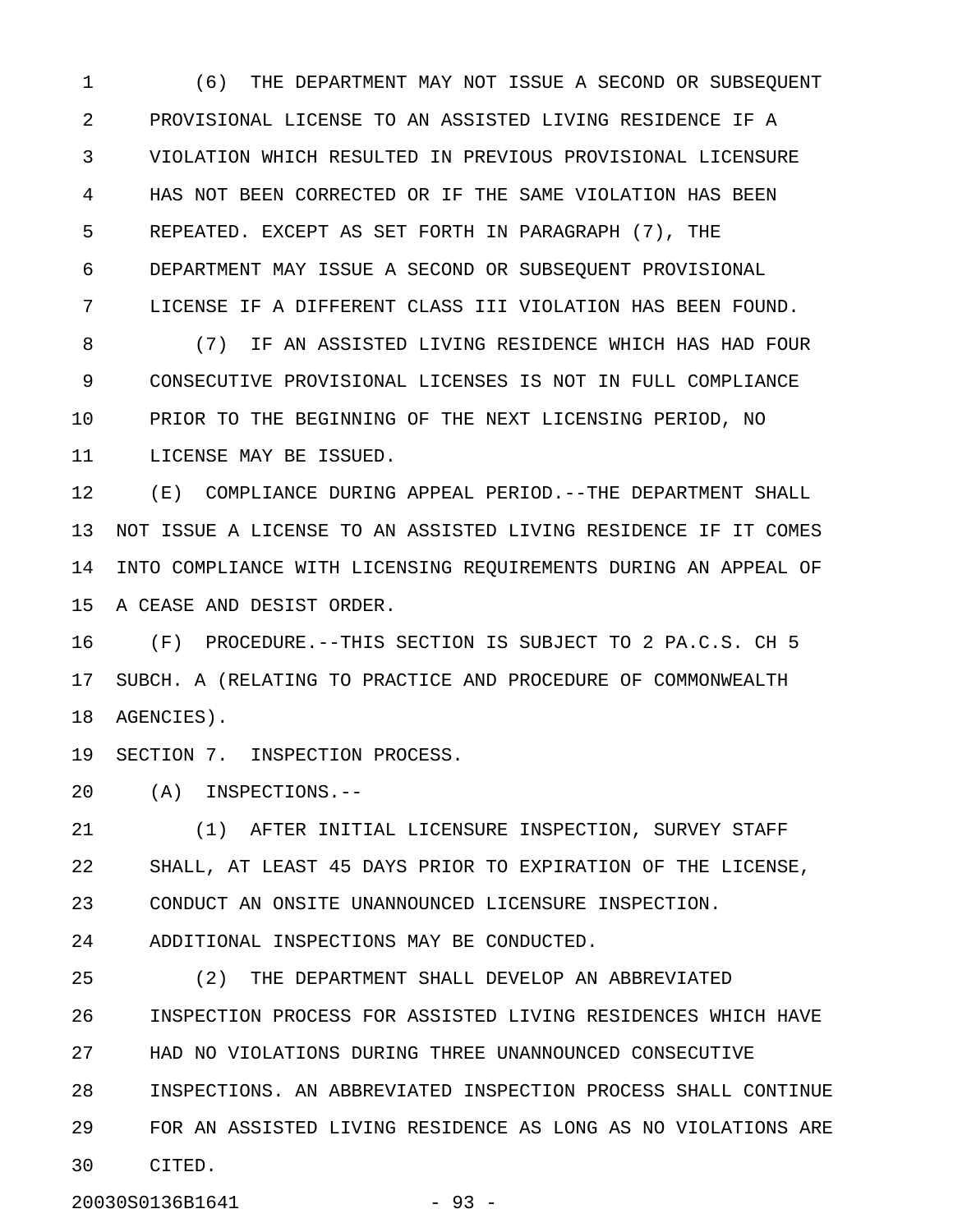(6) THE DEPARTMENT MAY NOT ISSUE A SECOND OR SUBSEQUENT PROVISIONAL LICENSE TO AN ASSISTED LIVING RESIDENCE IF A VIOLATION WHICH RESULTED IN PREVIOUS PROVISIONAL LICENSURE HAS NOT BEEN CORRECTED OR IF THE SAME VIOLATION HAS BEEN REPEATED. EXCEPT AS SET FORTH IN PARAGRAPH (7), THE DEPARTMENT MAY ISSUE A SECOND OR SUBSEQUENT PROVISIONAL LICENSE IF A DIFFERENT CLASS III VIOLATION HAS BEEN FOUND.

(7) IF AN ASSISTED LIVING RESIDENCE WHICH HAS HAD FOUR CONSECUTIVE PROVISIONAL LICENSES IS NOT IN FULL COMPLIANCE PRIOR TO THE BEGINNING OF THE NEXT LICENSING PERIOD, NO LICENSE MAY BE ISSUED.

(E) COMPLIANCE DURING APPEAL PERIOD.--THE DEPARTMENT SHALL NOT ISSUE A LICENSE TO AN ASSISTED LIVING RESIDENCE IF IT COMES INTO COMPLIANCE WITH LICENSING REQUIREMENTS DURING AN APPEAL OF A CEASE AND DESIST ORDER.

(F) PROCEDURE.--THIS SECTION IS SUBJECT TO 2 PA.C.S. CH 5 SUBCH. A (RELATING TO PRACTICE AND PROCEDURE OF COMMONWEALTH AGENCIES).

SECTION 7. INSPECTION PROCESS.

(A) INSPECTIONS.--

(1) AFTER INITIAL LICENSURE INSPECTION, SURVEY STAFF SHALL, AT LEAST 45 DAYS PRIOR TO EXPIRATION OF THE LICENSE, CONDUCT AN ONSITE UNANNOUNCED LICENSURE INSPECTION. ADDITIONAL INSPECTIONS MAY BE CONDUCTED.

(2) THE DEPARTMENT SHALL DEVELOP AN ABBREVIATED INSPECTION PROCESS FOR ASSISTED LIVING RESIDENCES WHICH HAVE HAD NO VIOLATIONS DURING THREE UNANNOUNCED CONSECUTIVE INSPECTIONS. AN ABBREVIATED INSPECTION PROCESS SHALL CONTINUE FOR AN ASSISTED LIVING RESIDENCE AS LONG AS NO VIOLATIONS ARE CITED.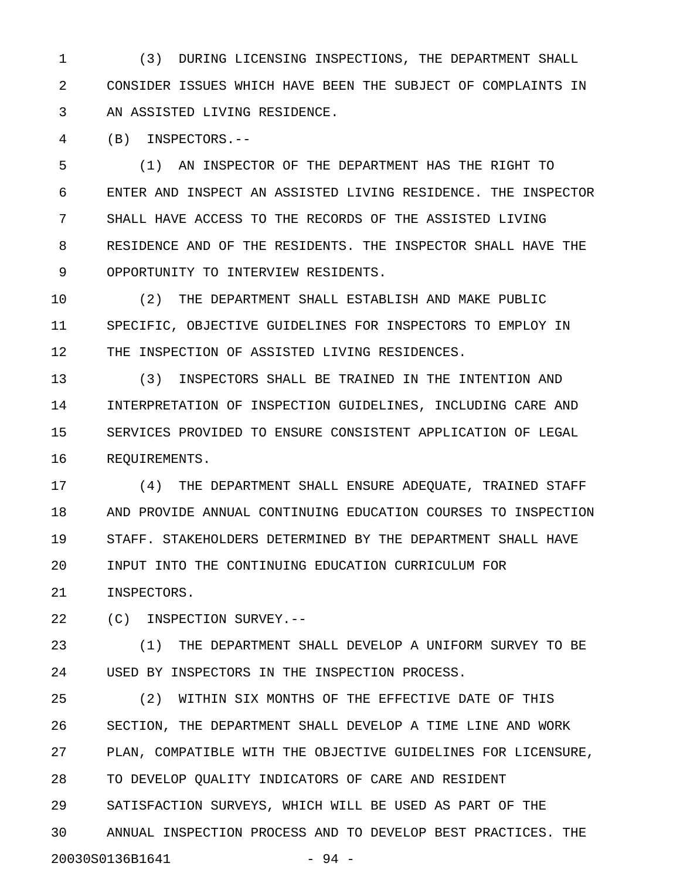(3) DURING LICENSING INSPECTIONS, THE DEPARTMENT SHALL CONSIDER ISSUES WHICH HAVE BEEN THE SUBJECT OF COMPLAINTS IN AN ASSISTED LIVING RESIDENCE.

(B) INSPECTORS.--

(1) AN INSPECTOR OF THE DEPARTMENT HAS THE RIGHT TO ENTER AND INSPECT AN ASSISTED LIVING RESIDENCE. THE INSPECTOR SHALL HAVE ACCESS TO THE RECORDS OF THE ASSISTED LIVING RESIDENCE AND OF THE RESIDENTS. THE INSPECTOR SHALL HAVE THE OPPORTUNITY TO INTERVIEW RESIDENTS.

(2) THE DEPARTMENT SHALL ESTABLISH AND MAKE PUBLIC SPECIFIC, OBJECTIVE GUIDELINES FOR INSPECTORS TO EMPLOY IN THE INSPECTION OF ASSISTED LIVING RESIDENCES.

(3) INSPECTORS SHALL BE TRAINED IN THE INTENTION AND INTERPRETATION OF INSPECTION GUIDELINES, INCLUDING CARE AND SERVICES PROVIDED TO ENSURE CONSISTENT APPLICATION OF LEGAL REQUIREMENTS.

(4) THE DEPARTMENT SHALL ENSURE ADEQUATE, TRAINED STAFF AND PROVIDE ANNUAL CONTINUING EDUCATION COURSES TO INSPECTION STAFF. STAKEHOLDERS DETERMINED BY THE DEPARTMENT SHALL HAVE INPUT INTO THE CONTINUING EDUCATION CURRICULUM FOR INSPECTORS.

(C) INSPECTION SURVEY.--

(1) THE DEPARTMENT SHALL DEVELOP A UNIFORM SURVEY TO BE USED BY INSPECTORS IN THE INSPECTION PROCESS.

(2) WITHIN SIX MONTHS OF THE EFFECTIVE DATE OF THIS SECTION, THE DEPARTMENT SHALL DEVELOP A TIME LINE AND WORK PLAN, COMPATIBLE WITH THE OBJECTIVE GUIDELINES FOR LICENSURE, TO DEVELOP QUALITY INDICATORS OF CARE AND RESIDENT SATISFACTION SURVEYS, WHICH WILL BE USED AS PART OF THE ANNUAL INSPECTION PROCESS AND TO DEVELOP BEST PRACTICES. THE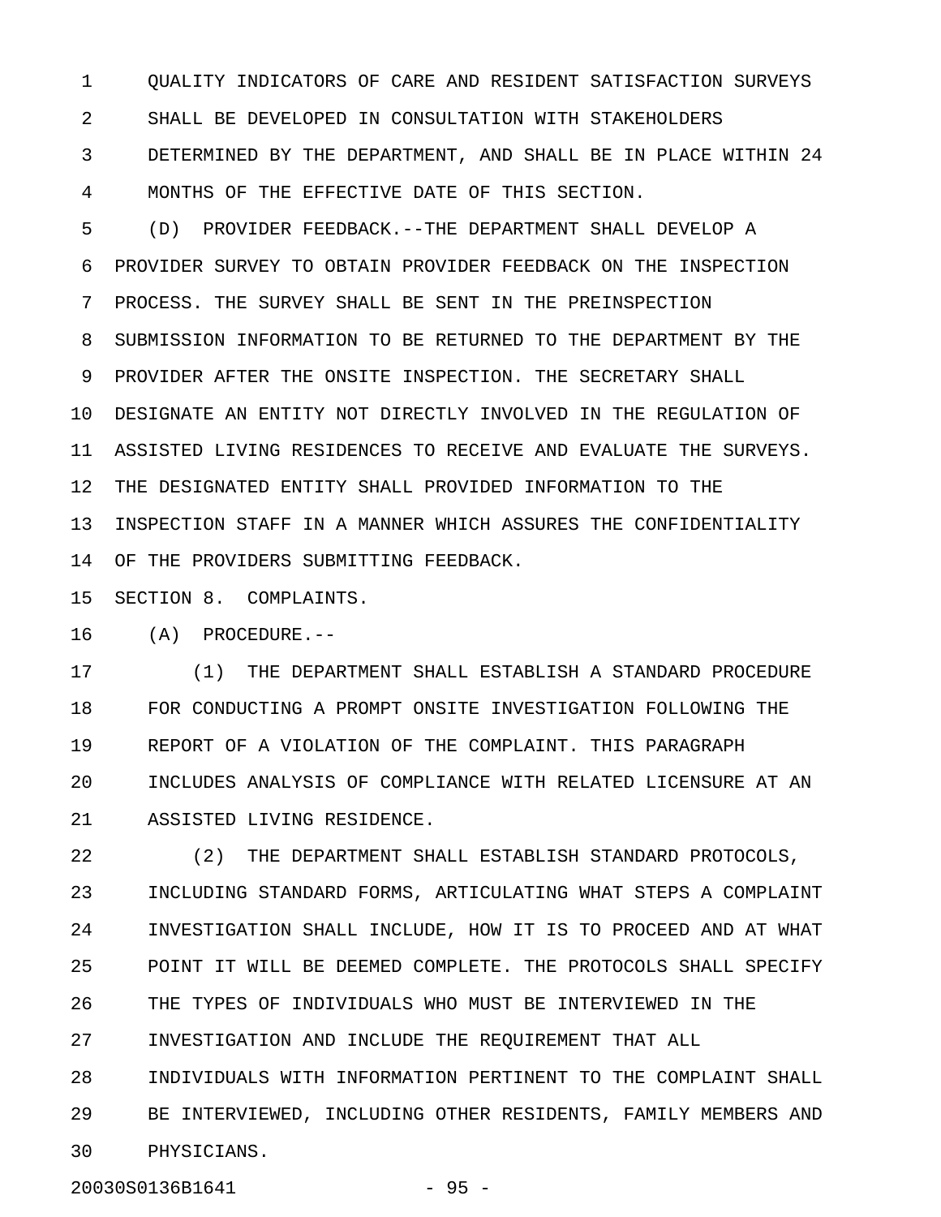QUALITY INDICATORS OF CARE AND RESIDENT SATISFACTION SURVEYS SHALL BE DEVELOPED IN CONSULTATION WITH STAKEHOLDERS DETERMINED BY THE DEPARTMENT, AND SHALL BE IN PLACE WITHIN 24 MONTHS OF THE EFFECTIVE DATE OF THIS SECTION.

(D) PROVIDER FEEDBACK.--THE DEPARTMENT SHALL DEVELOP A PROVIDER SURVEY TO OBTAIN PROVIDER FEEDBACK ON THE INSPECTION PROCESS. THE SURVEY SHALL BE SENT IN THE PREINSPECTION SUBMISSION INFORMATION TO BE RETURNED TO THE DEPARTMENT BY THE PROVIDER AFTER THE ONSITE INSPECTION. THE SECRETARY SHALL DESIGNATE AN ENTITY NOT DIRECTLY INVOLVED IN THE REGULATION OF ASSISTED LIVING RESIDENCES TO RECEIVE AND EVALUATE THE SURVEYS. THE DESIGNATED ENTITY SHALL PROVIDED INFORMATION TO THE INSPECTION STAFF IN A MANNER WHICH ASSURES THE CONFIDENTIALITY OF THE PROVIDERS SUBMITTING FEEDBACK.

SECTION 8. COMPLAINTS.

(A) PROCEDURE.--

(1) THE DEPARTMENT SHALL ESTABLISH A STANDARD PROCEDURE FOR CONDUCTING A PROMPT ONSITE INVESTIGATION FOLLOWING THE REPORT OF A VIOLATION OF THE COMPLAINT. THIS PARAGRAPH INCLUDES ANALYSIS OF COMPLIANCE WITH RELATED LICENSURE AT AN ASSISTED LIVING RESIDENCE.

(2) THE DEPARTMENT SHALL ESTABLISH STANDARD PROTOCOLS, INCLUDING STANDARD FORMS, ARTICULATING WHAT STEPS A COMPLAINT INVESTIGATION SHALL INCLUDE, HOW IT IS TO PROCEED AND AT WHAT POINT IT WILL BE DEEMED COMPLETE. THE PROTOCOLS SHALL SPECIFY THE TYPES OF INDIVIDUALS WHO MUST BE INTERVIEWED IN THE INVESTIGATION AND INCLUDE THE REQUIREMENT THAT ALL INDIVIDUALS WITH INFORMATION PERTINENT TO THE COMPLAINT SHALL BE INTERVIEWED, INCLUDING OTHER RESIDENTS, FAMILY MEMBERS AND PHYSICIANS.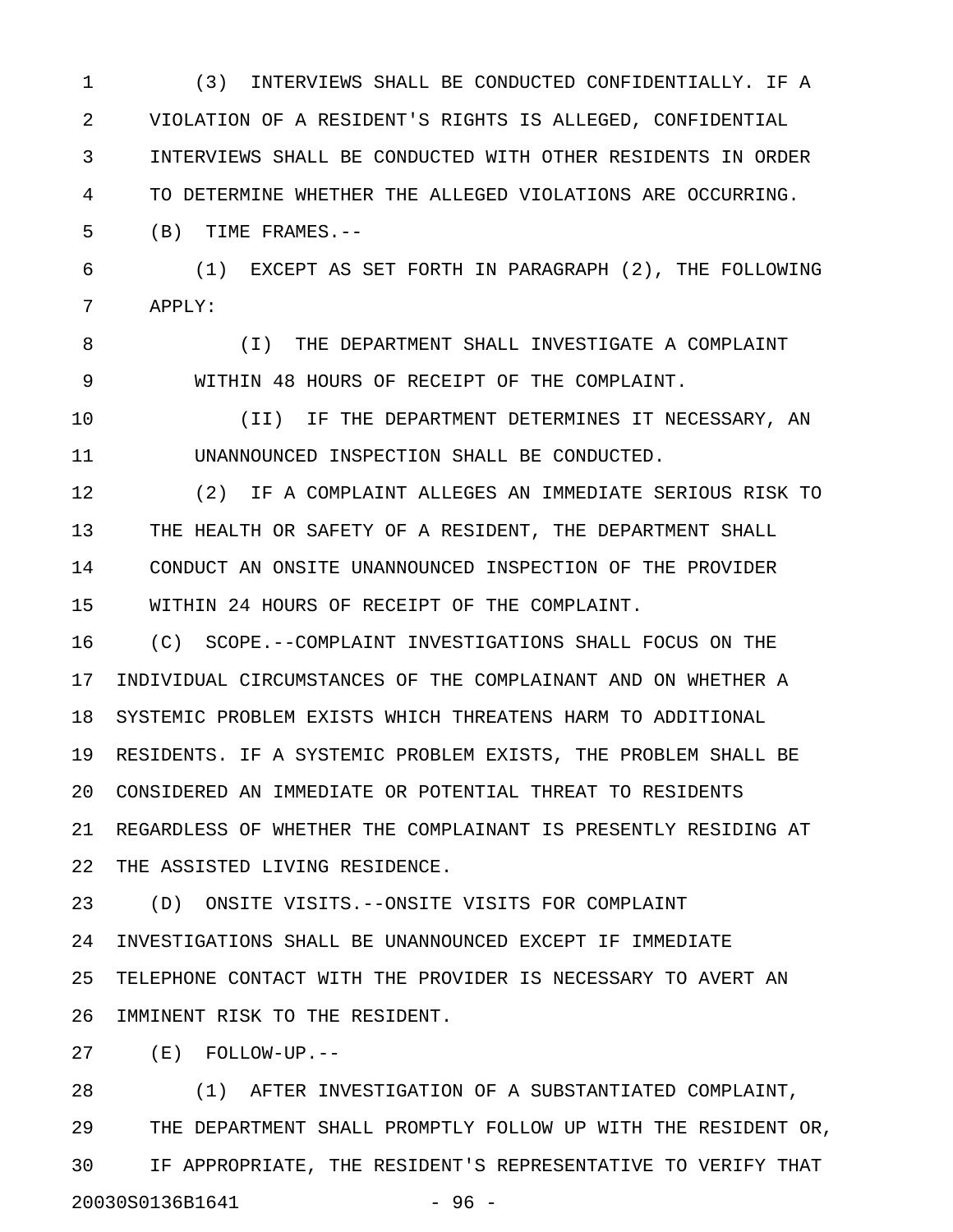(3) INTERVIEWS SHALL BE CONDUCTED CONFIDENTIALLY. IF A VIOLATION OF A RESIDENT'S RIGHTS IS ALLEGED, CONFIDENTIAL INTERVIEWS SHALL BE CONDUCTED WITH OTHER RESIDENTS IN ORDER TO DETERMINE WHETHER THE ALLEGED VIOLATIONS ARE OCCURRING.

(B) TIME FRAMES.--

(1) EXCEPT AS SET FORTH IN PARAGRAPH (2), THE FOLLOWING APPLY:

(I) THE DEPARTMENT SHALL INVESTIGATE A COMPLAINT WITHIN 48 HOURS OF RECEIPT OF THE COMPLAINT.

(II) IF THE DEPARTMENT DETERMINES IT NECESSARY, AN UNANNOUNCED INSPECTION SHALL BE CONDUCTED.

(2) IF A COMPLAINT ALLEGES AN IMMEDIATE SERIOUS RISK TO THE HEALTH OR SAFETY OF A RESIDENT, THE DEPARTMENT SHALL CONDUCT AN ONSITE UNANNOUNCED INSPECTION OF THE PROVIDER WITHIN 24 HOURS OF RECEIPT OF THE COMPLAINT.

(C) SCOPE.--COMPLAINT INVESTIGATIONS SHALL FOCUS ON THE INDIVIDUAL CIRCUMSTANCES OF THE COMPLAINANT AND ON WHETHER A SYSTEMIC PROBLEM EXISTS WHICH THREATENS HARM TO ADDITIONAL RESIDENTS. IF A SYSTEMIC PROBLEM EXISTS, THE PROBLEM SHALL BE CONSIDERED AN IMMEDIATE OR POTENTIAL THREAT TO RESIDENTS REGARDLESS OF WHETHER THE COMPLAINANT IS PRESENTLY RESIDING AT THE ASSISTED LIVING RESIDENCE.

(D) ONSITE VISITS.--ONSITE VISITS FOR COMPLAINT INVESTIGATIONS SHALL BE UNANNOUNCED EXCEPT IF IMMEDIATE TELEPHONE CONTACT WITH THE PROVIDER IS NECESSARY TO AVERT AN IMMINENT RISK TO THE RESIDENT.

(E) FOLLOW-UP.--

(1) AFTER INVESTIGATION OF A SUBSTANTIATED COMPLAINT, THE DEPARTMENT SHALL PROMPTLY FOLLOW UP WITH THE RESIDENT OR, IF APPROPRIATE, THE RESIDENT'S REPRESENTATIVE TO VERIFY THAT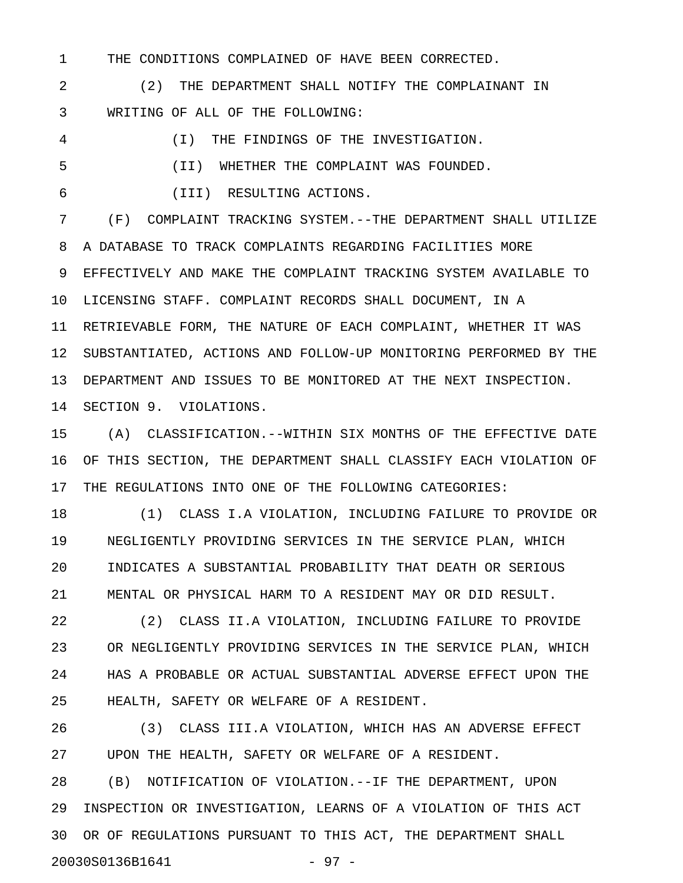THE CONDITIONS COMPLAINED OF HAVE BEEN CORRECTED.

(2) THE DEPARTMENT SHALL NOTIFY THE COMPLAINANT IN WRITING OF ALL OF THE FOLLOWING:

(I) THE FINDINGS OF THE INVESTIGATION.

(II) WHETHER THE COMPLAINT WAS FOUNDED.

(III) RESULTING ACTIONS.

(F) COMPLAINT TRACKING SYSTEM.--THE DEPARTMENT SHALL UTILIZE A DATABASE TO TRACK COMPLAINTS REGARDING FACILITIES MORE EFFECTIVELY AND MAKE THE COMPLAINT TRACKING SYSTEM AVAILABLE TO LICENSING STAFF. COMPLAINT RECORDS SHALL DOCUMENT, IN A RETRIEVABLE FORM, THE NATURE OF EACH COMPLAINT, WHETHER IT WAS SUBSTANTIATED, ACTIONS AND FOLLOW-UP MONITORING PERFORMED BY THE DEPARTMENT AND ISSUES TO BE MONITORED AT THE NEXT INSPECTION.

SECTION 9. VIOLATIONS.

(A) CLASSIFICATION.--WITHIN SIX MONTHS OF THE EFFECTIVE DATE OF THIS SECTION, THE DEPARTMENT SHALL CLASSIFY EACH VIOLATION OF THE REGULATIONS INTO ONE OF THE FOLLOWING CATEGORIES:

(1) CLASS I.A VIOLATION, INCLUDING FAILURE TO PROVIDE OR NEGLIGENTLY PROVIDING SERVICES IN THE SERVICE PLAN, WHICH INDICATES A SUBSTANTIAL PROBABILITY THAT DEATH OR SERIOUS MENTAL OR PHYSICAL HARM TO A RESIDENT MAY OR DID RESULT.

(2) CLASS II.A VIOLATION, INCLUDING FAILURE TO PROVIDE OR NEGLIGENTLY PROVIDING SERVICES IN THE SERVICE PLAN, WHICH HAS A PROBABLE OR ACTUAL SUBSTANTIAL ADVERSE EFFECT UPON THE HEALTH, SAFETY OR WELFARE OF A RESIDENT.

(3) CLASS III.A VIOLATION, WHICH HAS AN ADVERSE EFFECT UPON THE HEALTH, SAFETY OR WELFARE OF A RESIDENT.

(B) NOTIFICATION OF VIOLATION.--IF THE DEPARTMENT, UPON INSPECTION OR INVESTIGATION, LEARNS OF A VIOLATION OF THIS ACT OR OF REGULATIONS PURSUANT TO THIS ACT, THE DEPARTMENT SHALL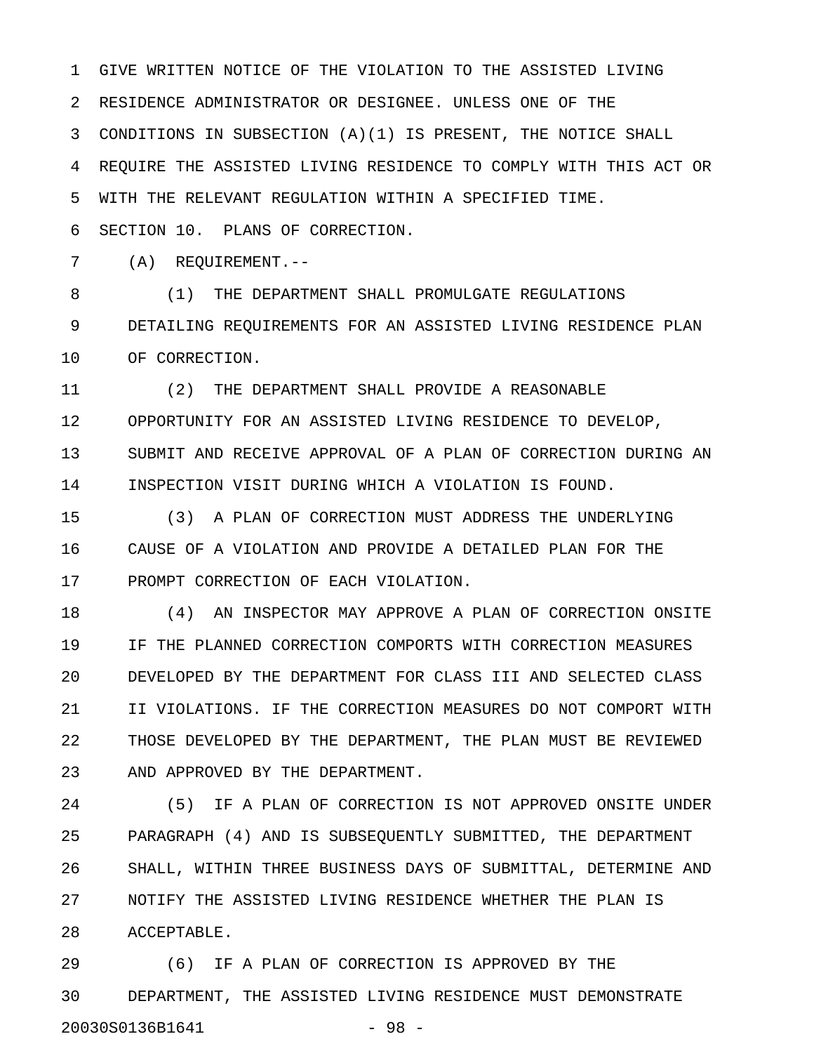GIVE WRITTEN NOTICE OF THE VIOLATION TO THE ASSISTED LIVING RESIDENCE ADMINISTRATOR OR DESIGNEE. UNLESS ONE OF THE CONDITIONS IN SUBSECTION (A)(1) IS PRESENT, THE NOTICE SHALL REQUIRE THE ASSISTED LIVING RESIDENCE TO COMPLY WITH THIS ACT OR WITH THE RELEVANT REGULATION WITHIN A SPECIFIED TIME.

SECTION 10. PLANS OF CORRECTION.

(A) REQUIREMENT.--

(1) THE DEPARTMENT SHALL PROMULGATE REGULATIONS DETAILING REQUIREMENTS FOR AN ASSISTED LIVING RESIDENCE PLAN OF CORRECTION.

(2) THE DEPARTMENT SHALL PROVIDE A REASONABLE OPPORTUNITY FOR AN ASSISTED LIVING RESIDENCE TO DEVELOP, SUBMIT AND RECEIVE APPROVAL OF A PLAN OF CORRECTION DURING AN INSPECTION VISIT DURING WHICH A VIOLATION IS FOUND.

(3) A PLAN OF CORRECTION MUST ADDRESS THE UNDERLYING CAUSE OF A VIOLATION AND PROVIDE A DETAILED PLAN FOR THE PROMPT CORRECTION OF EACH VIOLATION.

(4) AN INSPECTOR MAY APPROVE A PLAN OF CORRECTION ONSITE IF THE PLANNED CORRECTION COMPORTS WITH CORRECTION MEASURES DEVELOPED BY THE DEPARTMENT FOR CLASS III AND SELECTED CLASS II VIOLATIONS. IF THE CORRECTION MEASURES DO NOT COMPORT WITH THOSE DEVELOPED BY THE DEPARTMENT, THE PLAN MUST BE REVIEWED AND APPROVED BY THE DEPARTMENT.

(5) IF A PLAN OF CORRECTION IS NOT APPROVED ONSITE UNDER PARAGRAPH (4) AND IS SUBSEQUENTLY SUBMITTED, THE DEPARTMENT SHALL, WITHIN THREE BUSINESS DAYS OF SUBMITTAL, DETERMINE AND NOTIFY THE ASSISTED LIVING RESIDENCE WHETHER THE PLAN IS ACCEPTABLE.

(6) IF A PLAN OF CORRECTION IS APPROVED BY THE DEPARTMENT, THE ASSISTED LIVING RESIDENCE MUST DEMONSTRATE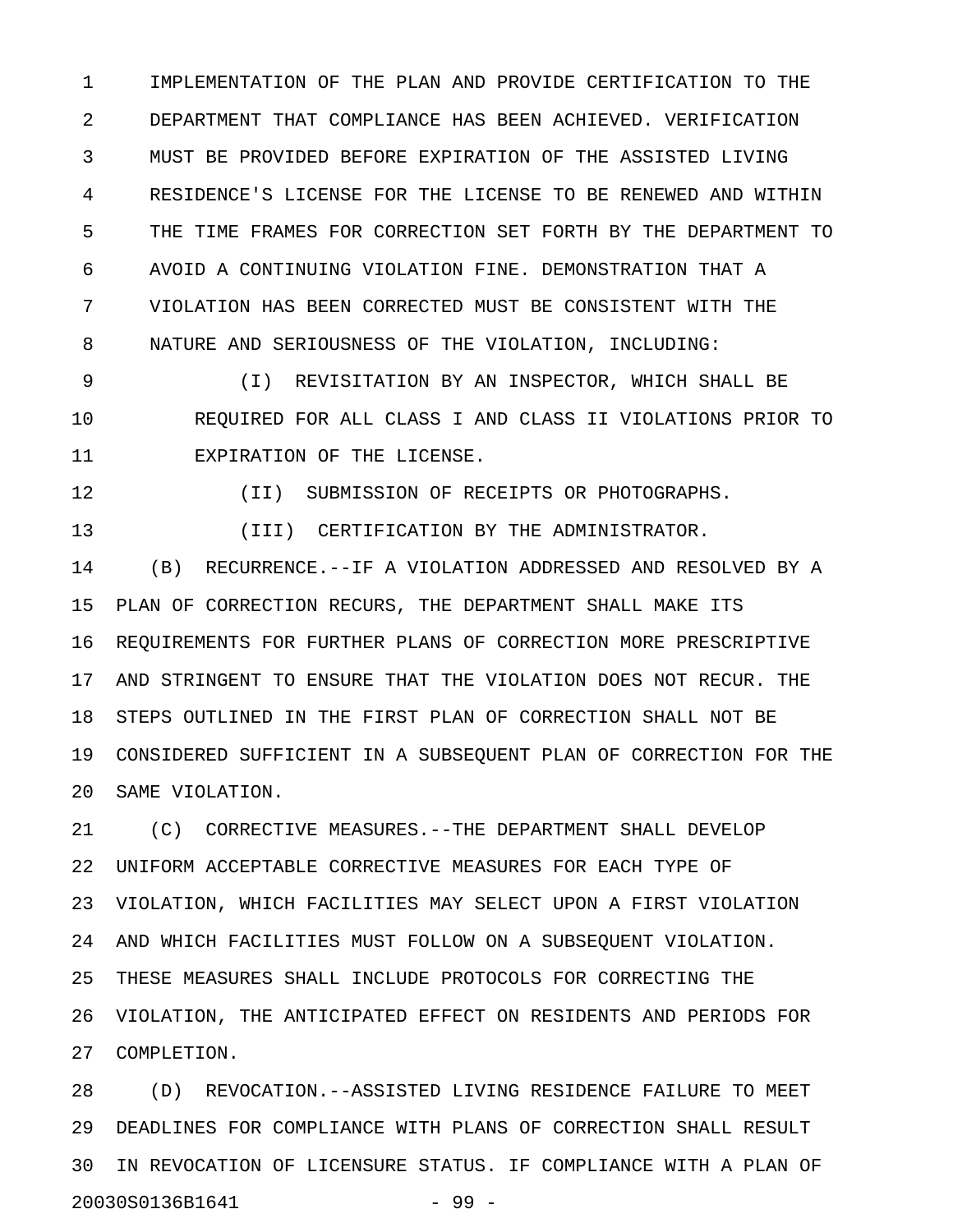IMPLEMENTATION OF THE PLAN AND PROVIDE CERTIFICATION TO THE DEPARTMENT THAT COMPLIANCE HAS BEEN ACHIEVED. VERIFICATION MUST BE PROVIDED BEFORE EXPIRATION OF THE ASSISTED LIVING RESIDENCE'S LICENSE FOR THE LICENSE TO BE RENEWED AND WITHIN THE TIME FRAMES FOR CORRECTION SET FORTH BY THE DEPARTMENT TO AVOID A CONTINUING VIOLATION FINE. DEMONSTRATION THAT A VIOLATION HAS BEEN CORRECTED MUST BE CONSISTENT WITH THE NATURE AND SERIOUSNESS OF THE VIOLATION, INCLUDING:

(I) REVISITATION BY AN INSPECTOR, WHICH SHALL BE REQUIRED FOR ALL CLASS I AND CLASS II VIOLATIONS PRIOR TO EXPIRATION OF THE LICENSE.

(II) SUBMISSION OF RECEIPTS OR PHOTOGRAPHS.

(III) CERTIFICATION BY THE ADMINISTRATOR.

(B) RECURRENCE.--IF A VIOLATION ADDRESSED AND RESOLVED BY A PLAN OF CORRECTION RECURS, THE DEPARTMENT SHALL MAKE ITS REQUIREMENTS FOR FURTHER PLANS OF CORRECTION MORE PRESCRIPTIVE AND STRINGENT TO ENSURE THAT THE VIOLATION DOES NOT RECUR. THE STEPS OUTLINED IN THE FIRST PLAN OF CORRECTION SHALL NOT BE CONSIDERED SUFFICIENT IN A SUBSEQUENT PLAN OF CORRECTION FOR THE SAME VIOLATION.

(C) CORRECTIVE MEASURES.--THE DEPARTMENT SHALL DEVELOP UNIFORM ACCEPTABLE CORRECTIVE MEASURES FOR EACH TYPE OF VIOLATION, WHICH FACILITIES MAY SELECT UPON A FIRST VIOLATION AND WHICH FACILITIES MUST FOLLOW ON A SUBSEQUENT VIOLATION. THESE MEASURES SHALL INCLUDE PROTOCOLS FOR CORRECTING THE VIOLATION, THE ANTICIPATED EFFECT ON RESIDENTS AND PERIODS FOR COMPLETION.

(D) REVOCATION.--ASSISTED LIVING RESIDENCE FAILURE TO MEET DEADLINES FOR COMPLIANCE WITH PLANS OF CORRECTION SHALL RESULT IN REVOCATION OF LICENSURE STATUS. IF COMPLIANCE WITH A PLAN OF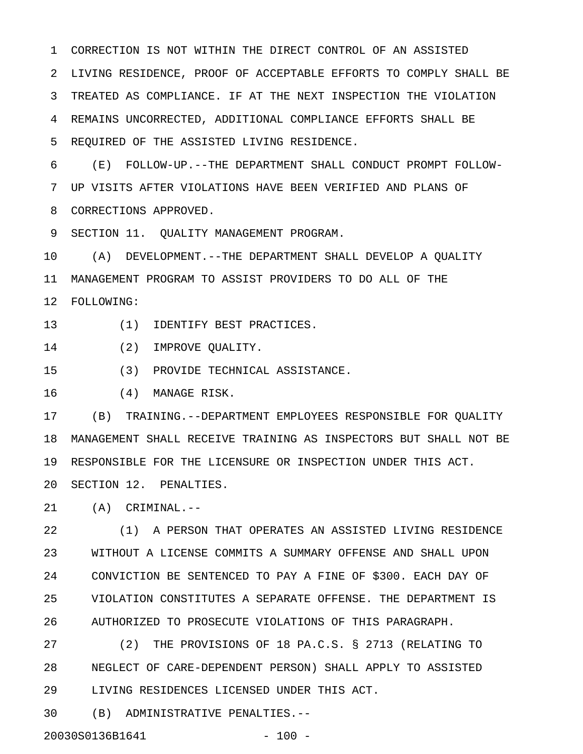CORRECTION IS NOT WITHIN THE DIRECT CONTROL OF AN ASSISTED LIVING RESIDENCE, PROOF OF ACCEPTABLE EFFORTS TO COMPLY SHALL BE TREATED AS COMPLIANCE. IF AT THE NEXT INSPECTION THE VIOLATION REMAINS UNCORRECTED, ADDITIONAL COMPLIANCE EFFORTS SHALL BE REQUIRED OF THE ASSISTED LIVING RESIDENCE.

(E) FOLLOW-UP.--THE DEPARTMENT SHALL CONDUCT PROMPT FOLLOW-UP VISITS AFTER VIOLATIONS HAVE BEEN VERIFIED AND PLANS OF CORRECTIONS APPROVED.

SECTION 11. QUALITY MANAGEMENT PROGRAM.

(A) DEVELOPMENT.--THE DEPARTMENT SHALL DEVELOP A QUALITY MANAGEMENT PROGRAM TO ASSIST PROVIDERS TO DO ALL OF THE FOLLOWING:

(1) IDENTIFY BEST PRACTICES.

(2) IMPROVE QUALITY.

(3) PROVIDE TECHNICAL ASSISTANCE.

(4) MANAGE RISK.

(B) TRAINING.--DEPARTMENT EMPLOYEES RESPONSIBLE FOR QUALITY MANAGEMENT SHALL RECEIVE TRAINING AS INSPECTORS BUT SHALL NOT BE RESPONSIBLE FOR THE LICENSURE OR INSPECTION UNDER THIS ACT.

SECTION 12. PENALTIES.

(A) CRIMINAL.--

(1) A PERSON THAT OPERATES AN ASSISTED LIVING RESIDENCE WITHOUT A LICENSE COMMITS A SUMMARY OFFENSE AND SHALL UPON CONVICTION BE SENTENCED TO PAY A FINE OF $300. EACH DAY OF VIOLATION CONSTITUTES A SEPARATE OFFENSE. THE DEPARTMENT IS AUTHORIZED TO PROSECUTE VIOLATIONS OF THIS PARAGRAPH.

(2) THE PROVISIONS OF 18 PA.C.S. § 2713 (RELATING TO NEGLECT OF CARE-DEPENDENT PERSON) SHALL APPLY TO ASSISTED LIVING RESIDENCES LICENSED UNDER THIS ACT.

(B) ADMINISTRATIVE PENALTIES.--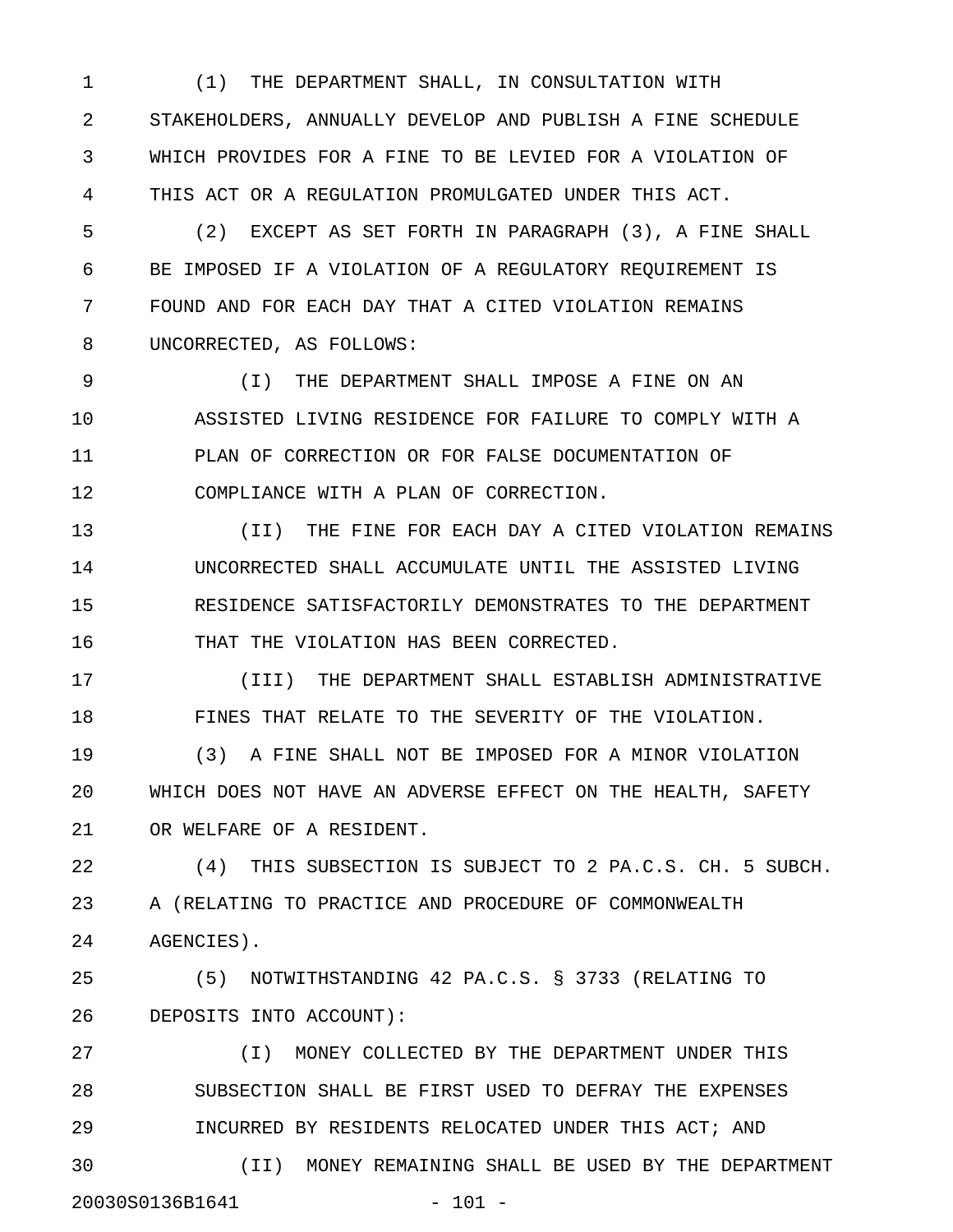(1) THE DEPARTMENT SHALL, IN CONSULTATION WITH STAKEHOLDERS, ANNUALLY DEVELOP AND PUBLISH A FINE SCHEDULE WHICH PROVIDES FOR A FINE TO BE LEVIED FOR A VIOLATION OF THIS ACT OR A REGULATION PROMULGATED UNDER THIS ACT.

(2) EXCEPT AS SET FORTH IN PARAGRAPH (3), A FINE SHALL BE IMPOSED IF A VIOLATION OF A REGULATORY REQUIREMENT IS FOUND AND FOR EACH DAY THAT A CITED VIOLATION REMAINS UNCORRECTED, AS FOLLOWS:

(I) THE DEPARTMENT SHALL IMPOSE A FINE ON AN ASSISTED LIVING RESIDENCE FOR FAILURE TO COMPLY WITH A PLAN OF CORRECTION OR FOR FALSE DOCUMENTATION OF COMPLIANCE WITH A PLAN OF CORRECTION.

(II) THE FINE FOR EACH DAY A CITED VIOLATION REMAINS UNCORRECTED SHALL ACCUMULATE UNTIL THE ASSISTED LIVING RESIDENCE SATISFACTORILY DEMONSTRATES TO THE DEPARTMENT THAT THE VIOLATION HAS BEEN CORRECTED.

(III) THE DEPARTMENT SHALL ESTABLISH ADMINISTRATIVE FINES THAT RELATE TO THE SEVERITY OF THE VIOLATION.

(3) A FINE SHALL NOT BE IMPOSED FOR A MINOR VIOLATION WHICH DOES NOT HAVE AN ADVERSE EFFECT ON THE HEALTH, SAFETY OR WELFARE OF A RESIDENT.

(4) THIS SUBSECTION IS SUBJECT TO 2 PA.C.S. CH. 5 SUBCH. A (RELATING TO PRACTICE AND PROCEDURE OF COMMONWEALTH AGENCIES).

(5) NOTWITHSTANDING 42 PA.C.S. § 3733 (RELATING TO DEPOSITS INTO ACCOUNT):

(I) MONEY COLLECTED BY THE DEPARTMENT UNDER THIS SUBSECTION SHALL BE FIRST USED TO DEFRAY THE EXPENSES INCURRED BY RESIDENTS RELOCATED UNDER THIS ACT; AND

(II) MONEY REMAINING SHALL BE USED BY THE DEPARTMENT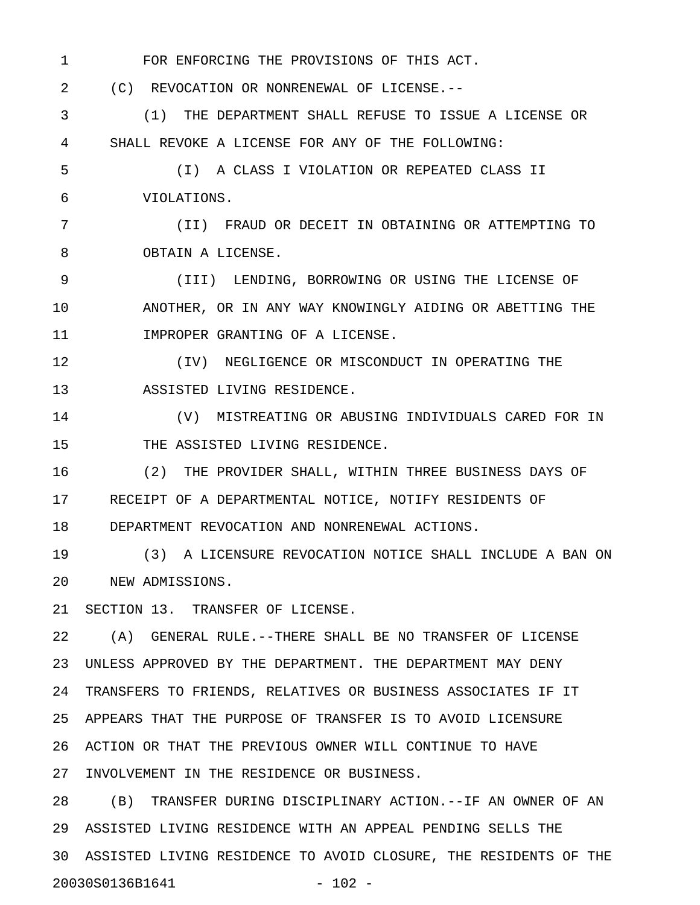FOR ENFORCING THE PROVISIONS OF THIS ACT.

(C) REVOCATION OR NONRENEWAL OF LICENSE.--

(1) THE DEPARTMENT SHALL REFUSE TO ISSUE A LICENSE OR SHALL REVOKE A LICENSE FOR ANY OF THE FOLLOWING:

(I) A CLASS I VIOLATION OR REPEATED CLASS II VIOLATIONS.

(II) FRAUD OR DECEIT IN OBTAINING OR ATTEMPTING TO OBTAIN A LICENSE.

(III) LENDING, BORROWING OR USING THE LICENSE OF ANOTHER, OR IN ANY WAY KNOWINGLY AIDING OR ABETTING THE IMPROPER GRANTING OF A LICENSE.

(IV) NEGLIGENCE OR MISCONDUCT IN OPERATING THE ASSISTED LIVING RESIDENCE.

(V) MISTREATING OR ABUSING INDIVIDUALS CARED FOR IN THE ASSISTED LIVING RESIDENCE.

(2) THE PROVIDER SHALL, WITHIN THREE BUSINESS DAYS OF RECEIPT OF A DEPARTMENTAL NOTICE, NOTIFY RESIDENTS OF DEPARTMENT REVOCATION AND NONRENEWAL ACTIONS.

(3) A LICENSURE REVOCATION NOTICE SHALL INCLUDE A BAN ON NEW ADMISSIONS.

SECTION 13. TRANSFER OF LICENSE.

(A) GENERAL RULE.--THERE SHALL BE NO TRANSFER OF LICENSE UNLESS APPROVED BY THE DEPARTMENT. THE DEPARTMENT MAY DENY TRANSFERS TO FRIENDS, RELATIVES OR BUSINESS ASSOCIATES IF IT APPEARS THAT THE PURPOSE OF TRANSFER IS TO AVOID LICENSURE ACTION OR THAT THE PREVIOUS OWNER WILL CONTINUE TO HAVE INVOLVEMENT IN THE RESIDENCE OR BUSINESS.

(B) TRANSFER DURING DISCIPLINARY ACTION.--IF AN OWNER OF AN ASSISTED LIVING RESIDENCE WITH AN APPEAL PENDING SELLS THE ASSISTED LIVING RESIDENCE TO AVOID CLOSURE, THE RESIDENTS OF THE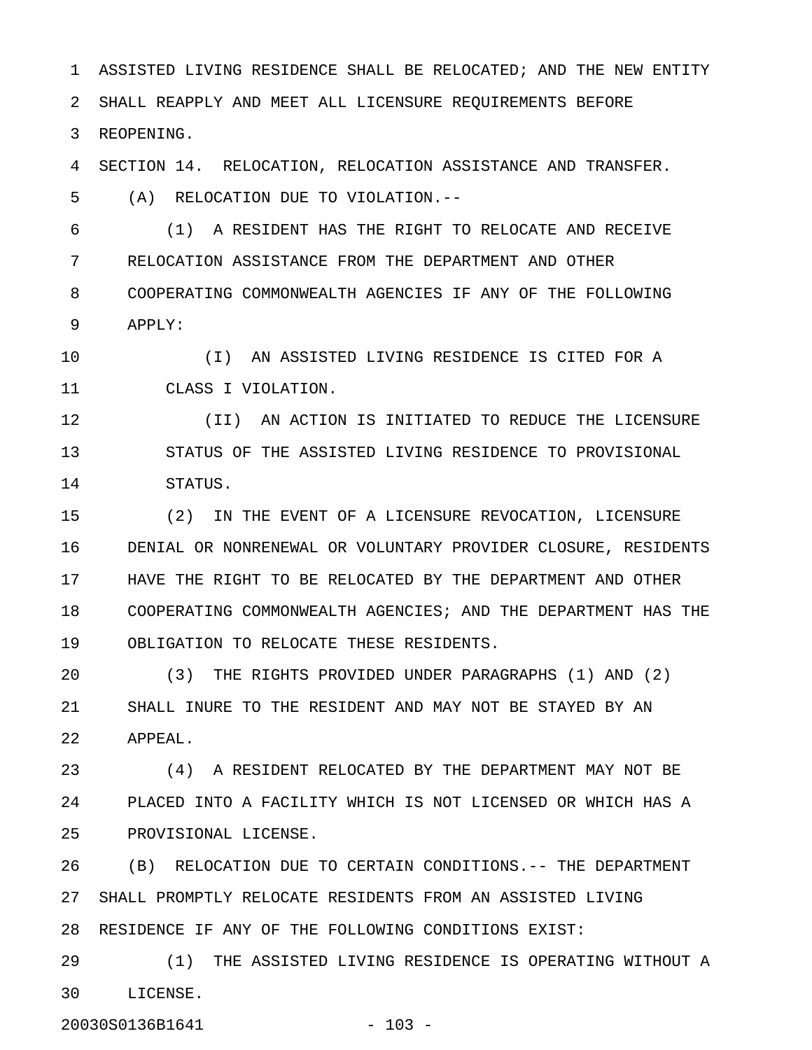ASSISTED LIVING RESIDENCE SHALL BE RELOCATED; AND THE NEW ENTITY SHALL REAPPLY AND MEET ALL LICENSURE REQUIREMENTS BEFORE REOPENING.

SECTION 14. RELOCATION, RELOCATION ASSISTANCE AND TRANSFER.

(A) RELOCATION DUE TO VIOLATION.--

(1) A RESIDENT HAS THE RIGHT TO RELOCATE AND RECEIVE RELOCATION ASSISTANCE FROM THE DEPARTMENT AND OTHER COOPERATING COMMONWEALTH AGENCIES IF ANY OF THE FOLLOWING APPLY:

(I) AN ASSISTED LIVING RESIDENCE IS CITED FOR A CLASS I VIOLATION.

(II) AN ACTION IS INITIATED TO REDUCE THE LICENSURE STATUS OF THE ASSISTED LIVING RESIDENCE TO PROVISIONAL STATUS.

(2) IN THE EVENT OF A LICENSURE REVOCATION, LICENSURE DENIAL OR NONRENEWAL OR VOLUNTARY PROVIDER CLOSURE, RESIDENTS HAVE THE RIGHT TO BE RELOCATED BY THE DEPARTMENT AND OTHER COOPERATING COMMONWEALTH AGENCIES; AND THE DEPARTMENT HAS THE OBLIGATION TO RELOCATE THESE RESIDENTS.

(3) THE RIGHTS PROVIDED UNDER PARAGRAPHS (1) AND (2) SHALL INURE TO THE RESIDENT AND MAY NOT BE STAYED BY AN APPEAL.

(4) A RESIDENT RELOCATED BY THE DEPARTMENT MAY NOT BE PLACED INTO A FACILITY WHICH IS NOT LICENSED OR WHICH HAS A PROVISIONAL LICENSE.

(B) RELOCATION DUE TO CERTAIN CONDITIONS.-- THE DEPARTMENT SHALL PROMPTLY RELOCATE RESIDENTS FROM AN ASSISTED LIVING RESIDENCE IF ANY OF THE FOLLOWING CONDITIONS EXIST:

(1) THE ASSISTED LIVING RESIDENCE IS OPERATING WITHOUT A LICENSE.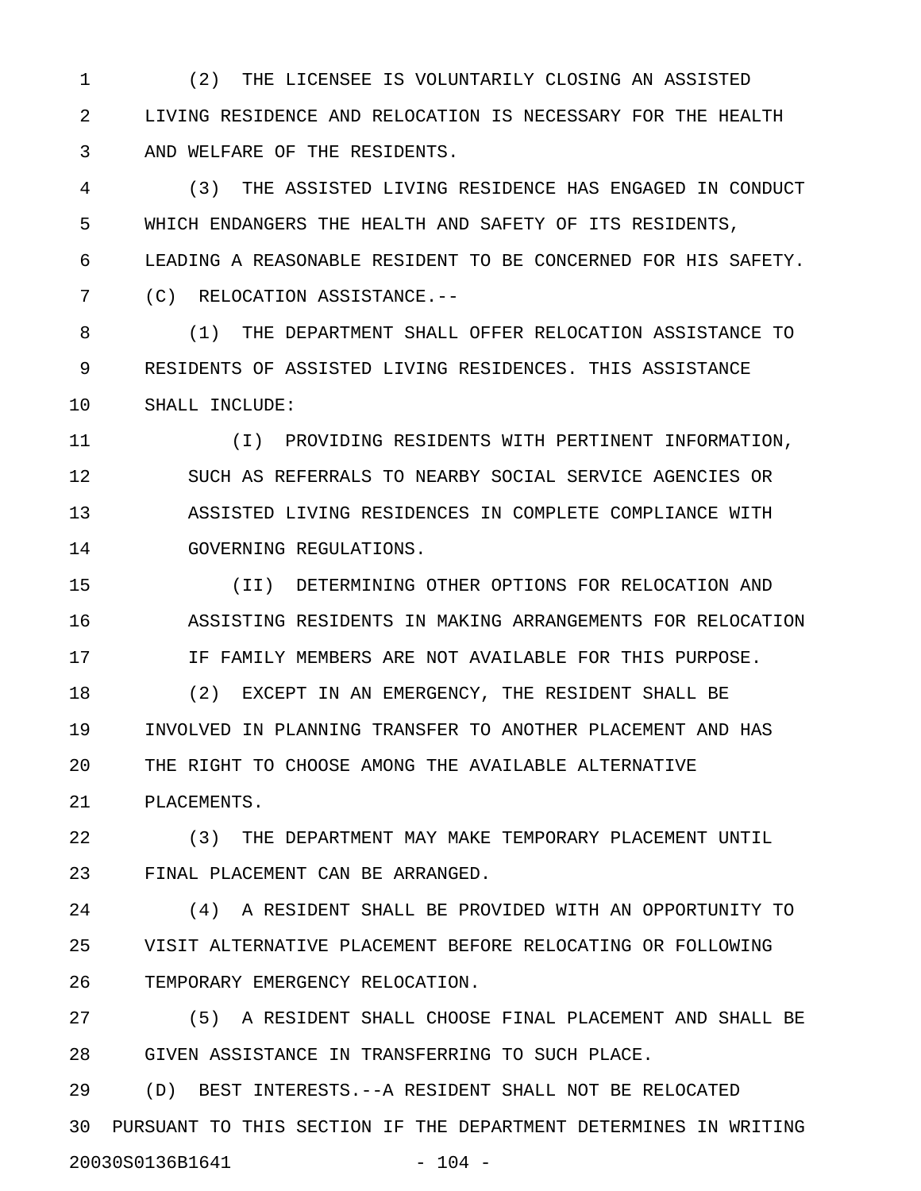(2) THE LICENSEE IS VOLUNTARILY CLOSING AN ASSISTED LIVING RESIDENCE AND RELOCATION IS NECESSARY FOR THE HEALTH AND WELFARE OF THE RESIDENTS.

(3) THE ASSISTED LIVING RESIDENCE HAS ENGAGED IN CONDUCT WHICH ENDANGERS THE HEALTH AND SAFETY OF ITS RESIDENTS, LEADING A REASONABLE RESIDENT TO BE CONCERNED FOR HIS SAFETY.

(C) RELOCATION ASSISTANCE.--

(1) THE DEPARTMENT SHALL OFFER RELOCATION ASSISTANCE TO RESIDENTS OF ASSISTED LIVING RESIDENCES. THIS ASSISTANCE SHALL INCLUDE:

(I) PROVIDING RESIDENTS WITH PERTINENT INFORMATION, SUCH AS REFERRALS TO NEARBY SOCIAL SERVICE AGENCIES OR ASSISTED LIVING RESIDENCES IN COMPLETE COMPLIANCE WITH GOVERNING REGULATIONS.

(II) DETERMINING OTHER OPTIONS FOR RELOCATION AND ASSISTING RESIDENTS IN MAKING ARRANGEMENTS FOR RELOCATION IF FAMILY MEMBERS ARE NOT AVAILABLE FOR THIS PURPOSE.

(2) EXCEPT IN AN EMERGENCY, THE RESIDENT SHALL BE INVOLVED IN PLANNING TRANSFER TO ANOTHER PLACEMENT AND HAS THE RIGHT TO CHOOSE AMONG THE AVAILABLE ALTERNATIVE PLACEMENTS.

(3) THE DEPARTMENT MAY MAKE TEMPORARY PLACEMENT UNTIL FINAL PLACEMENT CAN BE ARRANGED.

(4) A RESIDENT SHALL BE PROVIDED WITH AN OPPORTUNITY TO VISIT ALTERNATIVE PLACEMENT BEFORE RELOCATING OR FOLLOWING TEMPORARY EMERGENCY RELOCATION.

(5) A RESIDENT SHALL CHOOSE FINAL PLACEMENT AND SHALL BE GIVEN ASSISTANCE IN TRANSFERRING TO SUCH PLACE.

(D) BEST INTERESTS.--A RESIDENT SHALL NOT BE RELOCATED PURSUANT TO THIS SECTION IF THE DEPARTMENT DETERMINES IN WRITING

20030S0136B1641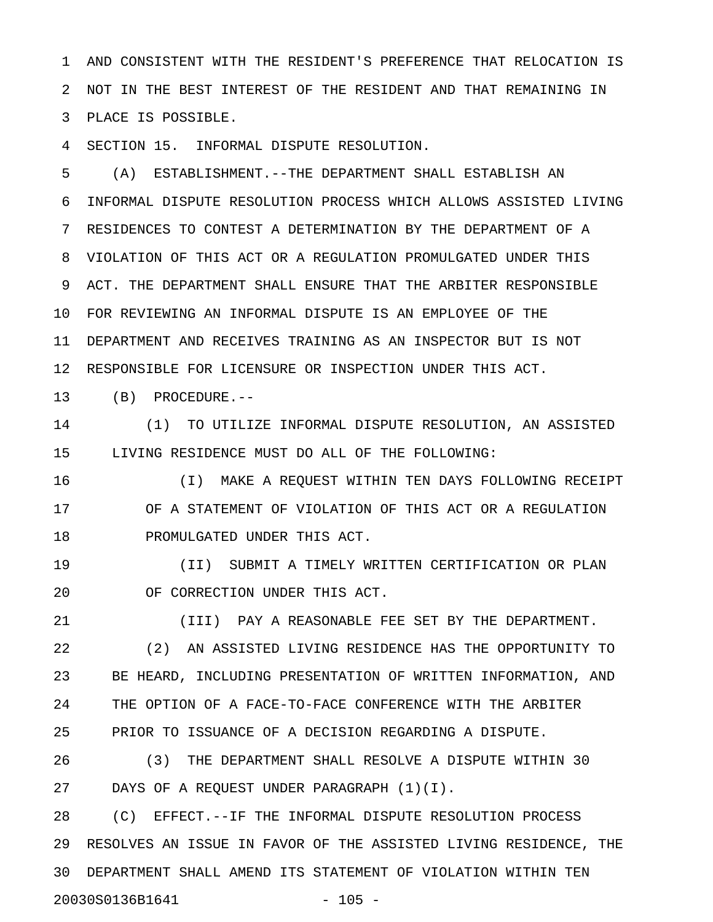AND CONSISTENT WITH THE RESIDENT'S PREFERENCE THAT RELOCATION IS NOT IN THE BEST INTEREST OF THE RESIDENT AND THAT REMAINING IN PLACE IS POSSIBLE.

SECTION 15. INFORMAL DISPUTE RESOLUTION.

(A) ESTABLISHMENT.--THE DEPARTMENT SHALL ESTABLISH AN INFORMAL DISPUTE RESOLUTION PROCESS WHICH ALLOWS ASSISTED LIVING RESIDENCES TO CONTEST A DETERMINATION BY THE DEPARTMENT OF A VIOLATION OF THIS ACT OR A REGULATION PROMULGATED UNDER THIS ACT. THE DEPARTMENT SHALL ENSURE THAT THE ARBITER RESPONSIBLE FOR REVIEWING AN INFORMAL DISPUTE IS AN EMPLOYEE OF THE DEPARTMENT AND RECEIVES TRAINING AS AN INSPECTOR BUT IS NOT RESPONSIBLE FOR LICENSURE OR INSPECTION UNDER THIS ACT.

(B) PROCEDURE.--

(1) TO UTILIZE INFORMAL DISPUTE RESOLUTION, AN ASSISTED LIVING RESIDENCE MUST DO ALL OF THE FOLLOWING:

(I) MAKE A REQUEST WITHIN TEN DAYS FOLLOWING RECEIPT OF A STATEMENT OF VIOLATION OF THIS ACT OR A REGULATION PROMULGATED UNDER THIS ACT.

(II) SUBMIT A TIMELY WRITTEN CERTIFICATION OR PLAN OF CORRECTION UNDER THIS ACT.

(III) PAY A REASONABLE FEE SET BY THE DEPARTMENT.

(2) AN ASSISTED LIVING RESIDENCE HAS THE OPPORTUNITY TO BE HEARD, INCLUDING PRESENTATION OF WRITTEN INFORMATION, AND THE OPTION OF A FACE-TO-FACE CONFERENCE WITH THE ARBITER PRIOR TO ISSUANCE OF A DECISION REGARDING A DISPUTE.

(3) THE DEPARTMENT SHALL RESOLVE A DISPUTE WITHIN 30 DAYS OF A REQUEST UNDER PARAGRAPH (1)(I).

(C) EFFECT.--IF THE INFORMAL DISPUTE RESOLUTION PROCESS RESOLVES AN ISSUE IN FAVOR OF THE ASSISTED LIVING RESIDENCE, THE DEPARTMENT SHALL AMEND ITS STATEMENT OF VIOLATION WITHIN TEN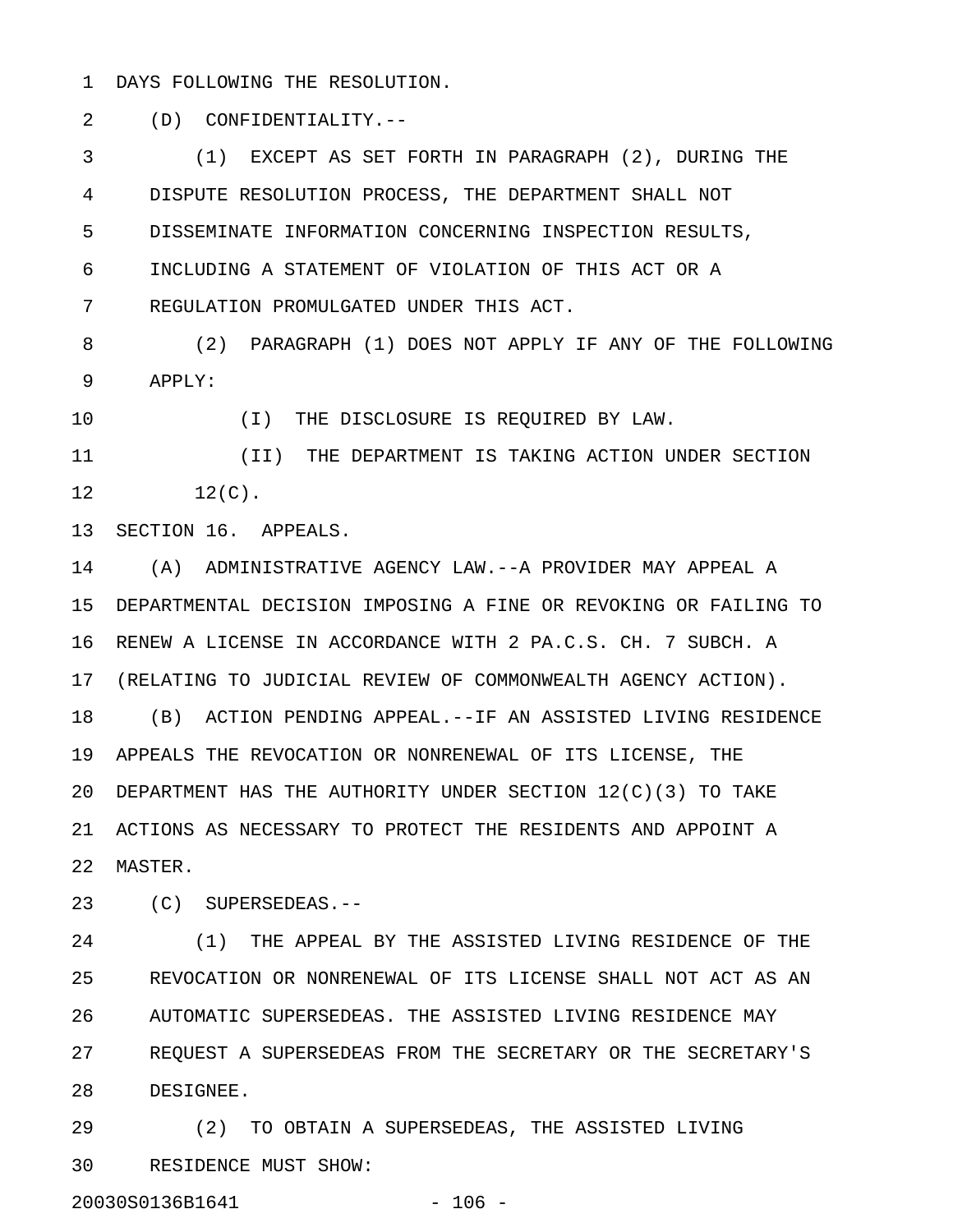DAYS FOLLOWING THE RESOLUTION.

(D) CONFIDENTIALITY.--

(1) EXCEPT AS SET FORTH IN PARAGRAPH (2), DURING THE DISPUTE RESOLUTION PROCESS, THE DEPARTMENT SHALL NOT DISSEMINATE INFORMATION CONCERNING INSPECTION RESULTS, INCLUDING A STATEMENT OF VIOLATION OF THIS ACT OR A REGULATION PROMULGATED UNDER THIS ACT.

(2) PARAGRAPH (1) DOES NOT APPLY IF ANY OF THE FOLLOWING APPLY:

(I) THE DISCLOSURE IS REQUIRED BY LAW.

(II) THE DEPARTMENT IS TAKING ACTION UNDER SECTION 12(C).

SECTION 16. APPEALS.

(A) ADMINISTRATIVE AGENCY LAW.--A PROVIDER MAY APPEAL A DEPARTMENTAL DECISION IMPOSING A FINE OR REVOKING OR FAILING TO RENEW A LICENSE IN ACCORDANCE WITH 2 PA.C.S. CH. 7 SUBCH. A (RELATING TO JUDICIAL REVIEW OF COMMONWEALTH AGENCY ACTION).

(B) ACTION PENDING APPEAL.--IF AN ASSISTED LIVING RESIDENCE APPEALS THE REVOCATION OR NONRENEWAL OF ITS LICENSE, THE DEPARTMENT HAS THE AUTHORITY UNDER SECTION 12(C)(3) TO TAKE ACTIONS AS NECESSARY TO PROTECT THE RESIDENTS AND APPOINT A MASTER.

(C) SUPERSEDEAS.--

(1) THE APPEAL BY THE ASSISTED LIVING RESIDENCE OF THE REVOCATION OR NONRENEWAL OF ITS LICENSE SHALL NOT ACT AS AN AUTOMATIC SUPERSEDEAS. THE ASSISTED LIVING RESIDENCE MAY REQUEST A SUPERSEDEAS FROM THE SECRETARY OR THE SECRETARY'S DESIGNEE.

(2) TO OBTAIN A SUPERSEDEAS, THE ASSISTED LIVING RESIDENCE MUST SHOW: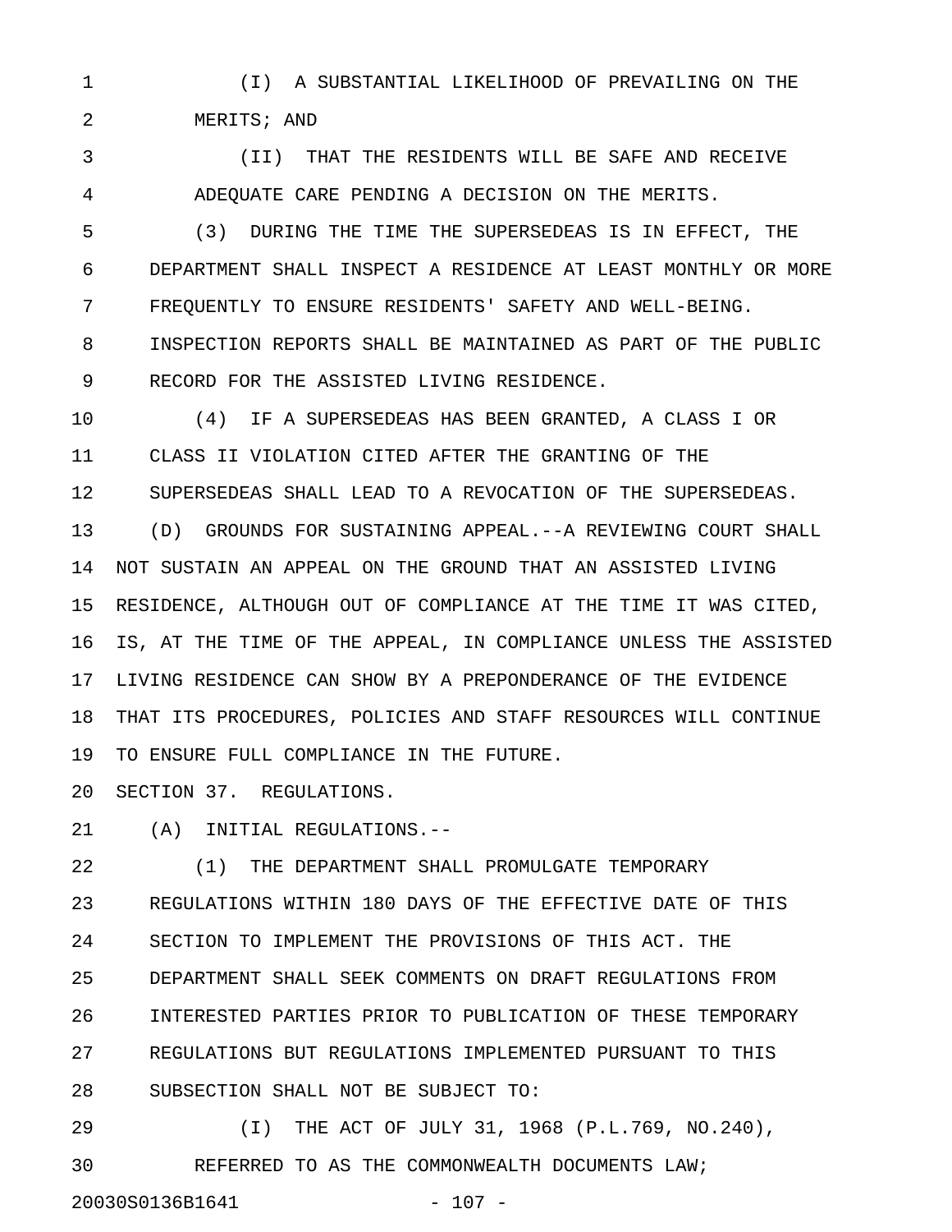(I) A SUBSTANTIAL LIKELIHOOD OF PREVAILING ON THE MERITS; AND

(II) THAT THE RESIDENTS WILL BE SAFE AND RECEIVE ADEQUATE CARE PENDING A DECISION ON THE MERITS.

(3) DURING THE TIME THE SUPERSEDEAS IS IN EFFECT, THE DEPARTMENT SHALL INSPECT A RESIDENCE AT LEAST MONTHLY OR MORE FREQUENTLY TO ENSURE RESIDENTS' SAFETY AND WELL-BEING. INSPECTION REPORTS SHALL BE MAINTAINED AS PART OF THE PUBLIC RECORD FOR THE ASSISTED LIVING RESIDENCE.

(4) IF A SUPERSEDEAS HAS BEEN GRANTED, A CLASS I OR CLASS II VIOLATION CITED AFTER THE GRANTING OF THE SUPERSEDEAS SHALL LEAD TO A REVOCATION OF THE SUPERSEDEAS.

(D) GROUNDS FOR SUSTAINING APPEAL.--A REVIEWING COURT SHALL NOT SUSTAIN AN APPEAL ON THE GROUND THAT AN ASSISTED LIVING RESIDENCE, ALTHOUGH OUT OF COMPLIANCE AT THE TIME IT WAS CITED, IS, AT THE TIME OF THE APPEAL, IN COMPLIANCE UNLESS THE ASSISTED LIVING RESIDENCE CAN SHOW BY A PREPONDERANCE OF THE EVIDENCE THAT ITS PROCEDURES, POLICIES AND STAFF RESOURCES WILL CONTINUE TO ENSURE FULL COMPLIANCE IN THE FUTURE.

SECTION 37. REGULATIONS.

(A) INITIAL REGULATIONS.--

(1) THE DEPARTMENT SHALL PROMULGATE TEMPORARY REGULATIONS WITHIN 180 DAYS OF THE EFFECTIVE DATE OF THIS SECTION TO IMPLEMENT THE PROVISIONS OF THIS ACT. THE DEPARTMENT SHALL SEEK COMMENTS ON DRAFT REGULATIONS FROM INTERESTED PARTIES PRIOR TO PUBLICATION OF THESE TEMPORARY REGULATIONS BUT REGULATIONS IMPLEMENTED PURSUANT TO THIS SUBSECTION SHALL NOT BE SUBJECT TO:

(I) THE ACT OF JULY 31, 1968 (P.L.769, NO.240), REFERRED TO AS THE COMMONWEALTH DOCUMENTS LAW;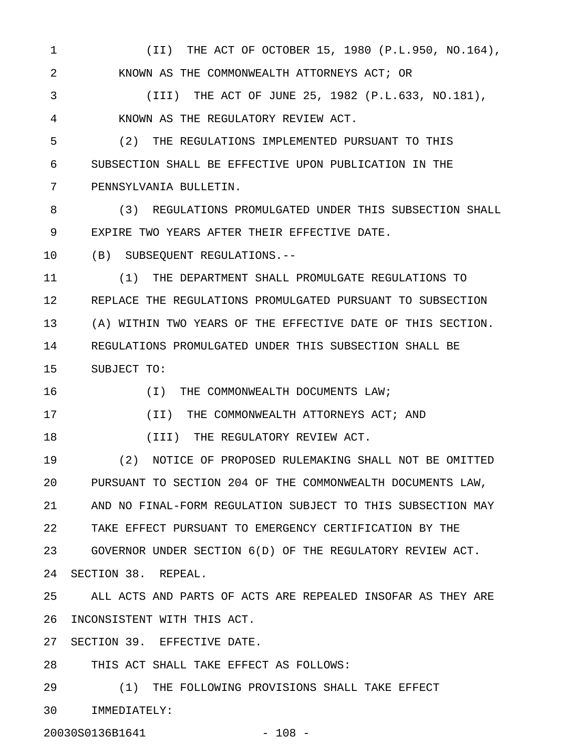(II) THE ACT OF OCTOBER 15, 1980 (P.L.950, NO.164), KNOWN AS THE COMMONWEALTH ATTORNEYS ACT; OR

(III) THE ACT OF JUNE 25, 1982 (P.L.633, NO.181), KNOWN AS THE REGULATORY REVIEW ACT.

(2) THE REGULATIONS IMPLEMENTED PURSUANT TO THIS SUBSECTION SHALL BE EFFECTIVE UPON PUBLICATION IN THE PENNSYLVANIA BULLETIN.

(3) REGULATIONS PROMULGATED UNDER THIS SUBSECTION SHALL EXPIRE TWO YEARS AFTER THEIR EFFECTIVE DATE.

(B) SUBSEQUENT REGULATIONS.--

(1) THE DEPARTMENT SHALL PROMULGATE REGULATIONS TO REPLACE THE REGULATIONS PROMULGATED PURSUANT TO SUBSECTION (A) WITHIN TWO YEARS OF THE EFFECTIVE DATE OF THIS SECTION. REGULATIONS PROMULGATED UNDER THIS SUBSECTION SHALL BE SUBJECT TO:

(I) THE COMMONWEALTH DOCUMENTS LAW;

(II) THE COMMONWEALTH ATTORNEYS ACT; AND

(III) THE REGULATORY REVIEW ACT.

(2) NOTICE OF PROPOSED RULEMAKING SHALL NOT BE OMITTED PURSUANT TO SECTION 204 OF THE COMMONWEALTH DOCUMENTS LAW, AND NO FINAL-FORM REGULATION SUBJECT TO THIS SUBSECTION MAY TAKE EFFECT PURSUANT TO EMERGENCY CERTIFICATION BY THE GOVERNOR UNDER SECTION 6(D) OF THE REGULATORY REVIEW ACT.

SECTION 38. REPEAL.

ALL ACTS AND PARTS OF ACTS ARE REPEALED INSOFAR AS THEY ARE INCONSISTENT WITH THIS ACT.

SECTION 39. EFFECTIVE DATE.

THIS ACT SHALL TAKE EFFECT AS FOLLOWS:

(1) THE FOLLOWING PROVISIONS SHALL TAKE EFFECT IMMEDIATELY: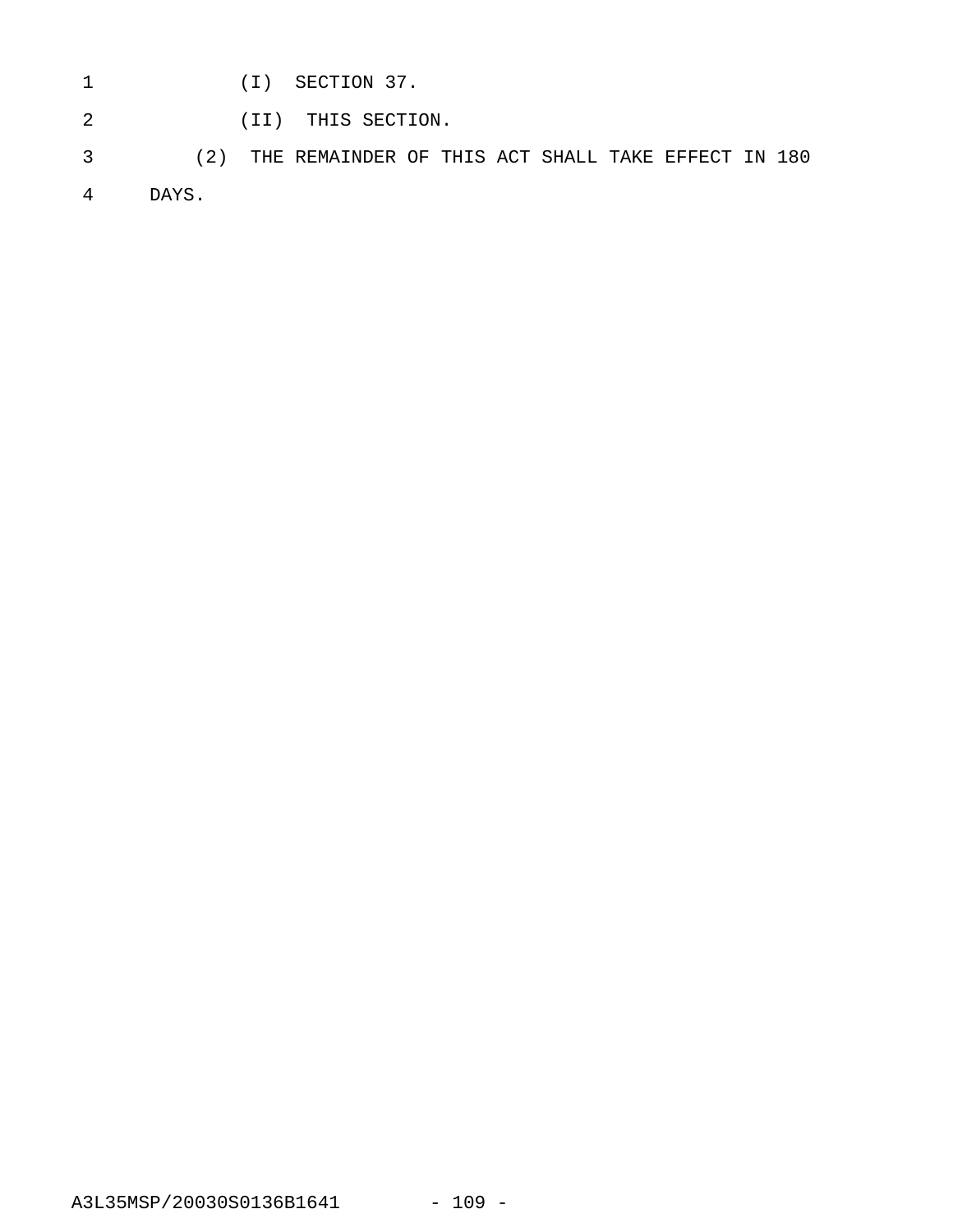(I) SECTION 37.

(II) THIS SECTION.

(2) THE REMAINDER OF THIS ACT SHALL TAKE EFFECT IN 180 DAYS.